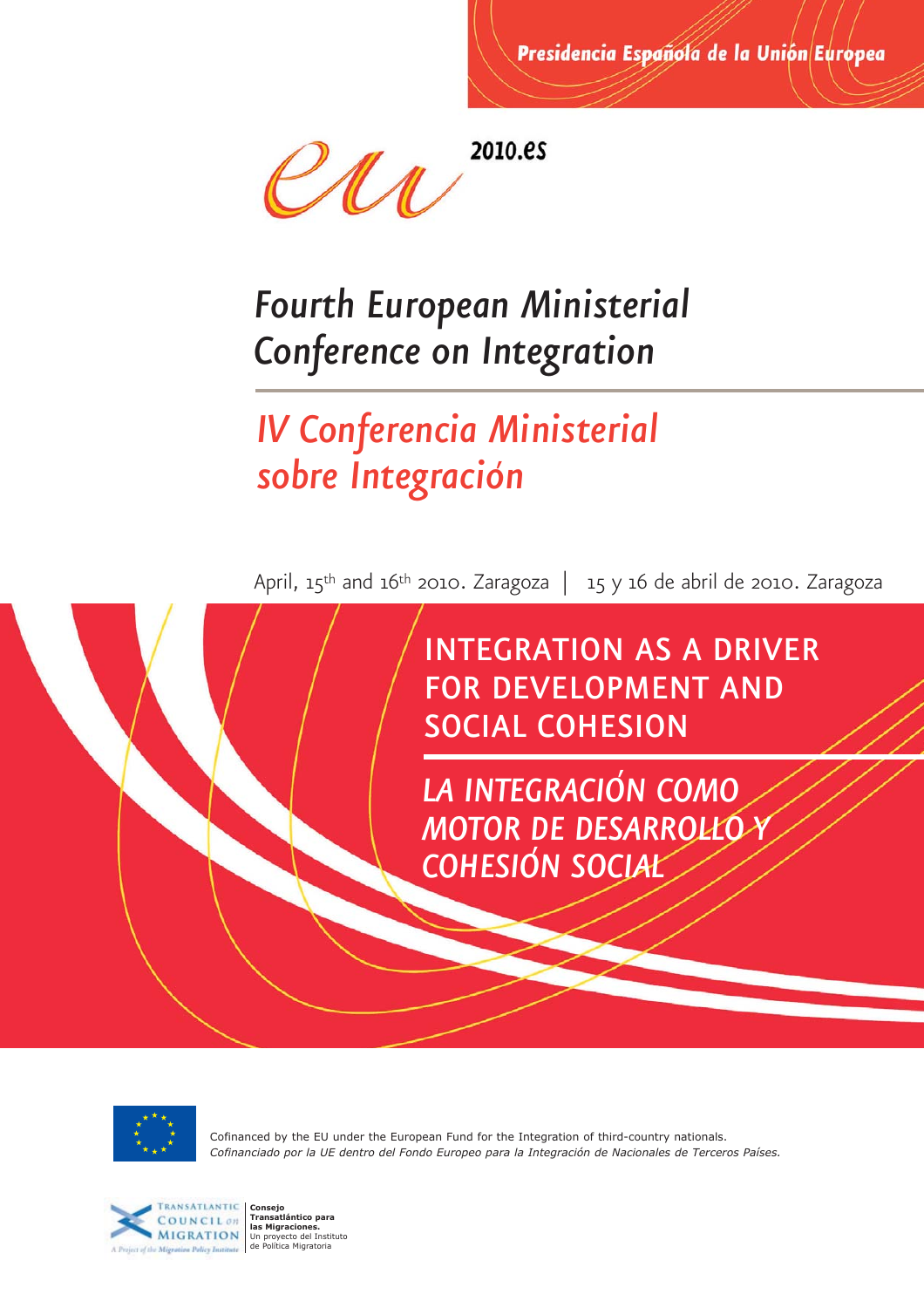Presidencia Española de la Unión Europea

eu 2010.es

# *Fourth European Ministerial Conference on Integration*

# *IV Conferencia Ministerial sobre Integración*

April, 15th and 16th 2010. Zaragoza | 15 y 16 de abril de 2010. Zaragoza

## INTEGRATION AS A DRIVER FOR DEVELOPMENT AND SOCIAL COHESION

## *LA INTEGRACIÓN COMO MOTOR DE DESARROLLO Y COHESIÓN SOCIAL*

Cofinanced by the EU under the European Fund for the Integration of third-country nationals.

*Cofinanciado por la UE dentro del Fondo Europeo para la Integración de Nacionales de Terceros Países.*

Transatlantic Council on Migration
A Project of the Migration Policy Institute

**Consejo Transatlántico para las Migraciones.**
Un proyecto del Instituto de Política Migratoria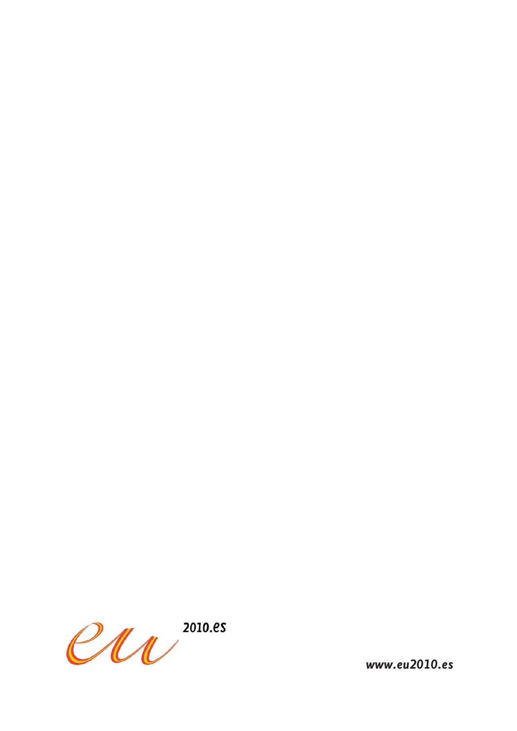eu 2010.es

www.eu2010.es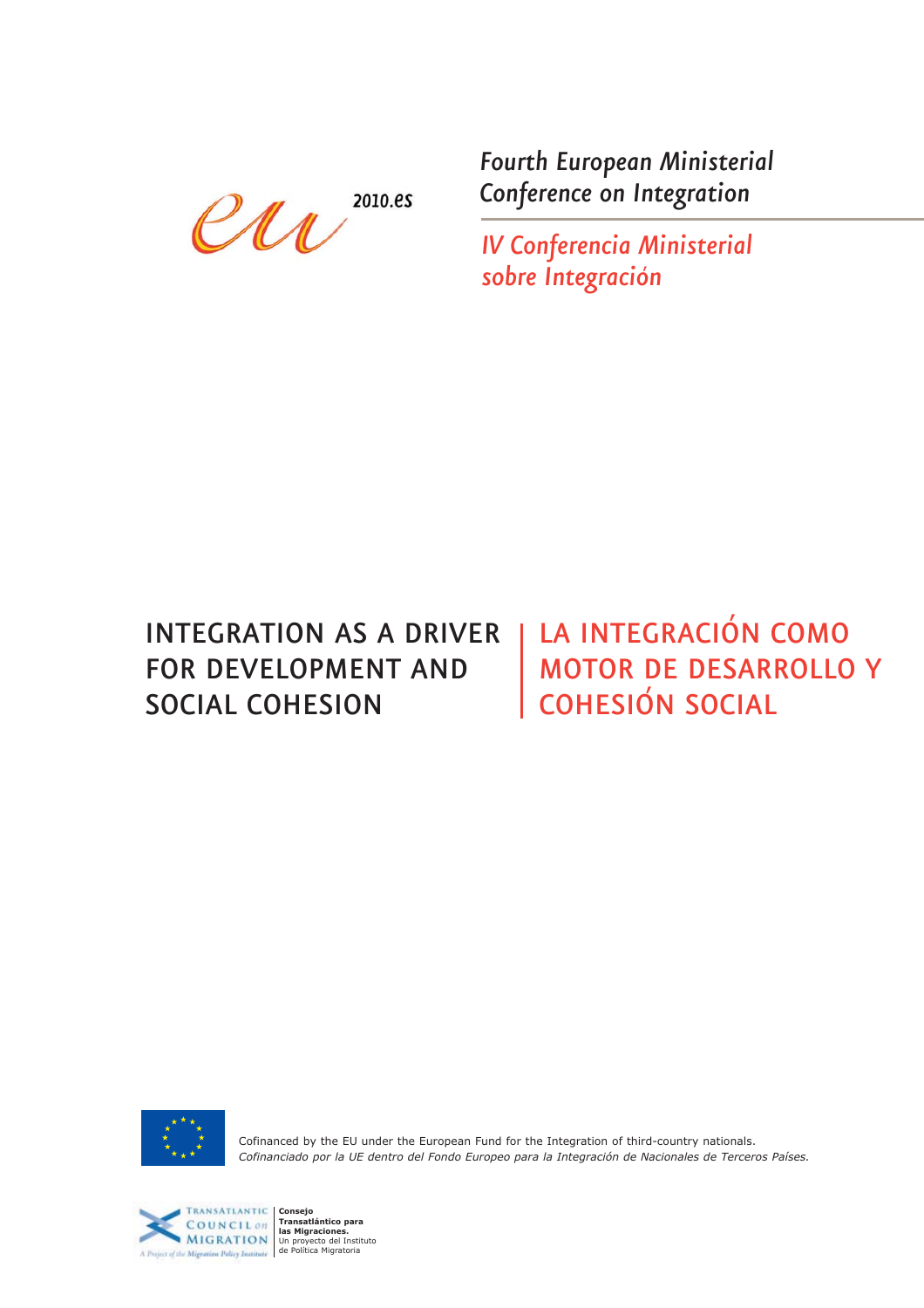eu 2010.es

*Fourth European Ministerial Conference on Integration*

*IV Conferencia Ministerial sobre Integración*

# INTEGRATION AS A DRIVER FOR DEVELOPMENT AND SOCIAL COHESION

# LA INTEGRACIÓN COMO MOTOR DE DESARROLLO Y COHESIÓN SOCIAL

Cofinanced by the EU under the European Fund for the Integration of third-country nationals.

*Cofinanciado por la UE dentro del Fondo Europeo para la Integración de Nacionales de Terceros Países.*

Transatlantic Council on Migration
A Project of the Migration Policy Institute

**Consejo Transatlántico para las Migraciones.**
Un proyecto del Instituto de Política Migratoria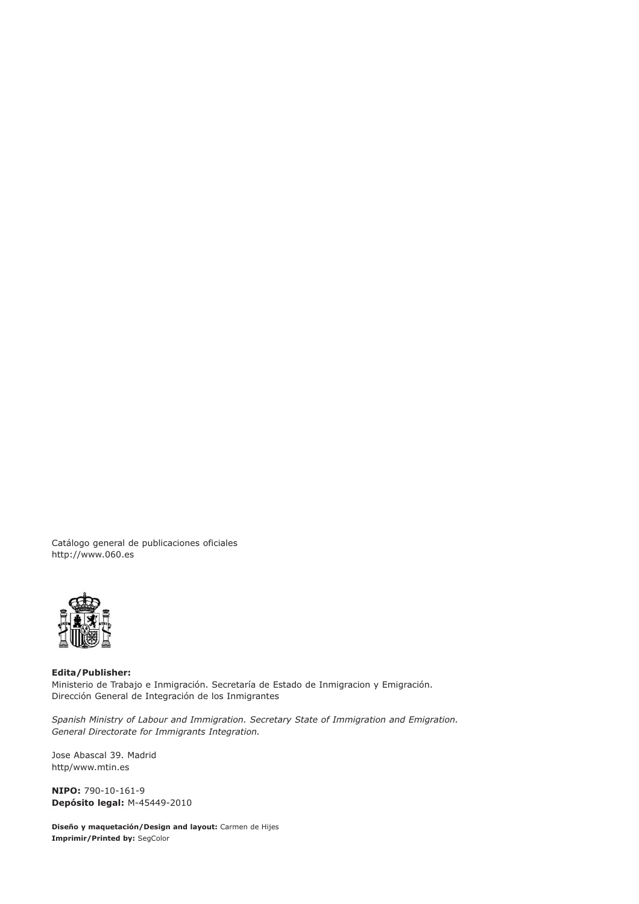Catálogo general de publicaciones oficiales
http://www.060.es

**Edita/Publisher:**
Ministerio de Trabajo e Inmigración. Secretaría de Estado de Inmigracion y Emigración.
Dirección General de Integración de los Inmigrantes

*Spanish Ministry of Labour and Immigration. Secretary State of Immigration and Emigration.*
*General Directorate for Immigrants Integration.*

Jose Abascal 39. Madrid
http/www.mtin.es

**NIPO:** 790-10-161-9
**Depósito legal:** M-45449-2010

**Diseño y maquetación/Design and layout:** Carmen de Hijes
**Imprimir/Printed by:** SegColor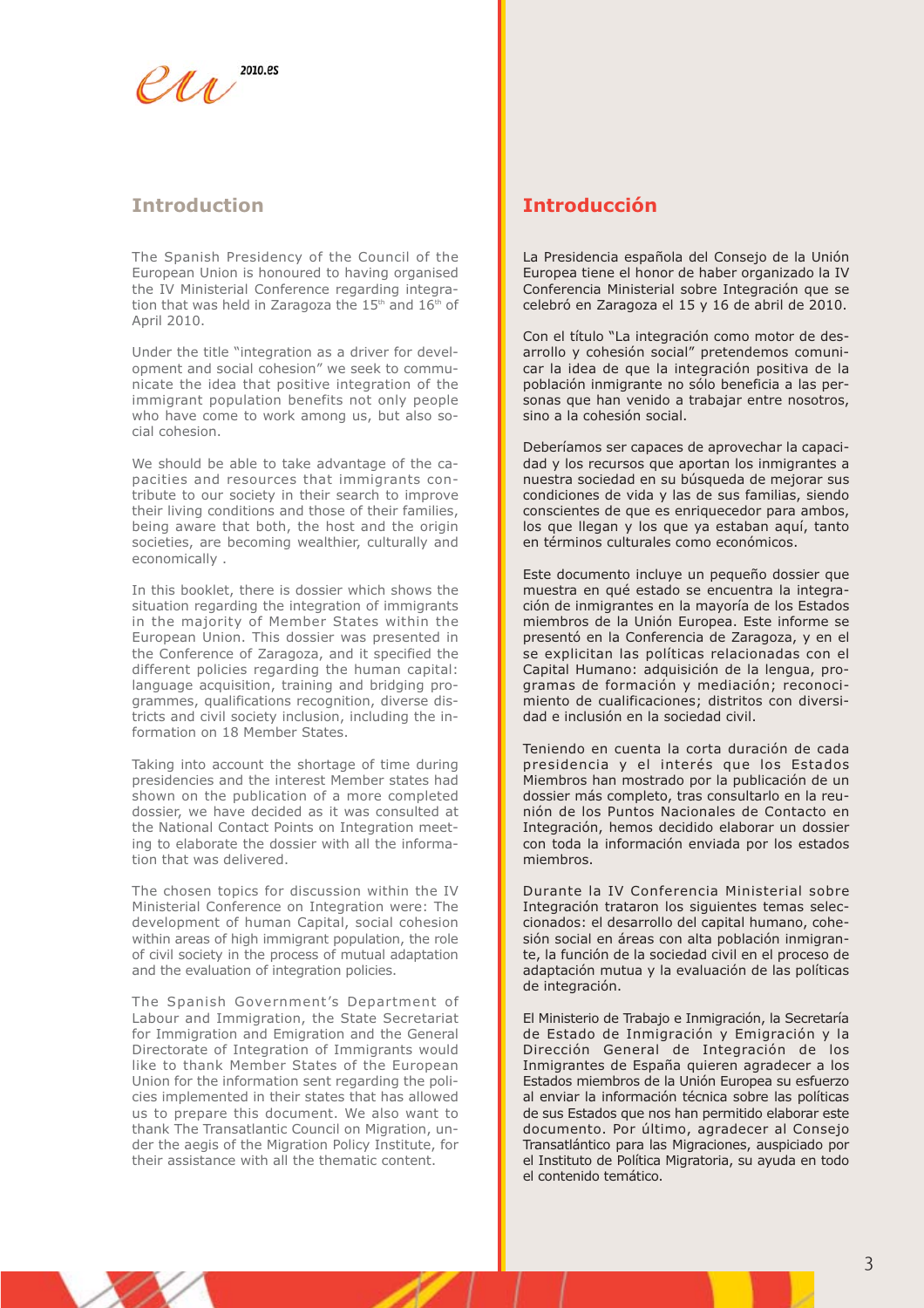## Introduction

The Spanish Presidency of the Council of the European Union is honoured to having organised the IV Ministerial Conference regarding integration that was held in Zaragoza the 15th and 16th of April 2010.

Under the title "integration as a driver for development and social cohesion" we seek to communicate the idea that positive integration of the immigrant population benefits not only people who have come to work among us, but also social cohesion.

We should be able to take advantage of the capacities and resources that immigrants contribute to our society in their search to improve their living conditions and those of their families, being aware that both, the host and the origin societies, are becoming wealthier, culturally and economically .

In this booklet, there is dossier which shows the situation regarding the integration of immigrants in the majority of Member States within the European Union. This dossier was presented in the Conference of Zaragoza, and it specified the different policies regarding the human capital: language acquisition, training and bridging programmes, qualifications recognition, diverse districts and civil society inclusion, including the information on 18 Member States.

Taking into account the shortage of time during presidencies and the interest Member states had shown on the publication of a more completed dossier, we have decided as it was consulted at the National Contact Points on Integration meeting to elaborate the dossier with all the information that was delivered.

The chosen topics for discussion within the IV Ministerial Conference on Integration were: The development of human Capital, social cohesion within areas of high immigrant population, the role of civil society in the process of mutual adaptation and the evaluation of integration policies.

The Spanish Government's Department of Labour and Immigration, the State Secretariat for Immigration and Emigration and the General Directorate of Integration of Immigrants would like to thank Member States of the European Union for the information sent regarding the policies implemented in their states that has allowed us to prepare this document. We also want to thank The Transatlantic Council on Migration, under the aegis of the Migration Policy Institute, for their assistance with all the thematic content.

## Introducción

La Presidencia española del Consejo de la Unión Europea tiene el honor de haber organizado la IV Conferencia Ministerial sobre Integración que se celebró en Zaragoza el 15 y 16 de abril de 2010.

Con el título "La integración como motor de desarrollo y cohesión social" pretendemos comunicar la idea de que la integración positiva de la población inmigrante no sólo beneficia a las personas que han venido a trabajar entre nosotros, sino a la cohesión social.

Deberíamos ser capaces de aprovechar la capacidad y los recursos que aportan los inmigrantes a nuestra sociedad en su búsqueda de mejorar sus condiciones de vida y las de sus familias, siendo conscientes de que es enriquecedor para ambos, los que llegan y los que ya estaban aquí, tanto en términos culturales como económicos.

Este documento incluye un pequeño dossier que muestra en qué estado se encuentra la integración de inmigrantes en la mayoría de los Estados miembros de la Unión Europea. Este informe se presentó en la Conferencia de Zaragoza, y en el se explicitan las políticas relacionadas con el Capital Humano: adquisición de la lengua, programas de formación y mediación; reconocimiento de cualificaciones; distritos con diversidad e inclusión en la sociedad civil.

Teniendo en cuenta la corta duración de cada presidencia y el interés que los Estados Miembros han mostrado por la publicación de un dossier más completo, tras consultarlo en la reunión de los Puntos Nacionales de Contacto en Integración, hemos decidido elaborar un dossier con toda la información enviada por los estados miembros.

Durante la IV Conferencia Ministerial sobre Integración trataron los siguientes temas seleccionados: el desarrollo del capital humano, cohesión social en áreas con alta población inmigrante, la función de la sociedad civil en el proceso de adaptación mutua y la evaluación de las políticas de integración.

El Ministerio de Trabajo e Inmigración, la Secretaría de Estado de Inmigración y Emigración y la Dirección General de Integración de los Inmigrantes de España quieren agradecer a los Estados miembros de la Unión Europea su esfuerzo al enviar la información técnica sobre las políticas de sus Estados que nos han permitido elaborar este documento. Por último, agradecer al Consejo Transatlántico para las Migraciones, auspiciado por el Instituto de Política Migratoria, su ayuda en todo el contenido temático.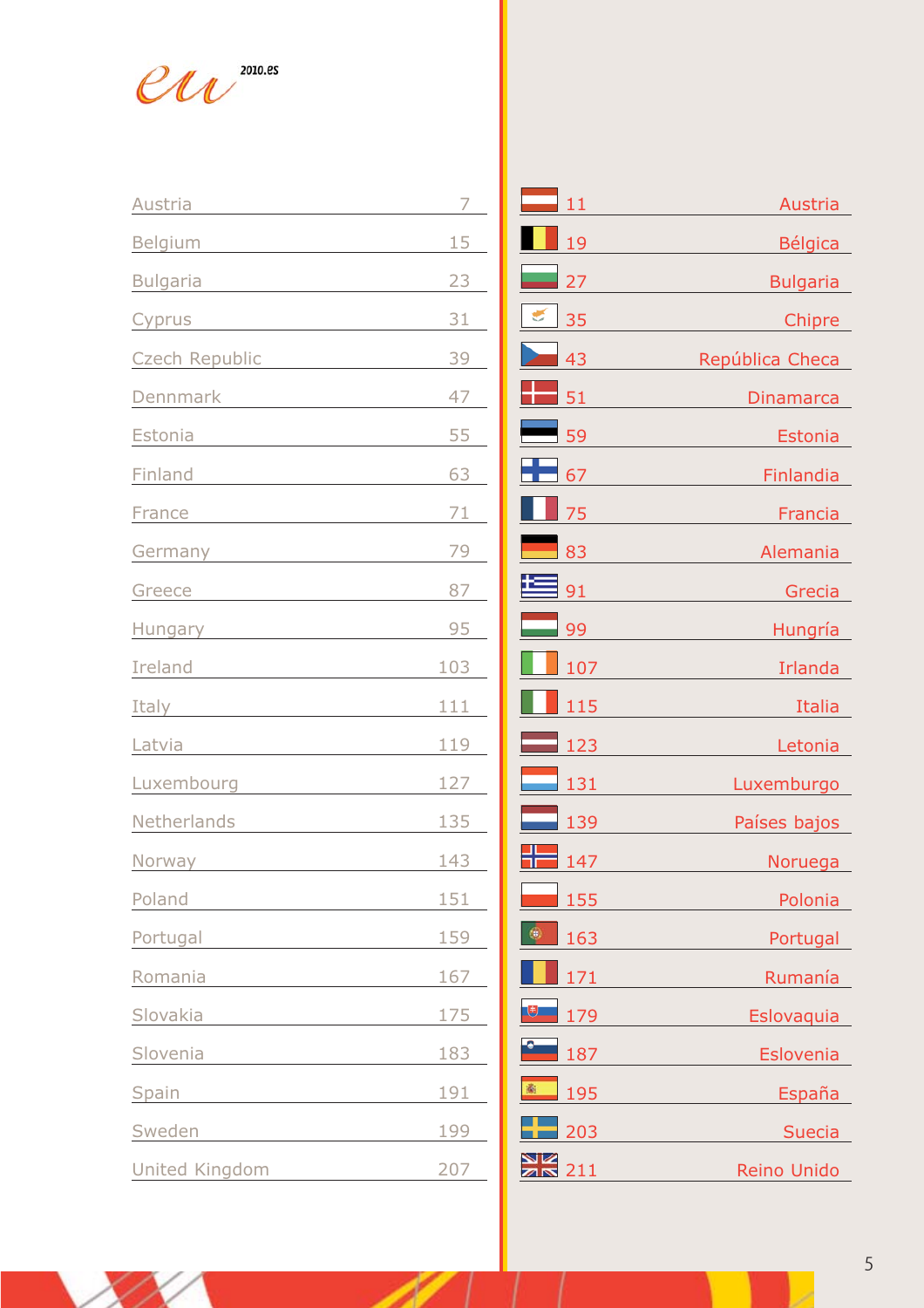eu 2010.es

| Country | Page | Page | País |
| --- | --- | --- | --- |
| Austria | 7 | 11 | Austria |
| Belgium | 15 | 19 | Bélgica |
| Bulgaria | 23 | 27 | Bulgaria |
| Cyprus | 31 | 35 | Chipre |
| Czech Republic | 39 | 43 | República Checa |
| Dennmark | 47 | 51 | Dinamarca |
| Estonia | 55 | 59 | Estonia |
| Finland | 63 | 67 | Finlandia |
| France | 71 | 75 | Francia |
| Germany | 79 | 83 | Alemania |
| Greece | 87 | 91 | Grecia |
| Hungary | 95 | 99 | Hungría |
| Ireland | 103 | 107 | Irlanda |
| Italy | 111 | 115 | Italia |
| Latvia | 119 | 123 | Letonia |
| Luxembourg | 127 | 131 | Luxemburgo |
| Netherlands | 135 | 139 | Países bajos |
| Norway | 143 | 147 | Noruega |
| Poland | 151 | 155 | Polonia |
| Portugal | 159 | 163 | Portugal |
| Romania | 167 | 171 | Rumanía |
| Slovakia | 175 | 179 | Eslovaquia |
| Slovenia | 183 | 187 | Eslovenia |
| Spain | 191 | 195 | España |
| Sweden | 199 | 203 | Suecia |
| United Kingdom | 207 | 211 | Reino Unido |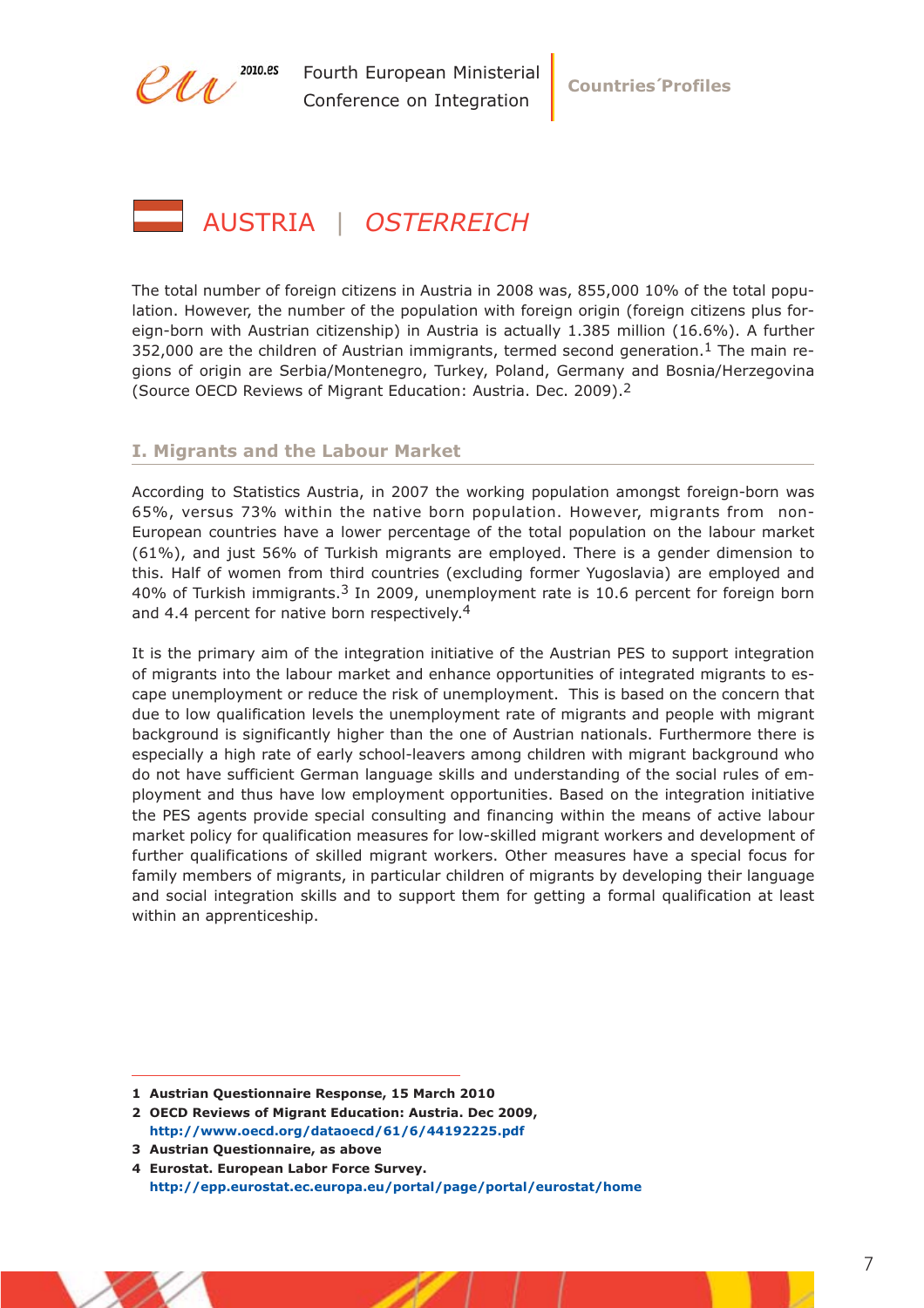# AUSTRIA | *OSTERREICH*

The total number of foreign citizens in Austria in 2008 was, 855,000 10% of the total population. However, the number of the population with foreign origin (foreign citizens plus foreign-born with Austrian citizenship) in Austria is actually 1.385 million (16.6%). A further 352,000 are the children of Austrian immigrants, termed second generation.[1] The main regions of origin are Serbia/Montenegro, Turkey, Poland, Germany and Bosnia/Herzegovina (Source OECD Reviews of Migrant Education: Austria. Dec. 2009).[2]

## I. Migrants and the Labour Market

According to Statistics Austria, in 2007 the working population amongst foreign-born was 65%, versus 73% within the native born population. However, migrants from non-European countries have a lower percentage of the total population on the labour market (61%), and just 56% of Turkish migrants are employed. There is a gender dimension to this. Half of women from third countries (excluding former Yugoslavia) are employed and 40% of Turkish immigrants.[3] In 2009, unemployment rate is 10.6 percent for foreign born and 4.4 percent for native born respectively.[4]

It is the primary aim of the integration initiative of the Austrian PES to support integration of migrants into the labour market and enhance opportunities of integrated migrants to escape unemployment or reduce the risk of unemployment. This is based on the concern that due to low qualification levels the unemployment rate of migrants and people with migrant background is significantly higher than the one of Austrian nationals. Furthermore there is especially a high rate of early school-leavers among children with migrant background who do not have sufficient German language skills and understanding of the social rules of employment and thus have low employment opportunities. Based on the integration initiative the PES agents provide special consulting and financing within the means of active labour market policy for qualification measures for low-skilled migrant workers and development of further qualifications of skilled migrant workers. Other measures have a special focus for family members of migrants, in particular children of migrants by developing their language and social integration skills and to support them for getting a formal qualification at least within an apprenticeship.

---

**1 Austrian Questionnaire Response, 15 March 2010**

**2 OECD Reviews of Migrant Education: Austria. Dec 2009, http://www.oecd.org/dataoecd/61/6/44192225.pdf**

**3 Austrian Questionnaire, as above**

**4 Eurostat. European Labor Force Survey. http://epp.eurostat.ec.europa.eu/portal/page/portal/eurostat/home**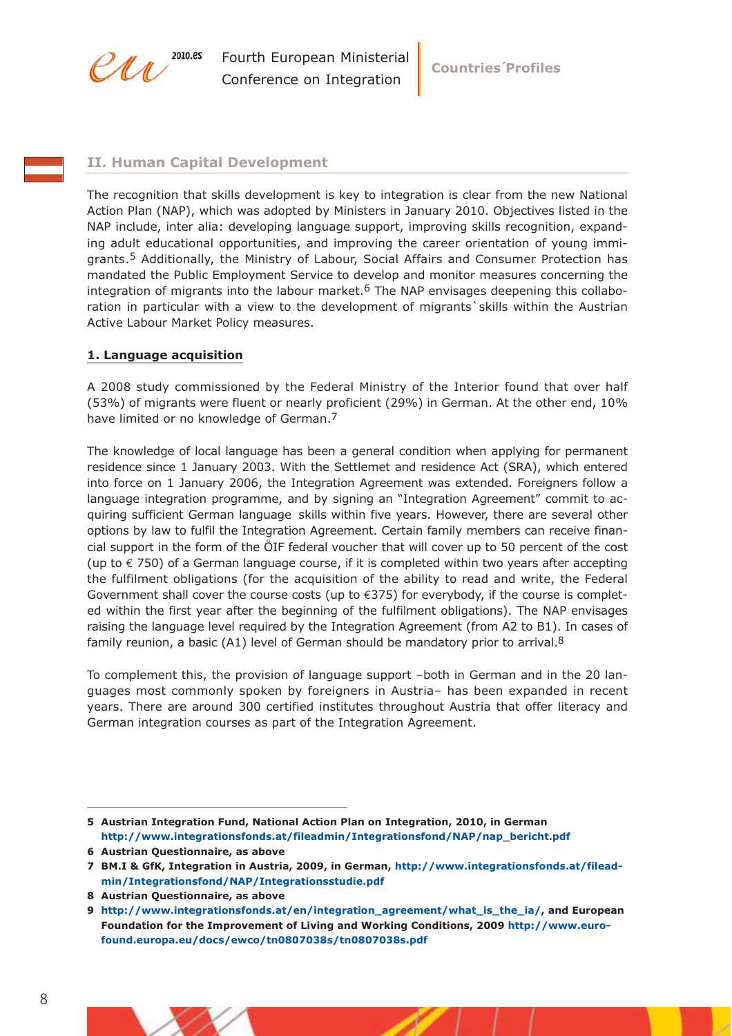## II. Human Capital Development

The recognition that skills development is key to integration is clear from the new National Action Plan (NAP), which was adopted by Ministers in January 2010. Objectives listed in the NAP include, inter alia: developing language support, improving skills recognition, expanding adult educational opportunities, and improving the career orientation of young immigrants.[5] Additionally, the Ministry of Labour, Social Affairs and Consumer Protection has mandated the Public Employment Service to develop and monitor measures concerning the integration of migrants into the labour market.[6] The NAP envisages deepening this collaboration in particular with a view to the development of migrants`skills within the Austrian Active Labour Market Policy measures.

### 1. Language acquisition

A 2008 study commissioned by the Federal Ministry of the Interior found that over half (53%) of migrants were fluent or nearly proficient (29%) in German. At the other end, 10% have limited or no knowledge of German.[7]

The knowledge of local language has been a general condition when applying for permanent residence since 1 January 2003. With the Settlemet and residence Act (SRA), which entered into force on 1 January 2006, the Integration Agreement was extended. Foreigners follow a language integration programme, and by signing an "Integration Agreement" commit to acquiring sufficient German language skills within five years. However, there are several other options by law to fulfil the Integration Agreement. Certain family members can receive financial support in the form of the ÖIF federal voucher that will cover up to 50 percent of the cost (up to € 750) of a German language course, if it is completed within two years after accepting the fulfilment obligations (for the acquisition of the ability to read and write, the Federal Government shall cover the course costs (up to €375) for everybody, if the course is completed within the first year after the beginning of the fulfilment obligations). The NAP envisages raising the language level required by the Integration Agreement (from A2 to B1). In cases of family reunion, a basic (A1) level of German should be mandatory prior to arrival.[8]

To complement this, the provision of language support –both in German and in the 20 languages most commonly spoken by foreigners in Austria– has been expanded in recent years. There are around 300 certified institutes throughout Austria that offer literacy and German integration courses as part of the Integration Agreement.

---

**5 Austrian Integration Fund, National Action Plan on Integration, 2010, in German http://www.integrationsfonds.at/fileadmin/Integrationsfond/NAP/nap_bericht.pdf**

**6 Austrian Questionnaire, as above**

**7 BM.I & GfK, Integration in Austria, 2009, in German, http://www.integrationsfonds.at/fileadmin/Integrationsfond/NAP/Integrationsstudie.pdf**

**8 Austrian Questionnaire, as above**

**9 http://www.integrationsfonds.at/en/integration_agreement/what_is_the_ia/, and European Foundation for the Improvement of Living and Working Conditions, 2009 http://www.eurofound.europa.eu/docs/ewco/tn0807038s/tn0807038s.pdf**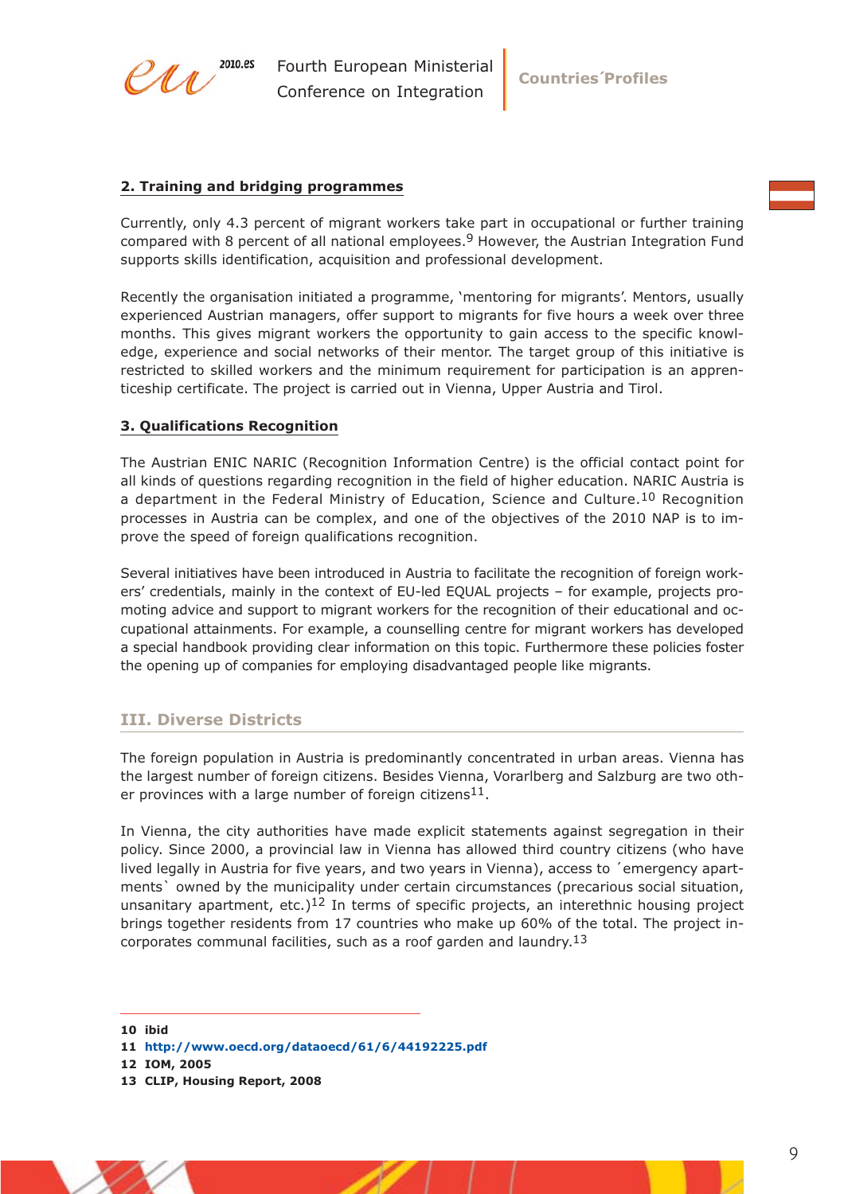**2. Training and bridging programmes**

Currently, only 4.3 percent of migrant workers take part in occupational or further training compared with 8 percent of all national employees.[9] However, the Austrian Integration Fund supports skills identification, acquisition and professional development.

Recently the organisation initiated a programme, 'mentoring for migrants'. Mentors, usually experienced Austrian managers, offer support to migrants for five hours a week over three months. This gives migrant workers the opportunity to gain access to the specific knowledge, experience and social networks of their mentor. The target group of this initiative is restricted to skilled workers and the minimum requirement for participation is an apprenticeship certificate. The project is carried out in Vienna, Upper Austria and Tirol.

**3. Qualifications Recognition**

The Austrian ENIC NARIC (Recognition Information Centre) is the official contact point for all kinds of questions regarding recognition in the field of higher education. NARIC Austria is a department in the Federal Ministry of Education, Science and Culture.[10] Recognition processes in Austria can be complex, and one of the objectives of the 2010 NAP is to improve the speed of foreign qualifications recognition.

Several initiatives have been introduced in Austria to facilitate the recognition of foreign workers' credentials, mainly in the context of EU-led EQUAL projects – for example, projects promoting advice and support to migrant workers for the recognition of their educational and occupational attainments. For example, a counselling centre for migrant workers has developed a special handbook providing clear information on this topic. Furthermore these policies foster the opening up of companies for employing disadvantaged people like migrants.

## III. Diverse Districts

The foreign population in Austria is predominantly concentrated in urban areas. Vienna has the largest number of foreign citizens. Besides Vienna, Vorarlberg and Salzburg are two other provinces with a large number of foreign citizens[11].

In Vienna, the city authorities have made explicit statements against segregation in their policy. Since 2000, a provincial law in Vienna has allowed third country citizens (who have lived legally in Austria for five years, and two years in Vienna), access to ´emergency apartments` owned by the municipality under certain circumstances (precarious social situation, unsanitary apartment, etc.)[12] In terms of specific projects, an interethnic housing project brings together residents from 17 countries who make up 60% of the total. The project incorporates communal facilities, such as a roof garden and laundry.[13]

---

**10** ibid

**11** http://www.oecd.org/dataoecd/61/6/44192225.pdf

**12** IOM, 2005

**13** CLIP, Housing Report, 2008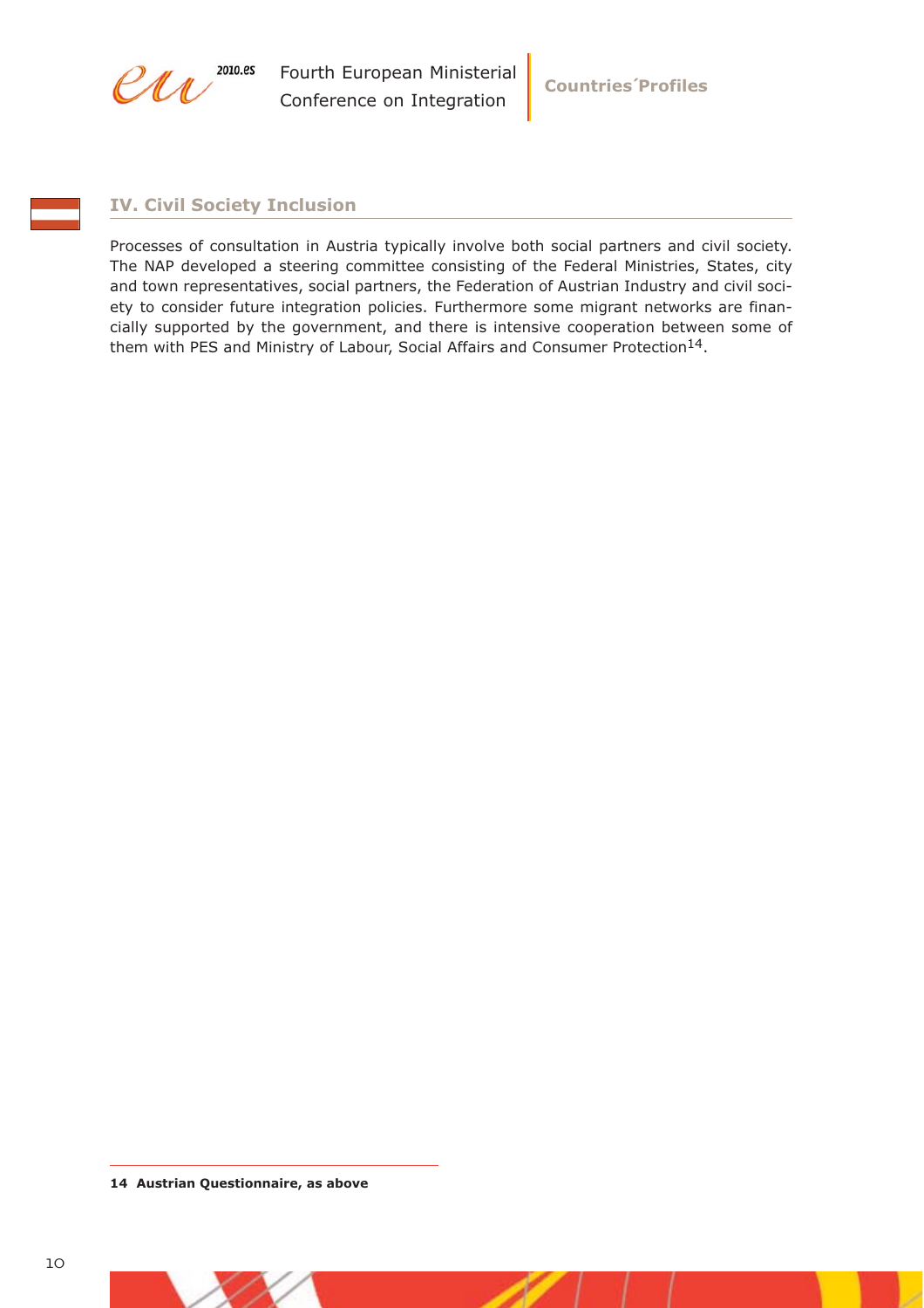## IV. Civil Society Inclusion

Processes of consultation in Austria typically involve both social partners and civil society. The NAP developed a steering committee consisting of the Federal Ministries, States, city and town representatives, social partners, the Federation of Austrian Industry and civil society to consider future integration policies. Furthermore some migrant networks are financially supported by the government, and there is intensive cooperation between some of them with PES and Ministry of Labour, Social Affairs and Consumer Protection[14].

**14 Austrian Questionnaire, as above**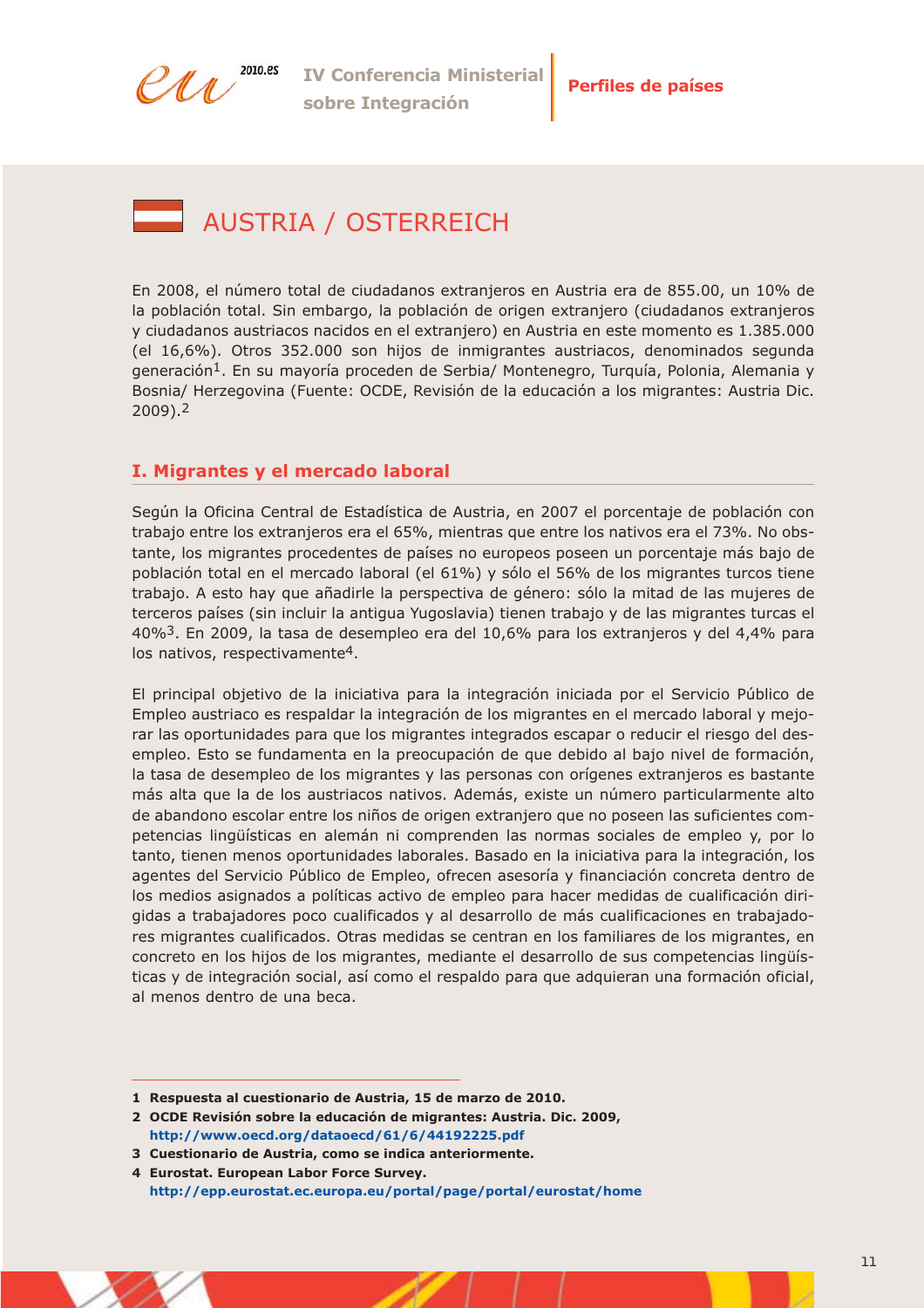# AUSTRIA / OSTERREICH

En 2008, el número total de ciudadanos extranjeros en Austria era de 855.00, un 10% de la población total. Sin embargo, la población de origen extranjero (ciudadanos extranjeros y ciudadanos austriacos nacidos en el extranjero) en Austria en este momento es 1.385.000 (el 16,6%). Otros 352.000 son hijos de inmigrantes austriacos, denominados segunda generación[1]. En su mayoría proceden de Serbia/ Montenegro, Turquía, Polonia, Alemania y Bosnia/ Herzegovina (Fuente: OCDE, Revisión de la educación a los migrantes: Austria Dic. 2009).[2]

## I. Migrantes y el mercado laboral

Según la Oficina Central de Estadística de Austria, en 2007 el porcentaje de población con trabajo entre los extranjeros era el 65%, mientras que entre los nativos era el 73%. No obstante, los migrantes procedentes de países no europeos poseen un porcentaje más bajo de población total en el mercado laboral (el 61%) y sólo el 56% de los migrantes turcos tiene trabajo. A esto hay que añadirle la perspectiva de género: sólo la mitad de las mujeres de terceros países (sin incluir la antigua Yugoslavia) tienen trabajo y de las migrantes turcas el 40%[3]. En 2009, la tasa de desempleo era del 10,6% para los extranjeros y del 4,4% para los nativos, respectivamente[4].

El principal objetivo de la iniciativa para la integración iniciada por el Servicio Público de Empleo austriaco es respaldar la integración de los migrantes en el mercado laboral y mejorar las oportunidades para que los migrantes integrados escapar o reducir el riesgo del desempleo. Esto se fundamenta en la preocupación de que debido al bajo nivel de formación, la tasa de desempleo de los migrantes y las personas con orígenes extranjeros es bastante más alta que la de los austriacos nativos. Además, existe un número particularmente alto de abandono escolar entre los niños de origen extranjero que no poseen las suficientes competencias lingüísticas en alemán ni comprenden las normas sociales de empleo y, por lo tanto, tienen menos oportunidades laborales. Basado en la iniciativa para la integración, los agentes del Servicio Público de Empleo, ofrecen asesoría y financiación concreta dentro de los medios asignados a políticas activo de empleo para hacer medidas de cualificación dirigidas a trabajadores poco cualificados y al desarrollo de más cualificaciones en trabajadores migrantes cualificados. Otras medidas se centran en los familiares de los migrantes, en concreto en los hijos de los migrantes, mediante el desarrollo de sus competencias lingüísticas y de integración social, así como el respaldo para que adquieran una formación oficial, al menos dentro de una beca.

---

**1 Respuesta al cuestionario de Austria, 15 de marzo de 2010.**

**2 OCDE Revisión sobre la educación de migrantes: Austria. Dic. 2009, http://www.oecd.org/dataoecd/61/6/44192225.pdf**

**3 Cuestionario de Austria, como se indica anteriormente.**

**4 Eurostat. European Labor Force Survey. http://epp.eurostat.ec.europa.eu/portal/page/portal/eurostat/home**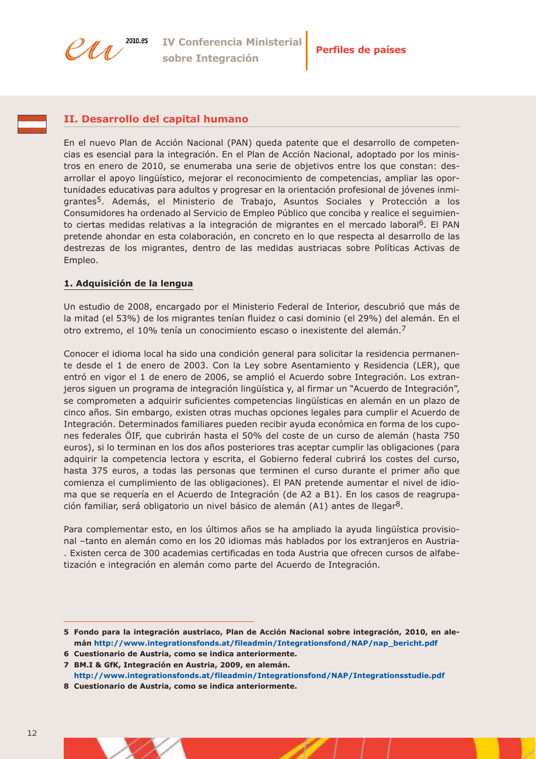## II. Desarrollo del capital humano

En el nuevo Plan de Acción Nacional (PAN) queda patente que el desarrollo de competencias es esencial para la integración. En el Plan de Acción Nacional, adoptado por los ministros en enero de 2010, se enumeraba una serie de objetivos entre los que constan: desarrollar el apoyo lingüístico, mejorar el reconocimiento de competencias, ampliar las oportunidades educativas para adultos y progresar en la orientación profesional de jóvenes inmigrantes[5]. Además, el Ministerio de Trabajo, Asuntos Sociales y Protección a los Consumidores ha ordenado al Servicio de Empleo Público que conciba y realice el seguimiento ciertas medidas relativas a la integración de migrantes en el mercado laboral[6]. El PAN pretende ahondar en esta colaboración, en concreto en lo que respecta al desarrollo de las destrezas de los migrantes, dentro de las medidas austriacas sobre Políticas Activas de Empleo.

### 1. Adquisición de la lengua

Un estudio de 2008, encargado por el Ministerio Federal de Interior, descubrió que más de la mitad (el 53%) de los migrantes tenían fluidez o casi dominio (el 29%) del alemán. En el otro extremo, el 10% tenía un conocimiento escaso o inexistente del alemán.[7]

Conocer el idioma local ha sido una condición general para solicitar la residencia permanente desde el 1 de enero de 2003. Con la Ley sobre Asentamiento y Residencia (LER), que entró en vigor el 1 de enero de 2006, se amplió el Acuerdo sobre Integración. Los extranjeros siguen un programa de integración lingüística y, al firmar un "Acuerdo de Integración", se comprometen a adquirir suficientes competencias lingüísticas en alemán en un plazo de cinco años. Sin embargo, existen otras muchas opciones legales para cumplir el Acuerdo de Integración. Determinados familiares pueden recibir ayuda económica en forma de los cupones federales ÖIF, que cubrirán hasta el 50% del coste de un curso de alemán (hasta 750 euros), si lo terminan en los dos años posteriores tras aceptar cumplir las obligaciones (para adquirir la competencia lectora y escrita, el Gobierno federal cubrirá los costes del curso, hasta 375 euros, a todas las personas que terminen el curso durante el primer año que comienza el cumplimiento de las obligaciones). El PAN pretende aumentar el nivel de idioma que se requería en el Acuerdo de Integración (de A2 a B1). En los casos de reagrupación familiar, será obligatorio un nivel básico de alemán (A1) antes de llegar[8].

Para complementar esto, en los últimos años se ha ampliado la ayuda lingüística provisional –tanto en alemán como en los 20 idiomas más hablados por los extranjeros en Austria-. Existen cerca de 300 academias certificadas en toda Austria que ofrecen cursos de alfabetización e integración en alemán como parte del Acuerdo de Integración.

---

**5 Fondo para la integración austriaco, Plan de Acción Nacional sobre integración, 2010, en alemán http://www.integrationsfonds.at/fileadmin/Integrationsfond/NAP/nap_bericht.pdf**

**6 Cuestionario de Austria, como se indica anteriormente.**

**7 BM.I & GfK, Integración en Austria, 2009, en alemán. http://www.integrationsfonds.at/fileadmin/Integrationsfond/NAP/Integrationsstudie.pdf**

**8 Cuestionario de Austria, como se indica anteriormente.**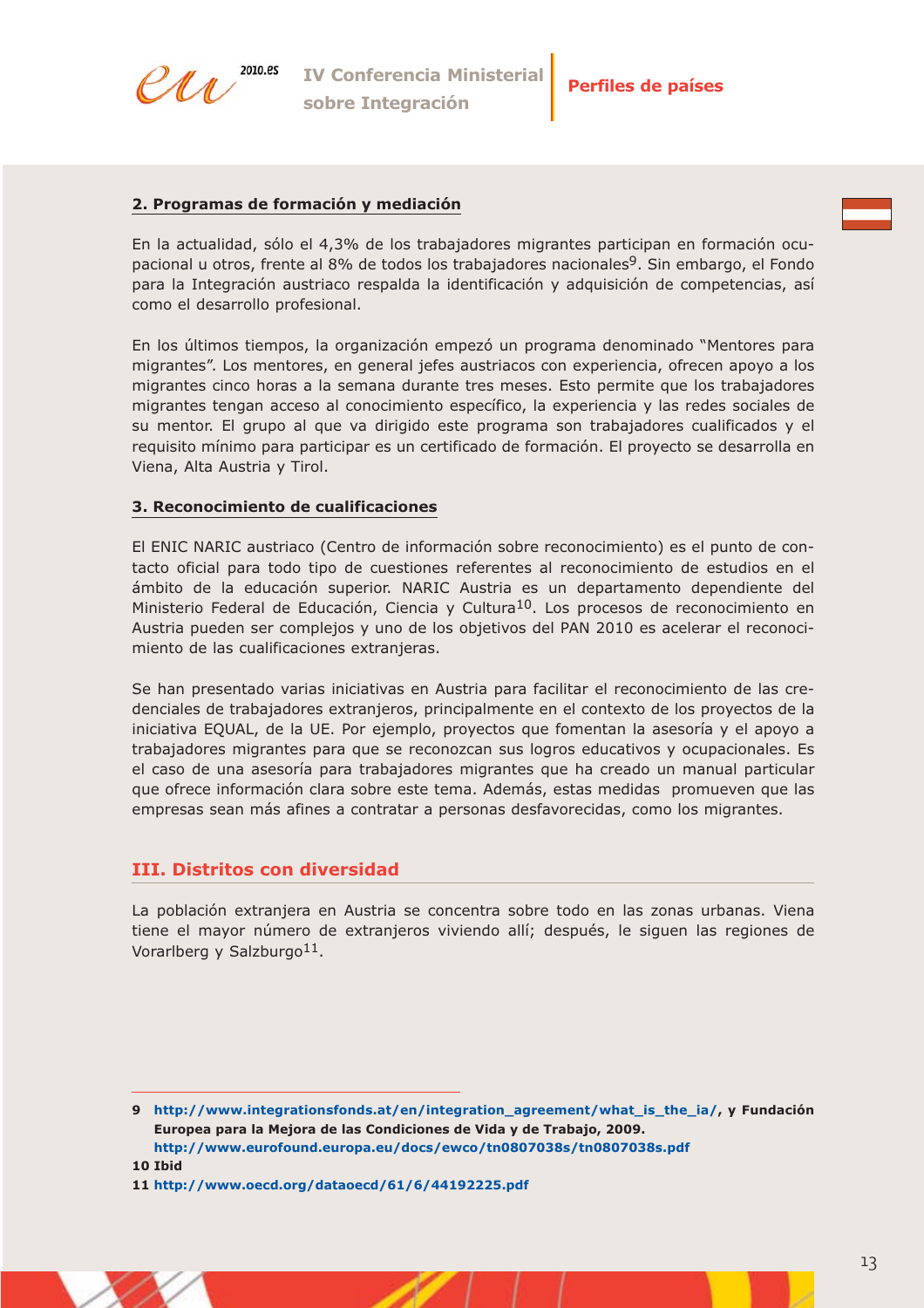## 2. Programas de formación y mediación

En la actualidad, sólo el 4,3% de los trabajadores migrantes participan en formación ocupacional u otros, frente al 8% de todos los trabajadores nacionales[9]. Sin embargo, el Fondo para la Integración austriaco respalda la identificación y adquisición de competencias, así como el desarrollo profesional.

En los últimos tiempos, la organización empezó un programa denominado "Mentores para migrantes". Los mentores, en general jefes austriacos con experiencia, ofrecen apoyo a los migrantes cinco horas a la semana durante tres meses. Esto permite que los trabajadores migrantes tengan acceso al conocimiento específico, la experiencia y las redes sociales de su mentor. El grupo al que va dirigido este programa son trabajadores cualificados y el requisito mínimo para participar es un certificado de formación. El proyecto se desarrolla en Viena, Alta Austria y Tirol.

## 3. Reconocimiento de cualificaciones

El ENIC NARIC austriaco (Centro de información sobre reconocimiento) es el punto de contacto oficial para todo tipo de cuestiones referentes al reconocimiento de estudios en el ámbito de la educación superior. NARIC Austria es un departamento dependiente del Ministerio Federal de Educación, Ciencia y Cultura[10]. Los procesos de reconocimiento en Austria pueden ser complejos y uno de los objetivos del PAN 2010 es acelerar el reconocimiento de las cualificaciones extranjeras.

Se han presentado varias iniciativas en Austria para facilitar el reconocimiento de las credenciales de trabajadores extranjeros, principalmente en el contexto de los proyectos de la iniciativa EQUAL, de la UE. Por ejemplo, proyectos que fomentan la asesoría y el apoyo a trabajadores migrantes para que se reconozcan sus logros educativos y ocupacionales. Es el caso de una asesoría para trabajadores migrantes que ha creado un manual particular que ofrece información clara sobre este tema. Además, estas medidas promueven que las empresas sean más afines a contratar a personas desfavorecidas, como los migrantes.

# III. Distritos con diversidad

La población extranjera en Austria se concentra sobre todo en las zonas urbanas. Viena tiene el mayor número de extranjeros viviendo allí; después, le siguen las regiones de Vorarlberg y Salzburgo[11].

---

**9** http://www.integrationsfonds.at/en/integration_agreement/what_is_the_ia/, **y Fundación Europea para la Mejora de las Condiciones de Vida y de Trabajo, 2009.** http://www.eurofound.europa.eu/docs/ewco/tn0807038s/tn0807038s.pdf

**10 Ibid**

**11** http://www.oecd.org/dataoecd/61/6/44192225.pdf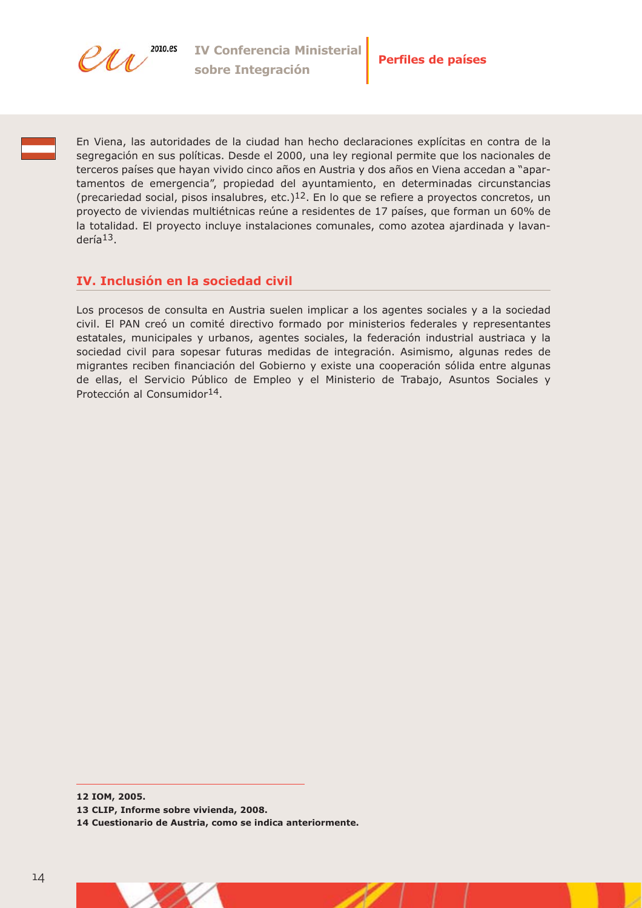En Viena, las autoridades de la ciudad han hecho declaraciones explícitas en contra de la segregación en sus políticas. Desde el 2000, una ley regional permite que los nacionales de terceros países que hayan vivido cinco años en Austria y dos años en Viena accedan a "apartamentos de emergencia", propiedad del ayuntamiento, en determinadas circunstancias (precariedad social, pisos insalubres, etc.)[12]. En lo que se refiere a proyectos concretos, un proyecto de viviendas multiétnicas reúne a residentes de 17 países, que forman un 60% de la totalidad. El proyecto incluye instalaciones comunales, como azotea ajardinada y lavandería[13].

## IV. Inclusión en la sociedad civil

Los procesos de consulta en Austria suelen implicar a los agentes sociales y a la sociedad civil. El PAN creó un comité directivo formado por ministerios federales y representantes estatales, municipales y urbanos, agentes sociales, la federación industrial austriaca y la sociedad civil para sopesar futuras medidas de integración. Asimismo, algunas redes de migrantes reciben financiación del Gobierno y existe una cooperación sólida entre algunas de ellas, el Servicio Público de Empleo y el Ministerio de Trabajo, Asuntos Sociales y Protección al Consumidor[14].

---

**12 IOM, 2005.**

**13 CLIP, Informe sobre vivienda, 2008.**

**14 Cuestionario de Austria, como se indica anteriormente.**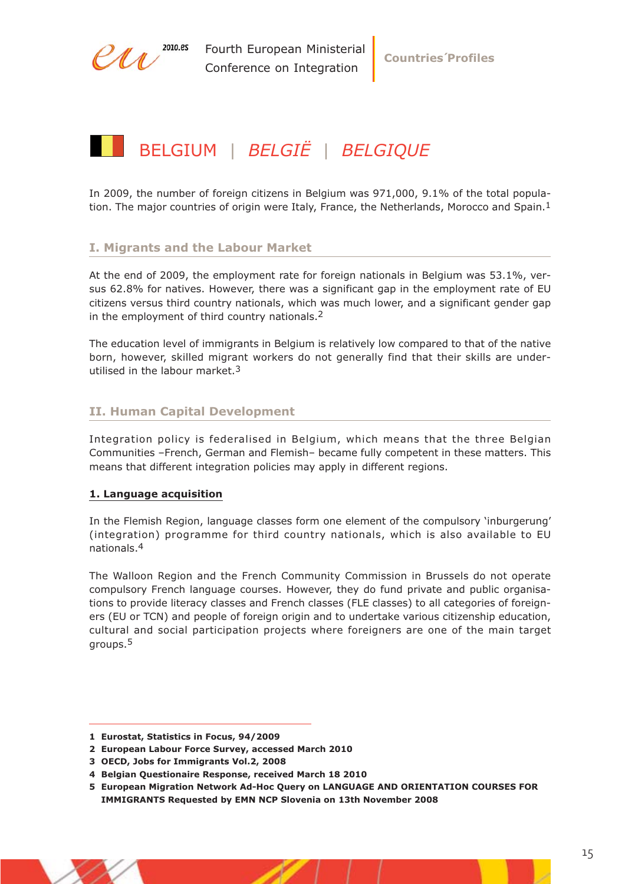# BELGIUM | *BELGIË* | *BELGIQUE*

In 2009, the number of foreign citizens in Belgium was 971,000, 9.1% of the total population. The major countries of origin were Italy, France, the Netherlands, Morocco and Spain.[1]

## I. Migrants and the Labour Market

At the end of 2009, the employment rate for foreign nationals in Belgium was 53.1%, versus 62.8% for natives. However, there was a significant gap in the employment rate of EU citizens versus third country nationals, which was much lower, and a significant gender gap in the employment of third country nationals.[2]

The education level of immigrants in Belgium is relatively low compared to that of the native born, however, skilled migrant workers do not generally find that their skills are underutilised in the labour market.[3]

## II. Human Capital Development

Integration policy is federalised in Belgium, which means that the three Belgian Communities –French, German and Flemish– became fully competent in these matters. This means that different integration policies may apply in different regions.

### 1. Language acquisition

In the Flemish Region, language classes form one element of the compulsory 'inburgerung' (integration) programme for third country nationals, which is also available to EU nationals.[4]

The Walloon Region and the French Community Commission in Brussels do not operate compulsory French language courses. However, they do fund private and public organisations to provide literacy classes and French classes (FLE classes) to all categories of foreigners (EU or TCN) and people of foreign origin and to undertake various citizenship education, cultural and social participation projects where foreigners are one of the main target groups.[5]

---

1 **Eurostat, Statistics in Focus, 94/2009**

2 **European Labour Force Survey, accessed March 2010**

3 **OECD, Jobs for Immigrants Vol.2, 2008**

4 **Belgian Questionaire Response, received March 18 2010**

5 **European Migration Network Ad-Hoc Query on LANGUAGE AND ORIENTATION COURSES FOR IMMIGRANTS Requested by EMN NCP Slovenia on 13th November 2008**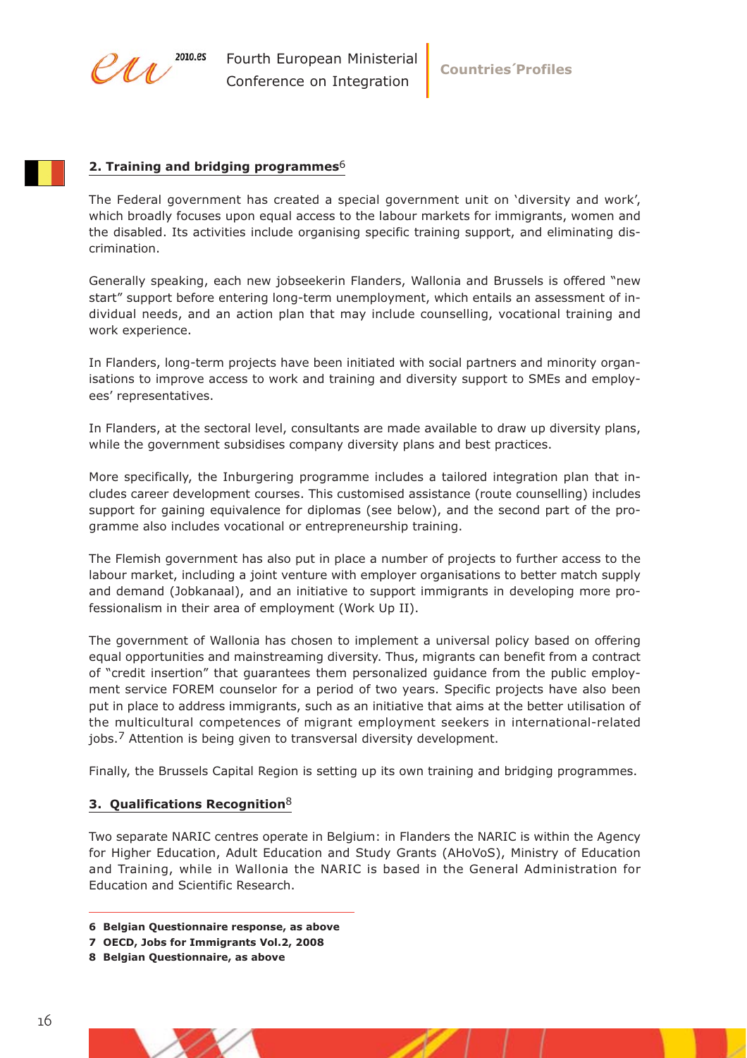## 2. Training and bridging programmes[6]

The Federal government has created a special government unit on 'diversity and work', which broadly focuses upon equal access to the labour markets for immigrants, women and the disabled. Its activities include organising specific training support, and eliminating discrimination.

Generally speaking, each new jobseekerin Flanders, Wallonia and Brussels is offered "new start" support before entering long-term unemployment, which entails an assessment of individual needs, and an action plan that may include counselling, vocational training and work experience.

In Flanders, long-term projects have been initiated with social partners and minority organisations to improve access to work and training and diversity support to SMEs and employees' representatives.

In Flanders, at the sectoral level, consultants are made available to draw up diversity plans, while the government subsidises company diversity plans and best practices.

More specifically, the Inburgering programme includes a tailored integration plan that includes career development courses. This customised assistance (route counselling) includes support for gaining equivalence for diplomas (see below), and the second part of the programme also includes vocational or entrepreneurship training.

The Flemish government has also put in place a number of projects to further access to the labour market, including a joint venture with employer organisations to better match supply and demand (Jobkanaal), and an initiative to support immigrants in developing more professionalism in their area of employment (Work Up II).

The government of Wallonia has chosen to implement a universal policy based on offering equal opportunities and mainstreaming diversity. Thus, migrants can benefit from a contract of "credit insertion" that guarantees them personalized guidance from the public employment service FOREM counselor for a period of two years. Specific projects have also been put in place to address immigrants, such as an initiative that aims at the better utilisation of the multicultural competences of migrant employment seekers in international-related jobs.[7] Attention is being given to transversal diversity development.

Finally, the Brussels Capital Region is setting up its own training and bridging programmes.

## 3. Qualifications Recognition[8]

Two separate NARIC centres operate in Belgium: in Flanders the NARIC is within the Agency for Higher Education, Adult Education and Study Grants (AHoVoS), Ministry of Education and Training, while in Wallonia the NARIC is based in the General Administration for Education and Scientific Research.

---

**6 Belgian Questionnaire response, as above**

**7 OECD, Jobs for Immigrants Vol.2, 2008**

**8 Belgian Questionnaire, as above**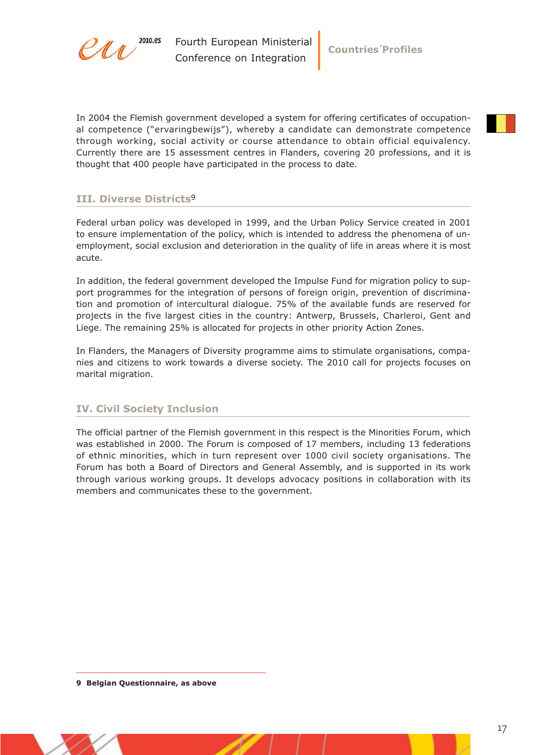In 2004 the Flemish government developed a system for offering certificates of occupational competence ("ervaringbewijs"), whereby a candidate can demonstrate competence through working, social activity or course attendance to obtain official equivalency. Currently there are 15 assessment centres in Flanders, covering 20 professions, and it is thought that 400 people have participated in the process to date.

## III. Diverse Districts[9]

Federal urban policy was developed in 1999, and the Urban Policy Service created in 2001 to ensure implementation of the policy, which is intended to address the phenomena of unemployment, social exclusion and deterioration in the quality of life in areas where it is most acute.

In addition, the federal government developed the Impulse Fund for migration policy to support programmes for the integration of persons of foreign origin, prevention of discrimination and promotion of intercultural dialogue. 75% of the available funds are reserved for projects in the five largest cities in the country: Antwerp, Brussels, Charleroi, Gent and Liege. The remaining 25% is allocated for projects in other priority Action Zones.

In Flanders, the Managers of Diversity programme aims to stimulate organisations, companies and citizens to work towards a diverse society. The 2010 call for projects focuses on marital migration.

## IV. Civil Society Inclusion

The official partner of the Flemish government in this respect is the Minorities Forum, which was established in 2000. The Forum is composed of 17 members, including 13 federations of ethnic minorities, which in turn represent over 1000 civil society organisations. The Forum has both a Board of Directors and General Assembly, and is supported in its work through various working groups. It develops advocacy positions in collaboration with its members and communicates these to the government.

**9 Belgian Questionnaire, as above**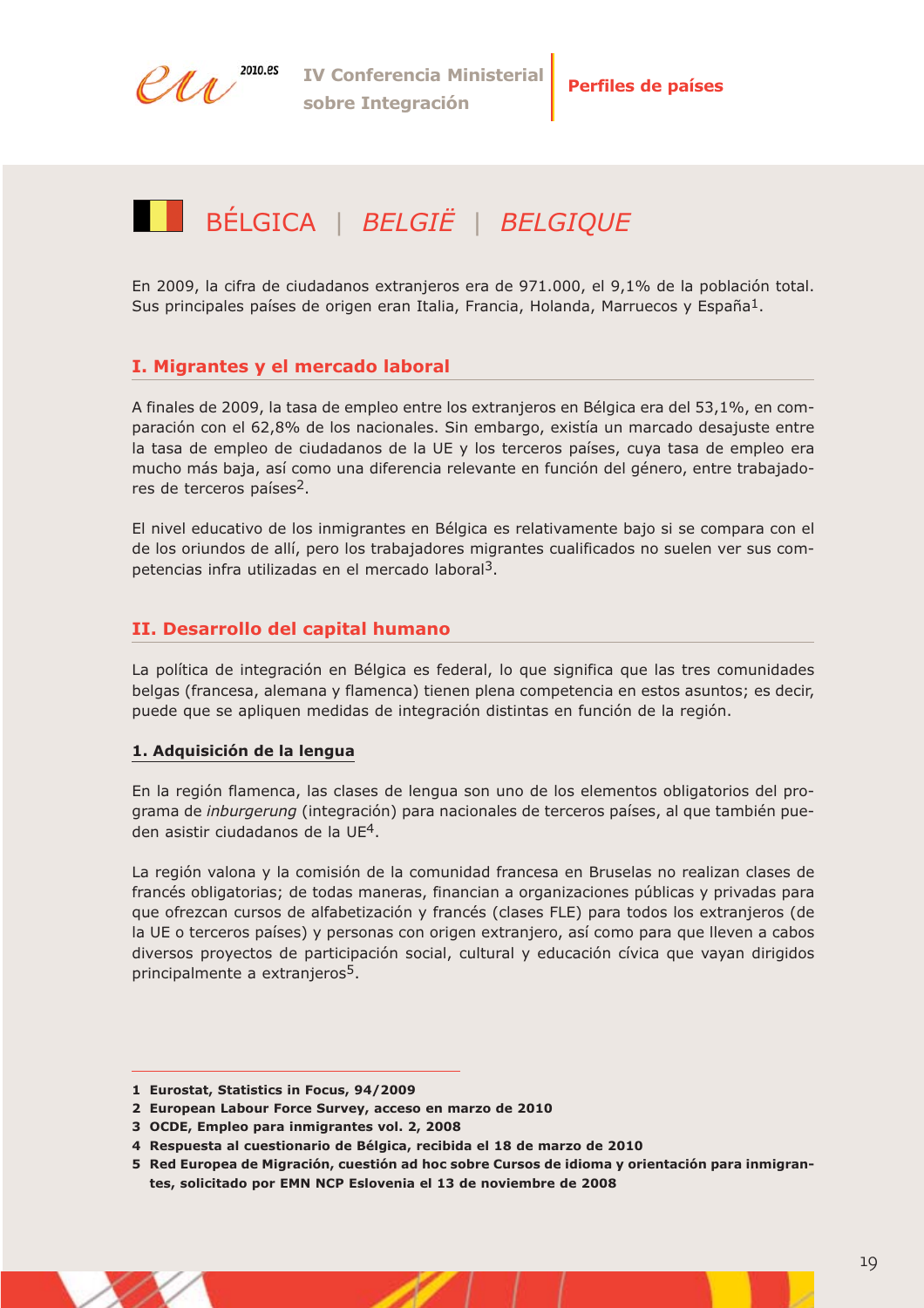# BÉLGICA | *BELGIË* | *BELGIQUE*

En 2009, la cifra de ciudadanos extranjeros era de 971.000, el 9,1% de la población total. Sus principales países de origen eran Italia, Francia, Holanda, Marruecos y España[1].

## I. Migrantes y el mercado laboral

A finales de 2009, la tasa de empleo entre los extranjeros en Bélgica era del 53,1%, en comparación con el 62,8% de los nacionales. Sin embargo, existía un marcado desajuste entre la tasa de empleo de ciudadanos de la UE y los terceros países, cuya tasa de empleo era mucho más baja, así como una diferencia relevante en función del género, entre trabajadores de terceros países[2].

El nivel educativo de los inmigrantes en Bélgica es relativamente bajo si se compara con el de los oriundos de allí, pero los trabajadores migrantes cualificados no suelen ver sus competencias infra utilizadas en el mercado laboral[3].

## II. Desarrollo del capital humano

La política de integración en Bélgica es federal, lo que significa que las tres comunidades belgas (francesa, alemana y flamenca) tienen plena competencia en estos asuntos; es decir, puede que se apliquen medidas de integración distintas en función de la región.

### 1. Adquisición de la lengua

En la región flamenca, las clases de lengua son uno de los elementos obligatorios del programa de *inburgerung* (integración) para nacionales de terceros países, al que también pueden asistir ciudadanos de la UE[4].

La región valona y la comisión de la comunidad francesa en Bruselas no realizan clases de francés obligatorias; de todas maneras, financian a organizaciones públicas y privadas para que ofrezcan cursos de alfabetización y francés (clases FLE) para todos los extranjeros (de la UE o terceros países) y personas con origen extranjero, así como para que lleven a cabos diversos proyectos de participación social, cultural y educación cívica que vayan dirigidos principalmente a extranjeros[5].

---

1 **Eurostat, Statistics in Focus, 94/2009**
2 **European Labour Force Survey, acceso en marzo de 2010**
3 **OCDE, Empleo para inmigrantes vol. 2, 2008**
4 **Respuesta al cuestionario de Bélgica, recibida el 18 de marzo de 2010**
5 **Red Europea de Migración, cuestión ad hoc sobre Cursos de idioma y orientación para inmigrantes, solicitado por EMN NCP Eslovenia el 13 de noviembre de 2008**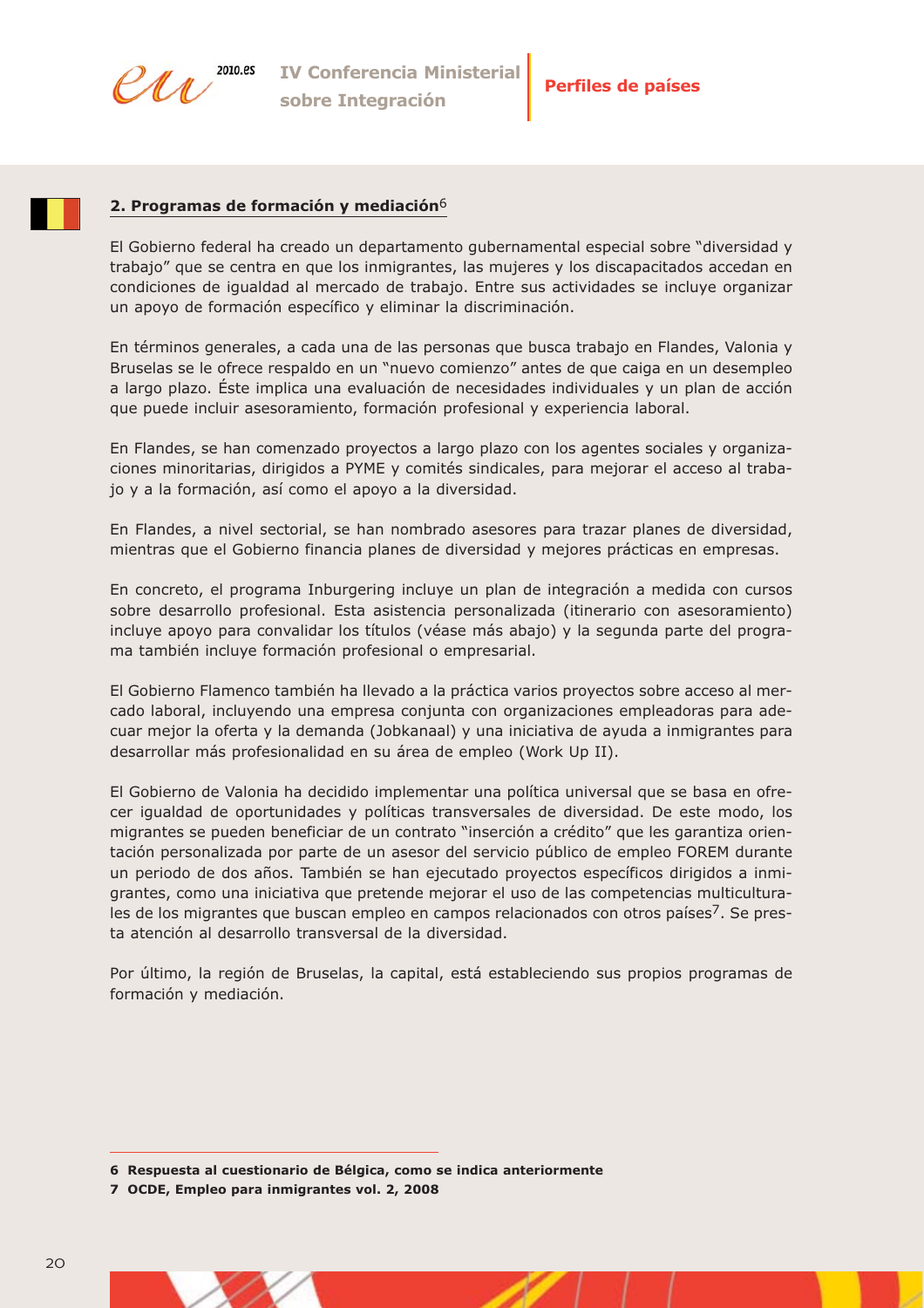## 2. Programas de formación y mediación[6]

El Gobierno federal ha creado un departamento gubernamental especial sobre "diversidad y trabajo" que se centra en que los inmigrantes, las mujeres y los discapacitados accedan en condiciones de igualdad al mercado de trabajo. Entre sus actividades se incluye organizar un apoyo de formación específico y eliminar la discriminación.

En términos generales, a cada una de las personas que busca trabajo en Flandes, Valonia y Bruselas se le ofrece respaldo en un "nuevo comienzo" antes de que caiga en un desempleo a largo plazo. Éste implica una evaluación de necesidades individuales y un plan de acción que puede incluir asesoramiento, formación profesional y experiencia laboral.

En Flandes, se han comenzado proyectos a largo plazo con los agentes sociales y organizaciones minoritarias, dirigidos a PYME y comités sindicales, para mejorar el acceso al trabajo y a la formación, así como el apoyo a la diversidad.

En Flandes, a nivel sectorial, se han nombrado asesores para trazar planes de diversidad, mientras que el Gobierno financia planes de diversidad y mejores prácticas en empresas.

En concreto, el programa Inburgering incluye un plan de integración a medida con cursos sobre desarrollo profesional. Esta asistencia personalizada (itinerario con asesoramiento) incluye apoyo para convalidar los títulos (véase más abajo) y la segunda parte del programa también incluye formación profesional o empresarial.

El Gobierno Flamenco también ha llevado a la práctica varios proyectos sobre acceso al mercado laboral, incluyendo una empresa conjunta con organizaciones empleadoras para adecuar mejor la oferta y la demanda (Jobkanaal) y una iniciativa de ayuda a inmigrantes para desarrollar más profesionalidad en su área de empleo (Work Up II).

El Gobierno de Valonia ha decidido implementar una política universal que se basa en ofrecer igualdad de oportunidades y políticas transversales de diversidad. De este modo, los migrantes se pueden beneficiar de un contrato "inserción a crédito" que les garantiza orientación personalizada por parte de un asesor del servicio público de empleo FOREM durante un periodo de dos años. También se han ejecutado proyectos específicos dirigidos a inmigrantes, como una iniciativa que pretende mejorar el uso de las competencias multiculturales de los migrantes que buscan empleo en campos relacionados con otros países[7]. Se presta atención al desarrollo transversal de la diversidad.

Por último, la región de Bruselas, la capital, está estableciendo sus propios programas de formación y mediación.

---

**6 Respuesta al cuestionario de Bélgica, como se indica anteriormente**

**7 OCDE, Empleo para inmigrantes vol. 2, 2008**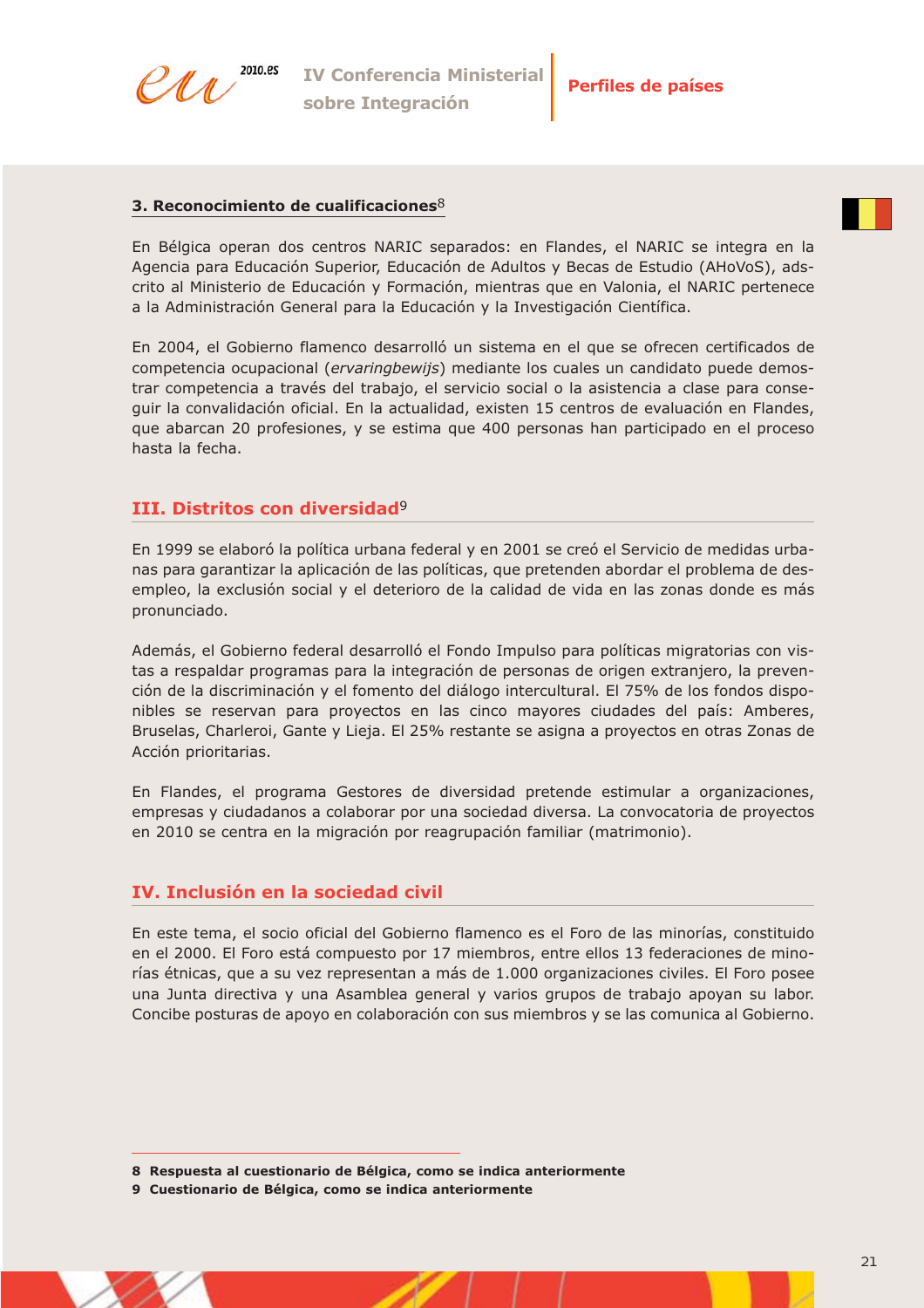### 3. Reconocimiento de cualificaciones[8]

En Bélgica operan dos centros NARIC separados: en Flandes, el NARIC se integra en la Agencia para Educación Superior, Educación de Adultos y Becas de Estudio (AHoVoS), adscrito al Ministerio de Educación y Formación, mientras que en Valonia, el NARIC pertenece a la Administración General para la Educación y la Investigación Científica.

En 2004, el Gobierno flamenco desarrolló un sistema en el que se ofrecen certificados de competencia ocupacional (*ervaringbewijs*) mediante los cuales un candidato puede demostrar competencia a través del trabajo, el servicio social o la asistencia a clase para conseguir la convalidación oficial. En la actualidad, existen 15 centros de evaluación en Flandes, que abarcan 20 profesiones, y se estima que 400 personas han participado en el proceso hasta la fecha.

## III. Distritos con diversidad[9]

En 1999 se elaboró la política urbana federal y en 2001 se creó el Servicio de medidas urbanas para garantizar la aplicación de las políticas, que pretenden abordar el problema de desempleo, la exclusión social y el deterioro de la calidad de vida en las zonas donde es más pronunciado.

Además, el Gobierno federal desarrolló el Fondo Impulso para políticas migratorias con vistas a respaldar programas para la integración de personas de origen extranjero, la prevención de la discriminación y el fomento del diálogo intercultural. El 75% de los fondos disponibles se reservan para proyectos en las cinco mayores ciudades del país: Amberes, Bruselas, Charleroi, Gante y Lieja. El 25% restante se asigna a proyectos en otras Zonas de Acción prioritarias.

En Flandes, el programa Gestores de diversidad pretende estimular a organizaciones, empresas y ciudadanos a colaborar por una sociedad diversa. La convocatoria de proyectos en 2010 se centra en la migración por reagrupación familiar (matrimonio).

## IV. Inclusión en la sociedad civil

En este tema, el socio oficial del Gobierno flamenco es el Foro de las minorías, constituido en el 2000. El Foro está compuesto por 17 miembros, entre ellos 13 federaciones de minorías étnicas, que a su vez representan a más de 1.000 organizaciones civiles. El Foro posee una Junta directiva y una Asamblea general y varios grupos de trabajo apoyan su labor. Concibe posturas de apoyo en colaboración con sus miembros y se las comunica al Gobierno.

---

**8 Respuesta al cuestionario de Bélgica, como se indica anteriormente**

**9 Cuestionario de Bélgica, como se indica anteriormente**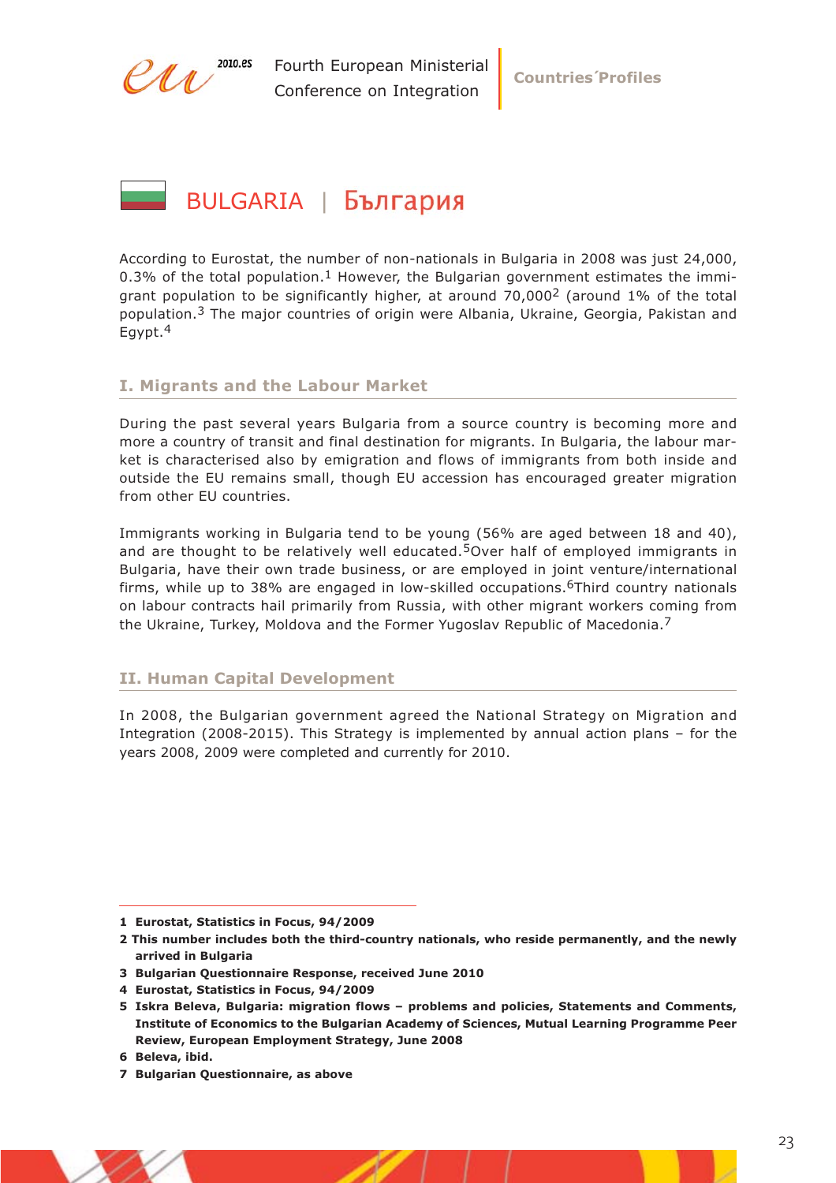# BULGARIA | България

According to Eurostat, the number of non-nationals in Bulgaria in 2008 was just 24,000, 0.3% of the total population.[1] However, the Bulgarian government estimates the immigrant population to be significantly higher, at around 70,000[2] (around 1% of the total population.[3] The major countries of origin were Albania, Ukraine, Georgia, Pakistan and Egypt.[4]

## I. Migrants and the Labour Market

During the past several years Bulgaria from a source country is becoming more and more a country of transit and final destination for migrants. In Bulgaria, the labour market is characterised also by emigration and flows of immigrants from both inside and outside the EU remains small, though EU accession has encouraged greater migration from other EU countries.

Immigrants working in Bulgaria tend to be young (56% are aged between 18 and 40), and are thought to be relatively well educated.[5]Over half of employed immigrants in Bulgaria, have their own trade business, or are employed in joint venture/international firms, while up to 38% are engaged in low-skilled occupations.[6]Third country nationals on labour contracts hail primarily from Russia, with other migrant workers coming from the Ukraine, Turkey, Moldova and the Former Yugoslav Republic of Macedonia.[7]

## II. Human Capital Development

In 2008, the Bulgarian government agreed the National Strategy on Migration and Integration (2008-2015). This Strategy is implemented by annual action plans – for the years 2008, 2009 were completed and currently for 2010.

---

**1 Eurostat, Statistics in Focus, 94/2009**

**2 This number includes both the third-country nationals, who reside permanently, and the newly arrived in Bulgaria**

**3 Bulgarian Questionnaire Response, received June 2010**

**4 Eurostat, Statistics in Focus, 94/2009**

**5 Iskra Beleva, Bulgaria: migration flows – problems and policies, Statements and Comments, Institute of Economics to the Bulgarian Academy of Sciences, Mutual Learning Programme Peer Review, European Employment Strategy, June 2008**

**6 Beleva, ibid.**

**7 Bulgarian Questionnaire, as above**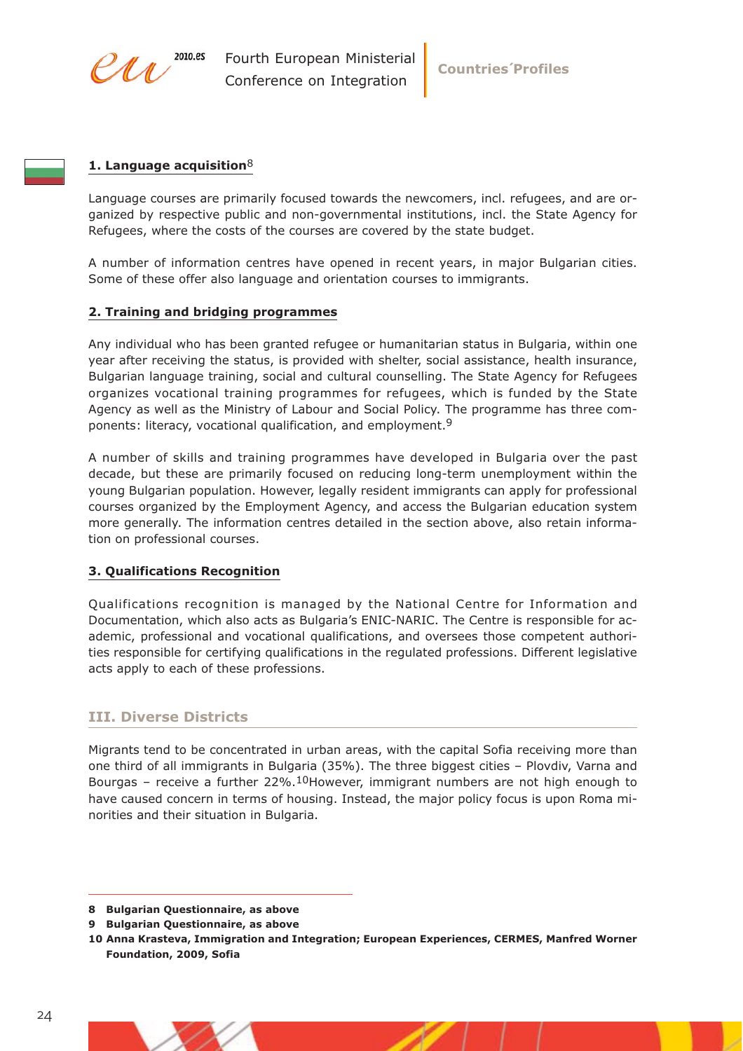### 1. Language acquisition[8]

Language courses are primarily focused towards the newcomers, incl. refugees, and are organized by respective public and non-governmental institutions, incl. the State Agency for Refugees, where the costs of the courses are covered by the state budget.

A number of information centres have opened in recent years, in major Bulgarian cities. Some of these offer also language and orientation courses to immigrants.

### 2. Training and bridging programmes

Any individual who has been granted refugee or humanitarian status in Bulgaria, within one year after receiving the status, is provided with shelter, social assistance, health insurance, Bulgarian language training, social and cultural counselling. The State Agency for Refugees organizes vocational training programmes for refugees, which is funded by the State Agency as well as the Ministry of Labour and Social Policy. The programme has three components: literacy, vocational qualification, and employment.[9]

A number of skills and training programmes have developed in Bulgaria over the past decade, but these are primarily focused on reducing long-term unemployment within the young Bulgarian population. However, legally resident immigrants can apply for professional courses organized by the Employment Agency, and access the Bulgarian education system more generally. The information centres detailed in the section above, also retain information on professional courses.

### 3. Qualifications Recognition

Qualifications recognition is managed by the National Centre for Information and Documentation, which also acts as Bulgaria's ENIC-NARIC. The Centre is responsible for academic, professional and vocational qualifications, and oversees those competent authorities responsible for certifying qualifications in the regulated professions. Different legislative acts apply to each of these professions.

## III. Diverse Districts

Migrants tend to be concentrated in urban areas, with the capital Sofia receiving more than one third of all immigrants in Bulgaria (35%). The three biggest cities – Plovdiv, Varna and Bourgas – receive a further 22%.[10]However, immigrant numbers are not high enough to have caused concern in terms of housing. Instead, the major policy focus is upon Roma minorities and their situation in Bulgaria.

---

**8 Bulgarian Questionnaire, as above**

**9 Bulgarian Questionnaire, as above**

**10 Anna Krasteva, Immigration and Integration; European Experiences, CERMES, Manfred Worner Foundation, 2009, Sofia**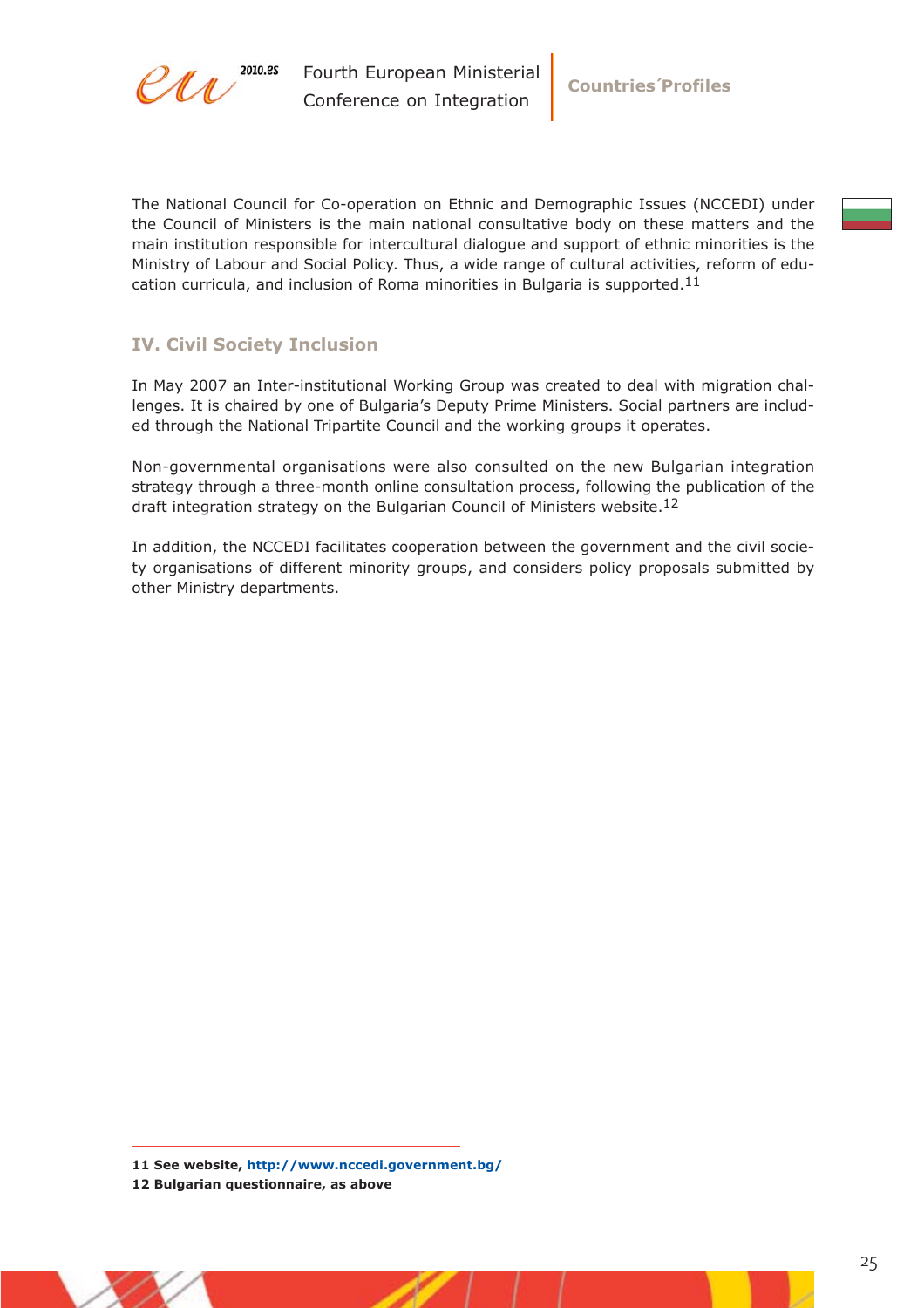The National Council for Co-operation on Ethnic and Demographic Issues (NCCEDI) under the Council of Ministers is the main national consultative body on these matters and the main institution responsible for intercultural dialogue and support of ethnic minorities is the Ministry of Labour and Social Policy. Thus, a wide range of cultural activities, reform of education curricula, and inclusion of Roma minorities in Bulgaria is supported.[11]

## IV. Civil Society Inclusion

In May 2007 an Inter-institutional Working Group was created to deal with migration challenges. It is chaired by one of Bulgaria's Deputy Prime Ministers. Social partners are included through the National Tripartite Council and the working groups it operates.

Non-governmental organisations were also consulted on the new Bulgarian integration strategy through a three-month online consultation process, following the publication of the draft integration strategy on the Bulgarian Council of Ministers website.[12]

In addition, the NCCEDI facilitates cooperation between the government and the civil society organisations of different minority groups, and considers policy proposals submitted by other Ministry departments.

---

**11 See website, http://www.nccedi.government.bg/**

**12 Bulgarian questionnaire, as above**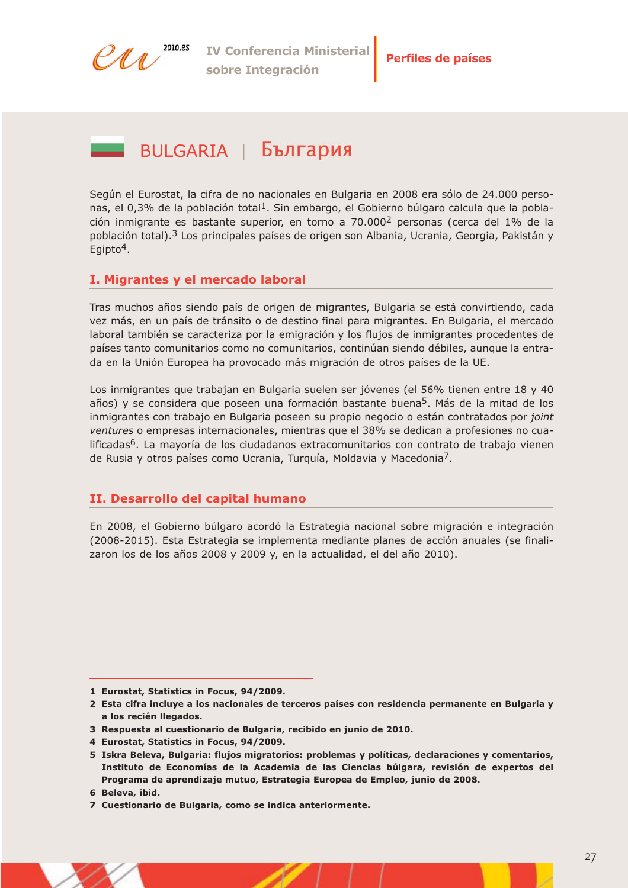# BULGARIA | България

Según el Eurostat, la cifra de no nacionales en Bulgaria en 2008 era sólo de 24.000 personas, el 0,3% de la población total[1]. Sin embargo, el Gobierno búlgaro calcula que la población inmigrante es bastante superior, en torno a 70.000[2] personas (cerca del 1% de la población total).[3] Los principales países de origen son Albania, Ucrania, Georgia, Pakistán y Egipto[4].

## I. Migrantes y el mercado laboral

Tras muchos años siendo país de origen de migrantes, Bulgaria se está convirtiendo, cada vez más, en un país de tránsito o de destino final para migrantes. En Bulgaria, el mercado laboral también se caracteriza por la emigración y los flujos de inmigrantes procedentes de países tanto comunitarios como no comunitarios, continúan siendo débiles, aunque la entrada en la Unión Europea ha provocado más migración de otros países de la UE.

Los inmigrantes que trabajan en Bulgaria suelen ser jóvenes (el 56% tienen entre 18 y 40 años) y se considera que poseen una formación bastante buena[5]. Más de la mitad de los inmigrantes con trabajo en Bulgaria poseen su propio negocio o están contratados por *joint ventures* o empresas internacionales, mientras que el 38% se dedican a profesiones no cualificadas[6]. La mayoría de los ciudadanos extracomunitarios con contrato de trabajo vienen de Rusia y otros países como Ucrania, Turquía, Moldavia y Macedonia[7].

## II. Desarrollo del capital humano

En 2008, el Gobierno búlgaro acordó la Estrategia nacional sobre migración e integración (2008-2015). Esta Estrategia se implementa mediante planes de acción anuales (se finalizaron los de los años 2008 y 2009 y, en la actualidad, el del año 2010).

---

**1** **Eurostat, Statistics in Focus, 94/2009.**

**2** **Esta cifra incluye a los nacionales de terceros países con residencia permanente en Bulgaria y a los recién llegados.**

**3** **Respuesta al cuestionario de Bulgaria, recibido en junio de 2010.**

**4** **Eurostat, Statistics in Focus, 94/2009.**

**5** **Iskra Beleva, Bulgaria: flujos migratorios: problemas y políticas, declaraciones y comentarios, Instituto de Economías de la Academia de las Ciencias búlgara, revisión de expertos del Programa de aprendizaje mutuo, Estrategia Europea de Empleo, junio de 2008.**

**6** **Beleva, ibid.**

**7** **Cuestionario de Bulgaria, como se indica anteriormente.**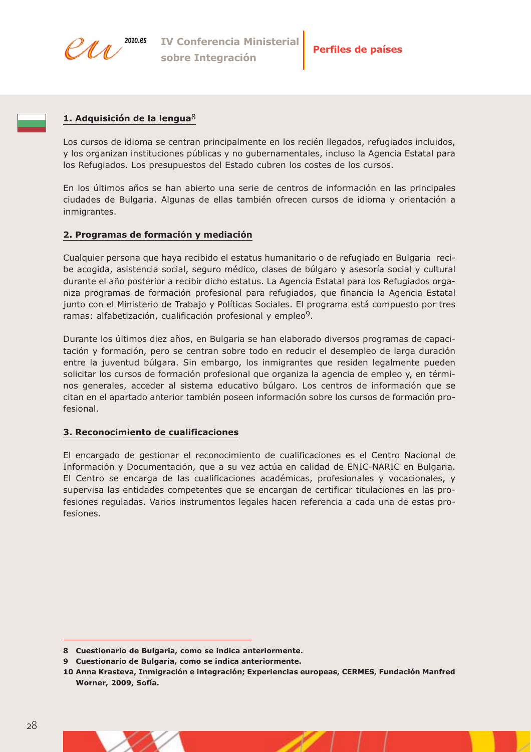## 1. Adquisición de la lengua[8]

Los cursos de idioma se centran principalmente en los recién llegados, refugiados incluidos, y los organizan instituciones públicas y no gubernamentales, incluso la Agencia Estatal para los Refugiados. Los presupuestos del Estado cubren los costes de los cursos.

En los últimos años se han abierto una serie de centros de información en las principales ciudades de Bulgaria. Algunas de ellas también ofrecen cursos de idioma y orientación a inmigrantes.

## 2. Programas de formación y mediación

Cualquier persona que haya recibido el estatus humanitario o de refugiado en Bulgaria recibe acogida, asistencia social, seguro médico, clases de búlgaro y asesoría social y cultural durante el año posterior a recibir dicho estatus. La Agencia Estatal para los Refugiados organiza programas de formación profesional para refugiados, que financia la Agencia Estatal junto con el Ministerio de Trabajo y Políticas Sociales. El programa está compuesto por tres ramas: alfabetización, cualificación profesional y empleo[9].

Durante los últimos diez años, en Bulgaria se han elaborado diversos programas de capacitación y formación, pero se centran sobre todo en reducir el desempleo de larga duración entre la juventud búlgara. Sin embargo, los inmigrantes que residen legalmente pueden solicitar los cursos de formación profesional que organiza la agencia de empleo y, en términos generales, acceder al sistema educativo búlgaro. Los centros de información que se citan en el apartado anterior también poseen información sobre los cursos de formación profesional.

## 3. Reconocimiento de cualificaciones

El encargado de gestionar el reconocimiento de cualificaciones es el Centro Nacional de Información y Documentación, que a su vez actúa en calidad de ENIC-NARIC en Bulgaria. El Centro se encarga de las cualificaciones académicas, profesionales y vocacionales, y supervisa las entidades competentes que se encargan de certificar titulaciones en las profesiones reguladas. Varios instrumentos legales hacen referencia a cada una de estas profesiones.

---

**8 Cuestionario de Bulgaria, como se indica anteriormente.**

**9 Cuestionario de Bulgaria, como se indica anteriormente.**

**10 Anna Krasteva, Inmigración e integración; Experiencias europeas, CERMES, Fundación Manfred Worner, 2009, Sofía.**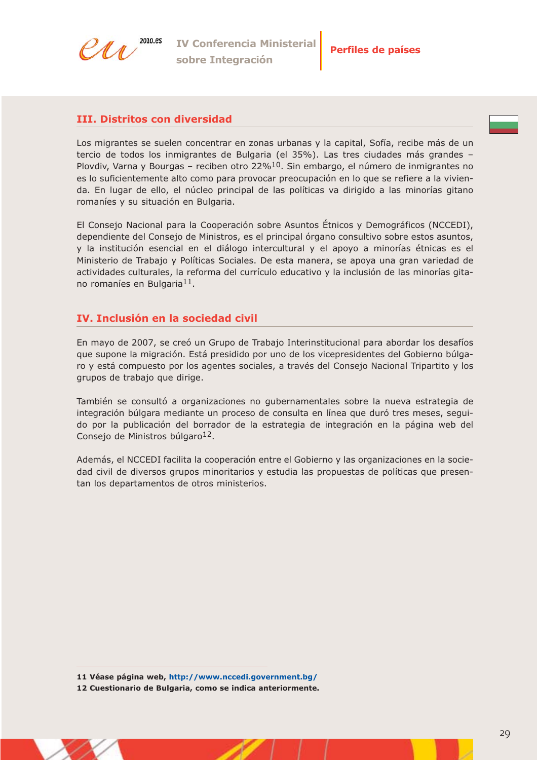## III. Distritos con diversidad

Los migrantes se suelen concentrar en zonas urbanas y la capital, Sofía, recibe más de un tercio de todos los inmigrantes de Bulgaria (el 35%). Las tres ciudades más grandes – Plovdiv, Varna y Bourgas – reciben otro 22%[10]. Sin embargo, el número de inmigrantes no es lo suficientemente alto como para provocar preocupación en lo que se refiere a la vivienda. En lugar de ello, el núcleo principal de las políticas va dirigido a las minorías gitano romaníes y su situación en Bulgaria.

El Consejo Nacional para la Cooperación sobre Asuntos Étnicos y Demográficos (NCCEDI), dependiente del Consejo de Ministros, es el principal órgano consultivo sobre estos asuntos, y la institución esencial en el diálogo intercultural y el apoyo a minorías étnicas es el Ministerio de Trabajo y Políticas Sociales. De esta manera, se apoya una gran variedad de actividades culturales, la reforma del currículo educativo y la inclusión de las minorías gitano romaníes en Bulgaria[11].

## IV. Inclusión en la sociedad civil

En mayo de 2007, se creó un Grupo de Trabajo Interinstitucional para abordar los desafíos que supone la migración. Está presidido por uno de los vicepresidentes del Gobierno búlgaro y está compuesto por los agentes sociales, a través del Consejo Nacional Tripartito y los grupos de trabajo que dirige.

También se consultó a organizaciones no gubernamentales sobre la nueva estrategia de integración búlgara mediante un proceso de consulta en línea que duró tres meses, seguido por la publicación del borrador de la estrategia de integración en la página web del Consejo de Ministros búlgaro[12].

Además, el NCCEDI facilita la cooperación entre el Gobierno y las organizaciones en la sociedad civil de diversos grupos minoritarios y estudia las propuestas de políticas que presentan los departamentos de otros ministerios.

---

**11 Véase página web, http://www.nccedi.government.bg/**

**12 Cuestionario de Bulgaria, como se indica anteriormente.**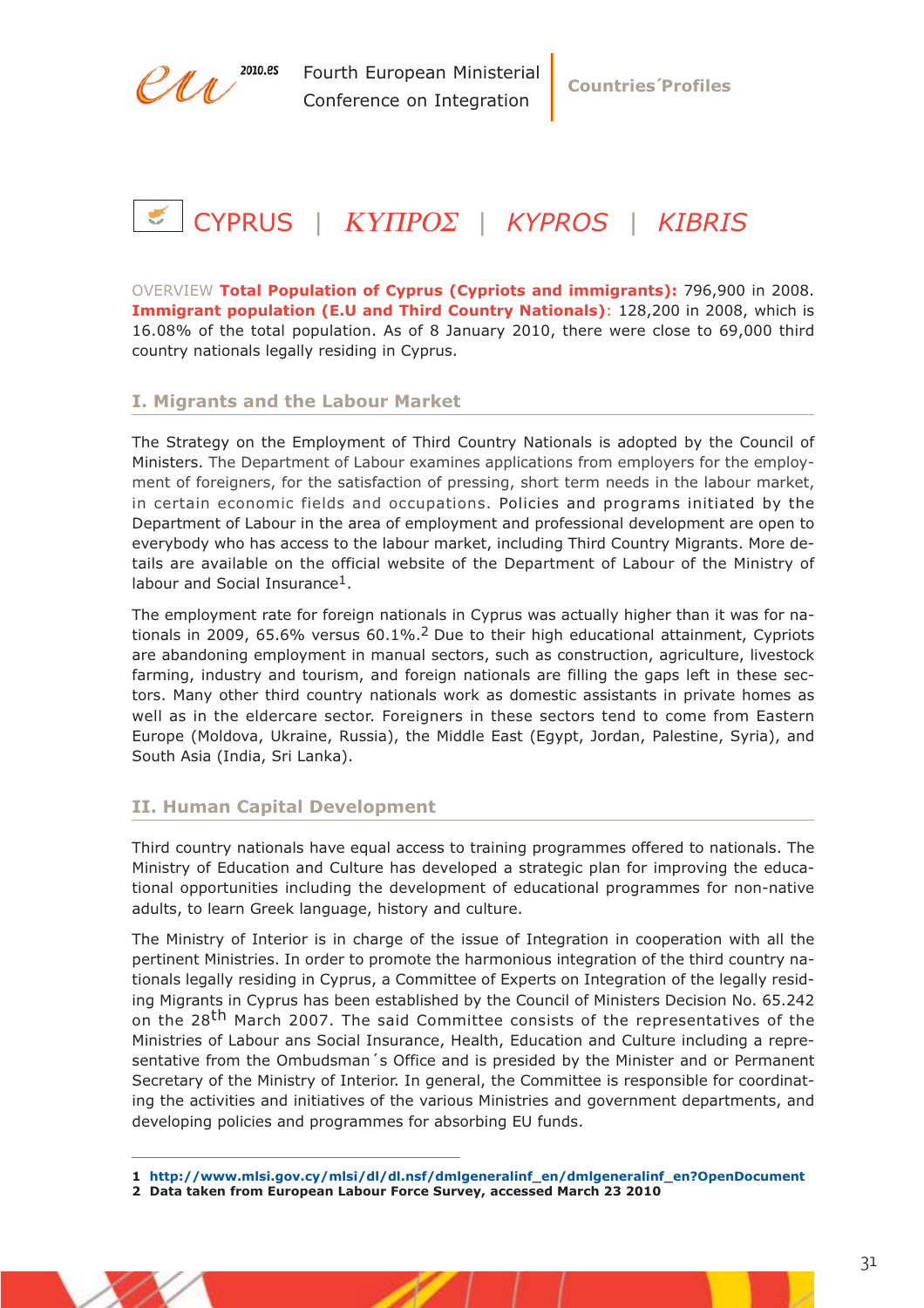# CYPRUS | ΚΥΠΡΟΣ | KYPROS | KIBRIS

OVERVIEW **Total Population of Cyprus (Cypriots and immigrants):** 796,900 in 2008. **Immigrant population (E.U and Third Country Nationals)**: 128,200 in 2008, which is 16.08% of the total population. As of 8 January 2010, there were close to 69,000 third country nationals legally residing in Cyprus.

## I. Migrants and the Labour Market

The Strategy on the Employment of Third Country Nationals is adopted by the Council of Ministers. The Department of Labour examines applications from employers for the employment of foreigners, for the satisfaction of pressing, short term needs in the labour market, in certain economic fields and occupations. Policies and programs initiated by the Department of Labour in the area of employment and professional development are open to everybody who has access to the labour market, including Third Country Migrants. More details are available on the official website of the Department of Labour of the Ministry of labour and Social Insurance[1].

The employment rate for foreign nationals in Cyprus was actually higher than it was for nationals in 2009, 65.6% versus 60.1%.[2] Due to their high educational attainment, Cypriots are abandoning employment in manual sectors, such as construction, agriculture, livestock farming, industry and tourism, and foreign nationals are filling the gaps left in these sectors. Many other third country nationals work as domestic assistants in private homes as well as in the eldercare sector. Foreigners in these sectors tend to come from Eastern Europe (Moldova, Ukraine, Russia), the Middle East (Egypt, Jordan, Palestine, Syria), and South Asia (India, Sri Lanka).

## II. Human Capital Development

Third country nationals have equal access to training programmes offered to nationals. The Ministry of Education and Culture has developed a strategic plan for improving the educational opportunities including the development of educational programmes for non-native adults, to learn Greek language, history and culture.

The Ministry of Interior is in charge of the issue of Integration in cooperation with all the pertinent Ministries. In order to promote the harmonious integration of the third country nationals legally residing in Cyprus, a Committee of Experts on Integration of the legally residing Migrants in Cyprus has been established by the Council of Ministers Decision No. 65.242 on the 28th March 2007. The said Committee consists of the representatives of the Ministries of Labour ans Social Insurance, Health, Education and Culture including a representative from the Ombudsman´s Office and is presided by the Minister and or Permanent Secretary of the Ministry of Interior. In general, the Committee is responsible for coordinating the activities and initiatives of the various Ministries and government departments, and developing policies and programmes for absorbing EU funds.

---

**1 http://www.mlsi.gov.cy/mlsi/dl/dl.nsf/dmlgeneralinf_en/dmlgeneralinf_en?OpenDocument**
**2 Data taken from European Labour Force Survey, accessed March 23 2010**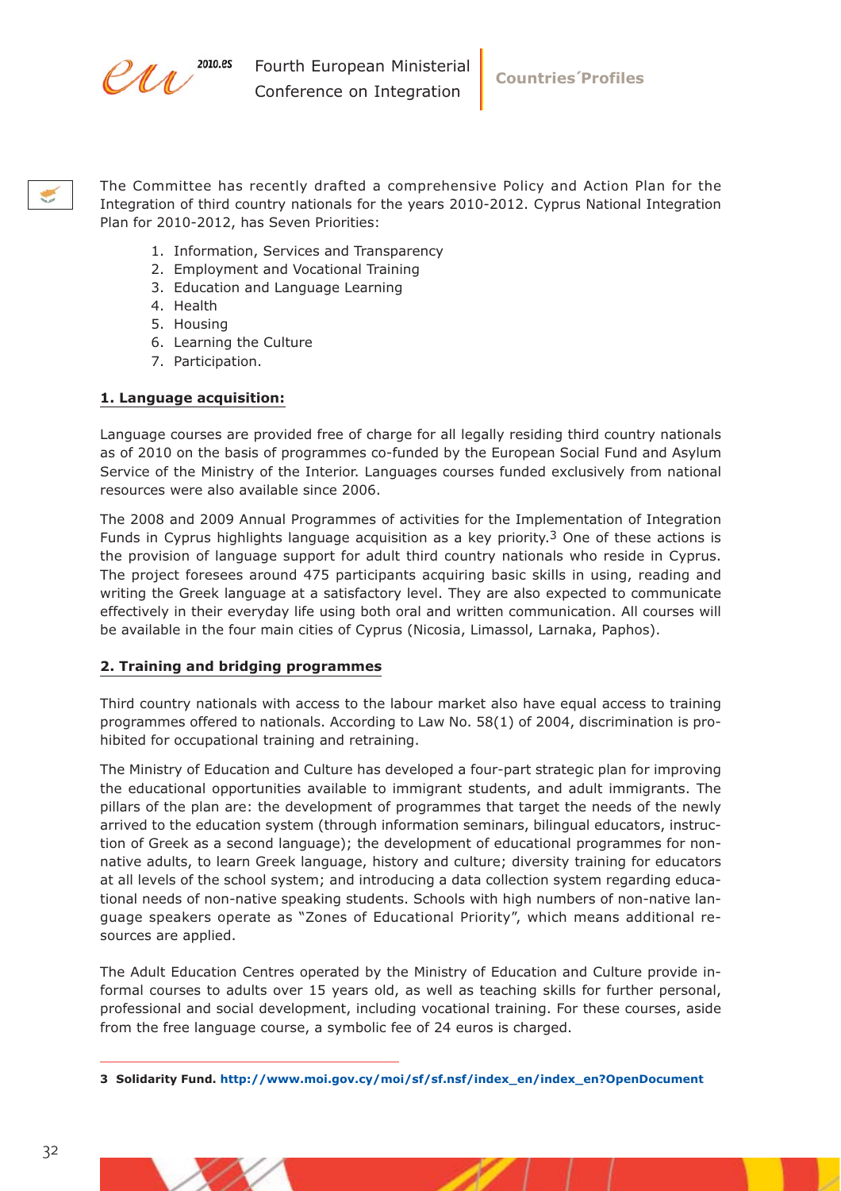The Committee has recently drafted a comprehensive Policy and Action Plan for the Integration of third country nationals for the years 2010-2012. Cyprus National Integration Plan for 2010-2012, has Seven Priorities:

1. Information, Services and Transparency
2. Employment and Vocational Training
3. Education and Language Learning
4. Health
5. Housing
6. Learning the Culture
7. Participation.

**1. Language acquisition:**

Language courses are provided free of charge for all legally residing third country nationals as of 2010 on the basis of programmes co-funded by the European Social Fund and Asylum Service of the Ministry of the Interior. Languages courses funded exclusively from national resources were also available since 2006.

The 2008 and 2009 Annual Programmes of activities for the Implementation of Integration Funds in Cyprus highlights language acquisition as a key priority.[3] One of these actions is the provision of language support for adult third country nationals who reside in Cyprus. The project foresees around 475 participants acquiring basic skills in using, reading and writing the Greek language at a satisfactory level. They are also expected to communicate effectively in their everyday life using both oral and written communication. All courses will be available in the four main cities of Cyprus (Nicosia, Limassol, Larnaka, Paphos).

**2. Training and bridging programmes**

Third country nationals with access to the labour market also have equal access to training programmes offered to nationals. According to Law No. 58(1) of 2004, discrimination is prohibited for occupational training and retraining.

The Ministry of Education and Culture has developed a four-part strategic plan for improving the educational opportunities available to immigrant students, and adult immigrants. The pillars of the plan are: the development of programmes that target the needs of the newly arrived to the education system (through information seminars, bilingual educators, instruction of Greek as a second language); the development of educational programmes for non-native adults, to learn Greek language, history and culture; diversity training for educators at all levels of the school system; and introducing a data collection system regarding educational needs of non-native speaking students. Schools with high numbers of non-native language speakers operate as "Zones of Educational Priority", which means additional resources are applied.

The Adult Education Centres operated by the Ministry of Education and Culture provide informal courses to adults over 15 years old, as well as teaching skills for further personal, professional and social development, including vocational training. For these courses, aside from the free language course, a symbolic fee of 24 euros is charged.

---

**3 Solidarity Fund.** http://www.moi.gov.cy/moi/sf/sf.nsf/index_en/index_en?OpenDocument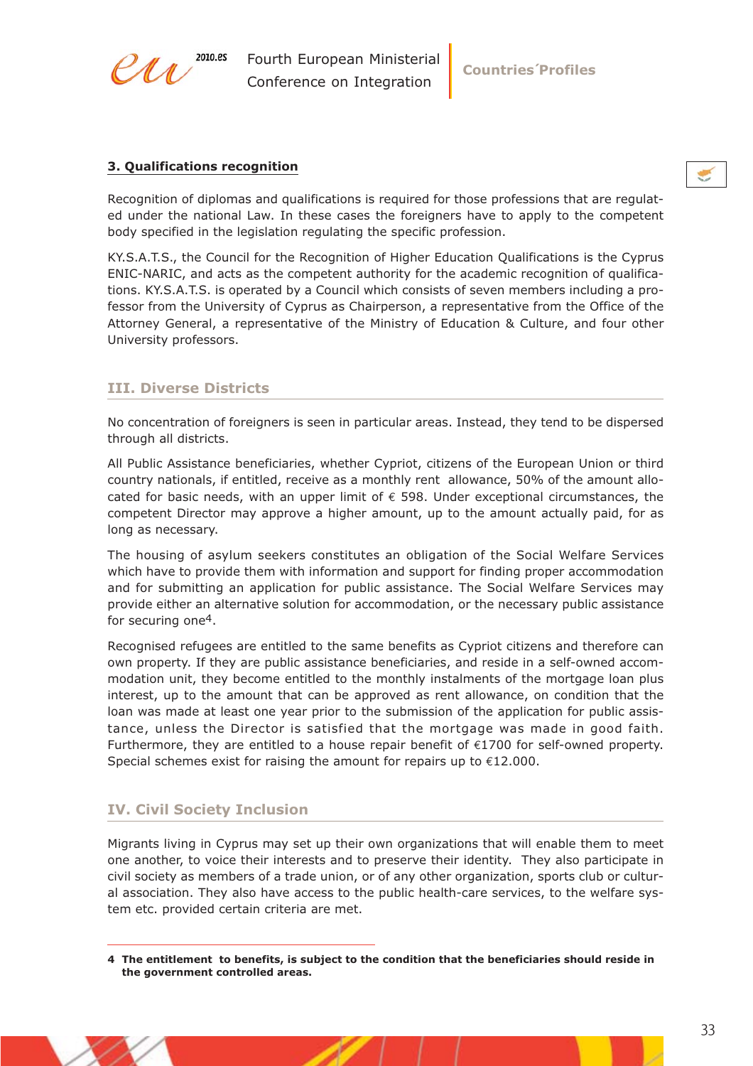### 3. Qualifications recognition

Recognition of diplomas and qualifications is required for those professions that are regulated under the national Law. In these cases the foreigners have to apply to the competent body specified in the legislation regulating the specific profession.

KY.S.A.T.S., the Council for the Recognition of Higher Education Qualifications is the Cyprus ENIC-NARIC, and acts as the competent authority for the academic recognition of qualifications. KY.S.A.T.S. is operated by a Council which consists of seven members including a professor from the University of Cyprus as Chairperson, a representative from the Office of the Attorney General, a representative of the Ministry of Education & Culture, and four other University professors.

## III. Diverse Districts

No concentration of foreigners is seen in particular areas. Instead, they tend to be dispersed through all districts.

All Public Assistance beneficiaries, whether Cypriot, citizens of the European Union or third country nationals, if entitled, receive as a monthly rent allowance, 50% of the amount allocated for basic needs, with an upper limit of € 598. Under exceptional circumstances, the competent Director may approve a higher amount, up to the amount actually paid, for as long as necessary.

The housing of asylum seekers constitutes an obligation of the Social Welfare Services which have to provide them with information and support for finding proper accommodation and for submitting an application for public assistance. The Social Welfare Services may provide either an alternative solution for accommodation, or the necessary public assistance for securing one[4].

Recognised refugees are entitled to the same benefits as Cypriot citizens and therefore can own property. If they are public assistance beneficiaries, and reside in a self-owned accommodation unit, they become entitled to the monthly instalments of the mortgage loan plus interest, up to the amount that can be approved as rent allowance, on condition that the loan was made at least one year prior to the submission of the application for public assistance, unless the Director is satisfied that the mortgage was made in good faith. Furthermore, they are entitled to a house repair benefit of €1700 for self-owned property. Special schemes exist for raising the amount for repairs up to €12.000.

## IV. Civil Society Inclusion

Migrants living in Cyprus may set up their own organizations that will enable them to meet one another, to voice their interests and to preserve their identity. They also participate in civil society as members of a trade union, or of any other organization, sports club or cultural association. They also have access to the public health-care services, to the welfare system etc. provided certain criteria are met.

---

**4 The entitlement to benefits, is subject to the condition that the beneficiaries should reside in the government controlled areas.**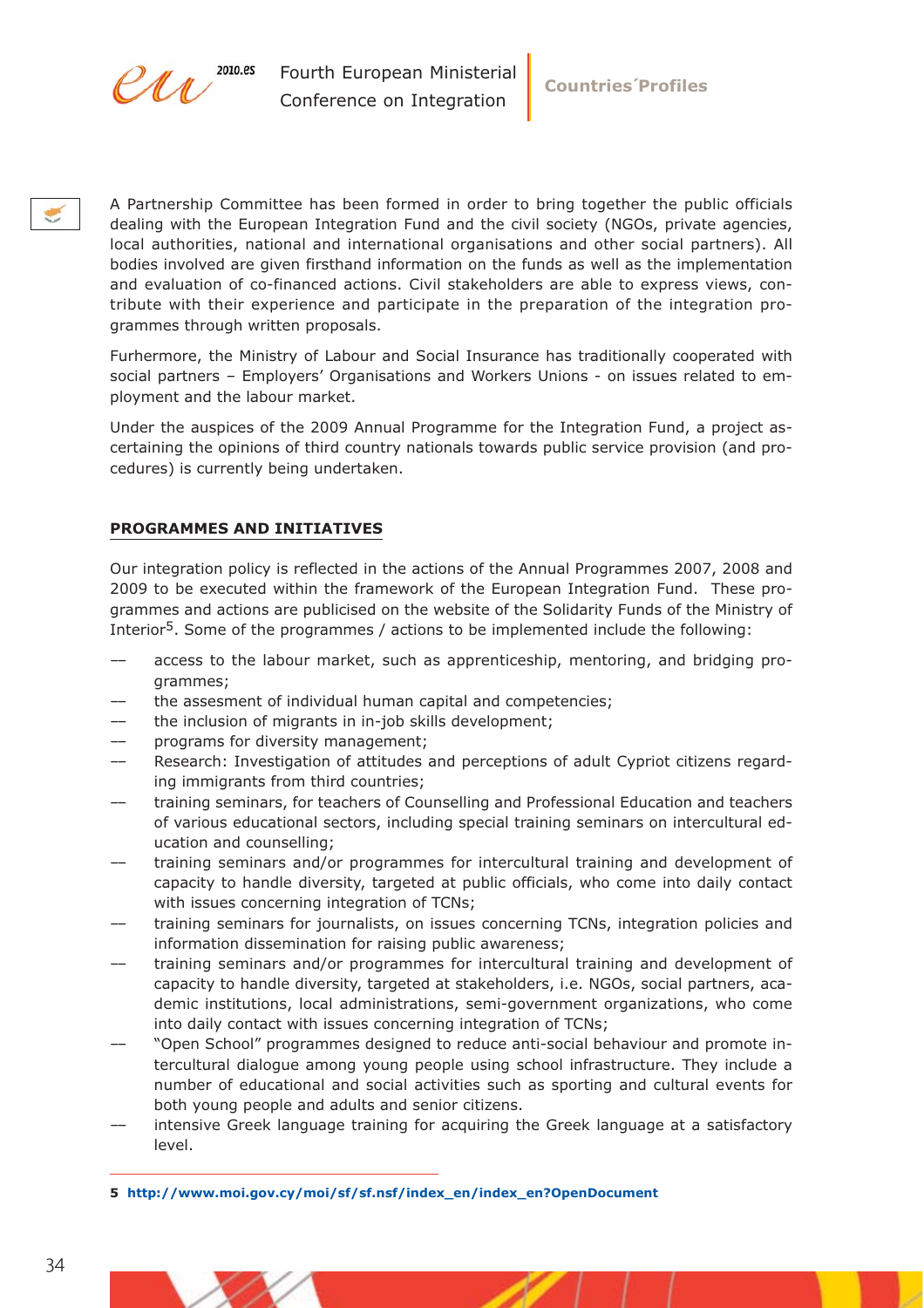A Partnership Committee has been formed in order to bring together the public officials dealing with the European Integration Fund and the civil society (NGOs, private agencies, local authorities, national and international organisations and other social partners). All bodies involved are given firsthand information on the funds as well as the implementation and evaluation of co-financed actions. Civil stakeholders are able to express views, contribute with their experience and participate in the preparation of the integration programmes through written proposals.

Furhermore, the Ministry of Labour and Social Insurance has traditionally cooperated with social partners – Employers' Organisations and Workers Unions - on issues related to employment and the labour market.

Under the auspices of the 2009 Annual Programme for the Integration Fund, a project ascertaining the opinions of third country nationals towards public service provision (and procedures) is currently being undertaken.

## PROGRAMMES AND INITIATIVES

Our integration policy is reflected in the actions of the Annual Programmes 2007, 2008 and 2009 to be executed within the framework of the European Integration Fund. These programmes and actions are publicised on the website of the Solidarity Funds of the Ministry of Interior[5]. Some of the programmes / actions to be implemented include the following:

- access to the labour market, such as apprenticeship, mentoring, and bridging programmes;
- the assesment of individual human capital and competencies;
- the inclusion of migrants in in-job skills development;
- programs for diversity management;
- Research: Investigation of attitudes and perceptions of adult Cypriot citizens regarding immigrants from third countries;
- training seminars, for teachers of Counselling and Professional Education and teachers of various educational sectors, including special training seminars on intercultural education and counselling;
- training seminars and/or programmes for intercultural training and development of capacity to handle diversity, targeted at public officials, who come into daily contact with issues concerning integration of TCNs;
- training seminars for journalists, on issues concerning TCNs, integration policies and information dissemination for raising public awareness;
- training seminars and/or programmes for intercultural training and development of capacity to handle diversity, targeted at stakeholders, i.e. NGOs, social partners, academic institutions, local administrations, semi-government organizations, who come into daily contact with issues concerning integration of TCNs;
- "Open School" programmes designed to reduce anti-social behaviour and promote intercultural dialogue among young people using school infrastructure. They include a number of educational and social activities such as sporting and cultural events for both young people and adults and senior citizens.
- intensive Greek language training for acquiring the Greek language at a satisfactory level.

---

**5 http://www.moi.gov.cy/moi/sf/sf.nsf/index_en/index_en?OpenDocument**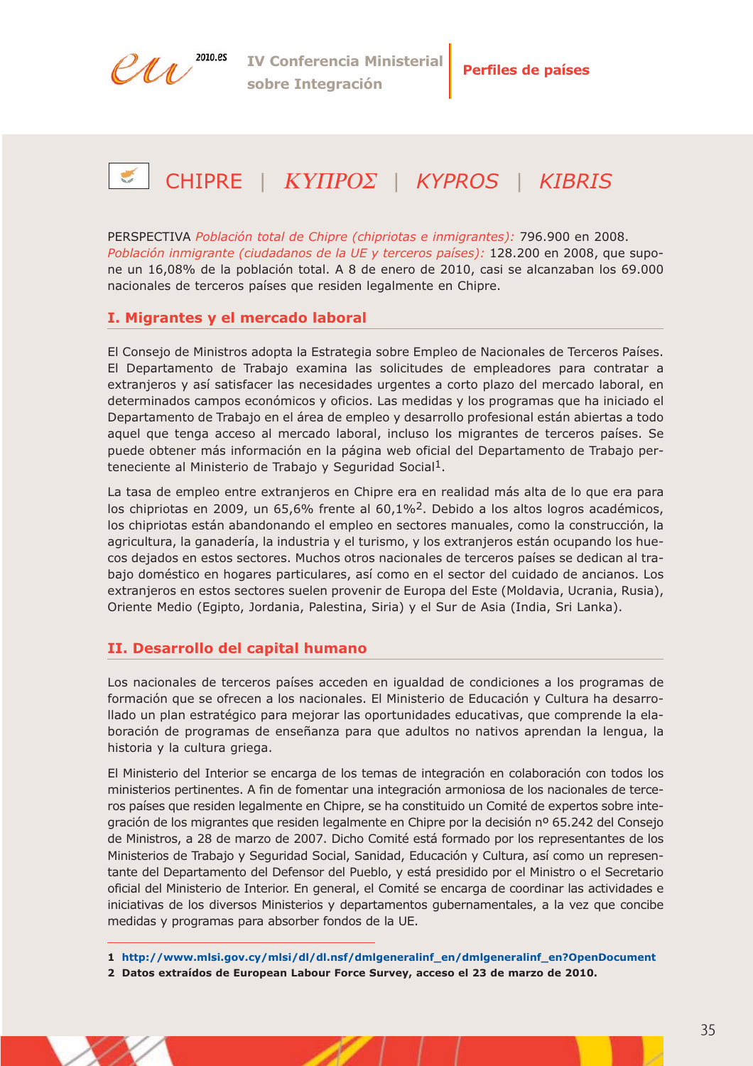# CHIPRE | *ΚΥΠΡΟΣ* | *KYPROS* | *KIBRIS*

PERSPECTIVA *Población total de Chipre (chipriotas e inmigrantes):* 796.900 en 2008. *Población inmigrante (ciudadanos de la UE y terceros países):* 128.200 en 2008, que supone un 16,08% de la población total. A 8 de enero de 2010, casi se alcanzaban los 69.000 nacionales de terceros países que residen legalmente en Chipre.

## I. Migrantes y el mercado laboral

El Consejo de Ministros adopta la Estrategia sobre Empleo de Nacionales de Terceros Países. El Departamento de Trabajo examina las solicitudes de empleadores para contratar a extranjeros y así satisfacer las necesidades urgentes a corto plazo del mercado laboral, en determinados campos económicos y oficios. Las medidas y los programas que ha iniciado el Departamento de Trabajo en el área de empleo y desarrollo profesional están abiertas a todo aquel que tenga acceso al mercado laboral, incluso los migrantes de terceros países. Se puede obtener más información en la página web oficial del Departamento de Trabajo perteneciente al Ministerio de Trabajo y Seguridad Social[1].

La tasa de empleo entre extranjeros en Chipre era en realidad más alta de lo que era para los chipriotas en 2009, un 65,6% frente al 60,1%[2]. Debido a los altos logros académicos, los chipriotas están abandonando el empleo en sectores manuales, como la construcción, la agricultura, la ganadería, la industria y el turismo, y los extranjeros están ocupando los huecos dejados en estos sectores. Muchos otros nacionales de terceros países se dedican al trabajo doméstico en hogares particulares, así como en el sector del cuidado de ancianos. Los extranjeros en estos sectores suelen provenir de Europa del Este (Moldavia, Ucrania, Rusia), Oriente Medio (Egipto, Jordania, Palestina, Siria) y el Sur de Asia (India, Sri Lanka).

## II. Desarrollo del capital humano

Los nacionales de terceros países acceden en igualdad de condiciones a los programas de formación que se ofrecen a los nacionales. El Ministerio de Educación y Cultura ha desarrollado un plan estratégico para mejorar las oportunidades educativas, que comprende la elaboración de programas de enseñanza para que adultos no nativos aprendan la lengua, la historia y la cultura griega.

El Ministerio del Interior se encarga de los temas de integración en colaboración con todos los ministerios pertinentes. A fin de fomentar una integración armoniosa de los nacionales de terceros países que residen legalmente en Chipre, se ha constituido un Comité de expertos sobre integración de los migrantes que residen legalmente en Chipre por la decisión nº 65.242 del Consejo de Ministros, a 28 de marzo de 2007. Dicho Comité está formado por los representantes de los Ministerios de Trabajo y Seguridad Social, Sanidad, Educación y Cultura, así como un representante del Departamento del Defensor del Pueblo, y está presidido por el Ministro o el Secretario oficial del Ministerio de Interior. En general, el Comité se encarga de coordinar las actividades e iniciativas de los diversos Ministerios y departamentos gubernamentales, a la vez que concibe medidas y programas para absorber fondos de la UE.

---

**1 http://www.mlsi.gov.cy/mlsi/dl/dl.nsf/dmlgeneralinf_en/dmlgeneralinf_en?OpenDocument**

**2 Datos extraídos de European Labour Force Survey, acceso el 23 de marzo de 2010.**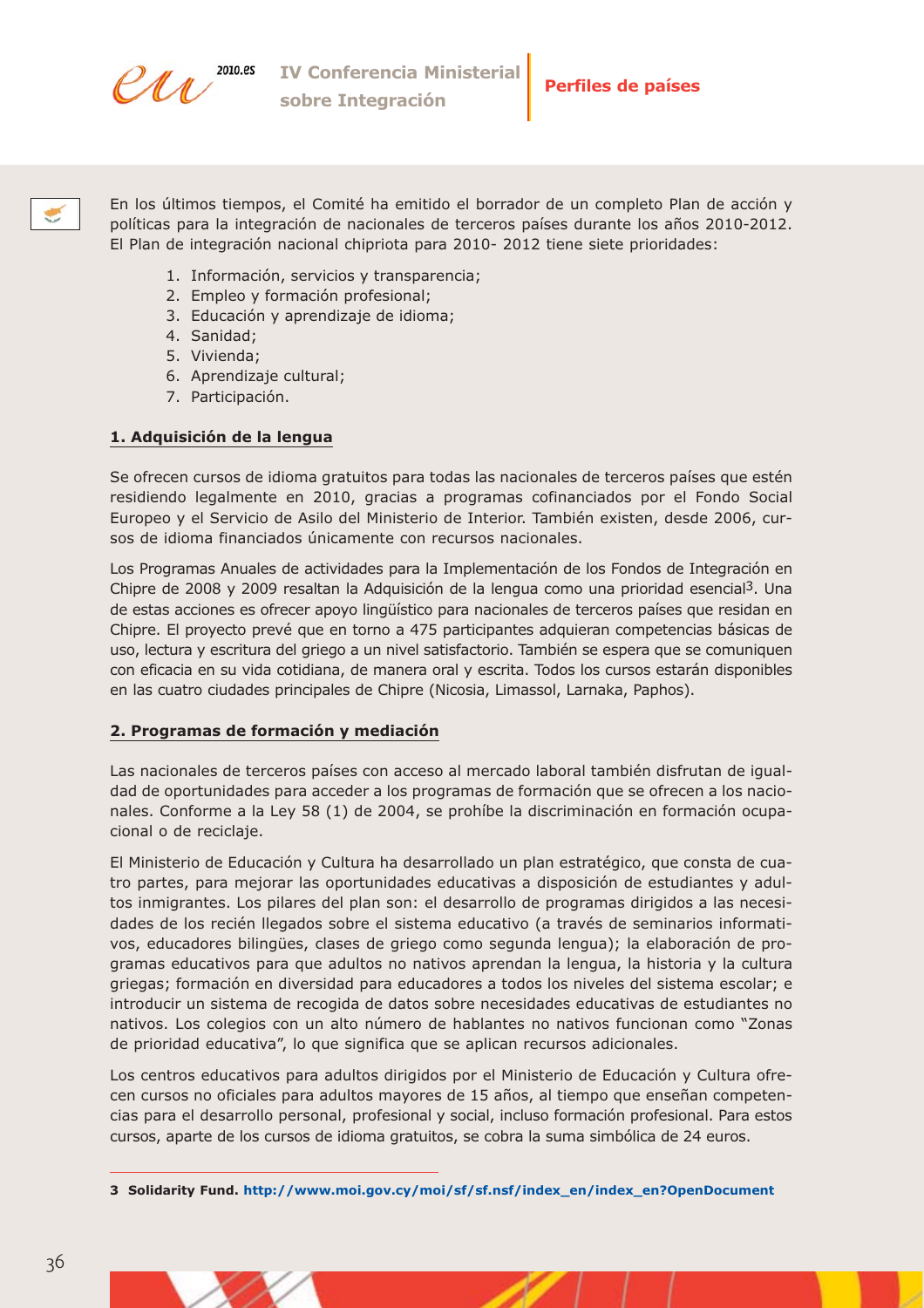En los últimos tiempos, el Comité ha emitido el borrador de un completo Plan de acción y políticas para la integración de nacionales de terceros países durante los años 2010-2012. El Plan de integración nacional chipriota para 2010- 2012 tiene siete prioridades:

1. Información, servicios y transparencia;
2. Empleo y formación profesional;
3. Educación y aprendizaje de idioma;
4. Sanidad;
5. Vivienda;
6. Aprendizaje cultural;
7. Participación.

## 1. Adquisición de la lengua

Se ofrecen cursos de idioma gratuitos para todas las nacionales de terceros países que estén residiendo legalmente en 2010, gracias a programas cofinanciados por el Fondo Social Europeo y el Servicio de Asilo del Ministerio de Interior. También existen, desde 2006, cursos de idioma financiados únicamente con recursos nacionales.

Los Programas Anuales de actividades para la Implementación de los Fondos de Integración en Chipre de 2008 y 2009 resaltan la Adquisición de la lengua como una prioridad esencial[3]. Una de estas acciones es ofrecer apoyo lingüístico para nacionales de terceros países que residan en Chipre. El proyecto prevé que en torno a 475 participantes adquieran competencias básicas de uso, lectura y escritura del griego a un nivel satisfactorio. También se espera que se comuniquen con eficacia en su vida cotidiana, de manera oral y escrita. Todos los cursos estarán disponibles en las cuatro ciudades principales de Chipre (Nicosia, Limassol, Larnaka, Paphos).

## 2. Programas de formación y mediación

Las nacionales de terceros países con acceso al mercado laboral también disfrutan de igualdad de oportunidades para acceder a los programas de formación que se ofrecen a los nacionales. Conforme a la Ley 58 (1) de 2004, se prohíbe la discriminación en formación ocupacional o de reciclaje.

El Ministerio de Educación y Cultura ha desarrollado un plan estratégico, que consta de cuatro partes, para mejorar las oportunidades educativas a disposición de estudiantes y adultos inmigrantes. Los pilares del plan son: el desarrollo de programas dirigidos a las necesidades de los recién llegados sobre el sistema educativo (a través de seminarios informativos, educadores bilingües, clases de griego como segunda lengua); la elaboración de programas educativos para que adultos no nativos aprendan la lengua, la historia y la cultura griegas; formación en diversidad para educadores a todos los niveles del sistema escolar; e introducir un sistema de recogida de datos sobre necesidades educativas de estudiantes no nativos. Los colegios con un alto número de hablantes no nativos funcionan como "Zonas de prioridad educativa", lo que significa que se aplican recursos adicionales.

Los centros educativos para adultos dirigidos por el Ministerio de Educación y Cultura ofrecen cursos no oficiales para adultos mayores de 15 años, al tiempo que enseñan competencias para el desarrollo personal, profesional y social, incluso formación profesional. Para estos cursos, aparte de los cursos de idioma gratuitos, se cobra la suma simbólica de 24 euros.

---

3 **Solidarity Fund.** http://www.moi.gov.cy/moi/sf/sf.nsf/index_en/index_en?OpenDocument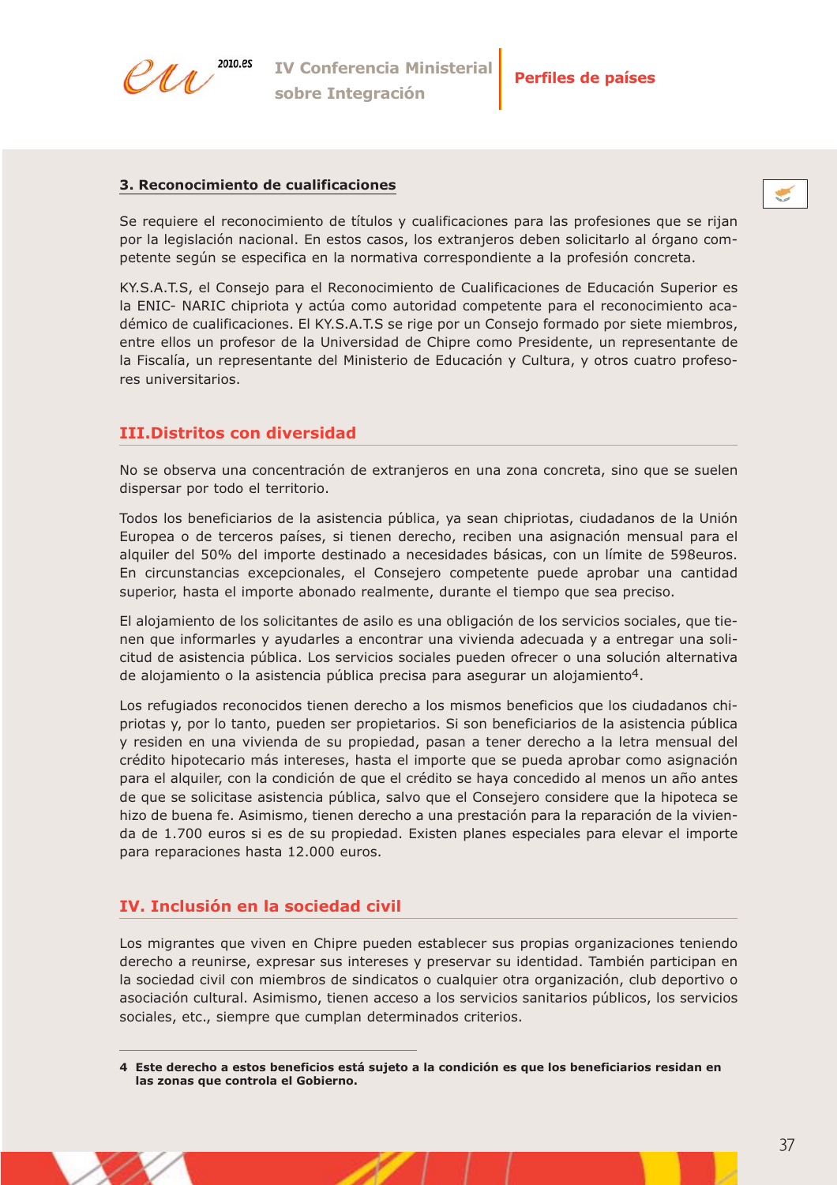### 3. Reconocimiento de cualificaciones

Se requiere el reconocimiento de títulos y cualificaciones para las profesiones que se rijan por la legislación nacional. En estos casos, los extranjeros deben solicitarlo al órgano competente según se especifica en la normativa correspondiente a la profesión concreta.

KY.S.A.T.S, el Consejo para el Reconocimiento de Cualificaciones de Educación Superior es la ENIC- NARIC chipriota y actúa como autoridad competente para el reconocimiento académico de cualificaciones. El KY.S.A.T.S se rige por un Consejo formado por siete miembros, entre ellos un profesor de la Universidad de Chipre como Presidente, un representante de la Fiscalía, un representante del Ministerio de Educación y Cultura, y otros cuatro profesores universitarios.

## III.Distritos con diversidad

No se observa una concentración de extranjeros en una zona concreta, sino que se suelen dispersar por todo el territorio.

Todos los beneficiarios de la asistencia pública, ya sean chipriotas, ciudadanos de la Unión Europea o de terceros países, si tienen derecho, reciben una asignación mensual para el alquiler del 50% del importe destinado a necesidades básicas, con un límite de 598euros. En circunstancias excepcionales, el Consejero competente puede aprobar una cantidad superior, hasta el importe abonado realmente, durante el tiempo que sea preciso.

El alojamiento de los solicitantes de asilo es una obligación de los servicios sociales, que tienen que informarles y ayudarles a encontrar una vivienda adecuada y a entregar una solicitud de asistencia pública. Los servicios sociales pueden ofrecer o una solución alternativa de alojamiento o la asistencia pública precisa para asegurar un alojamiento[4].

Los refugiados reconocidos tienen derecho a los mismos beneficios que los ciudadanos chipriotas y, por lo tanto, pueden ser propietarios. Si son beneficiarios de la asistencia pública y residen en una vivienda de su propiedad, pasan a tener derecho a la letra mensual del crédito hipotecario más intereses, hasta el importe que se pueda aprobar como asignación para el alquiler, con la condición de que el crédito se haya concedido al menos un año antes de que se solicitase asistencia pública, salvo que el Consejero considere que la hipoteca se hizo de buena fe. Asimismo, tienen derecho a una prestación para la reparación de la vivienda de 1.700 euros si es de su propiedad. Existen planes especiales para elevar el importe para reparaciones hasta 12.000 euros.

## IV. Inclusión en la sociedad civil

Los migrantes que viven en Chipre pueden establecer sus propias organizaciones teniendo derecho a reunirse, expresar sus intereses y preservar su identidad. También participan en la sociedad civil con miembros de sindicatos o cualquier otra organización, club deportivo o asociación cultural. Asimismo, tienen acceso a los servicios sanitarios públicos, los servicios sociales, etc., siempre que cumplan determinados criterios.

---

**4 Este derecho a estos beneficios está sujeto a la condición es que los beneficiarios residan en las zonas que controla el Gobierno.**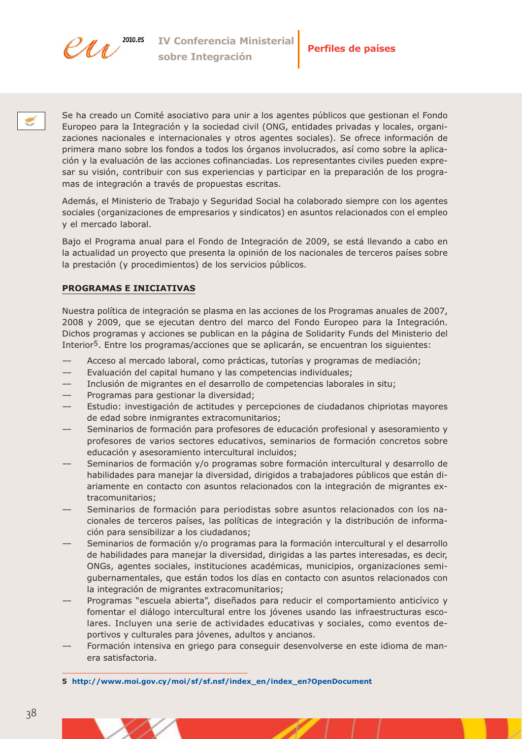Se ha creado un Comité asociativo para unir a los agentes públicos que gestionan el Fondo Europeo para la Integración y la sociedad civil (ONG, entidades privadas y locales, organizaciones nacionales e internacionales y otros agentes sociales). Se ofrece información de primera mano sobre los fondos a todos los órganos involucrados, así como sobre la aplicación y la evaluación de las acciones cofinanciadas. Los representantes civiles pueden expresar su visión, contribuir con sus experiencias y participar en la preparación de los programas de integración a través de propuestas escritas.

Además, el Ministerio de Trabajo y Seguridad Social ha colaborado siempre con los agentes sociales (organizaciones de empresarios y sindicatos) en asuntos relacionados con el empleo y el mercado laboral.

Bajo el Programa anual para el Fondo de Integración de 2009, se está llevando a cabo en la actualidad un proyecto que presenta la opinión de los nacionales de terceros países sobre la prestación (y procedimientos) de los servicios públicos.

## PROGRAMAS E INICIATIVAS

Nuestra política de integración se plasma en las acciones de los Programas anuales de 2007, 2008 y 2009, que se ejecutan dentro del marco del Fondo Europeo para la Integración. Dichos programas y acciones se publican en la página de Solidarity Funds del Ministerio del Interior[5]. Entre los programas/acciones que se aplicarán, se encuentran los siguientes:

- Acceso al mercado laboral, como prácticas, tutorías y programas de mediación;
- Evaluación del capital humano y las competencias individuales;
- Inclusión de migrantes en el desarrollo de competencias laborales in situ;
- Programas para gestionar la diversidad;
- Estudio: investigación de actitudes y percepciones de ciudadanos chipriotas mayores de edad sobre inmigrantes extracomunitarios;
- Seminarios de formación para profesores de educación profesional y asesoramiento y profesores de varios sectores educativos, seminarios de formación concretos sobre educación y asesoramiento intercultural incluidos;
- Seminarios de formación y/o programas sobre formación intercultural y desarrollo de habilidades para manejar la diversidad, dirigidos a trabajadores públicos que están diariamente en contacto con asuntos relacionados con la integración de migrantes extracomunitarios;
- Seminarios de formación para periodistas sobre asuntos relacionados con los nacionales de terceros países, las políticas de integración y la distribución de información para sensibilizar a los ciudadanos;
- Seminarios de formación y/o programas para la formación intercultural y el desarrollo de habilidades para manejar la diversidad, dirigidas a las partes interesadas, es decir, ONGs, agentes sociales, instituciones académicas, municipios, organizaciones semigubernamentales, que están todos los días en contacto con asuntos relacionados con la integración de migrantes extracomunitarios;
- Programas "escuela abierta", diseñados para reducir el comportamiento anticívico y fomentar el diálogo intercultural entre los jóvenes usando las infraestructuras escolares. Incluyen una serie de actividades educativas y sociales, como eventos deportivos y culturales para jóvenes, adultos y ancianos.
- Formación intensiva en griego para conseguir desenvolverse en este idioma de manera satisfactoria.

5 http://www.moi.gov.cy/moi/sf/sf.nsf/index_en/index_en?OpenDocument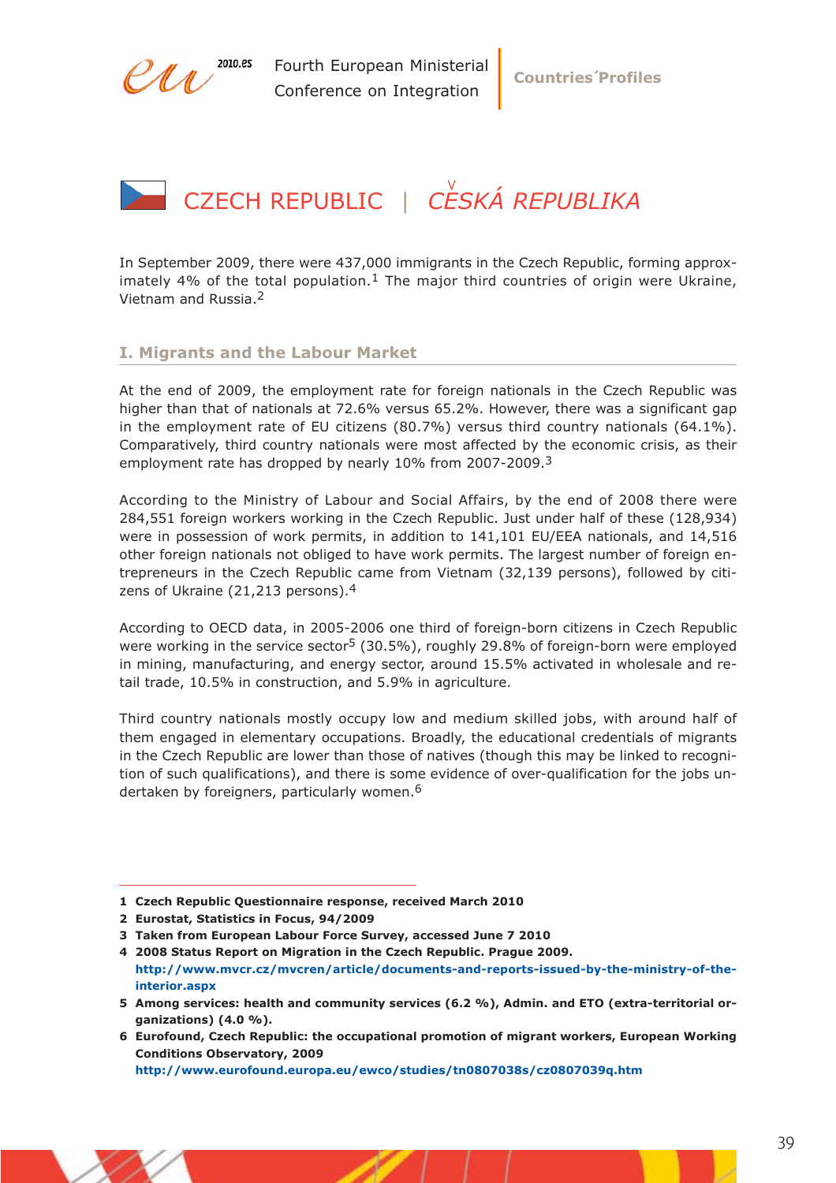# CZECH REPUBLIC | *ČESKÁ REPUBLIKA*

In September 2009, there were 437,000 immigrants in the Czech Republic, forming approximately 4% of the total population.[1] The major third countries of origin were Ukraine, Vietnam and Russia.[2]

## I. Migrants and the Labour Market

At the end of 2009, the employment rate for foreign nationals in the Czech Republic was higher than that of nationals at 72.6% versus 65.2%. However, there was a significant gap in the employment rate of EU citizens (80.7%) versus third country nationals (64.1%). Comparatively, third country nationals were most affected by the economic crisis, as their employment rate has dropped by nearly 10% from 2007-2009.[3]

According to the Ministry of Labour and Social Affairs, by the end of 2008 there were 284,551 foreign workers working in the Czech Republic. Just under half of these (128,934) were in possession of work permits, in addition to 141,101 EU/EEA nationals, and 14,516 other foreign nationals not obliged to have work permits. The largest number of foreign entrepreneurs in the Czech Republic came from Vietnam (32,139 persons), followed by citizens of Ukraine (21,213 persons).[4]

According to OECD data, in 2005-2006 one third of foreign-born citizens in Czech Republic were working in the service sector[5] (30.5%), roughly 29.8% of foreign-born were employed in mining, manufacturing, and energy sector, around 15.5% activated in wholesale and retail trade, 10.5% in construction, and 5.9% in agriculture.

Third country nationals mostly occupy low and medium skilled jobs, with around half of them engaged in elementary occupations. Broadly, the educational credentials of migrants in the Czech Republic are lower than those of natives (though this may be linked to recognition of such qualifications), and there is some evidence of over-qualification for the jobs undertaken by foreigners, particularly women.[6]

---

**1** **Czech Republic Questionnaire response, received March 2010**

**2** **Eurostat, Statistics in Focus, 94/2009**

**3** **Taken from European Labour Force Survey, accessed June 7 2010**

**4** **2008 Status Report on Migration in the Czech Republic. Prague 2009. http://www.mvcr.cz/mvcren/article/documents-and-reports-issued-by-the-ministry-of-the-interior.aspx**

**5** **Among services: health and community services (6.2 %), Admin. and ETO (extra-territorial organizations) (4.0 %).**

**6** **Eurofound, Czech Republic: the occupational promotion of migrant workers, European Working Conditions Observatory, 2009 http://www.eurofound.europa.eu/ewco/studies/tn0807038s/cz0807039q.htm**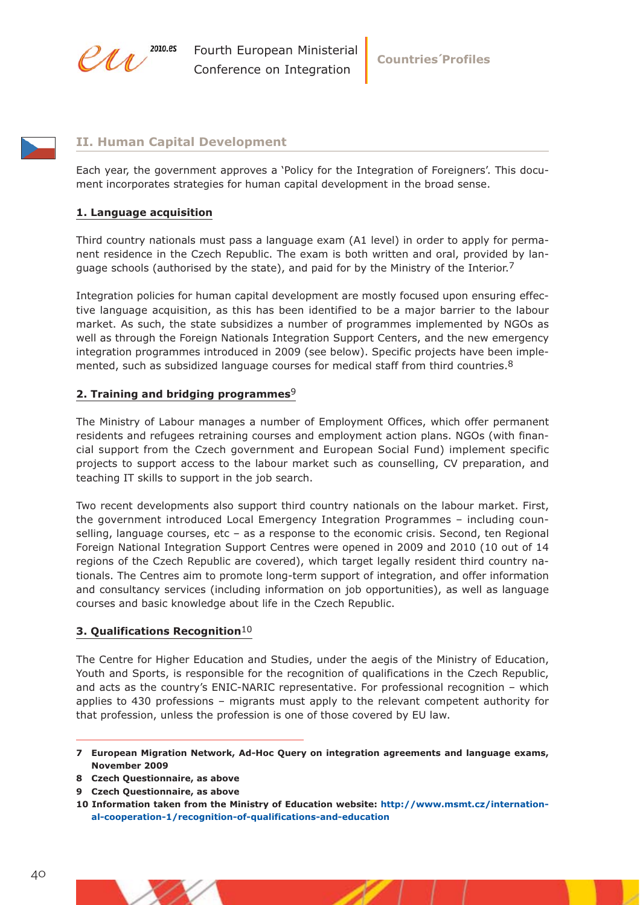## II. Human Capital Development

Each year, the government approves a 'Policy for the Integration of Foreigners'. This document incorporates strategies for human capital development in the broad sense.

### 1. Language acquisition

Third country nationals must pass a language exam (A1 level) in order to apply for permanent residence in the Czech Republic. The exam is both written and oral, provided by language schools (authorised by the state), and paid for by the Ministry of the Interior.[7]

Integration policies for human capital development are mostly focused upon ensuring effective language acquisition, as this has been identified to be a major barrier to the labour market. As such, the state subsidizes a number of programmes implemented by NGOs as well as through the Foreign Nationals Integration Support Centers, and the new emergency integration programmes introduced in 2009 (see below). Specific projects have been implemented, such as subsidized language courses for medical staff from third countries.[8]

### 2. Training and bridging programmes[9]

The Ministry of Labour manages a number of Employment Offices, which offer permanent residents and refugees retraining courses and employment action plans. NGOs (with financial support from the Czech government and European Social Fund) implement specific projects to support access to the labour market such as counselling, CV preparation, and teaching IT skills to support in the job search.

Two recent developments also support third country nationals on the labour market. First, the government introduced Local Emergency Integration Programmes – including counselling, language courses, etc – as a response to the economic crisis. Second, ten Regional Foreign National Integration Support Centres were opened in 2009 and 2010 (10 out of 14 regions of the Czech Republic are covered), which target legally resident third country nationals. The Centres aim to promote long-term support of integration, and offer information and consultancy services (including information on job opportunities), as well as language courses and basic knowledge about life in the Czech Republic.

### 3. Qualifications Recognition[10]

The Centre for Higher Education and Studies, under the aegis of the Ministry of Education, Youth and Sports, is responsible for the recognition of qualifications in the Czech Republic, and acts as the country's ENIC-NARIC representative. For professional recognition – which applies to 430 professions – migrants must apply to the relevant competent authority for that profession, unless the profession is one of those covered by EU law.

---

**7 European Migration Network, Ad-Hoc Query on integration agreements and language exams, November 2009**

**8 Czech Questionnaire, as above**

**9 Czech Questionnaire, as above**

**10 Information taken from the Ministry of Education website: http://www.msmt.cz/international-cooperation-1/recognition-of-qualifications-and-education**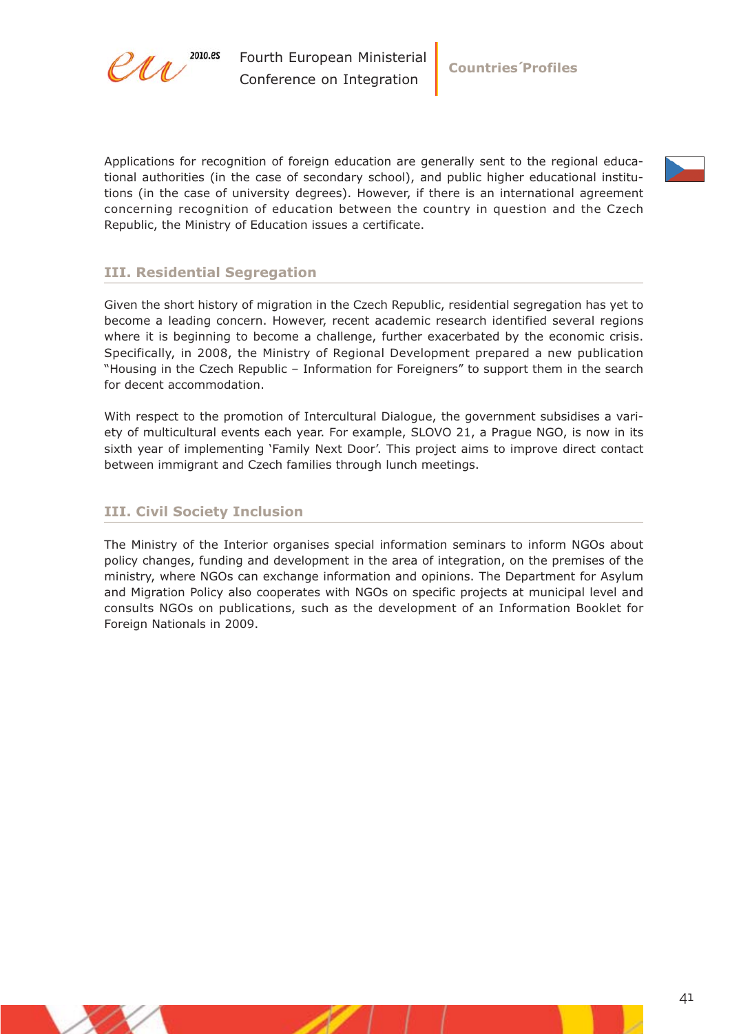Applications for recognition of foreign education are generally sent to the regional educational authorities (in the case of secondary school), and public higher educational institutions (in the case of university degrees). However, if there is an international agreement concerning recognition of education between the country in question and the Czech Republic, the Ministry of Education issues a certificate.

## III. Residential Segregation

Given the short history of migration in the Czech Republic, residential segregation has yet to become a leading concern. However, recent academic research identified several regions where it is beginning to become a challenge, further exacerbated by the economic crisis. Specifically, in 2008, the Ministry of Regional Development prepared a new publication "Housing in the Czech Republic – Information for Foreigners" to support them in the search for decent accommodation.

With respect to the promotion of Intercultural Dialogue, the government subsidises a variety of multicultural events each year. For example, SLOVO 21, a Prague NGO, is now in its sixth year of implementing 'Family Next Door'. This project aims to improve direct contact between immigrant and Czech families through lunch meetings.

## III. Civil Society Inclusion

The Ministry of the Interior organises special information seminars to inform NGOs about policy changes, funding and development in the area of integration, on the premises of the ministry, where NGOs can exchange information and opinions. The Department for Asylum and Migration Policy also cooperates with NGOs on specific projects at municipal level and consults NGOs on publications, such as the development of an Information Booklet for Foreign Nationals in 2009.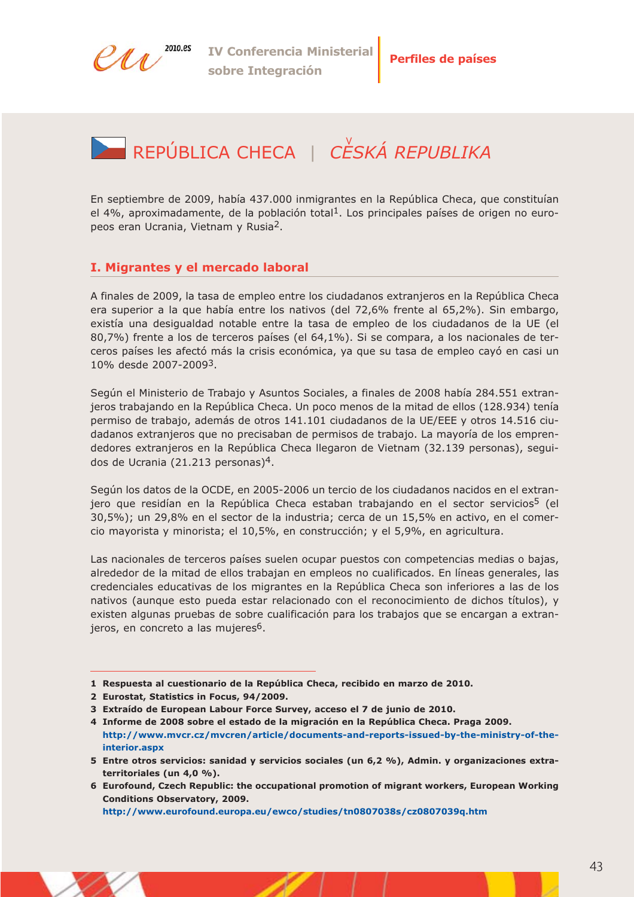# REPÚBLICA CHECA | *ČESKÁ REPUBLIKA*

En septiembre de 2009, había 437.000 inmigrantes en la República Checa, que constituían el 4%, aproximadamente, de la población total[1]. Los principales países de origen no europeos eran Ucrania, Vietnam y Rusia[2].

## I. Migrantes y el mercado laboral

A finales de 2009, la tasa de empleo entre los ciudadanos extranjeros en la República Checa era superior a la que había entre los nativos (del 72,6% frente al 65,2%). Sin embargo, existía una desigualdad notable entre la tasa de empleo de los ciudadanos de la UE (el 80,7%) frente a los de terceros países (el 64,1%). Si se compara, a los nacionales de terceros países les afectó más la crisis económica, ya que su tasa de empleo cayó en casi un 10% desde 2007-2009[3].

Según el Ministerio de Trabajo y Asuntos Sociales, a finales de 2008 había 284.551 extranjeros trabajando en la República Checa. Un poco menos de la mitad de ellos (128.934) tenía permiso de trabajo, además de otros 141.101 ciudadanos de la UE/EEE y otros 14.516 ciudadanos extranjeros que no precisaban de permisos de trabajo. La mayoría de los emprendedores extranjeros en la República Checa llegaron de Vietnam (32.139 personas), seguidos de Ucrania (21.213 personas)[4].

Según los datos de la OCDE, en 2005-2006 un tercio de los ciudadanos nacidos en el extranjero que residían en la República Checa estaban trabajando en el sector servicios[5] (el 30,5%); un 29,8% en el sector de la industria; cerca de un 15,5% en activo, en el comercio mayorista y minorista; el 10,5%, en construcción; y el 5,9%, en agricultura.

Las nacionales de terceros países suelen ocupar puestos con competencias medias o bajas, alrededor de la mitad de ellos trabajan en empleos no cualificados. En líneas generales, las credenciales educativas de los migrantes en la República Checa son inferiores a las de los nativos (aunque esto pueda estar relacionado con el reconocimiento de dichos títulos), y existen algunas pruebas de sobre cualificación para los trabajos que se encargan a extranjeros, en concreto a las mujeres[6].

---

1 **Respuesta al cuestionario de la República Checa, recibido en marzo de 2010.**

2 **Eurostat, Statistics in Focus, 94/2009.**

3 **Extraído de European Labour Force Survey, acceso el 7 de junio de 2010.**

4 **Informe de 2008 sobre el estado de la migración en la República Checa. Praga 2009.** **http://www.mvcr.cz/mvcren/article/documents-and-reports-issued-by-the-ministry-of-the-interior.aspx**

5 **Entre otros servicios: sanidad y servicios sociales (un 6,2 %), Admin. y organizaciones extraterritoriales (un 4,0 %).**

6 **Eurofound, Czech Republic: the occupational promotion of migrant workers, European Working Conditions Observatory, 2009.** **http://www.eurofound.europa.eu/ewco/studies/tn0807038s/cz0807039q.htm**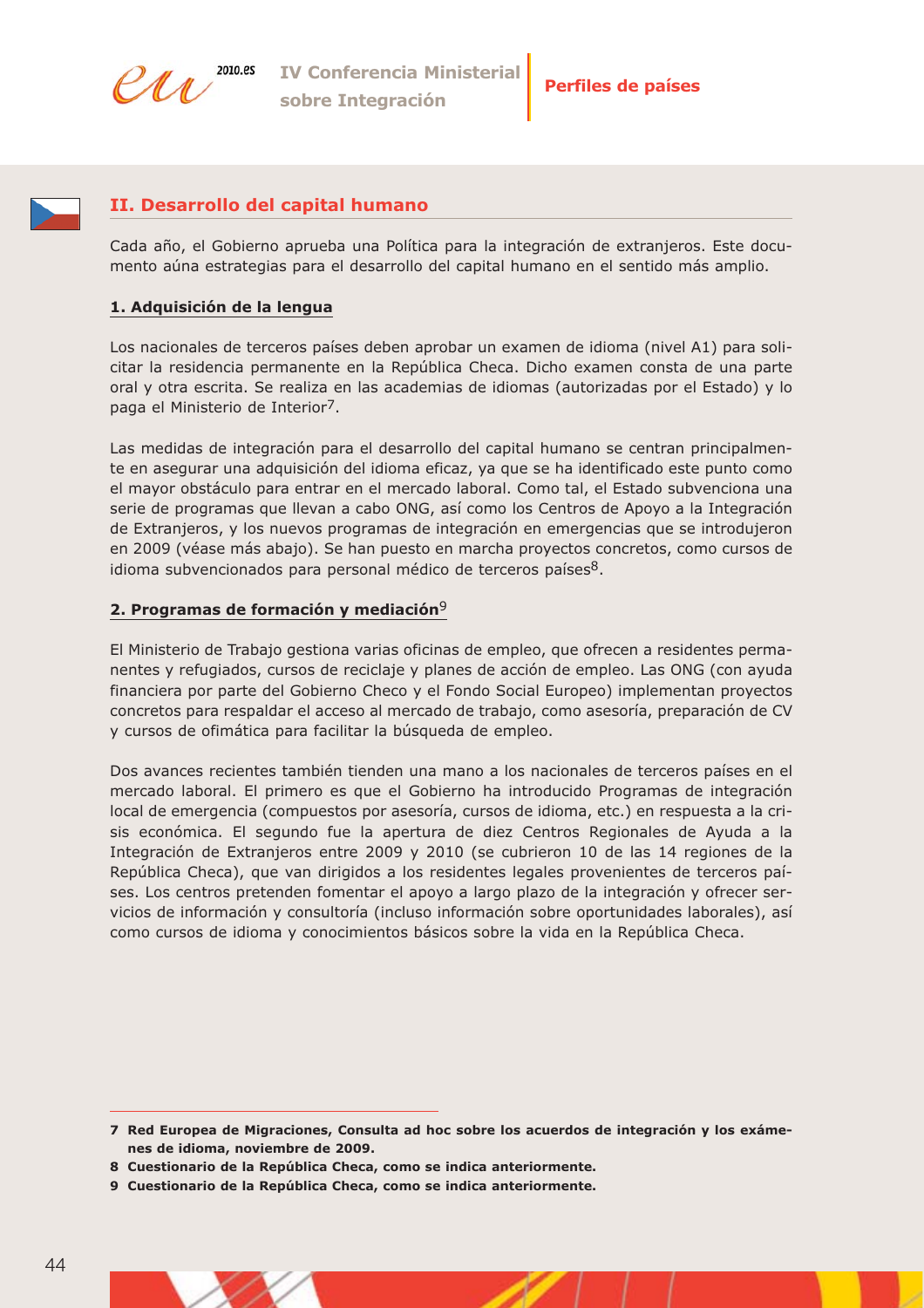## II. Desarrollo del capital humano

Cada año, el Gobierno aprueba una Política para la integración de extranjeros. Este documento aúna estrategias para el desarrollo del capital humano en el sentido más amplio.

### 1. Adquisición de la lengua

Los nacionales de terceros países deben aprobar un examen de idioma (nivel A1) para solicitar la residencia permanente en la República Checa. Dicho examen consta de una parte oral y otra escrita. Se realiza en las academias de idiomas (autorizadas por el Estado) y lo paga el Ministerio de Interior[7].

Las medidas de integración para el desarrollo del capital humano se centran principalmente en asegurar una adquisición del idioma eficaz, ya que se ha identificado este punto como el mayor obstáculo para entrar en el mercado laboral. Como tal, el Estado subvenciona una serie de programas que llevan a cabo ONG, así como los Centros de Apoyo a la Integración de Extranjeros, y los nuevos programas de integración en emergencias que se introdujeron en 2009 (véase más abajo). Se han puesto en marcha proyectos concretos, como cursos de idioma subvencionados para personal médico de terceros países[8].

### 2. Programas de formación y mediación[9]

El Ministerio de Trabajo gestiona varias oficinas de empleo, que ofrecen a residentes permanentes y refugiados, cursos de reciclaje y planes de acción de empleo. Las ONG (con ayuda financiera por parte del Gobierno Checo y el Fondo Social Europeo) implementan proyectos concretos para respaldar el acceso al mercado de trabajo, como asesoría, preparación de CV y cursos de ofimática para facilitar la búsqueda de empleo.

Dos avances recientes también tienden una mano a los nacionales de terceros países en el mercado laboral. El primero es que el Gobierno ha introducido Programas de integración local de emergencia (compuestos por asesoría, cursos de idioma, etc.) en respuesta a la crisis económica. El segundo fue la apertura de diez Centros Regionales de Ayuda a la Integración de Extranjeros entre 2009 y 2010 (se cubrieron 10 de las 14 regiones de la República Checa), que van dirigidos a los residentes legales provenientes de terceros países. Los centros pretenden fomentar el apoyo a largo plazo de la integración y ofrecer servicios de información y consultoría (incluso información sobre oportunidades laborales), así como cursos de idioma y conocimientos básicos sobre la vida en la República Checa.

---

**7 Red Europea de Migraciones, Consulta ad hoc sobre los acuerdos de integración y los exámenes de idioma, noviembre de 2009.**

**8 Cuestionario de la República Checa, como se indica anteriormente.**

**9 Cuestionario de la República Checa, como se indica anteriormente.**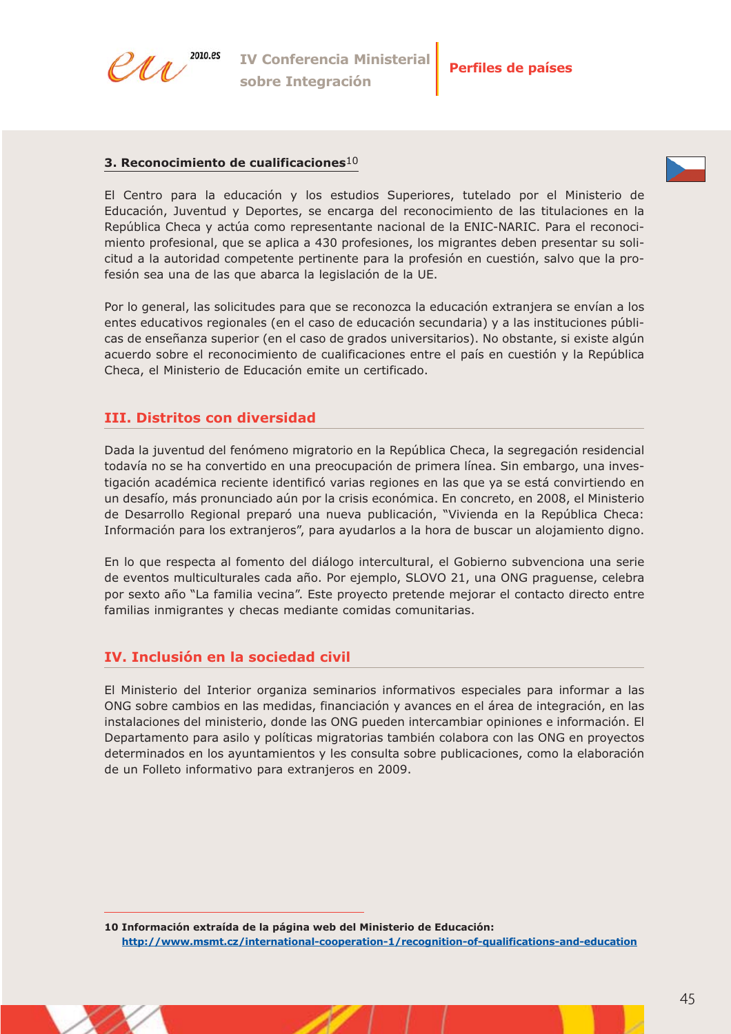### 3. Reconocimiento de cualificaciones[10]

El Centro para la educación y los estudios Superiores, tutelado por el Ministerio de Educación, Juventud y Deportes, se encarga del reconocimiento de las titulaciones en la República Checa y actúa como representante nacional de la ENIC-NARIC. Para el reconocimiento profesional, que se aplica a 430 profesiones, los migrantes deben presentar su solicitud a la autoridad competente pertinente para la profesión en cuestión, salvo que la profesión sea una de las que abarca la legislación de la UE.

Por lo general, las solicitudes para que se reconozca la educación extranjera se envían a los entes educativos regionales (en el caso de educación secundaria) y a las instituciones públicas de enseñanza superior (en el caso de grados universitarios). No obstante, si existe algún acuerdo sobre el reconocimiento de cualificaciones entre el país en cuestión y la República Checa, el Ministerio de Educación emite un certificado.

## III. Distritos con diversidad

Dada la juventud del fenómeno migratorio en la República Checa, la segregación residencial todavía no se ha convertido en una preocupación de primera línea. Sin embargo, una investigación académica reciente identificó varias regiones en las que ya se está convirtiendo en un desafío, más pronunciado aún por la crisis económica. En concreto, en 2008, el Ministerio de Desarrollo Regional preparó una nueva publicación, "Vivienda en la República Checa: Información para los extranjeros", para ayudarlos a la hora de buscar un alojamiento digno.

En lo que respecta al fomento del diálogo intercultural, el Gobierno subvenciona una serie de eventos multiculturales cada año. Por ejemplo, SLOVO 21, una ONG praguense, celebra por sexto año "La familia vecina". Este proyecto pretende mejorar el contacto directo entre familias inmigrantes y checas mediante comidas comunitarias.

## IV. Inclusión en la sociedad civil

El Ministerio del Interior organiza seminarios informativos especiales para informar a las ONG sobre cambios en las medidas, financiación y avances en el área de integración, en las instalaciones del ministerio, donde las ONG pueden intercambiar opiniones e información. El Departamento para asilo y políticas migratorias también colabora con las ONG en proyectos determinados en los ayuntamientos y les consulta sobre publicaciones, como la elaboración de un Folleto informativo para extranjeros en 2009.

---

**10 Información extraída de la página web del Ministerio de Educación:**
**http://www.msmt.cz/international-cooperation-1/recognition-of-qualifications-and-education**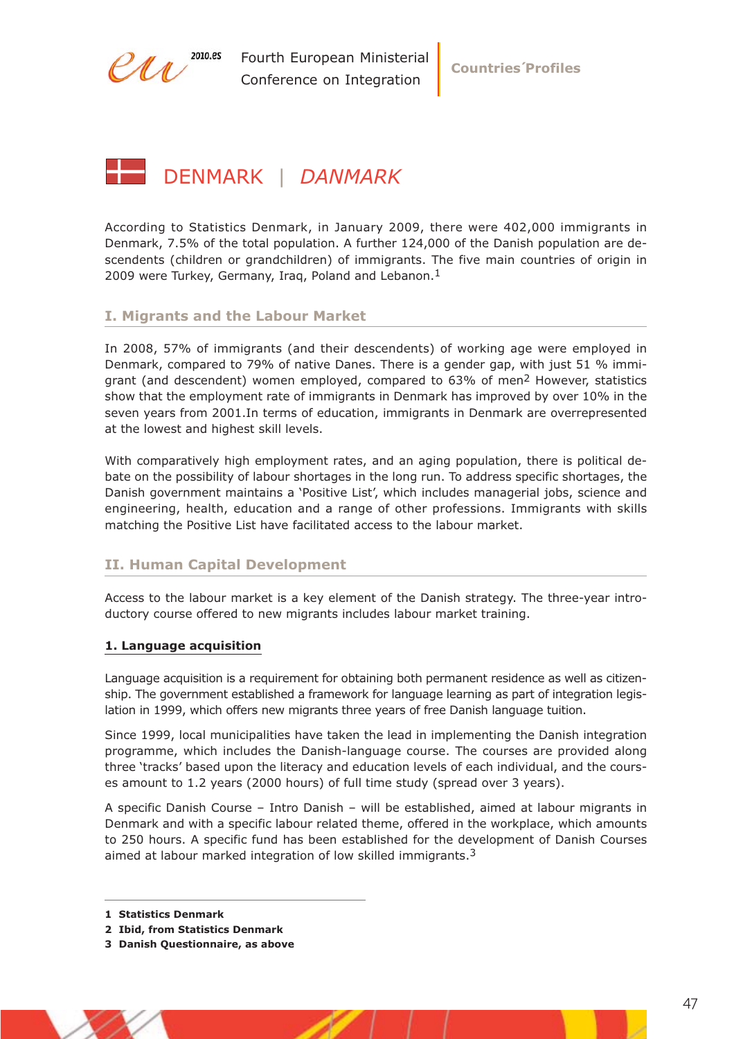# DENMARK | *DANMARK*

According to Statistics Denmark, in January 2009, there were 402,000 immigrants in Denmark, 7.5% of the total population. A further 124,000 of the Danish population are descendents (children or grandchildren) of immigrants. The five main countries of origin in 2009 were Turkey, Germany, Iraq, Poland and Lebanon.[1]

## I. Migrants and the Labour Market

In 2008, 57% of immigrants (and their descendents) of working age were employed in Denmark, compared to 79% of native Danes. There is a gender gap, with just 51 % immigrant (and descendent) women employed, compared to 63% of men[2] However, statistics show that the employment rate of immigrants in Denmark has improved by over 10% in the seven years from 2001.In terms of education, immigrants in Denmark are overrepresented at the lowest and highest skill levels.

With comparatively high employment rates, and an aging population, there is political debate on the possibility of labour shortages in the long run. To address specific shortages, the Danish government maintains a 'Positive List', which includes managerial jobs, science and engineering, health, education and a range of other professions. Immigrants with skills matching the Positive List have facilitated access to the labour market.

## II. Human Capital Development

Access to the labour market is a key element of the Danish strategy. The three-year introductory course offered to new migrants includes labour market training.

### 1. Language acquisition

Language acquisition is a requirement for obtaining both permanent residence as well as citizenship. The government established a framework for language learning as part of integration legislation in 1999, which offers new migrants three years of free Danish language tuition.

Since 1999, local municipalities have taken the lead in implementing the Danish integration programme, which includes the Danish-language course. The courses are provided along three 'tracks' based upon the literacy and education levels of each individual, and the courses amount to 1.2 years (2000 hours) of full time study (spread over 3 years).

A specific Danish Course – Intro Danish – will be established, aimed at labour migrants in Denmark and with a specific labour related theme, offered in the workplace, which amounts to 250 hours. A specific fund has been established for the development of Danish Courses aimed at labour marked integration of low skilled immigrants.[3]

---

1 **Statistics Denmark**

2 **Ibid, from Statistics Denmark**

3 **Danish Questionnaire, as above**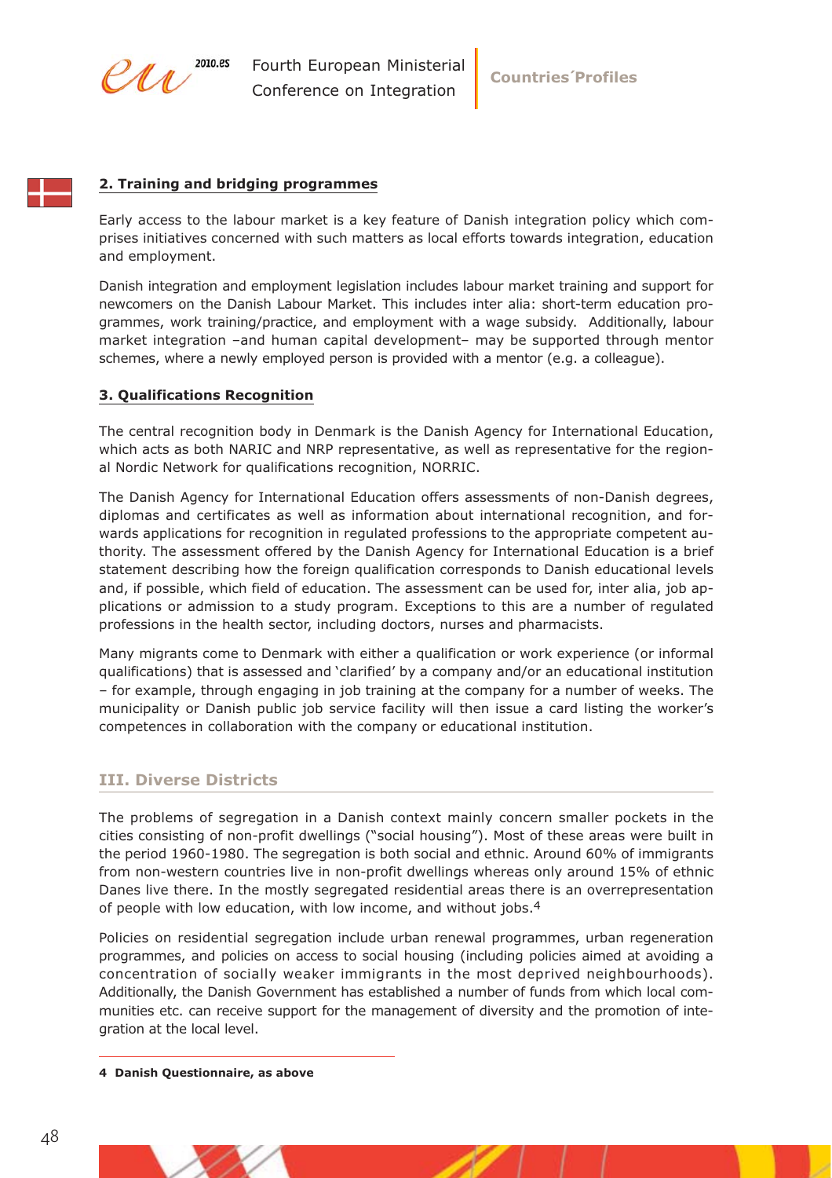**2. Training and bridging programmes**

Early access to the labour market is a key feature of Danish integration policy which comprises initiatives concerned with such matters as local efforts towards integration, education and employment.

Danish integration and employment legislation includes labour market training and support for newcomers on the Danish Labour Market. This includes inter alia: short-term education programmes, work training/practice, and employment with a wage subsidy. Additionally, labour market integration –and human capital development– may be supported through mentor schemes, where a newly employed person is provided with a mentor (e.g. a colleague).

**3. Qualifications Recognition**

The central recognition body in Denmark is the Danish Agency for International Education, which acts as both NARIC and NRP representative, as well as representative for the regional Nordic Network for qualifications recognition, NORRIC.

The Danish Agency for International Education offers assessments of non-Danish degrees, diplomas and certificates as well as information about international recognition, and forwards applications for recognition in regulated professions to the appropriate competent authority. The assessment offered by the Danish Agency for International Education is a brief statement describing how the foreign qualification corresponds to Danish educational levels and, if possible, which field of education. The assessment can be used for, inter alia, job applications or admission to a study program. Exceptions to this are a number of regulated professions in the health sector, including doctors, nurses and pharmacists.

Many migrants come to Denmark with either a qualification or work experience (or informal qualifications) that is assessed and 'clarified' by a company and/or an educational institution – for example, through engaging in job training at the company for a number of weeks. The municipality or Danish public job service facility will then issue a card listing the worker's competences in collaboration with the company or educational institution.

## III. Diverse Districts

The problems of segregation in a Danish context mainly concern smaller pockets in the cities consisting of non-profit dwellings ("social housing"). Most of these areas were built in the period 1960-1980. The segregation is both social and ethnic. Around 60% of immigrants from non-western countries live in non-profit dwellings whereas only around 15% of ethnic Danes live there. In the mostly segregated residential areas there is an overrepresentation of people with low education, with low income, and without jobs.[4]

Policies on residential segregation include urban renewal programmes, urban regeneration programmes, and policies on access to social housing (including policies aimed at avoiding a concentration of socially weaker immigrants in the most deprived neighbourhoods). Additionally, the Danish Government has established a number of funds from which local communities etc. can receive support for the management of diversity and the promotion of integration at the local level.

---

**4 Danish Questionnaire, as above**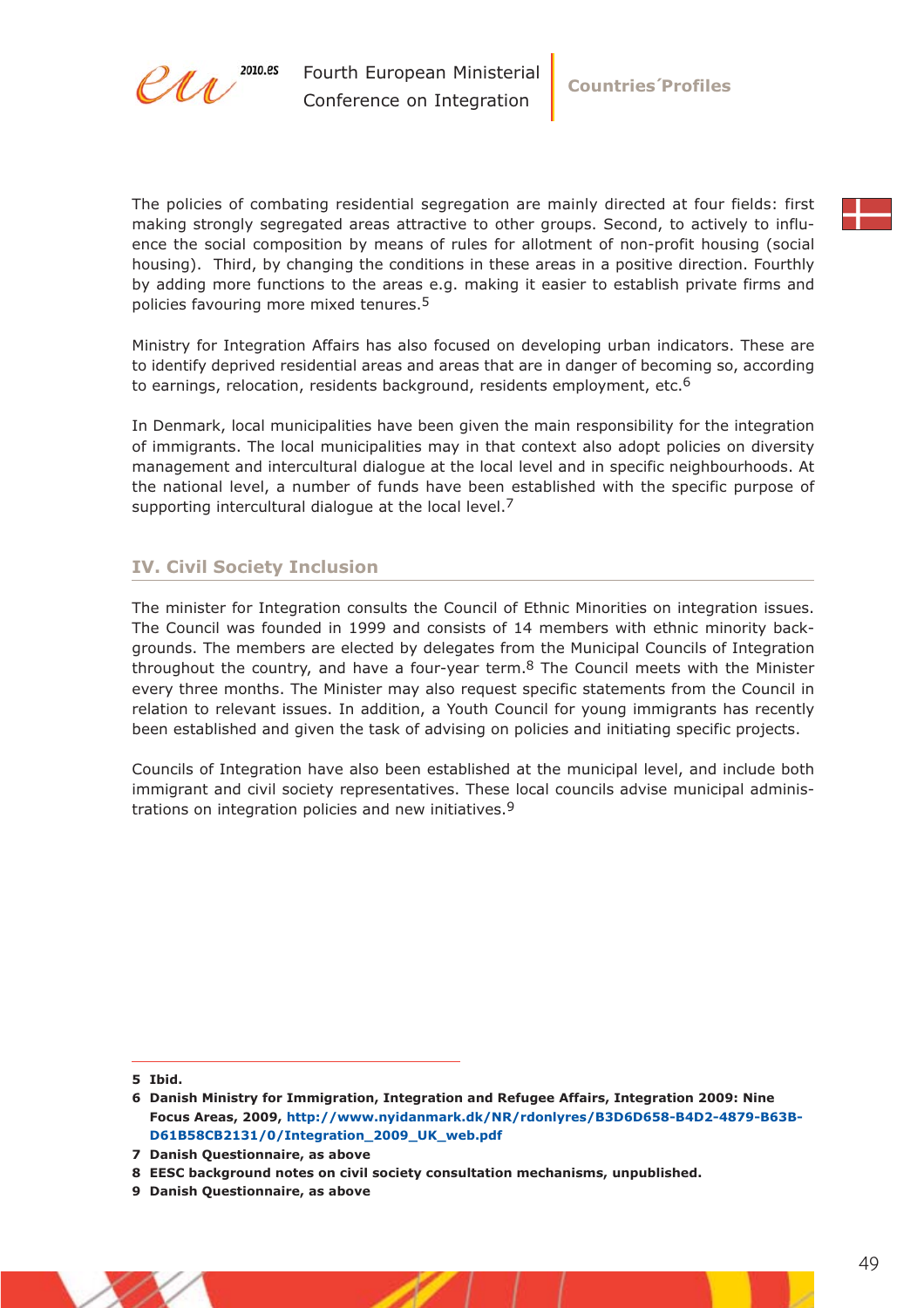The policies of combating residential segregation are mainly directed at four fields: first making strongly segregated areas attractive to other groups. Second, to actively to influence the social composition by means of rules for allotment of non-profit housing (social housing). Third, by changing the conditions in these areas in a positive direction. Fourthly by adding more functions to the areas e.g. making it easier to establish private firms and policies favouring more mixed tenures.[5]

Ministry for Integration Affairs has also focused on developing urban indicators. These are to identify deprived residential areas and areas that are in danger of becoming so, according to earnings, relocation, residents background, residents employment, etc.[6]

In Denmark, local municipalities have been given the main responsibility for the integration of immigrants. The local municipalities may in that context also adopt policies on diversity management and intercultural dialogue at the local level and in specific neighbourhoods. At the national level, a number of funds have been established with the specific purpose of supporting intercultural dialogue at the local level.[7]

## IV. Civil Society Inclusion

The minister for Integration consults the Council of Ethnic Minorities on integration issues. The Council was founded in 1999 and consists of 14 members with ethnic minority backgrounds. The members are elected by delegates from the Municipal Councils of Integration throughout the country, and have a four-year term.[8] The Council meets with the Minister every three months. The Minister may also request specific statements from the Council in relation to relevant issues. In addition, a Youth Council for young immigrants has recently been established and given the task of advising on policies and initiating specific projects.

Councils of Integration have also been established at the municipal level, and include both immigrant and civil society representatives. These local councils advise municipal administrations on integration policies and new initiatives.[9]

---

**5** **Ibid.**

**6** **Danish Ministry for Immigration, Integration and Refugee Affairs, Integration 2009: Nine Focus Areas, 2009, http://www.nyidanmark.dk/NR/rdonlyres/B3D6D658-B4D2-4879-B63B-D61B58CB2131/0/Integration_2009_UK_web.pdf**

**7** **Danish Questionnaire, as above**

**8** **EESC background notes on civil society consultation mechanisms, unpublished.**

**9** **Danish Questionnaire, as above**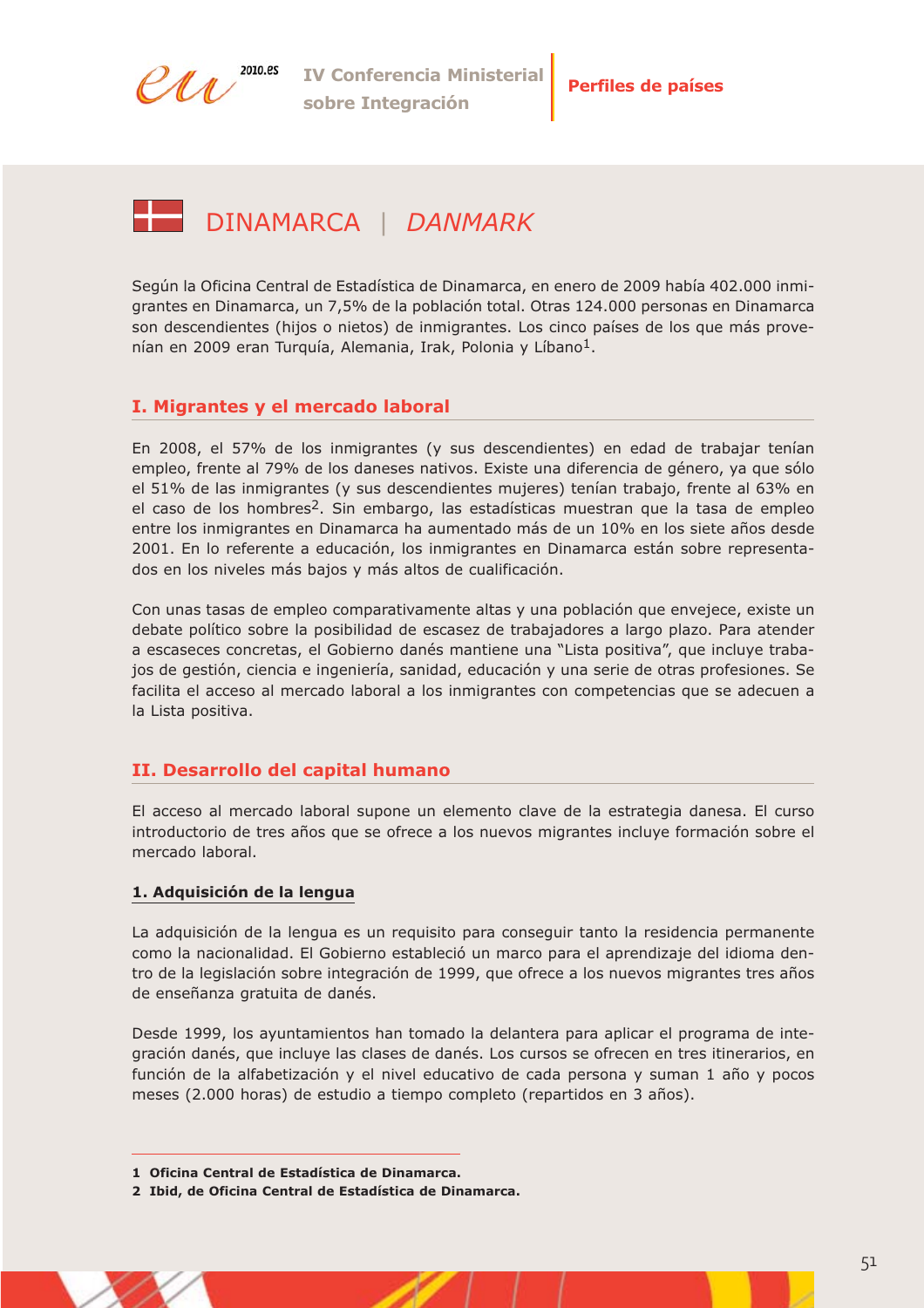# DINAMARCA | *DANMARK*

Según la Oficina Central de Estadística de Dinamarca, en enero de 2009 había 402.000 inmigrantes en Dinamarca, un 7,5% de la población total. Otras 124.000 personas en Dinamarca son descendientes (hijos o nietos) de inmigrantes. Los cinco países de los que más provenían en 2009 eran Turquía, Alemania, Irak, Polonia y Líbano[1].

## I. Migrantes y el mercado laboral

En 2008, el 57% de los inmigrantes (y sus descendientes) en edad de trabajar tenían empleo, frente al 79% de los daneses nativos. Existe una diferencia de género, ya que sólo el 51% de las inmigrantes (y sus descendientes mujeres) tenían trabajo, frente al 63% en el caso de los hombres[2]. Sin embargo, las estadísticas muestran que la tasa de empleo entre los inmigrantes en Dinamarca ha aumentado más de un 10% en los siete años desde 2001. En lo referente a educación, los inmigrantes en Dinamarca están sobre representados en los niveles más bajos y más altos de cualificación.

Con unas tasas de empleo comparativamente altas y una población que envejece, existe un debate político sobre la posibilidad de escasez de trabajadores a largo plazo. Para atender a escaseces concretas, el Gobierno danés mantiene una "Lista positiva", que incluye trabajos de gestión, ciencia e ingeniería, sanidad, educación y una serie de otras profesiones. Se facilita el acceso al mercado laboral a los inmigrantes con competencias que se adecuen a la Lista positiva.

## II. Desarrollo del capital humano

El acceso al mercado laboral supone un elemento clave de la estrategia danesa. El curso introductorio de tres años que se ofrece a los nuevos migrantes incluye formación sobre el mercado laboral.

### 1. Adquisición de la lengua

La adquisición de la lengua es un requisito para conseguir tanto la residencia permanente como la nacionalidad. El Gobierno estableció un marco para el aprendizaje del idioma dentro de la legislación sobre integración de 1999, que ofrece a los nuevos migrantes tres años de enseñanza gratuita de danés.

Desde 1999, los ayuntamientos han tomado la delantera para aplicar el programa de integración danés, que incluye las clases de danés. Los cursos se ofrecen en tres itinerarios, en función de la alfabetización y el nivel educativo de cada persona y suman 1 año y pocos meses (2.000 horas) de estudio a tiempo completo (repartidos en 3 años).

---

**1 Oficina Central de Estadística de Dinamarca.**

**2 Ibid, de Oficina Central de Estadística de Dinamarca.**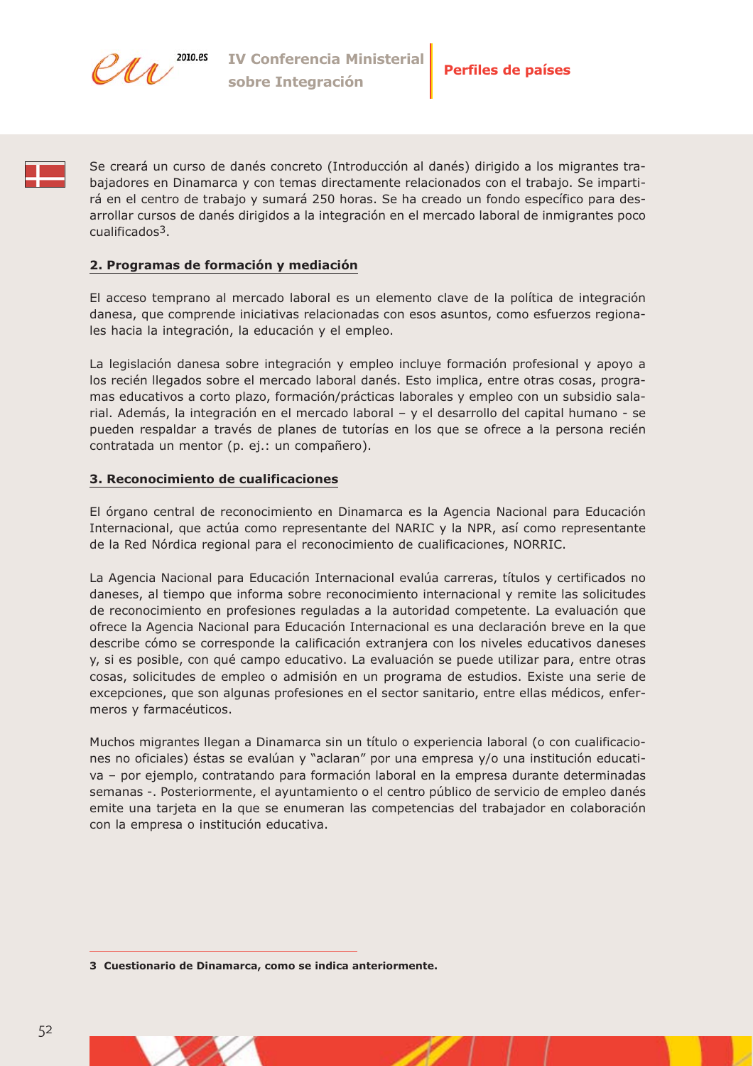Se creará un curso de danés concreto (Introducción al danés) dirigido a los migrantes trabajadores en Dinamarca y con temas directamente relacionados con el trabajo. Se impartirá en el centro de trabajo y sumará 250 horas. Se ha creado un fondo específico para desarrollar cursos de danés dirigidos a la integración en el mercado laboral de inmigrantes poco cualificados[3].

## 2. Programas de formación y mediación

El acceso temprano al mercado laboral es un elemento clave de la política de integración danesa, que comprende iniciativas relacionadas con esos asuntos, como esfuerzos regionales hacia la integración, la educación y el empleo.

La legislación danesa sobre integración y empleo incluye formación profesional y apoyo a los recién llegados sobre el mercado laboral danés. Esto implica, entre otras cosas, programas educativos a corto plazo, formación/prácticas laborales y empleo con un subsidio salarial. Además, la integración en el mercado laboral – y el desarrollo del capital humano - se pueden respaldar a través de planes de tutorías en los que se ofrece a la persona recién contratada un mentor (p. ej.: un compañero).

## 3. Reconocimiento de cualificaciones

El órgano central de reconocimiento en Dinamarca es la Agencia Nacional para Educación Internacional, que actúa como representante del NARIC y la NPR, así como representante de la Red Nórdica regional para el reconocimiento de cualificaciones, NORRIC.

La Agencia Nacional para Educación Internacional evalúa carreras, títulos y certificados no daneses, al tiempo que informa sobre reconocimiento internacional y remite las solicitudes de reconocimiento en profesiones reguladas a la autoridad competente. La evaluación que ofrece la Agencia Nacional para Educación Internacional es una declaración breve en la que describe cómo se corresponde la calificación extranjera con los niveles educativos daneses y, si es posible, con qué campo educativo. La evaluación se puede utilizar para, entre otras cosas, solicitudes de empleo o admisión en un programa de estudios. Existe una serie de excepciones, que son algunas profesiones en el sector sanitario, entre ellas médicos, enfermeros y farmacéuticos.

Muchos migrantes llegan a Dinamarca sin un título o experiencia laboral (o con cualificaciones no oficiales) éstas se evalúan y "aclaran" por una empresa y/o una institución educativa – por ejemplo, contratando para formación laboral en la empresa durante determinadas semanas -. Posteriormente, el ayuntamiento o el centro público de servicio de empleo danés emite una tarjeta en la que se enumeran las competencias del trabajador en colaboración con la empresa o institución educativa.

---

**3 Cuestionario de Dinamarca, como se indica anteriormente.**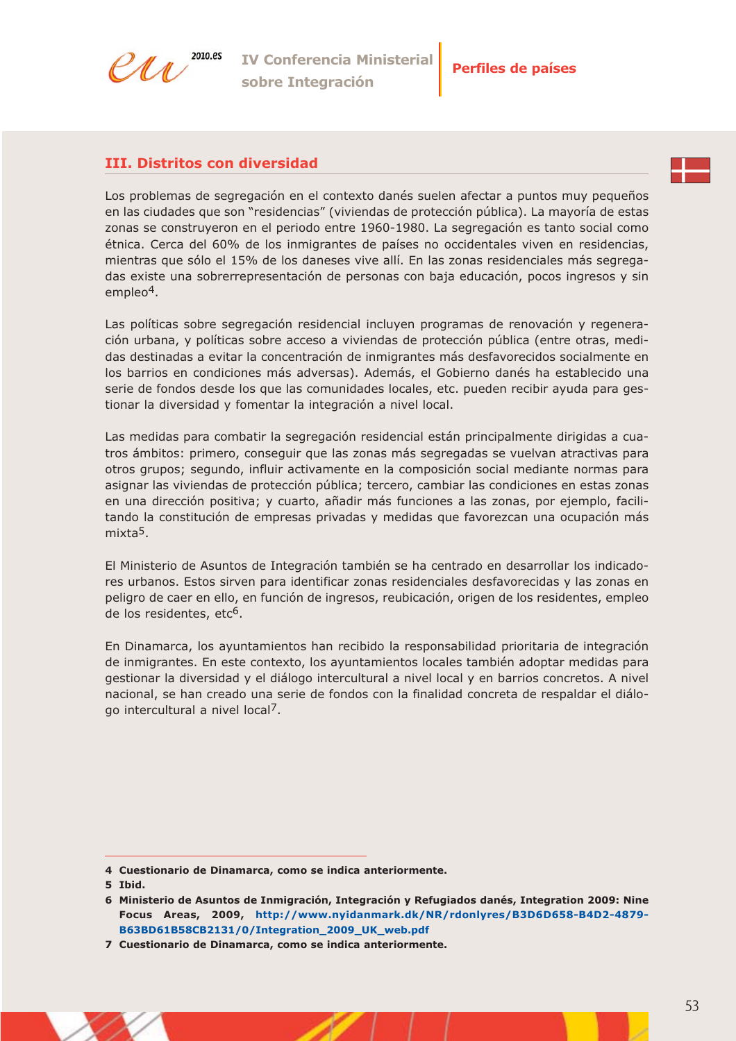## III. Distritos con diversidad

Los problemas de segregación en el contexto danés suelen afectar a puntos muy pequeños en las ciudades que son "residencias" (viviendas de protección pública). La mayoría de estas zonas se construyeron en el periodo entre 1960-1980. La segregación es tanto social como étnica. Cerca del 60% de los inmigrantes de países no occidentales viven en residencias, mientras que sólo el 15% de los daneses vive allí. En las zonas residenciales más segregadas existe una sobrerrepresentación de personas con baja educación, pocos ingresos y sin empleo[4].

Las políticas sobre segregación residencial incluyen programas de renovación y regeneración urbana, y políticas sobre acceso a viviendas de protección pública (entre otras, medidas destinadas a evitar la concentración de inmigrantes más desfavorecidos socialmente en los barrios en condiciones más adversas). Además, el Gobierno danés ha establecido una serie de fondos desde los que las comunidades locales, etc. pueden recibir ayuda para gestionar la diversidad y fomentar la integración a nivel local.

Las medidas para combatir la segregación residencial están principalmente dirigidas a cuatros ámbitos: primero, conseguir que las zonas más segregadas se vuelvan atractivas para otros grupos; segundo, influir activamente en la composición social mediante normas para asignar las viviendas de protección pública; tercero, cambiar las condiciones en estas zonas en una dirección positiva; y cuarto, añadir más funciones a las zonas, por ejemplo, facilitando la constitución de empresas privadas y medidas que favorezcan una ocupación más mixta[5].

El Ministerio de Asuntos de Integración también se ha centrado en desarrollar los indicadores urbanos. Estos sirven para identificar zonas residenciales desfavorecidas y las zonas en peligro de caer en ello, en función de ingresos, reubicación, origen de los residentes, empleo de los residentes, etc[6].

En Dinamarca, los ayuntamientos han recibido la responsabilidad prioritaria de integración de inmigrantes. En este contexto, los ayuntamientos locales también adoptar medidas para gestionar la diversidad y el diálogo intercultural a nivel local y en barrios concretos. A nivel nacional, se han creado una serie de fondos con la finalidad concreta de respaldar el diálogo intercultural a nivel local[7].

---

**4** **Cuestionario de Dinamarca, como se indica anteriormente.**

**5** **Ibid.**

**6** **Ministerio de Asuntos de Inmigración, Integración y Refugiados danés, Integration 2009: Nine Focus Areas, 2009, http://www.nyidanmark.dk/NR/rdonlyres/B3D6D658-B4D2-4879-B63BD61B58CB2131/0/Integration_2009_UK_web.pdf**

**7** **Cuestionario de Dinamarca, como se indica anteriormente.**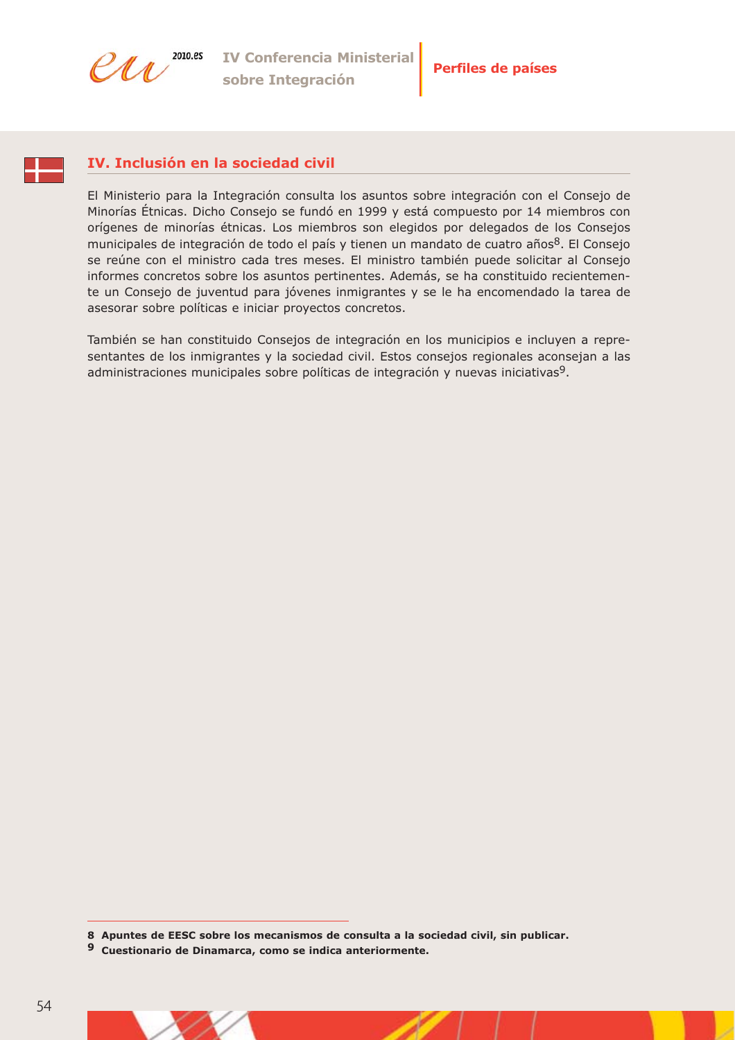## IV. Inclusión en la sociedad civil

El Ministerio para la Integración consulta los asuntos sobre integración con el Consejo de Minorías Étnicas. Dicho Consejo se fundó en 1999 y está compuesto por 14 miembros con orígenes de minorías étnicas. Los miembros son elegidos por delegados de los Consejos municipales de integración de todo el país y tienen un mandato de cuatro años[8]. El Consejo se reúne con el ministro cada tres meses. El ministro también puede solicitar al Consejo informes concretos sobre los asuntos pertinentes. Además, se ha constituido recientemente un Consejo de juventud para jóvenes inmigrantes y se le ha encomendado la tarea de asesorar sobre políticas e iniciar proyectos concretos.

También se han constituido Consejos de integración en los municipios e incluyen a representantes de los inmigrantes y la sociedad civil. Estos consejos regionales aconsejan a las administraciones municipales sobre políticas de integración y nuevas iniciativas[9].

---

**8 Apuntes de EESC sobre los mecanismos de consulta a la sociedad civil, sin publicar.**

**9 Cuestionario de Dinamarca, como se indica anteriormente.**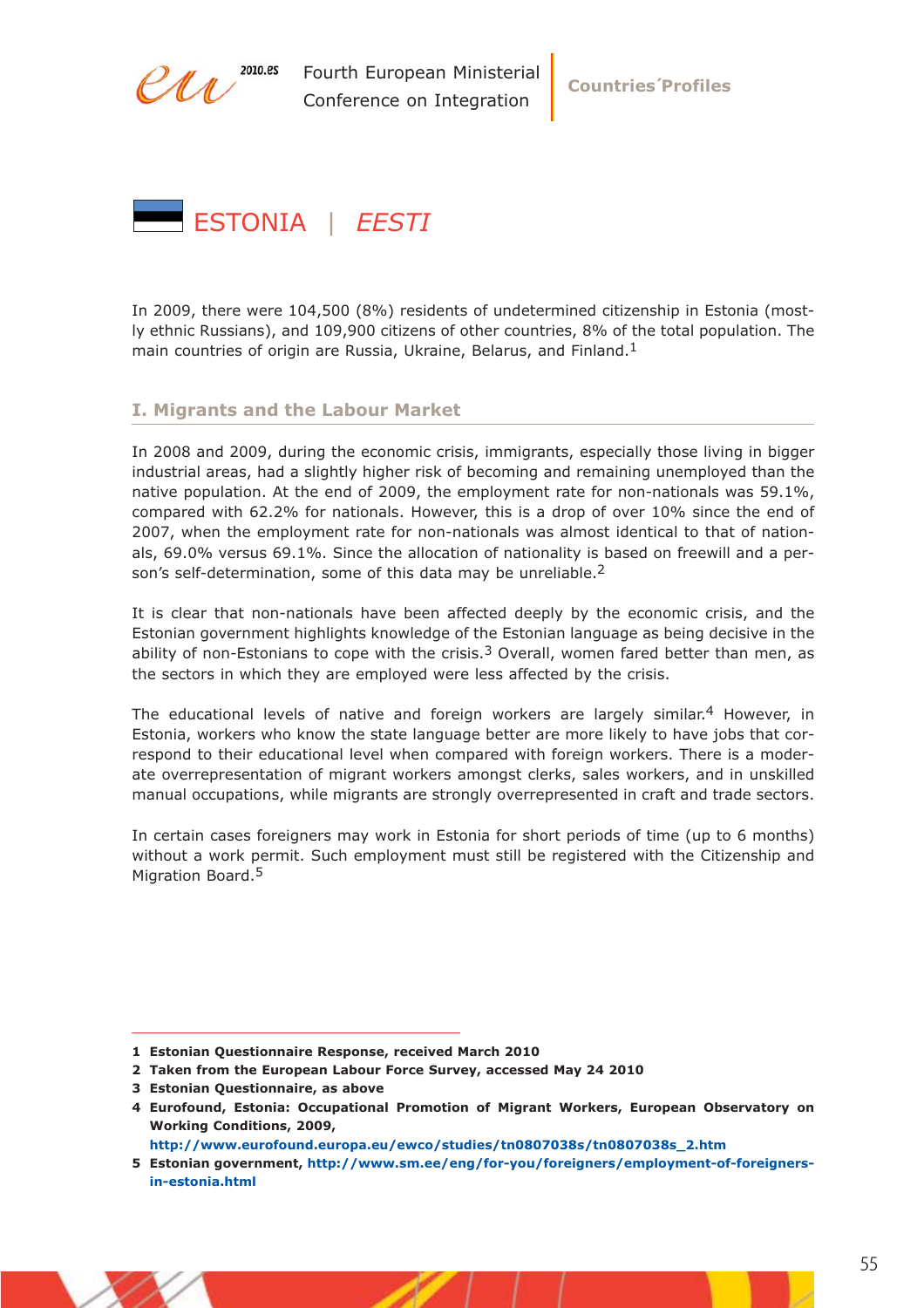# ESTONIA | *EESTI*

In 2009, there were 104,500 (8%) residents of undetermined citizenship in Estonia (mostly ethnic Russians), and 109,900 citizens of other countries, 8% of the total population. The main countries of origin are Russia, Ukraine, Belarus, and Finland.[1]

## I. Migrants and the Labour Market

In 2008 and 2009, during the economic crisis, immigrants, especially those living in bigger industrial areas, had a slightly higher risk of becoming and remaining unemployed than the native population. At the end of 2009, the employment rate for non-nationals was 59.1%, compared with 62.2% for nationals. However, this is a drop of over 10% since the end of 2007, when the employment rate for non-nationals was almost identical to that of nationals, 69.0% versus 69.1%. Since the allocation of nationality is based on freewill and a person's self-determination, some of this data may be unreliable.[2]

It is clear that non-nationals have been affected deeply by the economic crisis, and the Estonian government highlights knowledge of the Estonian language as being decisive in the ability of non-Estonians to cope with the crisis.[3] Overall, women fared better than men, as the sectors in which they are employed were less affected by the crisis.

The educational levels of native and foreign workers are largely similar.[4] However, in Estonia, workers who know the state language better are more likely to have jobs that correspond to their educational level when compared with foreign workers. There is a moderate overrepresentation of migrant workers amongst clerks, sales workers, and in unskilled manual occupations, while migrants are strongly overrepresented in craft and trade sectors.

In certain cases foreigners may work in Estonia for short periods of time (up to 6 months) without a work permit. Such employment must still be registered with the Citizenship and Migration Board.[5]

---

**1** **Estonian Questionnaire Response, received March 2010**

**2** **Taken from the European Labour Force Survey, accessed May 24 2010**

**3** **Estonian Questionnaire, as above**

**4** **Eurofound, Estonia: Occupational Promotion of Migrant Workers, European Observatory on Working Conditions, 2009, http://www.eurofound.europa.eu/ewco/studies/tn0807038s/tn0807038s_2.htm**

**5** **Estonian government, http://www.sm.ee/eng/for-you/foreigners/employment-of-foreigners-in-estonia.html**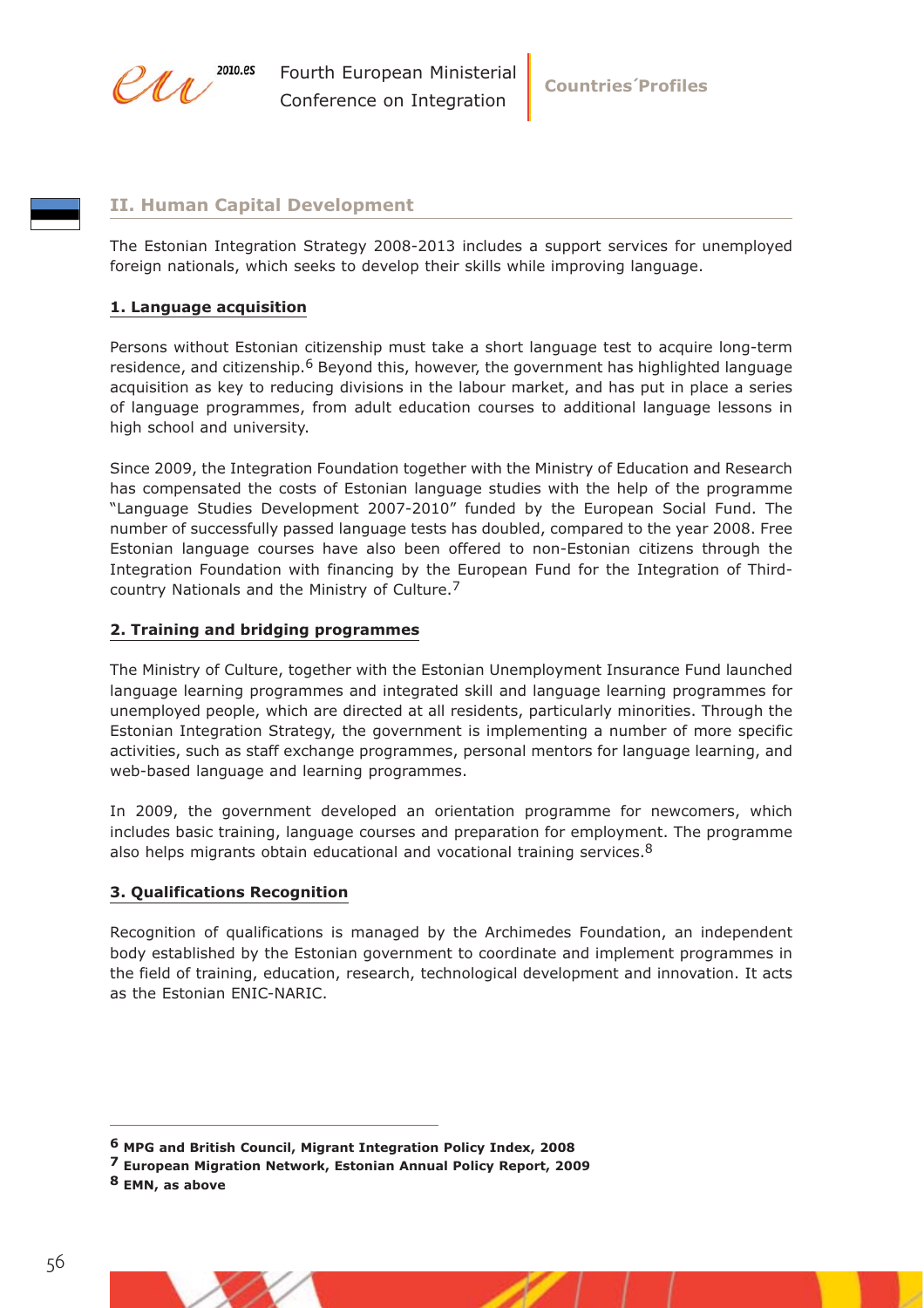## II. Human Capital Development

The Estonian Integration Strategy 2008-2013 includes a support services for unemployed foreign nationals, which seeks to develop their skills while improving language.

### 1. Language acquisition

Persons without Estonian citizenship must take a short language test to acquire long-term residence, and citizenship.[6] Beyond this, however, the government has highlighted language acquisition as key to reducing divisions in the labour market, and has put in place a series of language programmes, from adult education courses to additional language lessons in high school and university.

Since 2009, the Integration Foundation together with the Ministry of Education and Research has compensated the costs of Estonian language studies with the help of the programme "Language Studies Development 2007-2010" funded by the European Social Fund. The number of successfully passed language tests has doubled, compared to the year 2008. Free Estonian language courses have also been offered to non-Estonian citizens through the Integration Foundation with financing by the European Fund for the Integration of Third-country Nationals and the Ministry of Culture.[7]

### 2. Training and bridging programmes

The Ministry of Culture, together with the Estonian Unemployment Insurance Fund launched language learning programmes and integrated skill and language learning programmes for unemployed people, which are directed at all residents, particularly minorities. Through the Estonian Integration Strategy, the government is implementing a number of more specific activities, such as staff exchange programmes, personal mentors for language learning, and web-based language and learning programmes.

In 2009, the government developed an orientation programme for newcomers, which includes basic training, language courses and preparation for employment. The programme also helps migrants obtain educational and vocational training services.[8]

### 3. Qualifications Recognition

Recognition of qualifications is managed by the Archimedes Foundation, an independent body established by the Estonian government to coordinate and implement programmes in the field of training, education, research, technological development and innovation. It acts as the Estonian ENIC-NARIC.

---

[6] **MPG and British Council, Migrant Integration Policy Index, 2008**

[7] **European Migration Network, Estonian Annual Policy Report, 2009**

[8] **EMN, as above**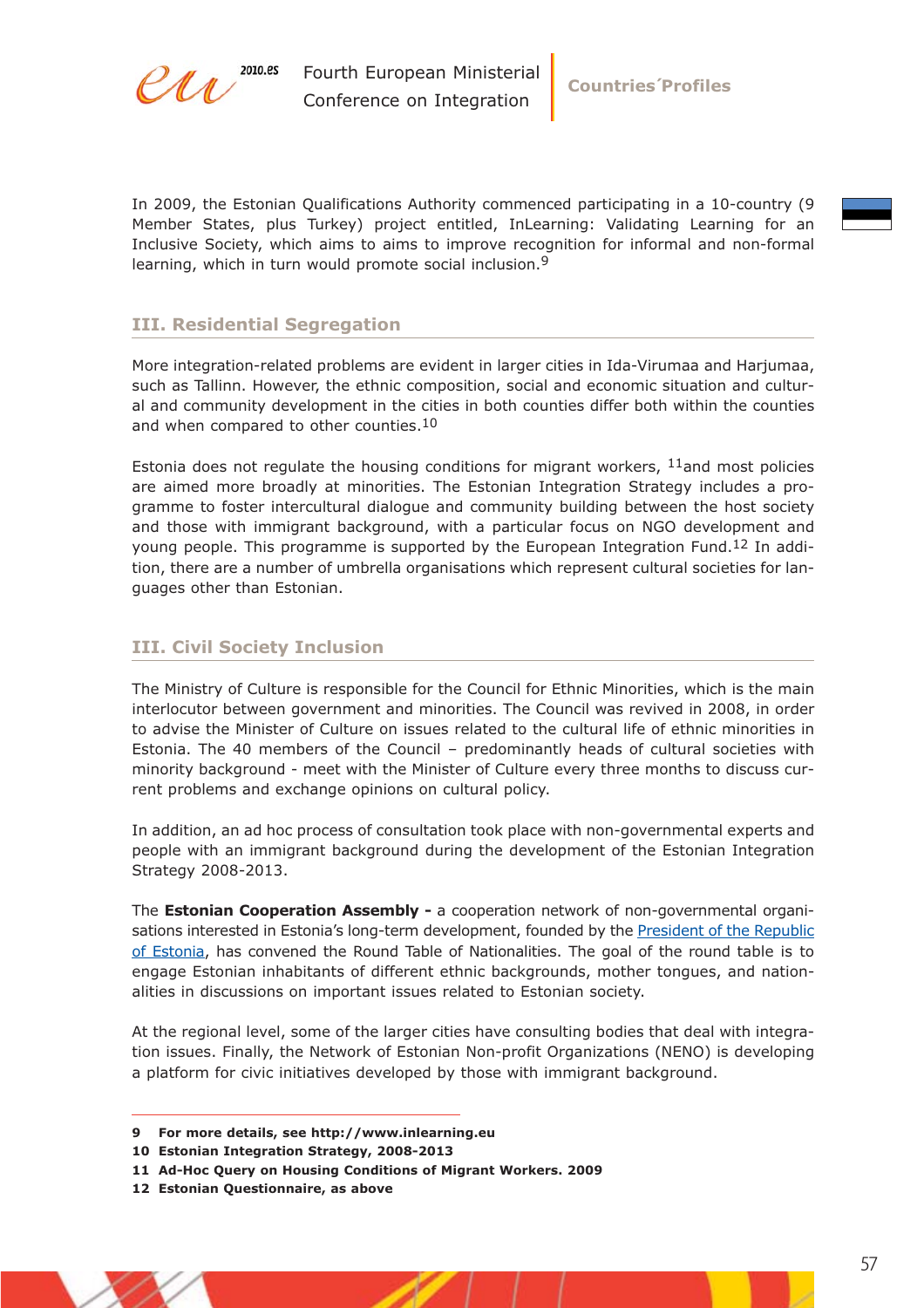In 2009, the Estonian Qualifications Authority commenced participating in a 10-country (9 Member States, plus Turkey) project entitled, InLearning: Validating Learning for an Inclusive Society, which aims to aims to improve recognition for informal and non-formal learning, which in turn would promote social inclusion.[9]

## III. Residential Segregation

More integration-related problems are evident in larger cities in Ida-Virumaa and Harjumaa, such as Tallinn. However, the ethnic composition, social and economic situation and cultural and community development in the cities in both counties differ both within the counties and when compared to other counties.[10]

Estonia does not regulate the housing conditions for migrant workers, [11]and most policies are aimed more broadly at minorities. The Estonian Integration Strategy includes a programme to foster intercultural dialogue and community building between the host society and those with immigrant background, with a particular focus on NGO development and young people. This programme is supported by the European Integration Fund.[12] In addition, there are a number of umbrella organisations which represent cultural societies for languages other than Estonian.

## III. Civil Society Inclusion

The Ministry of Culture is responsible for the Council for Ethnic Minorities, which is the main interlocutor between government and minorities. The Council was revived in 2008, in order to advise the Minister of Culture on issues related to the cultural life of ethnic minorities in Estonia. The 40 members of the Council – predominantly heads of cultural societies with minority background - meet with the Minister of Culture every three months to discuss current problems and exchange opinions on cultural policy.

In addition, an ad hoc process of consultation took place with non-governmental experts and people with an immigrant background during the development of the Estonian Integration Strategy 2008-2013.

The **Estonian Cooperation Assembly -** a cooperation network of non-governmental organisations interested in Estonia's long-term development, founded by the President of the Republic of Estonia, has convened the Round Table of Nationalities. The goal of the round table is to engage Estonian inhabitants of different ethnic backgrounds, mother tongues, and nationalities in discussions on important issues related to Estonian society.

At the regional level, some of the larger cities have consulting bodies that deal with integration issues. Finally, the Network of Estonian Non-profit Organizations (NENO) is developing a platform for civic initiatives developed by those with immigrant background.

---

**9 For more details, see http://www.inlearning.eu**
**10 Estonian Integration Strategy, 2008-2013**
**11 Ad-Hoc Query on Housing Conditions of Migrant Workers. 2009**
**12 Estonian Questionnaire, as above**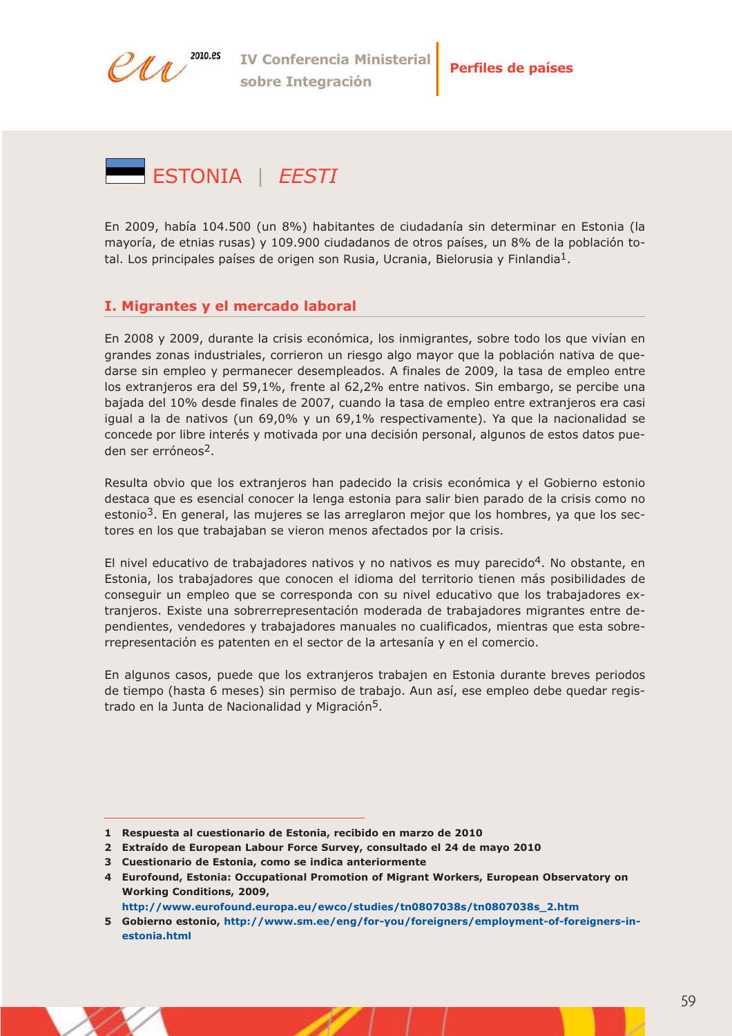# ESTONIA | *EESTI*

En 2009, había 104.500 (un 8%) habitantes de ciudadanía sin determinar en Estonia (la mayoría, de etnias rusas) y 109.900 ciudadanos de otros países, un 8% de la población total. Los principales países de origen son Rusia, Ucrania, Bielorusia y Finlandia[1].

## I. Migrantes y el mercado laboral

En 2008 y 2009, durante la crisis económica, los inmigrantes, sobre todo los que vivían en grandes zonas industriales, corrieron un riesgo algo mayor que la población nativa de quedarse sin empleo y permanecer desempleados. A finales de 2009, la tasa de empleo entre los extranjeros era del 59,1%, frente al 62,2% entre nativos. Sin embargo, se percibe una bajada del 10% desde finales de 2007, cuando la tasa de empleo entre extranjeros era casi igual a la de nativos (un 69,0% y un 69,1% respectivamente). Ya que la nacionalidad se concede por libre interés y motivada por una decisión personal, algunos de estos datos pueden ser erróneos[2].

Resulta obvio que los extranjeros han padecido la crisis económica y el Gobierno estonio destaca que es esencial conocer la lenga estonia para salir bien parado de la crisis como no estonio[3]. En general, las mujeres se las arreglaron mejor que los hombres, ya que los sectores en los que trabajaban se vieron menos afectados por la crisis.

El nivel educativo de trabajadores nativos y no nativos es muy parecido[4]. No obstante, en Estonia, los trabajadores que conocen el idioma del territorio tienen más posibilidades de conseguir un empleo que se corresponda con su nivel educativo que los trabajadores extranjeros. Existe una sobrerrepresentación moderada de trabajadores migrantes entre dependientes, vendedores y trabajadores manuales no cualificados, mientras que esta sobrerrepresentación es patenten en el sector de la artesanía y en el comercio.

En algunos casos, puede que los extranjeros trabajen en Estonia durante breves periodos de tiempo (hasta 6 meses) sin permiso de trabajo. Aun así, ese empleo debe quedar registrado en la Junta de Nacionalidad y Migración[5].

---

1 **Respuesta al cuestionario de Estonia, recibido en marzo de 2010**

2 **Extraído de European Labour Force Survey, consultado el 24 de mayo 2010**

3 **Cuestionario de Estonia, como se indica anteriormente**

4 **Eurofound, Estonia: Occupational Promotion of Migrant Workers, European Observatory on Working Conditions, 2009, http://www.eurofound.europa.eu/ewco/studies/tn0807038s/tn0807038s_2.htm**

5 **Gobierno estonio, http://www.sm.ee/eng/for-you/foreigners/employment-of-foreigners-in-estonia.html**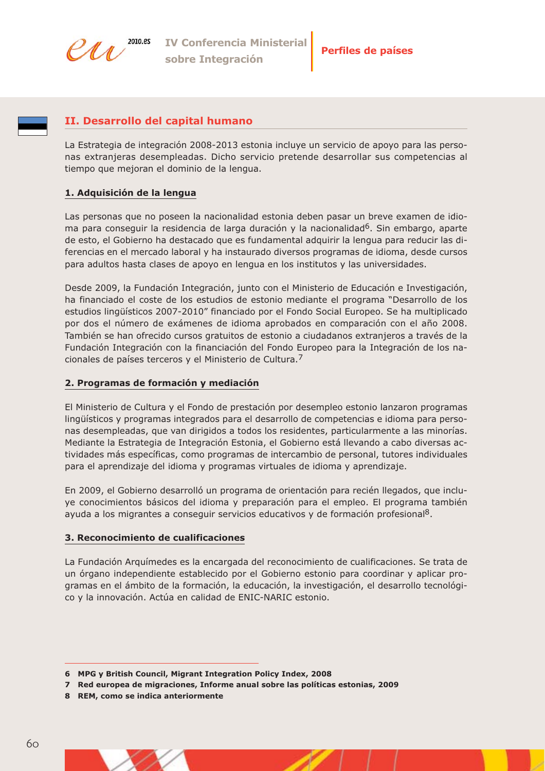## II. Desarrollo del capital humano

La Estrategia de integración 2008-2013 estonia incluye un servicio de apoyo para las personas extranjeras desempleadas. Dicho servicio pretende desarrollar sus competencias al tiempo que mejoran el dominio de la lengua.

### 1. Adquisición de la lengua

Las personas que no poseen la nacionalidad estonia deben pasar un breve examen de idioma para conseguir la residencia de larga duración y la nacionalidad[6]. Sin embargo, aparte de esto, el Gobierno ha destacado que es fundamental adquirir la lengua para reducir las diferencias en el mercado laboral y ha instaurado diversos programas de idioma, desde cursos para adultos hasta clases de apoyo en lengua en los institutos y las universidades.

Desde 2009, la Fundación Integración, junto con el Ministerio de Educación e Investigación, ha financiado el coste de los estudios de estonio mediante el programa "Desarrollo de los estudios lingüísticos 2007-2010" financiado por el Fondo Social Europeo. Se ha multiplicado por dos el número de exámenes de idioma aprobados en comparación con el año 2008. También se han ofrecido cursos gratuitos de estonio a ciudadanos extranjeros a través de la Fundación Integración con la financiación del Fondo Europeo para la Integración de los nacionales de países terceros y el Ministerio de Cultura.[7]

### 2. Programas de formación y mediación

El Ministerio de Cultura y el Fondo de prestación por desempleo estonio lanzaron programas lingüísticos y programas integrados para el desarrollo de competencias e idioma para personas desempleadas, que van dirigidos a todos los residentes, particularmente a las minorías. Mediante la Estrategia de Integración Estonia, el Gobierno está llevando a cabo diversas actividades más específicas, como programas de intercambio de personal, tutores individuales para el aprendizaje del idioma y programas virtuales de idioma y aprendizaje.

En 2009, el Gobierno desarrolló un programa de orientación para recién llegados, que incluye conocimientos básicos del idioma y preparación para el empleo. El programa también ayuda a los migrantes a conseguir servicios educativos y de formación profesional[8].

### 3. Reconocimiento de cualificaciones

La Fundación Arquímedes es la encargada del reconocimiento de cualificaciones. Se trata de un órgano independiente establecido por el Gobierno estonio para coordinar y aplicar programas en el ámbito de la formación, la educación, la investigación, el desarrollo tecnológico y la innovación. Actúa en calidad de ENIC-NARIC estonio.

---

**6 MPG y British Council, Migrant Integration Policy Index, 2008**

**7 Red europea de migraciones, Informe anual sobre las políticas estonias, 2009**

**8 REM, como se indica anteriormente**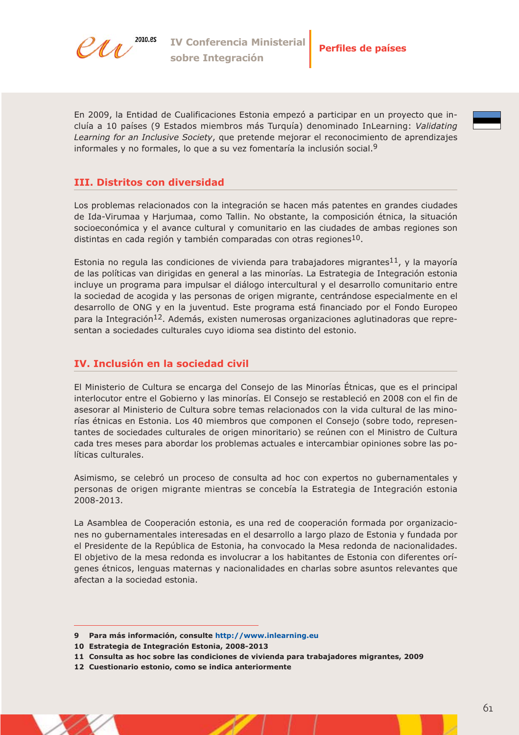En 2009, la Entidad de Cualificaciones Estonia empezó a participar en un proyecto que incluía a 10 países (9 Estados miembros más Turquía) denominado InLearning: *Validating Learning for an Inclusive Society*, que pretende mejorar el reconocimiento de aprendizajes informales y no formales, lo que a su vez fomentaría la inclusión social.[9]

## III. Distritos con diversidad

Los problemas relacionados con la integración se hacen más patentes en grandes ciudades de Ida-Virumaa y Harjumaa, como Tallin. No obstante, la composición étnica, la situación socioeconómica y el avance cultural y comunitario en las ciudades de ambas regiones son distintas en cada región y también comparadas con otras regiones[10].

Estonia no regula las condiciones de vivienda para trabajadores migrantes[11], y la mayoría de las políticas van dirigidas en general a las minorías. La Estrategia de Integración estonia incluye un programa para impulsar el diálogo intercultural y el desarrollo comunitario entre la sociedad de acogida y las personas de origen migrante, centrándose especialmente en el desarrollo de ONG y en la juventud. Este programa está financiado por el Fondo Europeo para la Integración[12]. Además, existen numerosas organizaciones aglutinadoras que representan a sociedades culturales cuyo idioma sea distinto del estonio.

## IV. Inclusión en la sociedad civil

El Ministerio de Cultura se encarga del Consejo de las Minorías Étnicas, que es el principal interlocutor entre el Gobierno y las minorías. El Consejo se restableció en 2008 con el fin de asesorar al Ministerio de Cultura sobre temas relacionados con la vida cultural de las minorías étnicas en Estonia. Los 40 miembros que componen el Consejo (sobre todo, representantes de sociedades culturales de origen minoritario) se reúnen con el Ministro de Cultura cada tres meses para abordar los problemas actuales e intercambiar opiniones sobre las políticas culturales.

Asimismo, se celebró un proceso de consulta ad hoc con expertos no gubernamentales y personas de origen migrante mientras se concebía la Estrategia de Integración estonia 2008-2013.

La Asamblea de Cooperación estonia, es una red de cooperación formada por organizaciones no gubernamentales interesadas en el desarrollo a largo plazo de Estonia y fundada por el Presidente de la República de Estonia, ha convocado la Mesa redonda de nacionalidades. El objetivo de la mesa redonda es involucrar a los habitantes de Estonia con diferentes orígenes étnicos, lenguas maternas y nacionalidades en charlas sobre asuntos relevantes que afectan a la sociedad estonia.

---

**9** Para más información, consulte http://www.inlearning.eu

**10** Estrategia de Integración Estonia, 2008-2013

**11** Consulta as hoc sobre las condiciones de vivienda para trabajadores migrantes, 2009

**12** Cuestionario estonio, como se indica anteriormente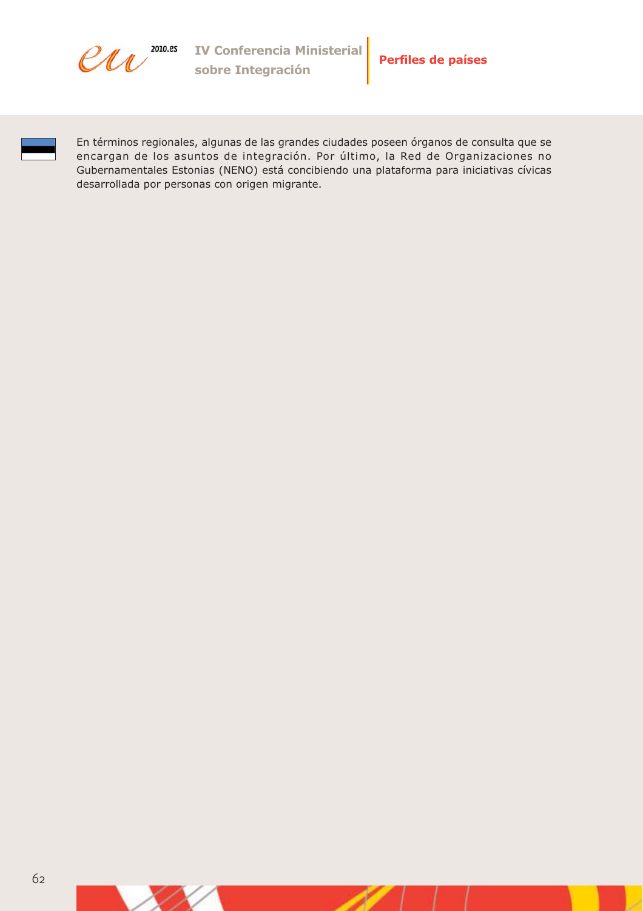En términos regionales, algunas de las grandes ciudades poseen órganos de consulta que se encargan de los asuntos de integración. Por último, la Red de Organizaciones no Gubernamentales Estonias (NENO) está concibiendo una plataforma para iniciativas cívicas desarrollada por personas con origen migrante.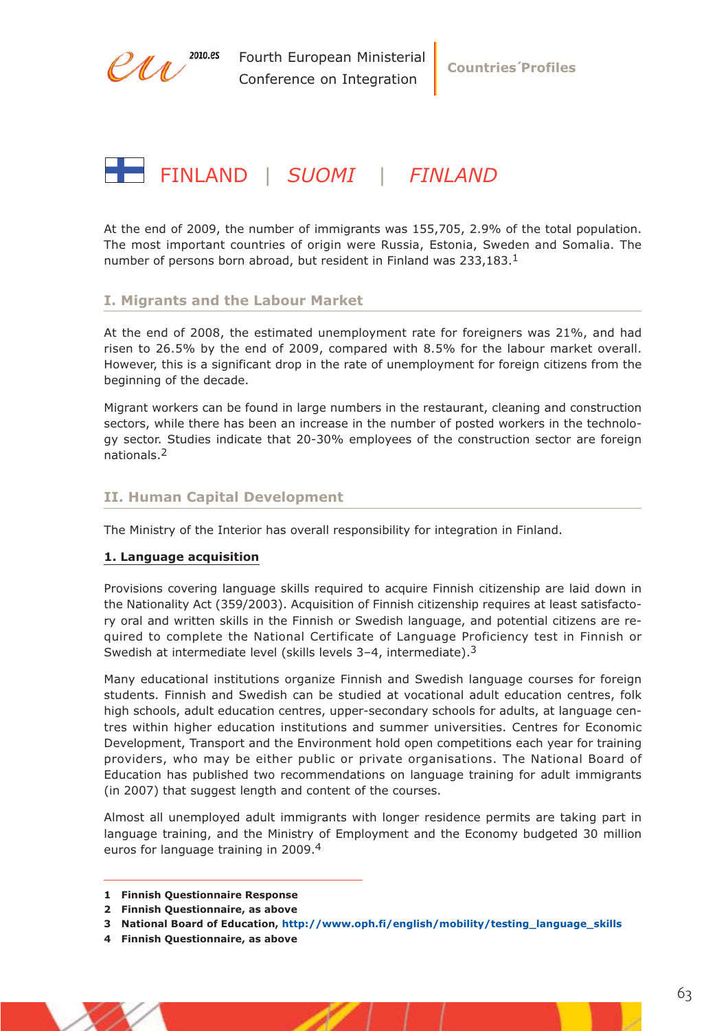# FINLAND | *SUOMI* | *FINLAND*

At the end of 2009, the number of immigrants was 155,705, 2.9% of the total population. The most important countries of origin were Russia, Estonia, Sweden and Somalia. The number of persons born abroad, but resident in Finland was 233,183.[1]

## I. Migrants and the Labour Market

At the end of 2008, the estimated unemployment rate for foreigners was 21%, and had risen to 26.5% by the end of 2009, compared with 8.5% for the labour market overall. However, this is a significant drop in the rate of unemployment for foreign citizens from the beginning of the decade.

Migrant workers can be found in large numbers in the restaurant, cleaning and construction sectors, while there has been an increase in the number of posted workers in the technology sector. Studies indicate that 20-30% employees of the construction sector are foreign nationals.[2]

## II. Human Capital Development

The Ministry of the Interior has overall responsibility for integration in Finland.

### 1. Language acquisition

Provisions covering language skills required to acquire Finnish citizenship are laid down in the Nationality Act (359/2003). Acquisition of Finnish citizenship requires at least satisfactory oral and written skills in the Finnish or Swedish language, and potential citizens are required to complete the National Certificate of Language Proficiency test in Finnish or Swedish at intermediate level (skills levels 3–4, intermediate).[3]

Many educational institutions organize Finnish and Swedish language courses for foreign students. Finnish and Swedish can be studied at vocational adult education centres, folk high schools, adult education centres, upper-secondary schools for adults, at language centres within higher education institutions and summer universities. Centres for Economic Development, Transport and the Environment hold open competitions each year for training providers, who may be either public or private organisations. The National Board of Education has published two recommendations on language training for adult immigrants (in 2007) that suggest length and content of the courses.

Almost all unemployed adult immigrants with longer residence permits are taking part in language training, and the Ministry of Employment and the Economy budgeted 30 million euros for language training in 2009.[4]

---

1 **Finnish Questionnaire Response**

2 **Finnish Questionnaire, as above**

3 **National Board of Education, http://www.oph.fi/english/mobility/testing_language_skills**

4 **Finnish Questionnaire, as above**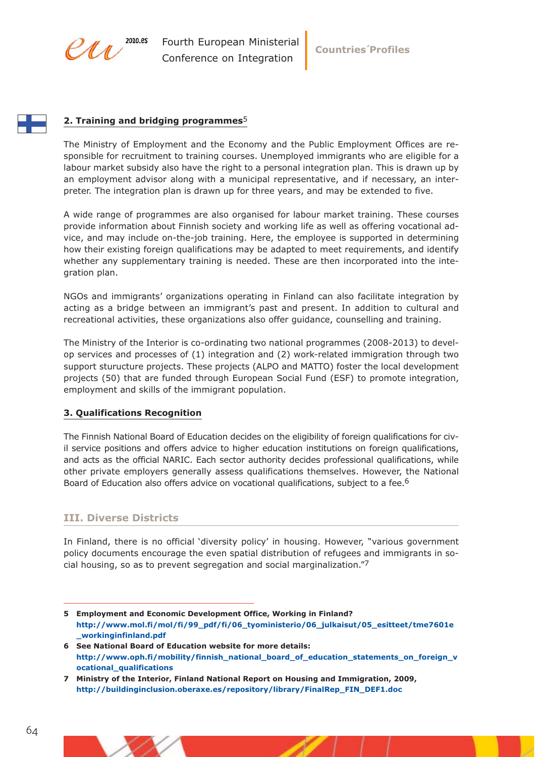## 2. Training and bridging programmes[5]

The Ministry of Employment and the Economy and the Public Employment Offices are responsible for recruitment to training courses. Unemployed immigrants who are eligible for a labour market subsidy also have the right to a personal integration plan. This is drawn up by an employment advisor along with a municipal representative, and if necessary, an interpreter. The integration plan is drawn up for three years, and may be extended to five.

A wide range of programmes are also organised for labour market training. These courses provide information about Finnish society and working life as well as offering vocational advice, and may include on-the-job training. Here, the employee is supported in determining how their existing foreign qualifications may be adapted to meet requirements, and identify whether any supplementary training is needed. These are then incorporated into the integration plan.

NGOs and immigrants' organizations operating in Finland can also facilitate integration by acting as a bridge between an immigrant's past and present. In addition to cultural and recreational activities, these organizations also offer guidance, counselling and training.

The Ministry of the Interior is co-ordinating two national programmes (2008-2013) to develop services and processes of (1) integration and (2) work-related immigration through two support sturucture projects. These projects (ALPO and MATTO) foster the local development projects (50) that are funded through European Social Fund (ESF) to promote integration, employment and skills of the immigrant population.

## 3. Qualifications Recognition

The Finnish National Board of Education decides on the eligibility of foreign qualifications for civil service positions and offers advice to higher education institutions on foreign qualifications, and acts as the official NARIC. Each sector authority decides professional qualifications, while other private employers generally assess qualifications themselves. However, the National Board of Education also offers advice on vocational qualifications, subject to a fee.[6]

# III. Diverse Districts

In Finland, there is no official 'diversity policy' in housing. However, "various government policy documents encourage the even spatial distribution of refugees and immigrants in social housing, so as to prevent segregation and social marginalization."[7]

---

**5 Employment and Economic Development Office, Working in Finland?**
**http://www.mol.fi/mol/fi/99_pdf/fi/06_tyoministerio/06_julkaisut/05_esitteet/tme7601e_workinginfinland.pdf**

**6 See National Board of Education website for more details:**
**http://www.oph.fi/mobility/finnish_national_board_of_education_statements_on_foreign_vocational_qualifications**

**7 Ministry of the Interior, Finland National Report on Housing and Immigration, 2009,**
**http://buildinginclusion.oberaxe.es/repository/library/FinalRep_FIN_DEF1.doc**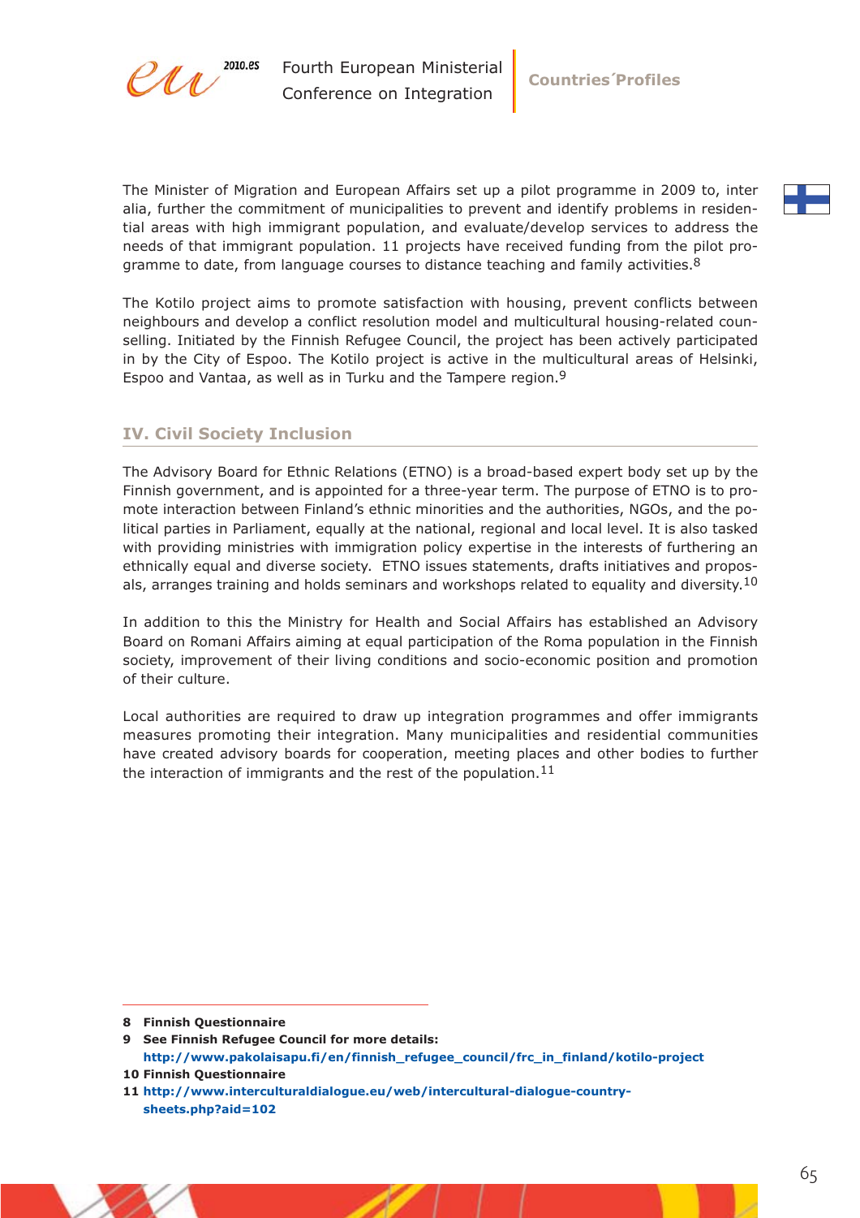The Minister of Migration and European Affairs set up a pilot programme in 2009 to, inter alia, further the commitment of municipalities to prevent and identify problems in residential areas with high immigrant population, and evaluate/develop services to address the needs of that immigrant population. 11 projects have received funding from the pilot programme to date, from language courses to distance teaching and family activities.[8]

The Kotilo project aims to promote satisfaction with housing, prevent conflicts between neighbours and develop a conflict resolution model and multicultural housing-related counselling. Initiated by the Finnish Refugee Council, the project has been actively participated in by the City of Espoo. The Kotilo project is active in the multicultural areas of Helsinki, Espoo and Vantaa, as well as in Turku and the Tampere region.[9]

## IV. Civil Society Inclusion

The Advisory Board for Ethnic Relations (ETNO) is a broad-based expert body set up by the Finnish government, and is appointed for a three-year term. The purpose of ETNO is to promote interaction between Finland's ethnic minorities and the authorities, NGOs, and the political parties in Parliament, equally at the national, regional and local level. It is also tasked with providing ministries with immigration policy expertise in the interests of furthering an ethnically equal and diverse society. ETNO issues statements, drafts initiatives and proposals, arranges training and holds seminars and workshops related to equality and diversity.[10]

In addition to this the Ministry for Health and Social Affairs has established an Advisory Board on Romani Affairs aiming at equal participation of the Roma population in the Finnish society, improvement of their living conditions and socio-economic position and promotion of their culture.

Local authorities are required to draw up integration programmes and offer immigrants measures promoting their integration. Many municipalities and residential communities have created advisory boards for cooperation, meeting places and other bodies to further the interaction of immigrants and the rest of the population.[11]

---

**8** **Finnish Questionnaire**

**9** **See Finnish Refugee Council for more details: http://www.pakolaisapu.fi/en/finnish_refugee_council/frc_in_finland/kotilo-project**

**10** **Finnish Questionnaire**

**11** **http://www.interculturaldialogue.eu/web/intercultural-dialogue-country-sheets.php?aid=102**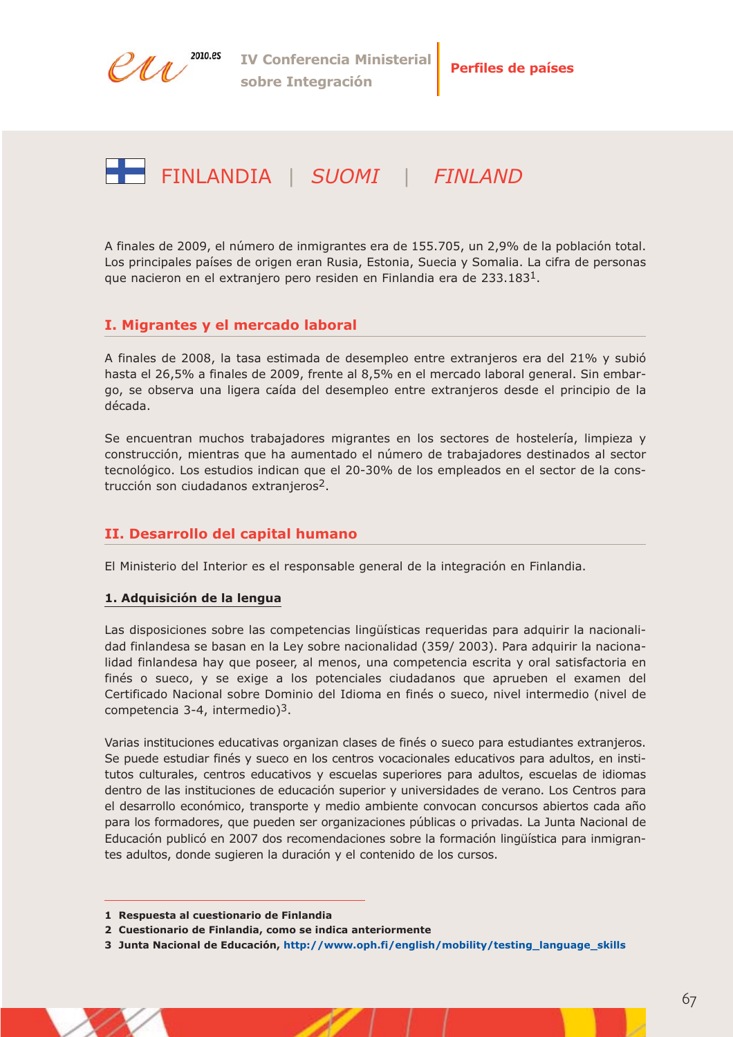# FINLANDIA | *SUOMI* | *FINLAND*

A finales de 2009, el número de inmigrantes era de 155.705, un 2,9% de la población total. Los principales países de origen eran Rusia, Estonia, Suecia y Somalia. La cifra de personas que nacieron en el extranjero pero residen en Finlandia era de 233.183[1].

## I. Migrantes y el mercado laboral

A finales de 2008, la tasa estimada de desempleo entre extranjeros era del 21% y subió hasta el 26,5% a finales de 2009, frente al 8,5% en el mercado laboral general. Sin embargo, se observa una ligera caída del desempleo entre extranjeros desde el principio de la década.

Se encuentran muchos trabajadores migrantes en los sectores de hostelería, limpieza y construcción, mientras que ha aumentado el número de trabajadores destinados al sector tecnológico. Los estudios indican que el 20-30% de los empleados en el sector de la construcción son ciudadanos extranjeros[2].

## II. Desarrollo del capital humano

El Ministerio del Interior es el responsable general de la integración en Finlandia.

### 1. Adquisición de la lengua

Las disposiciones sobre las competencias lingüísticas requeridas para adquirir la nacionalidad finlandesa se basan en la Ley sobre nacionalidad (359/ 2003). Para adquirir la nacionalidad finlandesa hay que poseer, al menos, una competencia escrita y oral satisfactoria en finés o sueco, y se exige a los potenciales ciudadanos que aprueben el examen del Certificado Nacional sobre Dominio del Idioma en finés o sueco, nivel intermedio (nivel de competencia 3-4, intermedio)[3].

Varias instituciones educativas organizan clases de finés o sueco para estudiantes extranjeros. Se puede estudiar finés y sueco en los centros vocacionales educativos para adultos, en institutos culturales, centros educativos y escuelas superiores para adultos, escuelas de idiomas dentro de las instituciones de educación superior y universidades de verano. Los Centros para el desarrollo económico, transporte y medio ambiente convocan concursos abiertos cada año para los formadores, que pueden ser organizaciones públicas o privadas. La Junta Nacional de Educación publicó en 2007 dos recomendaciones sobre la formación lingüística para inmigrantes adultos, donde sugieren la duración y el contenido de los cursos.

---

**1 Respuesta al cuestionario de Finlandia**

**2 Cuestionario de Finlandia, como se indica anteriormente**

**3 Junta Nacional de Educación, http://www.oph.fi/english/mobility/testing_language_skills**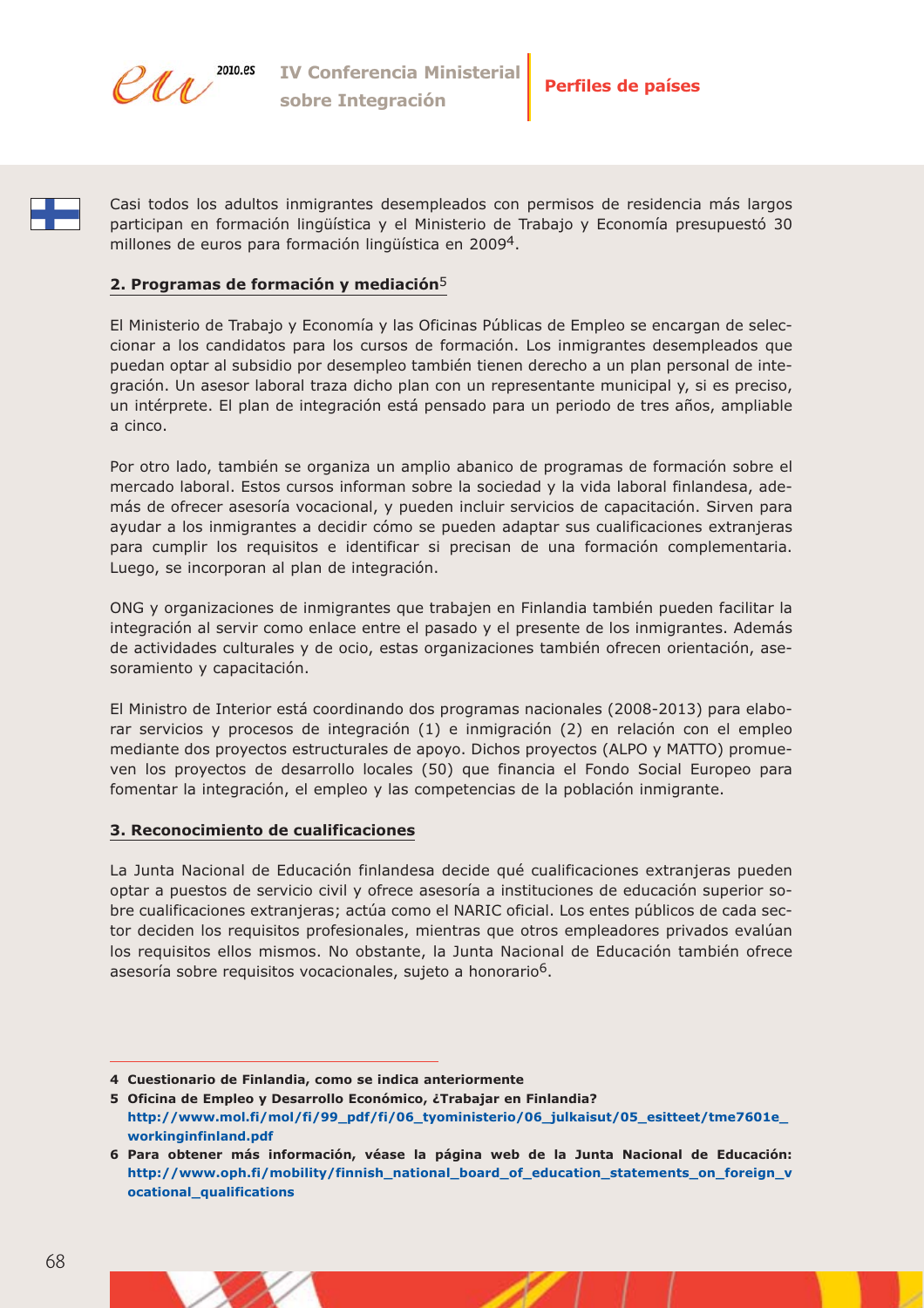Casi todos los adultos inmigrantes desempleados con permisos de residencia más largos participan en formación lingüística y el Ministerio de Trabajo y Economía presupuestó 30 millones de euros para formación lingüística en 2009[4].

## 2. Programas de formación y mediación[5]

El Ministerio de Trabajo y Economía y las Oficinas Públicas de Empleo se encargan de seleccionar a los candidatos para los cursos de formación. Los inmigrantes desempleados que puedan optar al subsidio por desempleo también tienen derecho a un plan personal de integración. Un asesor laboral traza dicho plan con un representante municipal y, si es preciso, un intérprete. El plan de integración está pensado para un periodo de tres años, ampliable a cinco.

Por otro lado, también se organiza un amplio abanico de programas de formación sobre el mercado laboral. Estos cursos informan sobre la sociedad y la vida laboral finlandesa, además de ofrecer asesoría vocacional, y pueden incluir servicios de capacitación. Sirven para ayudar a los inmigrantes a decidir cómo se pueden adaptar sus cualificaciones extranjeras para cumplir los requisitos e identificar si precisan de una formación complementaria. Luego, se incorporan al plan de integración.

ONG y organizaciones de inmigrantes que trabajen en Finlandia también pueden facilitar la integración al servir como enlace entre el pasado y el presente de los inmigrantes. Además de actividades culturales y de ocio, estas organizaciones también ofrecen orientación, asesoramiento y capacitación.

El Ministro de Interior está coordinando dos programas nacionales (2008-2013) para elaborar servicios y procesos de integración (1) e inmigración (2) en relación con el empleo mediante dos proyectos estructurales de apoyo. Dichos proyectos (ALPO y MATTO) promueven los proyectos de desarrollo locales (50) que financia el Fondo Social Europeo para fomentar la integración, el empleo y las competencias de la población inmigrante.

## 3. Reconocimiento de cualificaciones

La Junta Nacional de Educación finlandesa decide qué cualificaciones extranjeras pueden optar a puestos de servicio civil y ofrece asesoría a instituciones de educación superior sobre cualificaciones extranjeras; actúa como el NARIC oficial. Los entes públicos de cada sector deciden los requisitos profesionales, mientras que otros empleadores privados evalúan los requisitos ellos mismos. No obstante, la Junta Nacional de Educación también ofrece asesoría sobre requisitos vocacionales, sujeto a honorario[6].

---

**4 Cuestionario de Finlandia, como se indica anteriormente**

**5 Oficina de Empleo y Desarrollo Económico, ¿Trabajar en Finlandia?**
**http://www.mol.fi/mol/fi/99_pdf/fi/06_tyoministerio/06_julkaisut/05_esitteet/tme7601e_workinginfinland.pdf**

**6 Para obtener más información, véase la página web de la Junta Nacional de Educación: http://www.oph.fi/mobility/finnish_national_board_of_education_statements_on_foreign_vocational_qualifications**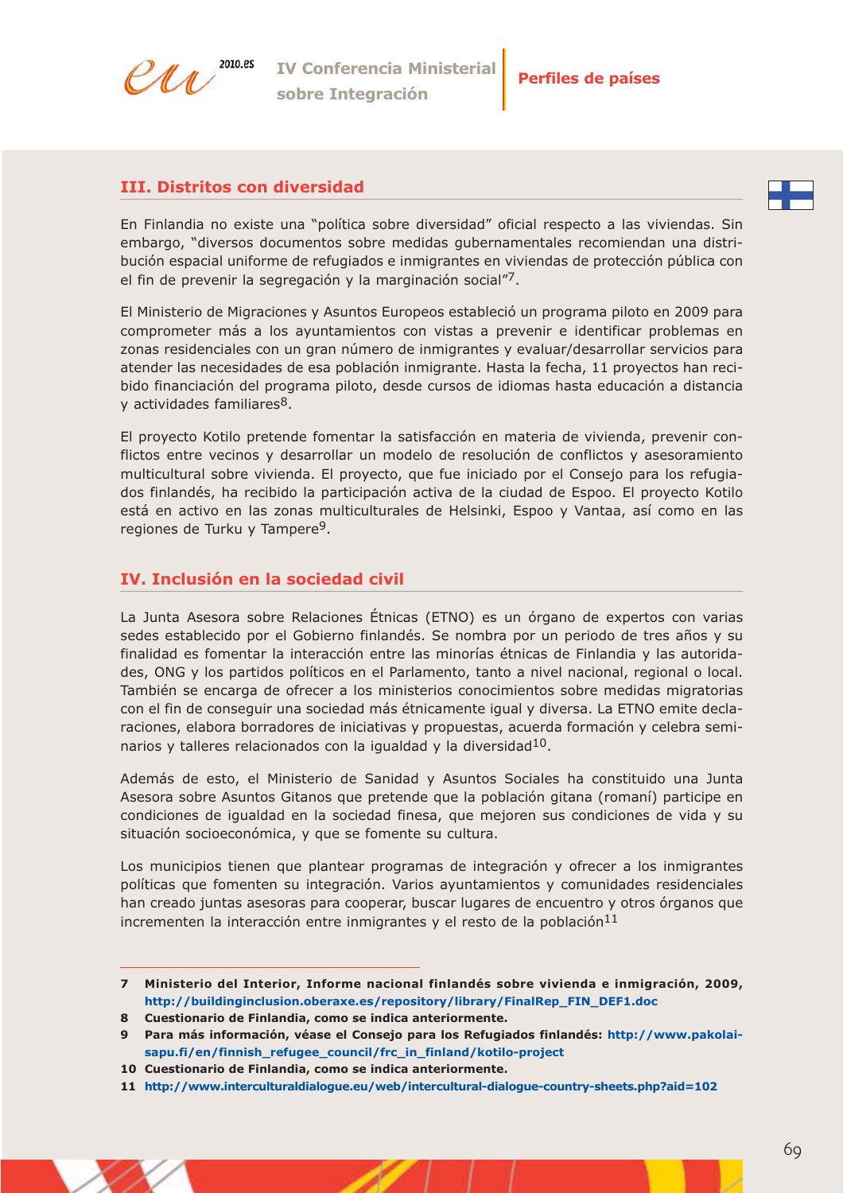## III. Distritos con diversidad

En Finlandia no existe una "política sobre diversidad" oficial respecto a las viviendas. Sin embargo, "diversos documentos sobre medidas gubernamentales recomiendan una distribución espacial uniforme de refugiados e inmigrantes en viviendas de protección pública con el fin de prevenir la segregación y la marginación social"[7].

El Ministerio de Migraciones y Asuntos Europeos estableció un programa piloto en 2009 para comprometer más a los ayuntamientos con vistas a prevenir e identificar problemas en zonas residenciales con un gran número de inmigrantes y evaluar/desarrollar servicios para atender las necesidades de esa población inmigrante. Hasta la fecha, 11 proyectos han recibido financiación del programa piloto, desde cursos de idiomas hasta educación a distancia y actividades familiares[8].

El proyecto Kotilo pretende fomentar la satisfacción en materia de vivienda, prevenir conflictos entre vecinos y desarrollar un modelo de resolución de conflictos y asesoramiento multicultural sobre vivienda. El proyecto, que fue iniciado por el Consejo para los refugiados finlandés, ha recibido la participación activa de la ciudad de Espoo. El proyecto Kotilo está en activo en las zonas multiculturales de Helsinki, Espoo y Vantaa, así como en las regiones de Turku y Tampere[9].

## IV. Inclusión en la sociedad civil

La Junta Asesora sobre Relaciones Étnicas (ETNO) es un órgano de expertos con varias sedes establecido por el Gobierno finlandés. Se nombra por un periodo de tres años y su finalidad es fomentar la interacción entre las minorías étnicas de Finlandia y las autoridades, ONG y los partidos políticos en el Parlamento, tanto a nivel nacional, regional o local. También se encarga de ofrecer a los ministerios conocimientos sobre medidas migratorias con el fin de conseguir una sociedad más étnicamente igual y diversa. La ETNO emite declaraciones, elabora borradores de iniciativas y propuestas, acuerda formación y celebra seminarios y talleres relacionados con la igualdad y la diversidad[10].

Además de esto, el Ministerio de Sanidad y Asuntos Sociales ha constituido una Junta Asesora sobre Asuntos Gitanos que pretende que la población gitana (romaní) participe en condiciones de igualdad en la sociedad finesa, que mejoren sus condiciones de vida y su situación socioeconómica, y que se fomente su cultura.

Los municipios tienen que plantear programas de integración y ofrecer a los inmigrantes políticas que fomenten su integración. Varios ayuntamientos y comunidades residenciales han creado juntas asesoras para cooperar, buscar lugares de encuentro y otros órganos que incrementen la interacción entre inmigrantes y el resto de la población[11]

---

**7** Ministerio del Interior, Informe nacional finlandés sobre vivienda e inmigración, 2009, http://buildinginclusion.oberaxe.es/repository/library/FinalRep_FIN_DEF1.doc

**8** Cuestionario de Finlandia, como se indica anteriormente.

**9** Para más información, véase el Consejo para los Refugiados finlandés: http://www.pakolaisapu.fi/en/finnish_refugee_council/frc_in_finland/kotilo-project

**10** Cuestionario de Finlandia, como se indica anteriormente.

**11** http://www.interculturaldialogue.eu/web/intercultural-dialogue-country-sheets.php?aid=102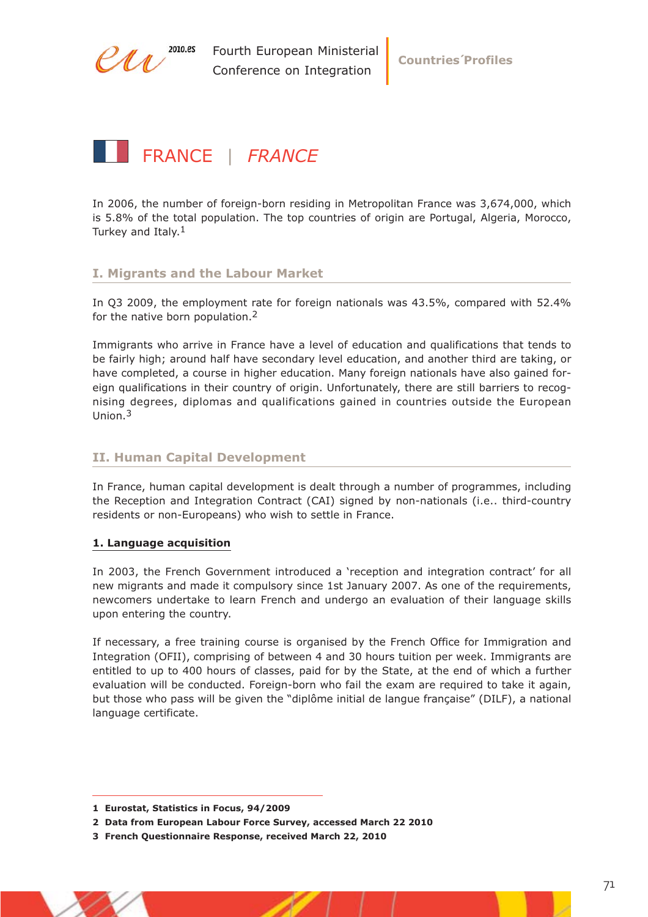# FRANCE | *FRANCE*

In 2006, the number of foreign-born residing in Metropolitan France was 3,674,000, which is 5.8% of the total population. The top countries of origin are Portugal, Algeria, Morocco, Turkey and Italy.[1]

## I. Migrants and the Labour Market

In Q3 2009, the employment rate for foreign nationals was 43.5%, compared with 52.4% for the native born population.[2]

Immigrants who arrive in France have a level of education and qualifications that tends to be fairly high; around half have secondary level education, and another third are taking, or have completed, a course in higher education. Many foreign nationals have also gained foreign qualifications in their country of origin. Unfortunately, there are still barriers to recognising degrees, diplomas and qualifications gained in countries outside the European Union.[3]

## II. Human Capital Development

In France, human capital development is dealt through a number of programmes, including the Reception and Integration Contract (CAI) signed by non-nationals (i.e.. third-country residents or non-Europeans) who wish to settle in France.

### 1. Language acquisition

In 2003, the French Government introduced a 'reception and integration contract' for all new migrants and made it compulsory since 1st January 2007. As one of the requirements, newcomers undertake to learn French and undergo an evaluation of their language skills upon entering the country.

If necessary, a free training course is organised by the French Office for Immigration and Integration (OFII), comprising of between 4 and 30 hours tuition per week. Immigrants are entitled to up to 400 hours of classes, paid for by the State, at the end of which a further evaluation will be conducted. Foreign-born who fail the exam are required to take it again, but those who pass will be given the "diplôme initial de langue française" (DILF), a national language certificate.

---

**1 Eurostat, Statistics in Focus, 94/2009**

**2 Data from European Labour Force Survey, accessed March 22 2010**

**3 French Questionnaire Response, received March 22, 2010**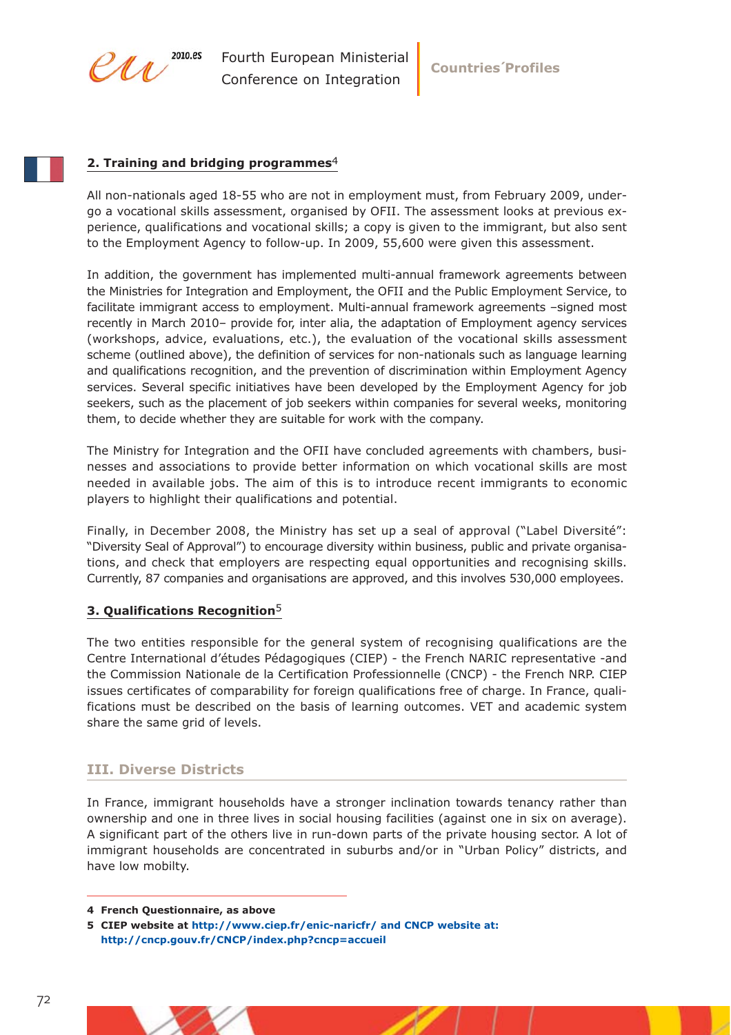## 2. Training and bridging programmes[4]

All non-nationals aged 18-55 who are not in employment must, from February 2009, undergo a vocational skills assessment, organised by OFII. The assessment looks at previous experience, qualifications and vocational skills; a copy is given to the immigrant, but also sent to the Employment Agency to follow-up. In 2009, 55,600 were given this assessment.

In addition, the government has implemented multi-annual framework agreements between the Ministries for Integration and Employment, the OFII and the Public Employment Service, to facilitate immigrant access to employment. Multi-annual framework agreements –signed most recently in March 2010– provide for, inter alia, the adaptation of Employment agency services (workshops, advice, evaluations, etc.), the evaluation of the vocational skills assessment scheme (outlined above), the definition of services for non-nationals such as language learning and qualifications recognition, and the prevention of discrimination within Employment Agency services. Several specific initiatives have been developed by the Employment Agency for job seekers, such as the placement of job seekers within companies for several weeks, monitoring them, to decide whether they are suitable for work with the company.

The Ministry for Integration and the OFII have concluded agreements with chambers, businesses and associations to provide better information on which vocational skills are most needed in available jobs. The aim of this is to introduce recent immigrants to economic players to highlight their qualifications and potential.

Finally, in December 2008, the Ministry has set up a seal of approval ("Label Diversité": "Diversity Seal of Approval") to encourage diversity within business, public and private organisations, and check that employers are respecting equal opportunities and recognising skills. Currently, 87 companies and organisations are approved, and this involves 530,000 employees.

## 3. Qualifications Recognition[5]

The two entities responsible for the general system of recognising qualifications are the Centre International d'études Pédagogiques (CIEP) - the French NARIC representative -and the Commission Nationale de la Certification Professionnelle (CNCP) - the French NRP. CIEP issues certificates of comparability for foreign qualifications free of charge. In France, qualifications must be described on the basis of learning outcomes. VET and academic system share the same grid of levels.

## III. Diverse Districts

In France, immigrant households have a stronger inclination towards tenancy rather than ownership and one in three lives in social housing facilities (against one in six on average). A significant part of the others live in run-down parts of the private housing sector. A lot of immigrant households are concentrated in suburbs and/or in "Urban Policy" districts, and have low mobilty.

---

**4 French Questionnaire, as above**

**5 CIEP website at http://www.ciep.fr/enic-naricfr/ and CNCP website at: http://cncp.gouv.fr/CNCP/index.php?cncp=accueil**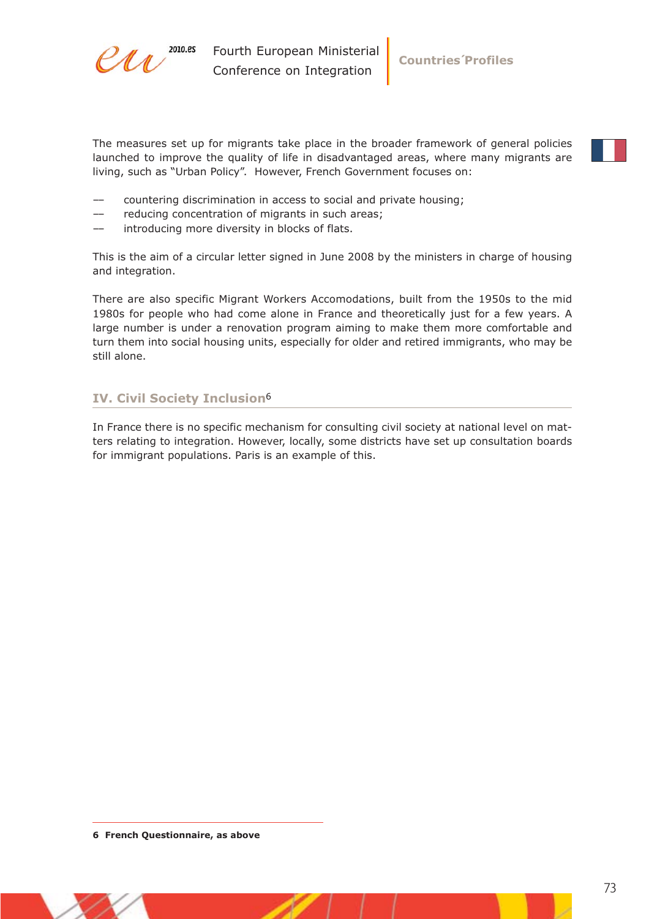The measures set up for migrants take place in the broader framework of general policies launched to improve the quality of life in disadvantaged areas, where many migrants are living, such as "Urban Policy". However, French Government focuses on:

- countering discrimination in access to social and private housing;
- reducing concentration of migrants in such areas;
- introducing more diversity in blocks of flats.

This is the aim of a circular letter signed in June 2008 by the ministers in charge of housing and integration.

There are also specific Migrant Workers Accomodations, built from the 1950s to the mid 1980s for people who had come alone in France and theoretically just for a few years. A large number is under a renovation program aiming to make them more comfortable and turn them into social housing units, especially for older and retired immigrants, who may be still alone.

## IV. Civil Society Inclusion[6]

In France there is no specific mechanism for consulting civil society at national level on matters relating to integration. However, locally, some districts have set up consultation boards for immigrant populations. Paris is an example of this.

---

**6 French Questionnaire, as above**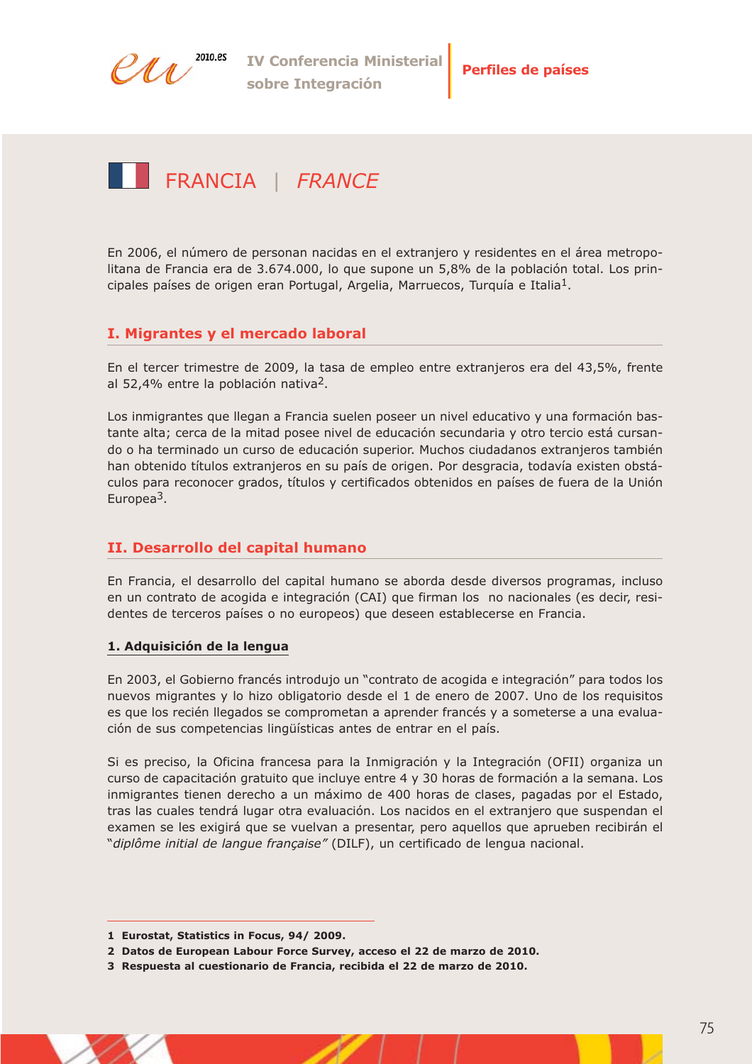# FRANCIA | *FRANCE*

En 2006, el número de personan nacidas en el extranjero y residentes en el área metropolitana de Francia era de 3.674.000, lo que supone un 5,8% de la población total. Los principales países de origen eran Portugal, Argelia, Marruecos, Turquía e Italia[1].

## I. Migrantes y el mercado laboral

En el tercer trimestre de 2009, la tasa de empleo entre extranjeros era del 43,5%, frente al 52,4% entre la población nativa[2].

Los inmigrantes que llegan a Francia suelen poseer un nivel educativo y una formación bastante alta; cerca de la mitad posee nivel de educación secundaria y otro tercio está cursando o ha terminado un curso de educación superior. Muchos ciudadanos extranjeros también han obtenido títulos extranjeros en su país de origen. Por desgracia, todavía existen obstáculos para reconocer grados, títulos y certificados obtenidos en países de fuera de la Unión Europea[3].

## II. Desarrollo del capital humano

En Francia, el desarrollo del capital humano se aborda desde diversos programas, incluso en un contrato de acogida e integración (CAI) que firman los no nacionales (es decir, residentes de terceros países o no europeos) que deseen establecerse en Francia.

### 1. Adquisición de la lengua

En 2003, el Gobierno francés introdujo un "contrato de acogida e integración" para todos los nuevos migrantes y lo hizo obligatorio desde el 1 de enero de 2007. Uno de los requisitos es que los recién llegados se comprometan a aprender francés y a someterse a una evaluación de sus competencias lingüísticas antes de entrar en el país.

Si es preciso, la Oficina francesa para la Inmigración y la Integración (OFII) organiza un curso de capacitación gratuito que incluye entre 4 y 30 horas de formación a la semana. Los inmigrantes tienen derecho a un máximo de 400 horas de clases, pagadas por el Estado, tras las cuales tendrá lugar otra evaluación. Los nacidos en el extranjero que suspendan el examen se les exigirá que se vuelvan a presentar, pero aquellos que aprueben recibirán el "*diplôme initial de langue française*" (DILF), un certificado de lengua nacional.

---

**1** **Eurostat, Statistics in Focus, 94/ 2009.**

**2** **Datos de European Labour Force Survey, acceso el 22 de marzo de 2010.**

**3** **Respuesta al cuestionario de Francia, recibida el 22 de marzo de 2010.**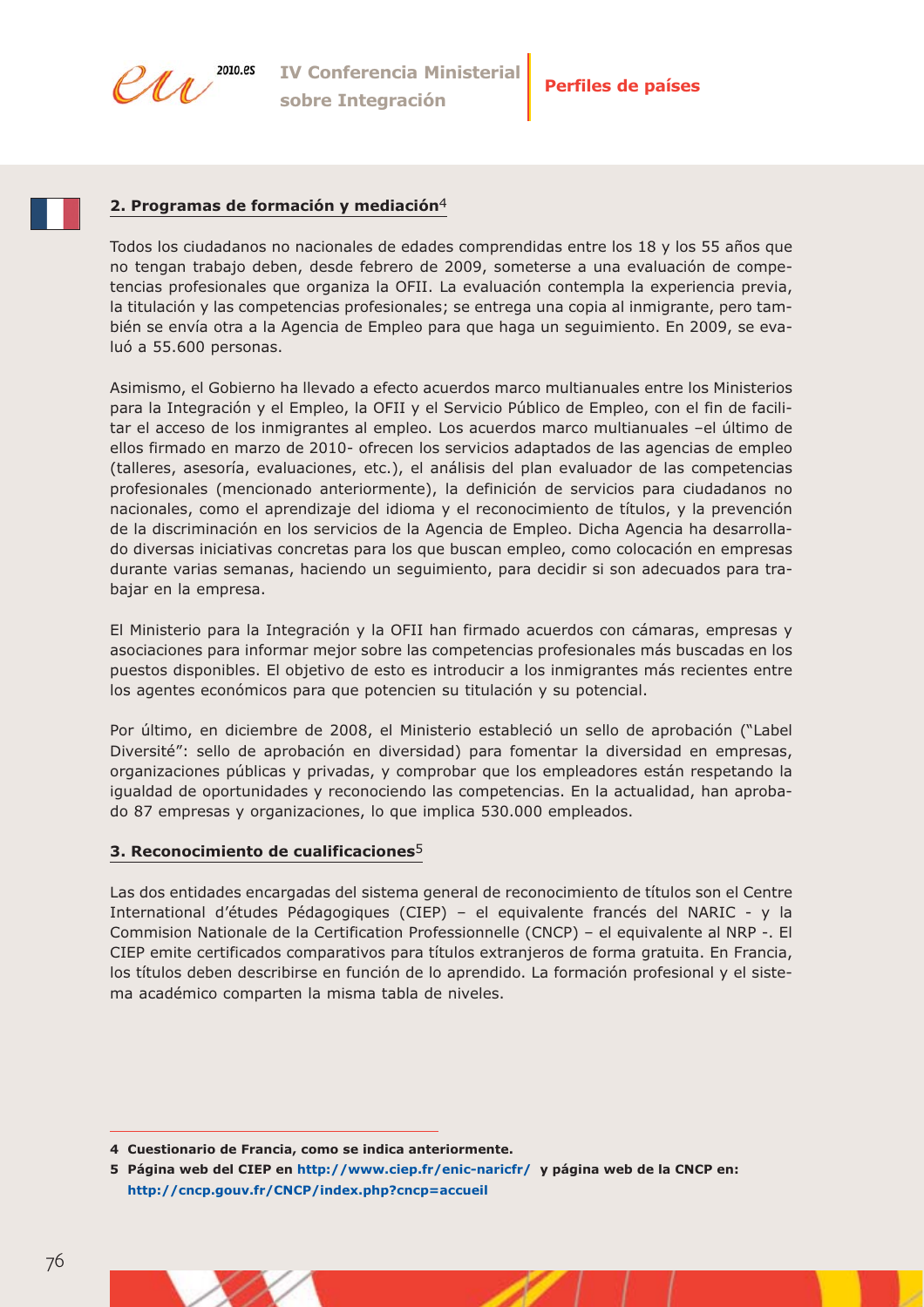## 2. Programas de formación y mediación[4]

Todos los ciudadanos no nacionales de edades comprendidas entre los 18 y los 55 años que no tengan trabajo deben, desde febrero de 2009, someterse a una evaluación de competencias profesionales que organiza la OFII. La evaluación contempla la experiencia previa, la titulación y las competencias profesionales; se entrega una copia al inmigrante, pero también se envía otra a la Agencia de Empleo para que haga un seguimiento. En 2009, se evaluó a 55.600 personas.

Asimismo, el Gobierno ha llevado a efecto acuerdos marco multianuales entre los Ministerios para la Integración y el Empleo, la OFII y el Servicio Público de Empleo, con el fin de facilitar el acceso de los inmigrantes al empleo. Los acuerdos marco multianuales –el último de ellos firmado en marzo de 2010- ofrecen los servicios adaptados de las agencias de empleo (talleres, asesoría, evaluaciones, etc.), el análisis del plan evaluador de las competencias profesionales (mencionado anteriormente), la definición de servicios para ciudadanos no nacionales, como el aprendizaje del idioma y el reconocimiento de títulos, y la prevención de la discriminación en los servicios de la Agencia de Empleo. Dicha Agencia ha desarrollado diversas iniciativas concretas para los que buscan empleo, como colocación en empresas durante varias semanas, haciendo un seguimiento, para decidir si son adecuados para trabajar en la empresa.

El Ministerio para la Integración y la OFII han firmado acuerdos con cámaras, empresas y asociaciones para informar mejor sobre las competencias profesionales más buscadas en los puestos disponibles. El objetivo de esto es introducir a los inmigrantes más recientes entre los agentes económicos para que potencien su titulación y su potencial.

Por último, en diciembre de 2008, el Ministerio estableció un sello de aprobación ("Label Diversité": sello de aprobación en diversidad) para fomentar la diversidad en empresas, organizaciones públicas y privadas, y comprobar que los empleadores están respetando la igualdad de oportunidades y reconociendo las competencias. En la actualidad, han aprobado 87 empresas y organizaciones, lo que implica 530.000 empleados.

## 3. Reconocimiento de cualificaciones[5]

Las dos entidades encargadas del sistema general de reconocimiento de títulos son el Centre International d'études Pédagogiques (CIEP) – el equivalente francés del NARIC - y la Commision Nationale de la Certification Professionnelle (CNCP) – el equivalente al NRP -. El CIEP emite certificados comparativos para títulos extranjeros de forma gratuita. En Francia, los títulos deben describirse en función de lo aprendido. La formación profesional y el sistema académico comparten la misma tabla de niveles.

---

**4 Cuestionario de Francia, como se indica anteriormente.**

**5 Página web del CIEP en http://www.ciep.fr/enic-naricfr/ y página web de la CNCP en: http://cncp.gouv.fr/CNCP/index.php?cncp=accueil**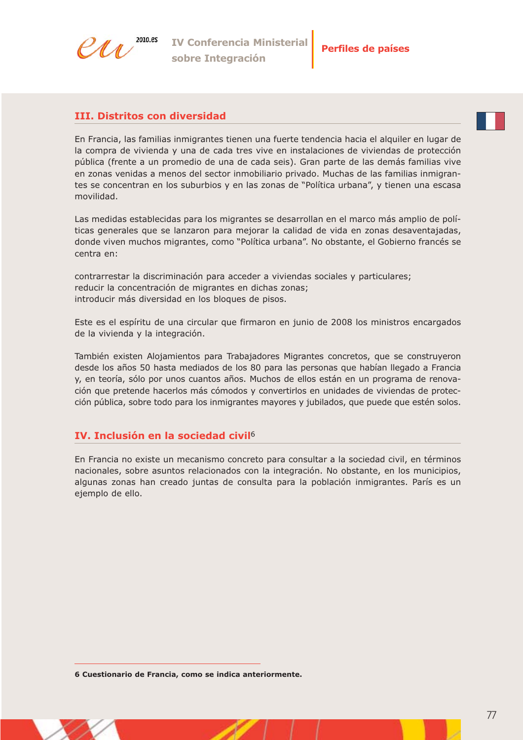## III. Distritos con diversidad

En Francia, las familias inmigrantes tienen una fuerte tendencia hacia el alquiler en lugar de la compra de vivienda y una de cada tres vive en instalaciones de viviendas de protección pública (frente a un promedio de una de cada seis). Gran parte de las demás familias vive en zonas venidas a menos del sector inmobiliario privado. Muchas de las familias inmigrantes se concentran en los suburbios y en las zonas de "Política urbana", y tienen una escasa movilidad.

Las medidas establecidas para los migrantes se desarrollan en el marco más amplio de políticas generales que se lanzaron para mejorar la calidad de vida en zonas desaventajadas, donde viven muchos migrantes, como "Política urbana". No obstante, el Gobierno francés se centra en:

contrarrestar la discriminación para acceder a viviendas sociales y particulares;
reducir la concentración de migrantes en dichas zonas;
introducir más diversidad en los bloques de pisos.

Este es el espíritu de una circular que firmaron en junio de 2008 los ministros encargados de la vivienda y la integración.

También existen Alojamientos para Trabajadores Migrantes concretos, que se construyeron desde los años 50 hasta mediados de los 80 para las personas que habían llegado a Francia y, en teoría, sólo por unos cuantos años. Muchos de ellos están en un programa de renovación que pretende hacerlos más cómodos y convertirlos en unidades de viviendas de protección pública, sobre todo para los inmigrantes mayores y jubilados, que puede que estén solos.

## IV. Inclusión en la sociedad civil[6]

En Francia no existe un mecanismo concreto para consultar a la sociedad civil, en términos nacionales, sobre asuntos relacionados con la integración. No obstante, en los municipios, algunas zonas han creado juntas de consulta para la población inmigrantes. París es un ejemplo de ello.

---

**6 Cuestionario de Francia, como se indica anteriormente.**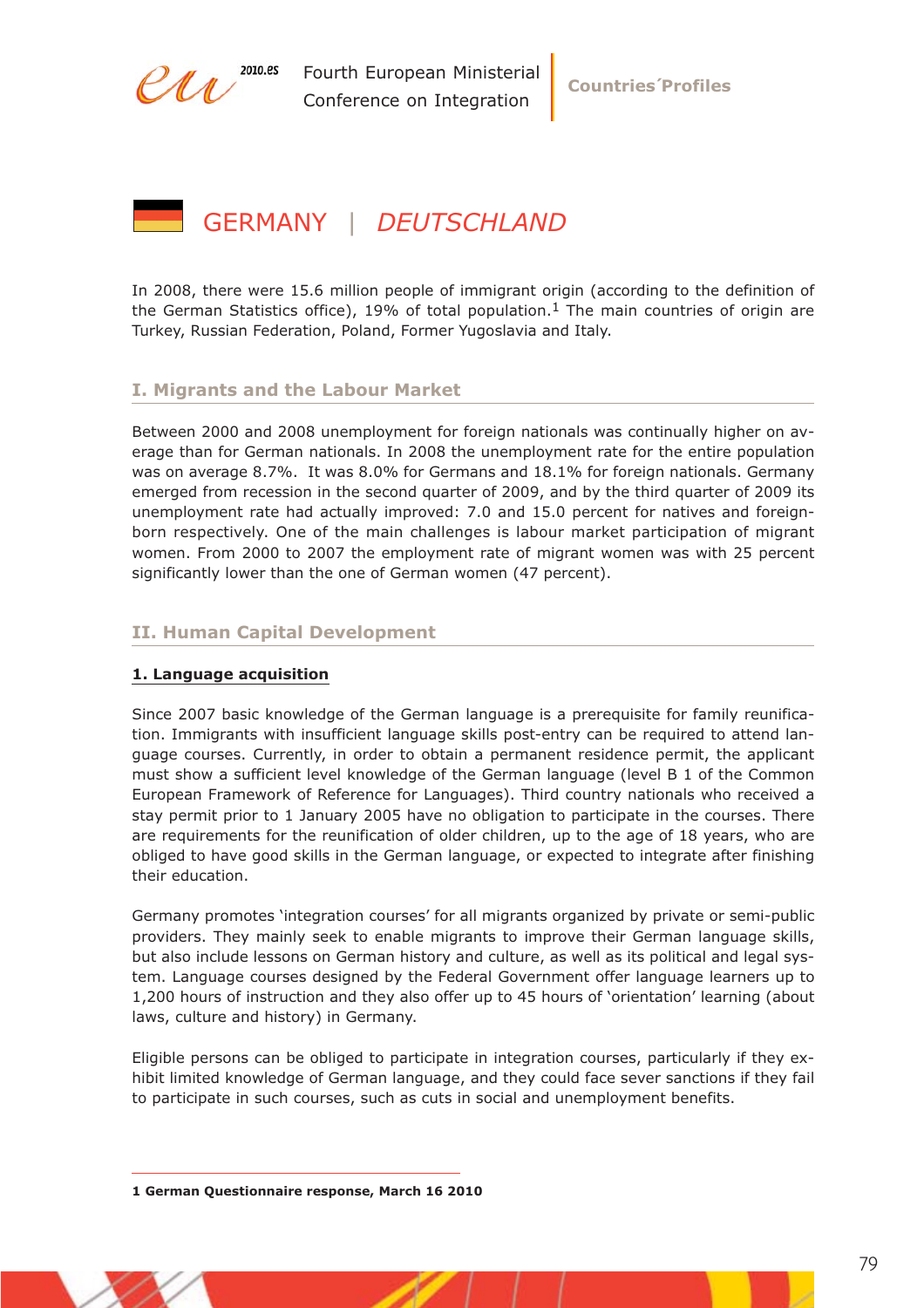# GERMANY | *DEUTSCHLAND*

In 2008, there were 15.6 million people of immigrant origin (according to the definition of the German Statistics office), 19% of total population.[1] The main countries of origin are Turkey, Russian Federation, Poland, Former Yugoslavia and Italy.

## I. Migrants and the Labour Market

Between 2000 and 2008 unemployment for foreign nationals was continually higher on average than for German nationals. In 2008 the unemployment rate for the entire population was on average 8.7%. It was 8.0% for Germans and 18.1% for foreign nationals. Germany emerged from recession in the second quarter of 2009, and by the third quarter of 2009 its unemployment rate had actually improved: 7.0 and 15.0 percent for natives and foreign-born respectively. One of the main challenges is labour market participation of migrant women. From 2000 to 2007 the employment rate of migrant women was with 25 percent significantly lower than the one of German women (47 percent).

## II. Human Capital Development

### 1. Language acquisition

Since 2007 basic knowledge of the German language is a prerequisite for family reunification. Immigrants with insufficient language skills post-entry can be required to attend language courses. Currently, in order to obtain a permanent residence permit, the applicant must show a sufficient level knowledge of the German language (level B 1 of the Common European Framework of Reference for Languages). Third country nationals who received a stay permit prior to 1 January 2005 have no obligation to participate in the courses. There are requirements for the reunification of older children, up to the age of 18 years, who are obliged to have good skills in the German language, or expected to integrate after finishing their education.

Germany promotes 'integration courses' for all migrants organized by private or semi-public providers. They mainly seek to enable migrants to improve their German language skills, but also include lessons on German history and culture, as well as its political and legal system. Language courses designed by the Federal Government offer language learners up to 1,200 hours of instruction and they also offer up to 45 hours of 'orientation' learning (about laws, culture and history) in Germany.

Eligible persons can be obliged to participate in integration courses, particularly if they exhibit limited knowledge of German language, and they could face sever sanctions if they fail to participate in such courses, such as cuts in social and unemployment benefits.

---

**1 German Questionnaire response, March 16 2010**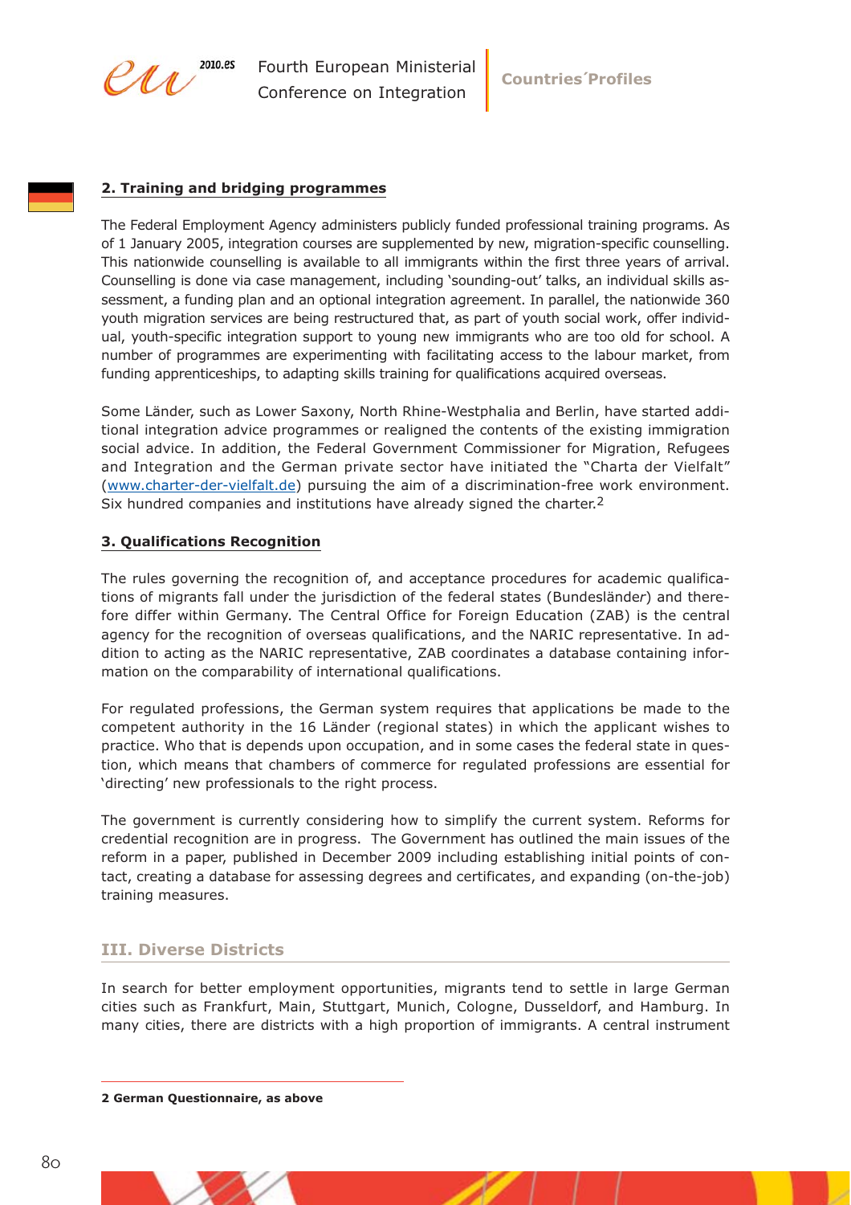## 2. Training and bridging programmes

The Federal Employment Agency administers publicly funded professional training programs. As of 1 January 2005, integration courses are supplemented by new, migration-specific counselling. This nationwide counselling is available to all immigrants within the first three years of arrival. Counselling is done via case management, including 'sounding-out' talks, an individual skills assessment, a funding plan and an optional integration agreement. In parallel, the nationwide 360 youth migration services are being restructured that, as part of youth social work, offer individual, youth-specific integration support to young new immigrants who are too old for school. A number of programmes are experimenting with facilitating access to the labour market, from funding apprenticeships, to adapting skills training for qualifications acquired overseas.

Some Länder, such as Lower Saxony, North Rhine-Westphalia and Berlin, have started additional integration advice programmes or realigned the contents of the existing immigration social advice. In addition, the Federal Government Commissioner for Migration, Refugees and Integration and the German private sector have initiated the "Charta der Vielfalt" (www.charter-der-vielfalt.de) pursuing the aim of a discrimination-free work environment. Six hundred companies and institutions have already signed the charter.[2]

## 3. Qualifications Recognition

The rules governing the recognition of, and acceptance procedures for academic qualifications of migrants fall under the jurisdiction of the federal states (Bundesländer) and therefore differ within Germany. The Central Office for Foreign Education (ZAB) is the central agency for the recognition of overseas qualifications, and the NARIC representative. In addition to acting as the NARIC representative, ZAB coordinates a database containing information on the comparability of international qualifications.

For regulated professions, the German system requires that applications be made to the competent authority in the 16 Länder (regional states) in which the applicant wishes to practice. Who that is depends upon occupation, and in some cases the federal state in question, which means that chambers of commerce for regulated professions are essential for 'directing' new professionals to the right process.

The government is currently considering how to simplify the current system. Reforms for credential recognition are in progress. The Government has outlined the main issues of the reform in a paper, published in December 2009 including establishing initial points of contact, creating a database for assessing degrees and certificates, and expanding (on-the-job) training measures.

# III. Diverse Districts

In search for better employment opportunities, migrants tend to settle in large German cities such as Frankfurt, Main, Stuttgart, Munich, Cologne, Dusseldorf, and Hamburg. In many cities, there are districts with a high proportion of immigrants. A central instrument

**2 German Questionnaire, as above**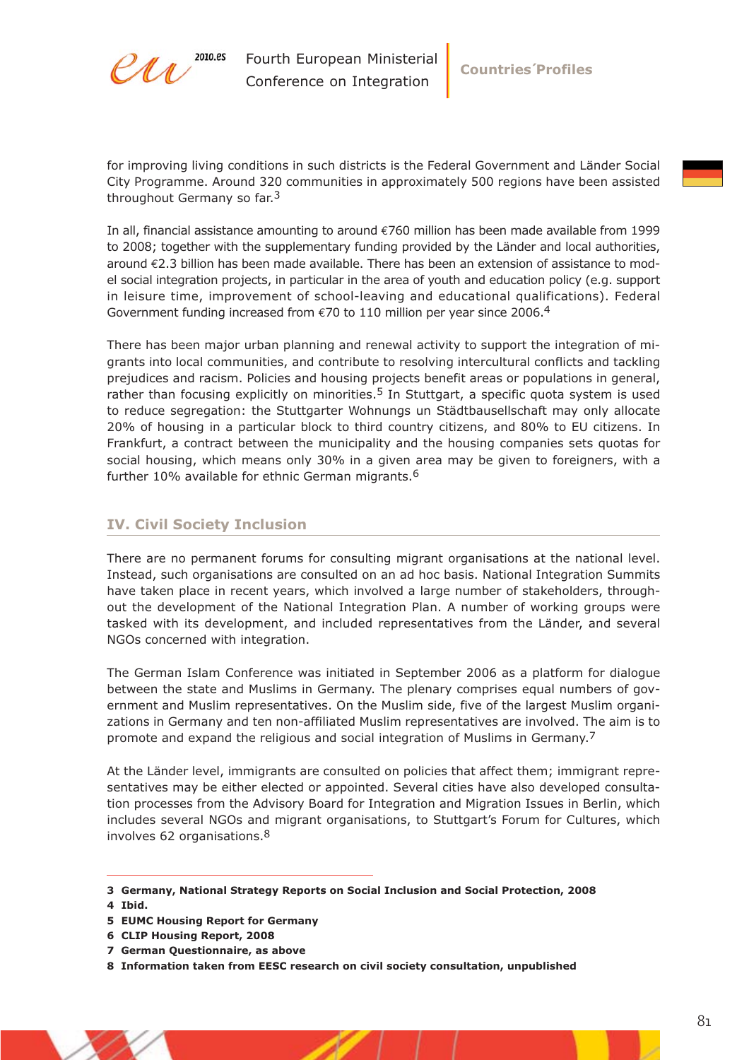for improving living conditions in such districts is the Federal Government and Länder Social City Programme. Around 320 communities in approximately 500 regions have been assisted throughout Germany so far.[3]

In all, financial assistance amounting to around €760 million has been made available from 1999 to 2008; together with the supplementary funding provided by the Länder and local authorities, around €2.3 billion has been made available. There has been an extension of assistance to model social integration projects, in particular in the area of youth and education policy (e.g. support in leisure time, improvement of school-leaving and educational qualifications). Federal Government funding increased from €70 to 110 million per year since 2006.[4]

There has been major urban planning and renewal activity to support the integration of migrants into local communities, and contribute to resolving intercultural conflicts and tackling prejudices and racism. Policies and housing projects benefit areas or populations in general, rather than focusing explicitly on minorities.[5] In Stuttgart, a specific quota system is used to reduce segregation: the Stuttgarter Wohnungs un Städtbausellschaft may only allocate 20% of housing in a particular block to third country citizens, and 80% to EU citizens. In Frankfurt, a contract between the municipality and the housing companies sets quotas for social housing, which means only 30% in a given area may be given to foreigners, with a further 10% available for ethnic German migrants.[6]

## IV. Civil Society Inclusion

There are no permanent forums for consulting migrant organisations at the national level. Instead, such organisations are consulted on an ad hoc basis. National Integration Summits have taken place in recent years, which involved a large number of stakeholders, throughout the development of the National Integration Plan. A number of working groups were tasked with its development, and included representatives from the Länder, and several NGOs concerned with integration.

The German Islam Conference was initiated in September 2006 as a platform for dialogue between the state and Muslims in Germany. The plenary comprises equal numbers of government and Muslim representatives. On the Muslim side, five of the largest Muslim organizations in Germany and ten non-affiliated Muslim representatives are involved. The aim is to promote and expand the religious and social integration of Muslims in Germany.[7]

At the Länder level, immigrants are consulted on policies that affect them; immigrant representatives may be either elected or appointed. Several cities have also developed consultation processes from the Advisory Board for Integration and Migration Issues in Berlin, which includes several NGOs and migrant organisations, to Stuttgart's Forum for Cultures, which involves 62 organisations.[8]

---

**3 Germany, National Strategy Reports on Social Inclusion and Social Protection, 2008**
**4 Ibid.**
**5 EUMC Housing Report for Germany**
**6 CLIP Housing Report, 2008**
**7 German Questionnaire, as above**
**8 Information taken from EESC research on civil society consultation, unpublished**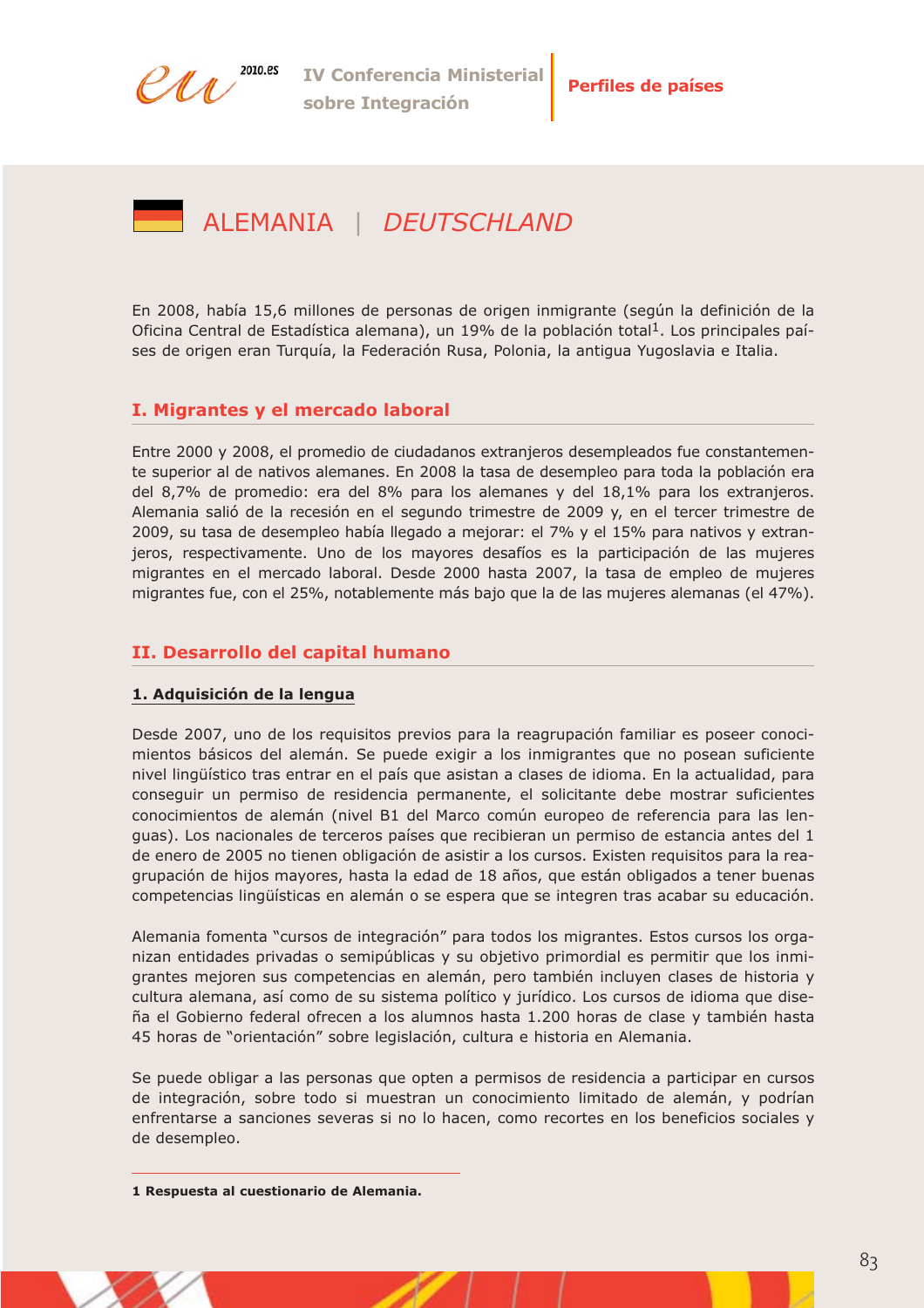# ALEMANIA | *DEUTSCHLAND*

En 2008, había 15,6 millones de personas de origen inmigrante (según la definición de la Oficina Central de Estadística alemana), un 19% de la población total[1]. Los principales países de origen eran Turquía, la Federación Rusa, Polonia, la antigua Yugoslavia e Italia.

## I. Migrantes y el mercado laboral

Entre 2000 y 2008, el promedio de ciudadanos extranjeros desempleados fue constantemente superior al de nativos alemanes. En 2008 la tasa de desempleo para toda la población era del 8,7% de promedio: era del 8% para los alemanes y del 18,1% para los extranjeros. Alemania salió de la recesión en el segundo trimestre de 2009 y, en el tercer trimestre de 2009, su tasa de desempleo había llegado a mejorar: el 7% y el 15% para nativos y extranjeros, respectivamente. Uno de los mayores desafíos es la participación de las mujeres migrantes en el mercado laboral. Desde 2000 hasta 2007, la tasa de empleo de mujeres migrantes fue, con el 25%, notablemente más bajo que la de las mujeres alemanas (el 47%).

## II. Desarrollo del capital humano

### 1. Adquisición de la lengua

Desde 2007, uno de los requisitos previos para la reagrupación familiar es poseer conocimientos básicos del alemán. Se puede exigir a los inmigrantes que no posean suficiente nivel lingüístico tras entrar en el país que asistan a clases de idioma. En la actualidad, para conseguir un permiso de residencia permanente, el solicitante debe mostrar suficientes conocimientos de alemán (nivel B1 del Marco común europeo de referencia para las lenguas). Los nacionales de terceros países que recibieran un permiso de estancia antes del 1 de enero de 2005 no tienen obligación de asistir a los cursos. Existen requisitos para la reagrupación de hijos mayores, hasta la edad de 18 años, que están obligados a tener buenas competencias lingüísticas en alemán o se espera que se integren tras acabar su educación.

Alemania fomenta "cursos de integración" para todos los migrantes. Estos cursos los organizan entidades privadas o semipúblicas y su objetivo primordial es permitir que los inmigrantes mejoren sus competencias en alemán, pero también incluyen clases de historia y cultura alemana, así como de su sistema político y jurídico. Los cursos de idioma que diseña el Gobierno federal ofrecen a los alumnos hasta 1.200 horas de clase y también hasta 45 horas de "orientación" sobre legislación, cultura e historia en Alemania.

Se puede obligar a las personas que opten a permisos de residencia a participar en cursos de integración, sobre todo si muestran un conocimiento limitado de alemán, y podrían enfrentarse a sanciones severas si no lo hacen, como recortes en los beneficios sociales y de desempleo.

---

**1 Respuesta al cuestionario de Alemania.**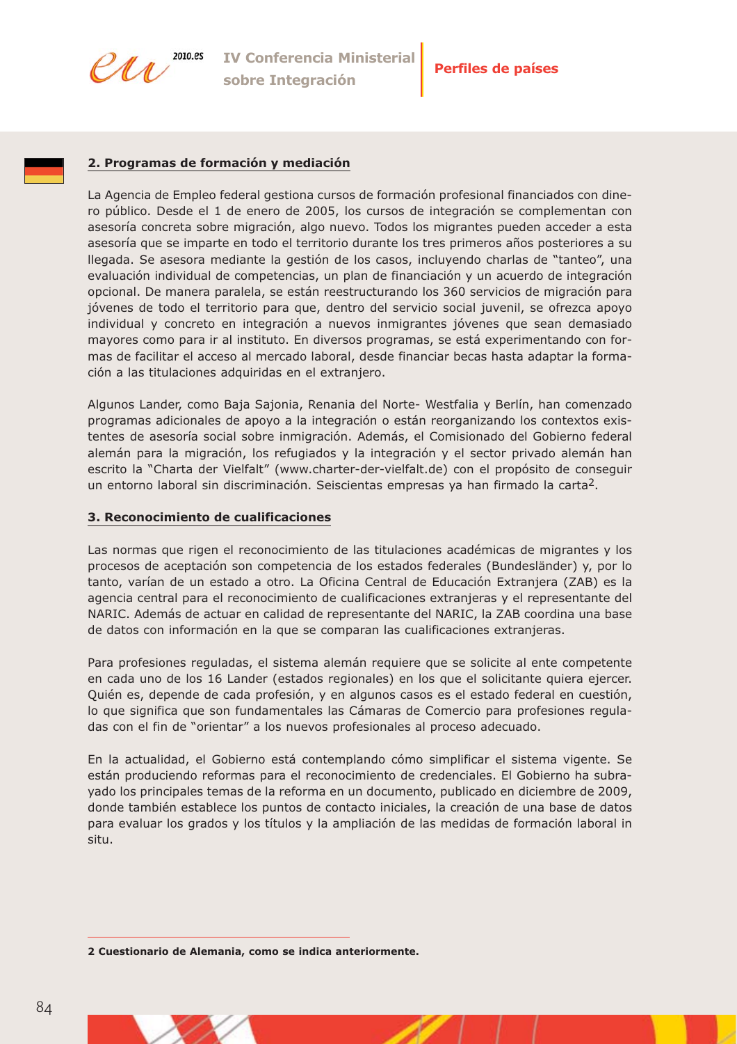## 2. Programas de formación y mediación

La Agencia de Empleo federal gestiona cursos de formación profesional financiados con dinero público. Desde el 1 de enero de 2005, los cursos de integración se complementan con asesoría concreta sobre migración, algo nuevo. Todos los migrantes pueden acceder a esta asesoría que se imparte en todo el territorio durante los tres primeros años posteriores a su llegada. Se asesora mediante la gestión de los casos, incluyendo charlas de "tanteo", una evaluación individual de competencias, un plan de financiación y un acuerdo de integración opcional. De manera paralela, se están reestructurando los 360 servicios de migración para jóvenes de todo el territorio para que, dentro del servicio social juvenil, se ofrezca apoyo individual y concreto en integración a nuevos inmigrantes jóvenes que sean demasiado mayores como para ir al instituto. En diversos programas, se está experimentando con formas de facilitar el acceso al mercado laboral, desde financiar becas hasta adaptar la formación a las titulaciones adquiridas en el extranjero.

Algunos Lander, como Baja Sajonia, Renania del Norte- Westfalia y Berlín, han comenzado programas adicionales de apoyo a la integración o están reorganizando los contextos existentes de asesoría social sobre inmigración. Además, el Comisionado del Gobierno federal alemán para la migración, los refugiados y la integración y el sector privado alemán han escrito la "Charta der Vielfalt" (www.charter-der-vielfalt.de) con el propósito de conseguir un entorno laboral sin discriminación. Seiscientas empresas ya han firmado la carta[2].

## 3. Reconocimiento de cualificaciones

Las normas que rigen el reconocimiento de las titulaciones académicas de migrantes y los procesos de aceptación son competencia de los estados federales (Bundesländer) y, por lo tanto, varían de un estado a otro. La Oficina Central de Educación Extranjera (ZAB) es la agencia central para el reconocimiento de cualificaciones extranjeras y el representante del NARIC. Además de actuar en calidad de representante del NARIC, la ZAB coordina una base de datos con información en la que se comparan las cualificaciones extranjeras.

Para profesiones reguladas, el sistema alemán requiere que se solicite al ente competente en cada uno de los 16 Lander (estados regionales) en los que el solicitante quiera ejercer. Quién es, depende de cada profesión, y en algunos casos es el estado federal en cuestión, lo que significa que son fundamentales las Cámaras de Comercio para profesiones reguladas con el fin de "orientar" a los nuevos profesionales al proceso adecuado.

En la actualidad, el Gobierno está contemplando cómo simplificar el sistema vigente. Se están produciendo reformas para el reconocimiento de credenciales. El Gobierno ha subrayado los principales temas de la reforma en un documento, publicado en diciembre de 2009, donde también establece los puntos de contacto iniciales, la creación de una base de datos para evaluar los grados y los títulos y la ampliación de las medidas de formación laboral in situ.

---

**2 Cuestionario de Alemania, como se indica anteriormente.**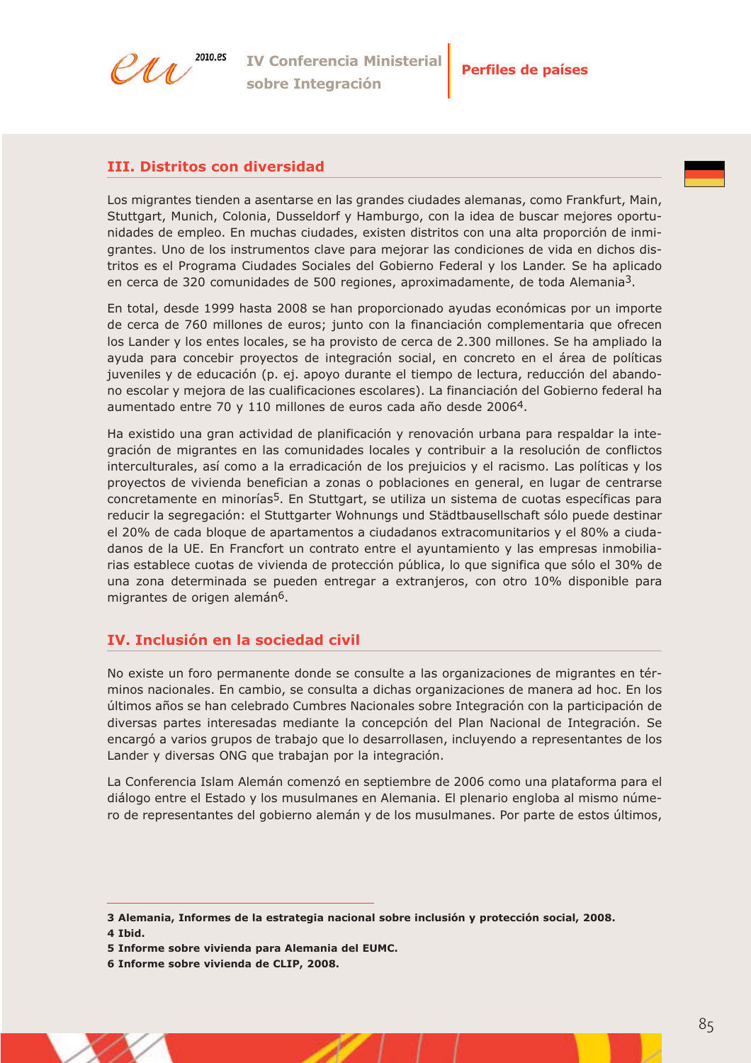## III. Distritos con diversidad

Los migrantes tienden a asentarse en las grandes ciudades alemanas, como Frankfurt, Main, Stuttgart, Munich, Colonia, Dusseldorf y Hamburgo, con la idea de buscar mejores oportunidades de empleo. En muchas ciudades, existen distritos con una alta proporción de inmigrantes. Uno de los instrumentos clave para mejorar las condiciones de vida en dichos distritos es el Programa Ciudades Sociales del Gobierno Federal y los Lander. Se ha aplicado en cerca de 320 comunidades de 500 regiones, aproximadamente, de toda Alemania[3].

En total, desde 1999 hasta 2008 se han proporcionado ayudas económicas por un importe de cerca de 760 millones de euros; junto con la financiación complementaria que ofrecen los Lander y los entes locales, se ha provisto de cerca de 2.300 millones. Se ha ampliado la ayuda para concebir proyectos de integración social, en concreto en el área de políticas juveniles y de educación (p. ej. apoyo durante el tiempo de lectura, reducción del abandono escolar y mejora de las cualificaciones escolares). La financiación del Gobierno federal ha aumentado entre 70 y 110 millones de euros cada año desde 2006[4].

Ha existido una gran actividad de planificación y renovación urbana para respaldar la integración de migrantes en las comunidades locales y contribuir a la resolución de conflictos interculturales, así como a la erradicación de los prejuicios y el racismo. Las políticas y los proyectos de vivienda benefician a zonas o poblaciones en general, en lugar de centrarse concretamente en minorías[5]. En Stuttgart, se utiliza un sistema de cuotas específicas para reducir la segregación: el Stuttgarter Wohnungs und Städtbausellschaft sólo puede destinar el 20% de cada bloque de apartamentos a ciudadanos extracomunitarios y el 80% a ciudadanos de la UE. En Francfort un contrato entre el ayuntamiento y las empresas inmobiliarias establece cuotas de vivienda de protección pública, lo que significa que sólo el 30% de una zona determinada se pueden entregar a extranjeros, con otro 10% disponible para migrantes de origen alemán[6].

## IV. Inclusión en la sociedad civil

No existe un foro permanente donde se consulte a las organizaciones de migrantes en términos nacionales. En cambio, se consulta a dichas organizaciones de manera ad hoc. En los últimos años se han celebrado Cumbres Nacionales sobre Integración con la participación de diversas partes interesadas mediante la concepción del Plan Nacional de Integración. Se encargó a varios grupos de trabajo que lo desarrollasen, incluyendo a representantes de los Lander y diversas ONG que trabajan por la integración.

La Conferencia Islam Alemán comenzó en septiembre de 2006 como una plataforma para el diálogo entre el Estado y los musulmanes en Alemania. El plenario engloba al mismo número de representantes del gobierno alemán y de los musulmanes. Por parte de estos últimos,

---

**3 Alemania, Informes de la estrategia nacional sobre inclusión y protección social, 2008.**
**4 Ibid.**
**5 Informe sobre vivienda para Alemania del EUMC.**
**6 Informe sobre vivienda de CLIP, 2008.**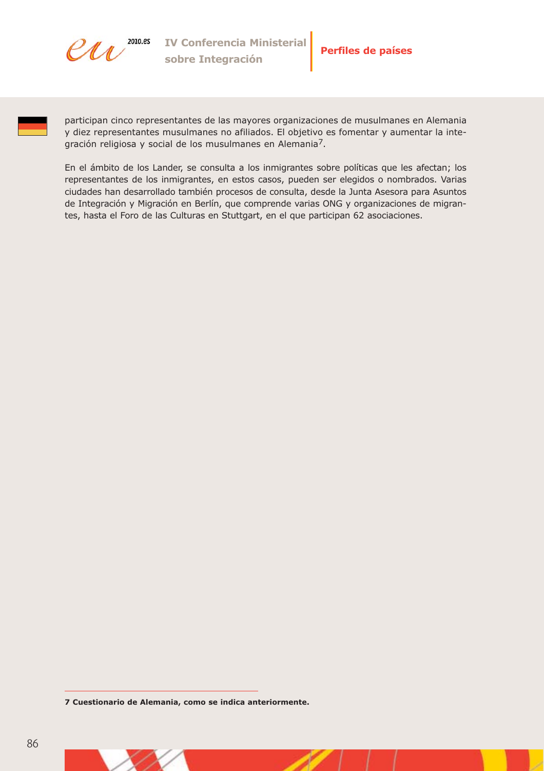participan cinco representantes de las mayores organizaciones de musulmanes en Alemania y diez representantes musulmanes no afiliados. El objetivo es fomentar y aumentar la integración religiosa y social de los musulmanes en Alemania[7].

En el ámbito de los Lander, se consulta a los inmigrantes sobre políticas que les afectan; los representantes de los inmigrantes, en estos casos, pueden ser elegidos o nombrados. Varias ciudades han desarrollado también procesos de consulta, desde la Junta Asesora para Asuntos de Integración y Migración en Berlín, que comprende varias ONG y organizaciones de migrantes, hasta el Foro de las Culturas en Stuttgart, en el que participan 62 asociaciones.

---

**7 Cuestionario de Alemania, como se indica anteriormente.**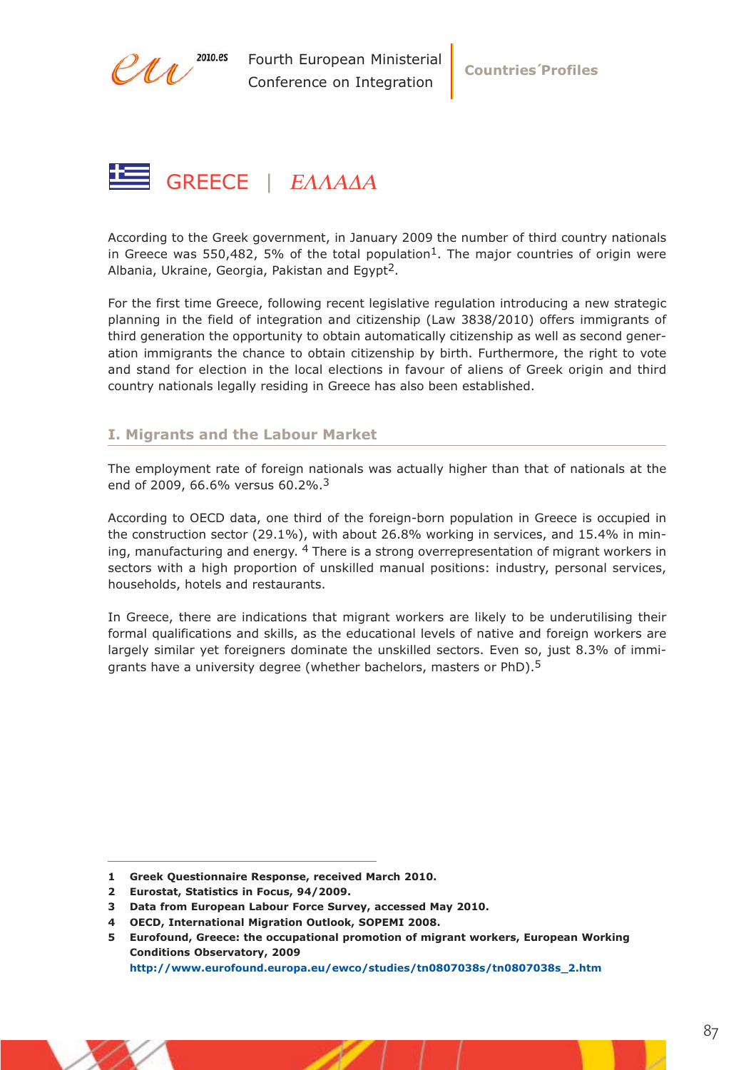# GREECE | *ΕΛΛΑΔΑ*

According to the Greek government, in January 2009 the number of third country nationals in Greece was 550,482, 5% of the total population[1]. The major countries of origin were Albania, Ukraine, Georgia, Pakistan and Egypt[2].

For the first time Greece, following recent legislative regulation introducing a new strategic planning in the field of integration and citizenship (Law 3838/2010) offers immigrants of third generation the opportunity to obtain automatically citizenship as well as second generation immigrants the chance to obtain citizenship by birth. Furthermore, the right to vote and stand for election in the local elections in favour of aliens of Greek origin and third country nationals legally residing in Greece has also been established.

## I. Migrants and the Labour Market

The employment rate of foreign nationals was actually higher than that of nationals at the end of 2009, 66.6% versus 60.2%.[3]

According to OECD data, one third of the foreign-born population in Greece is occupied in the construction sector (29.1%), with about 26.8% working in services, and 15.4% in mining, manufacturing and energy. [4] There is a strong overrepresentation of migrant workers in sectors with a high proportion of unskilled manual positions: industry, personal services, households, hotels and restaurants.

In Greece, there are indications that migrant workers are likely to be underutilising their formal qualifications and skills, as the educational levels of native and foreign workers are largely similar yet foreigners dominate the unskilled sectors. Even so, just 8.3% of immigrants have a university degree (whether bachelors, masters or PhD).[5]

---

**1 Greek Questionnaire Response, received March 2010.**

**2 Eurostat, Statistics in Focus, 94/2009.**

**3 Data from European Labour Force Survey, accessed May 2010.**

**4 OECD, International Migration Outlook, SOPEMI 2008.**

**5 Eurofound, Greece: the occupational promotion of migrant workers, European Working Conditions Observatory, 2009**
**http://www.eurofound.europa.eu/ewco/studies/tn0807038s/tn0807038s_2.htm**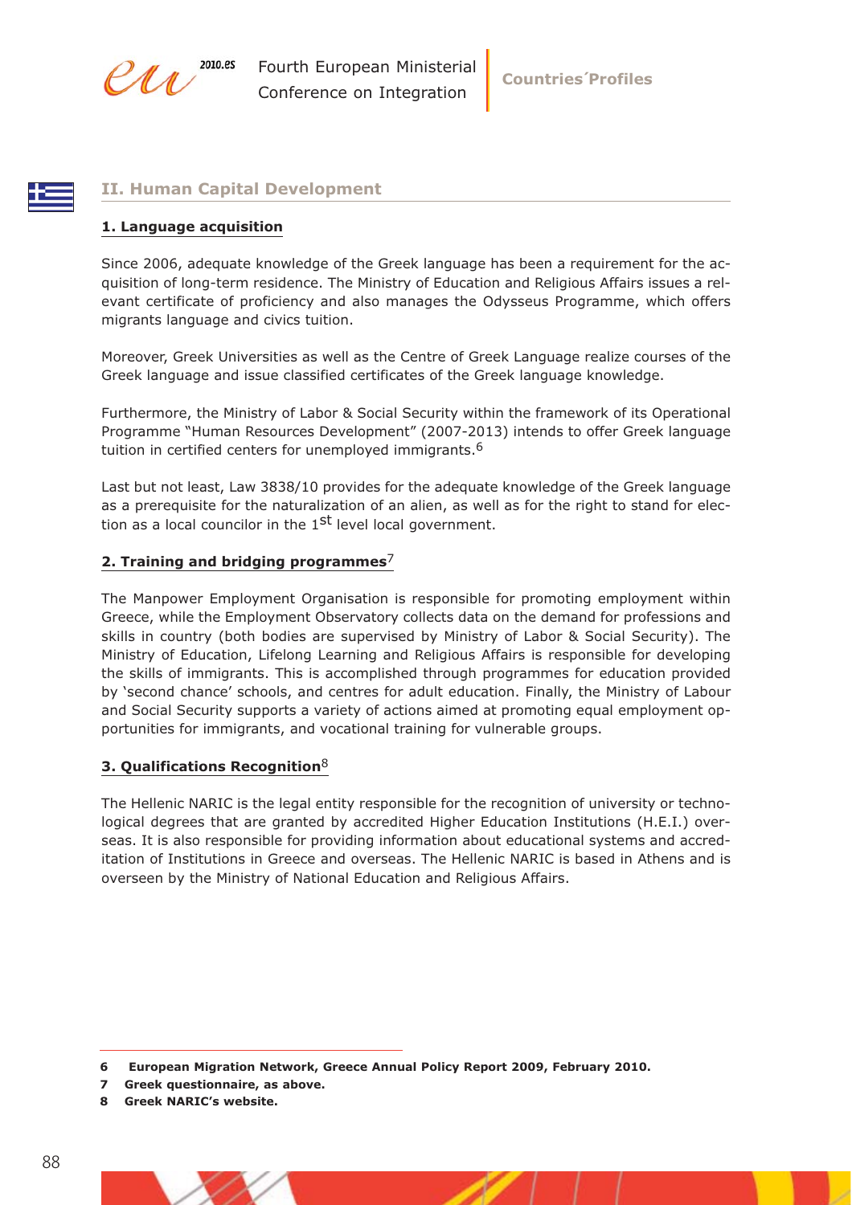## II. Human Capital Development

### 1. Language acquisition

Since 2006, adequate knowledge of the Greek language has been a requirement for the acquisition of long-term residence. The Ministry of Education and Religious Affairs issues a relevant certificate of proficiency and also manages the Odysseus Programme, which offers migrants language and civics tuition.

Moreover, Greek Universities as well as the Centre of Greek Language realize courses of the Greek language and issue classified certificates of the Greek language knowledge.

Furthermore, the Ministry of Labor & Social Security within the framework of its Operational Programme "Human Resources Development" (2007-2013) intends to offer Greek language tuition in certified centers for unemployed immigrants.[6]

Last but not least, Law 3838/10 provides for the adequate knowledge of the Greek language as a prerequisite for the naturalization of an alien, as well as for the right to stand for election as a local councilor in the 1st level local government.

### 2. Training and bridging programmes[7]

The Manpower Employment Organisation is responsible for promoting employment within Greece, while the Employment Observatory collects data on the demand for professions and skills in country (both bodies are supervised by Ministry of Labor & Social Security). The Ministry of Education, Lifelong Learning and Religious Affairs is responsible for developing the skills of immigrants. This is accomplished through programmes for education provided by 'second chance' schools, and centres for adult education. Finally, the Ministry of Labour and Social Security supports a variety of actions aimed at promoting equal employment opportunities for immigrants, and vocational training for vulnerable groups.

### 3. Qualifications Recognition[8]

The Hellenic NARIC is the legal entity responsible for the recognition of university or technological degrees that are granted by accredited Higher Education Institutions (H.E.I.) overseas. It is also responsible for providing information about educational systems and accreditation of Institutions in Greece and overseas. The Hellenic NARIC is based in Athens and is overseen by the Ministry of National Education and Religious Affairs.

---

**6 European Migration Network, Greece Annual Policy Report 2009, February 2010.**

**7 Greek questionnaire, as above.**

**8 Greek NARIC's website.**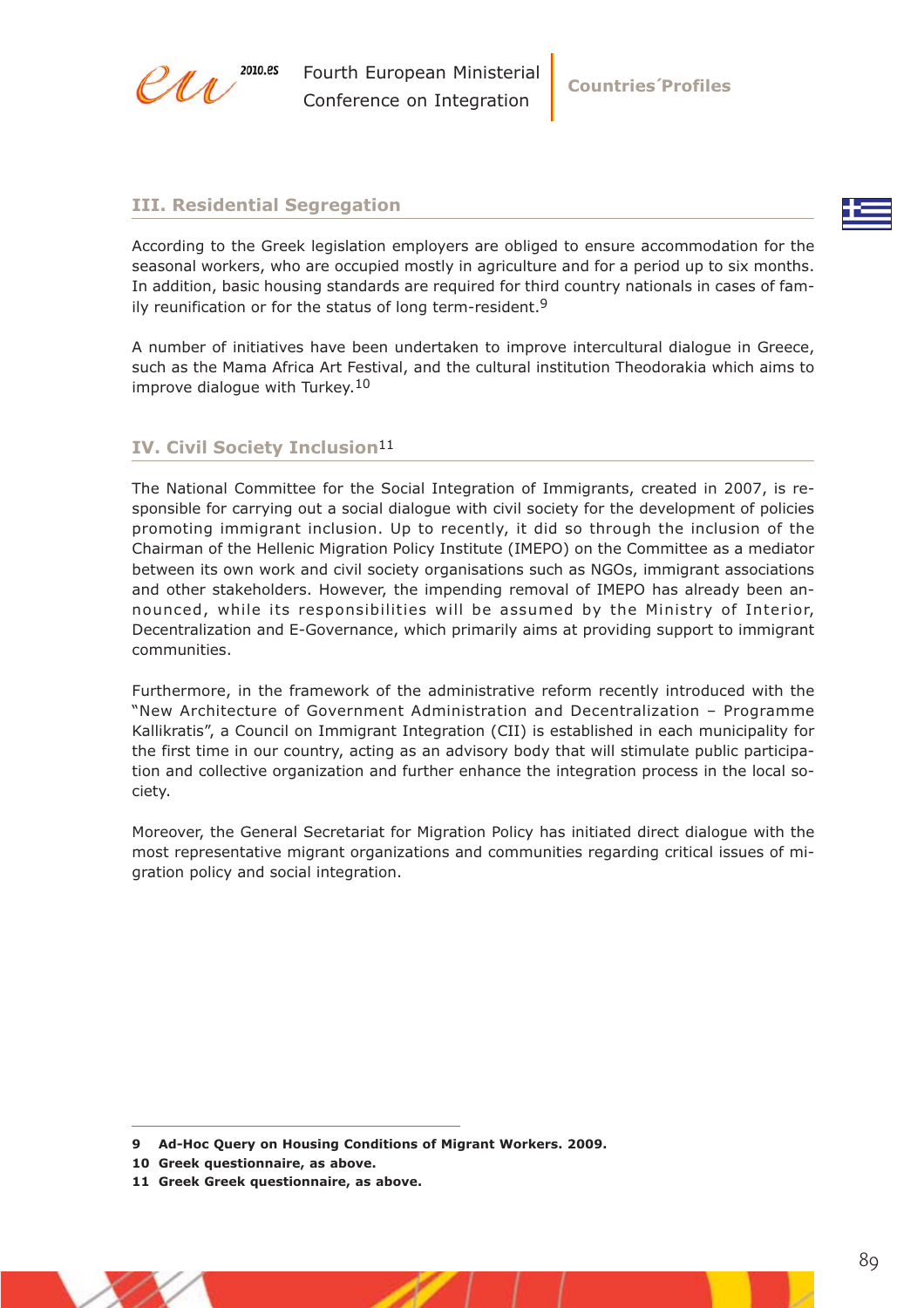## III. Residential Segregation

According to the Greek legislation employers are obliged to ensure accommodation for the seasonal workers, who are occupied mostly in agriculture and for a period up to six months. In addition, basic housing standards are required for third country nationals in cases of family reunification or for the status of long term-resident.[9]

A number of initiatives have been undertaken to improve intercultural dialogue in Greece, such as the Mama Africa Art Festival, and the cultural institution Theodorakia which aims to improve dialogue with Turkey.[10]

## IV. Civil Society Inclusion[11]

The National Committee for the Social Integration of Immigrants, created in 2007, is responsible for carrying out a social dialogue with civil society for the development of policies promoting immigrant inclusion. Up to recently, it did so through the inclusion of the Chairman of the Hellenic Migration Policy Institute (IMEPO) on the Committee as a mediator between its own work and civil society organisations such as NGOs, immigrant associations and other stakeholders. However, the impending removal of IMEPO has already been announced, while its responsibilities will be assumed by the Ministry of Interior, Decentralization and E-Governance, which primarily aims at providing support to immigrant communities.

Furthermore, in the framework of the administrative reform recently introduced with the "New Architecture of Government Administration and Decentralization – Programme Kallikratis", a Council on Immigrant Integration (CII) is established in each municipality for the first time in our country, acting as an advisory body that will stimulate public participation and collective organization and further enhance the integration process in the local society.

Moreover, the General Secretariat for Migration Policy has initiated direct dialogue with the most representative migrant organizations and communities regarding critical issues of migration policy and social integration.

---

**9 Ad-Hoc Query on Housing Conditions of Migrant Workers. 2009.**

**10 Greek questionnaire, as above.**

**11 Greek Greek questionnaire, as above.**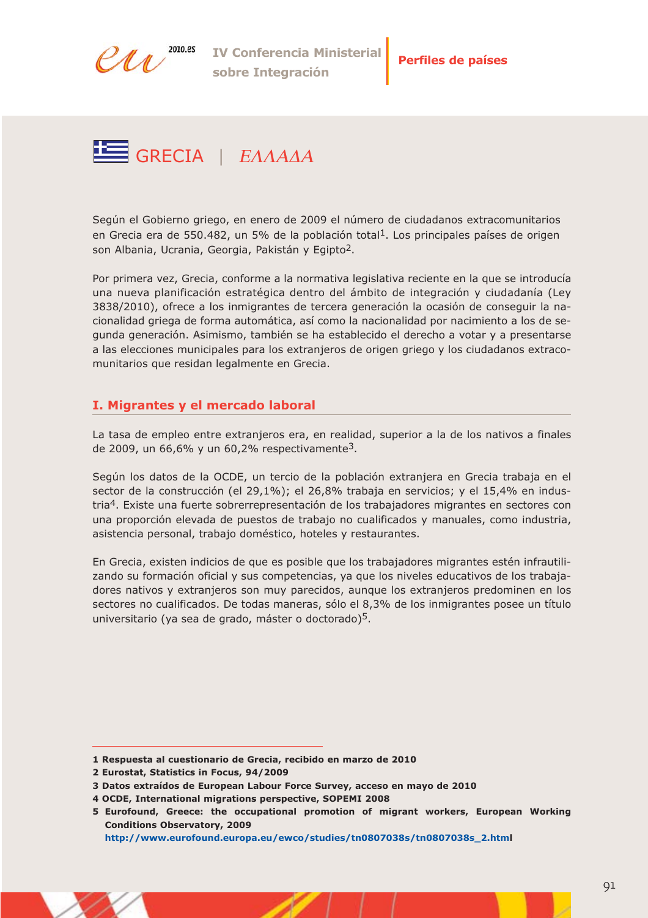# GRECIA | *ΕΛΛΑΔΑ*

Según el Gobierno griego, en enero de 2009 el número de ciudadanos extracomunitarios en Grecia era de 550.482, un 5% de la población total[1]. Los principales países de origen son Albania, Ucrania, Georgia, Pakistán y Egipto[2].

Por primera vez, Grecia, conforme a la normativa legislativa reciente en la que se introducía una nueva planificación estratégica dentro del ámbito de integración y ciudadanía (Ley 3838/2010), ofrece a los inmigrantes de tercera generación la ocasión de conseguir la nacionalidad griega de forma automática, así como la nacionalidad por nacimiento a los de segunda generación. Asimismo, también se ha establecido el derecho a votar y a presentarse a las elecciones municipales para los extranjeros de origen griego y los ciudadanos extracomunitarios que residan legalmente en Grecia.

## I. Migrantes y el mercado laboral

La tasa de empleo entre extranjeros era, en realidad, superior a la de los nativos a finales de 2009, un 66,6% y un 60,2% respectivamente[3].

Según los datos de la OCDE, un tercio de la población extranjera en Grecia trabaja en el sector de la construcción (el 29,1%); el 26,8% trabaja en servicios; y el 15,4% en industria[4]. Existe una fuerte sobrerrepresentación de los trabajadores migrantes en sectores con una proporción elevada de puestos de trabajo no cualificados y manuales, como industria, asistencia personal, trabajo doméstico, hoteles y restaurantes.

En Grecia, existen indicios de que es posible que los trabajadores migrantes estén infrautilizando su formación oficial y sus competencias, ya que los niveles educativos de los trabajadores nativos y extranjeros son muy parecidos, aunque los extranjeros predominen en los sectores no cualificados. De todas maneras, sólo el 8,3% de los inmigrantes posee un título universitario (ya sea de grado, máster o doctorado)[5].

---

**1 Respuesta al cuestionario de Grecia, recibido en marzo de 2010**

**2 Eurostat, Statistics in Focus, 94/2009**

**3 Datos extraídos de European Labour Force Survey, acceso en mayo de 2010**

**4 OCDE, International migrations perspective, SOPEMI 2008**

**5 Eurofound, Greece: the occupational promotion of migrant workers, European Working Conditions Observatory, 2009**
**http://www.eurofound.europa.eu/ewco/studies/tn0807038s/tn0807038s_2.html**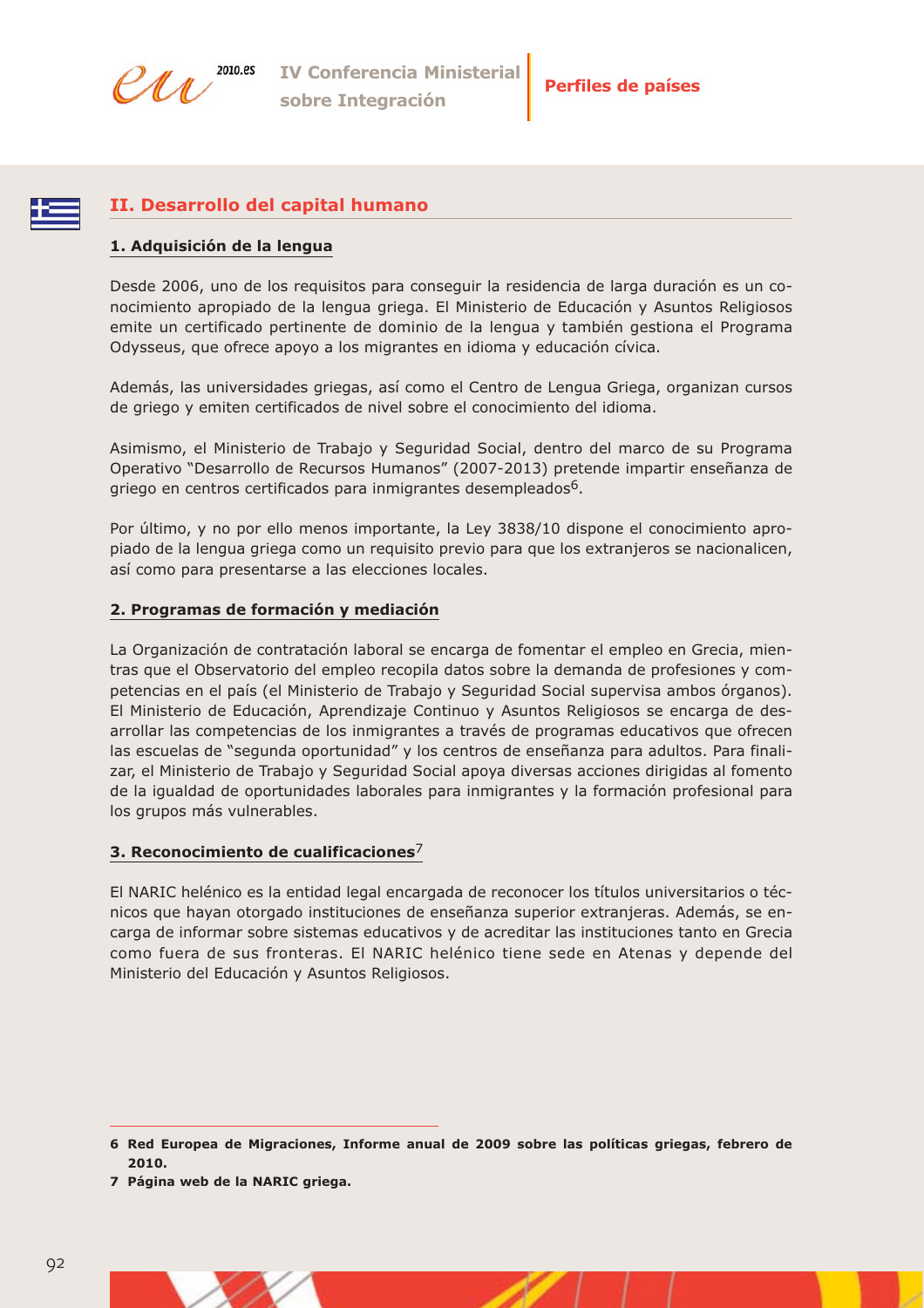## II. Desarrollo del capital humano

### 1. Adquisición de la lengua

Desde 2006, uno de los requisitos para conseguir la residencia de larga duración es un conocimiento apropiado de la lengua griega. El Ministerio de Educación y Asuntos Religiosos emite un certificado pertinente de dominio de la lengua y también gestiona el Programa Odysseus, que ofrece apoyo a los migrantes en idioma y educación cívica.

Además, las universidades griegas, así como el Centro de Lengua Griega, organizan cursos de griego y emiten certificados de nivel sobre el conocimiento del idioma.

Asimismo, el Ministerio de Trabajo y Seguridad Social, dentro del marco de su Programa Operativo "Desarrollo de Recursos Humanos" (2007-2013) pretende impartir enseñanza de griego en centros certificados para inmigrantes desempleados[6].

Por último, y no por ello menos importante, la Ley 3838/10 dispone el conocimiento apropiado de la lengua griega como un requisito previo para que los extranjeros se nacionalicen, así como para presentarse a las elecciones locales.

### 2. Programas de formación y mediación

La Organización de contratación laboral se encarga de fomentar el empleo en Grecia, mientras que el Observatorio del empleo recopila datos sobre la demanda de profesiones y competencias en el país (el Ministerio de Trabajo y Seguridad Social supervisa ambos órganos). El Ministerio de Educación, Aprendizaje Continuo y Asuntos Religiosos se encarga de desarrollar las competencias de los inmigrantes a través de programas educativos que ofrecen las escuelas de "segunda oportunidad" y los centros de enseñanza para adultos. Para finalizar, el Ministerio de Trabajo y Seguridad Social apoya diversas acciones dirigidas al fomento de la igualdad de oportunidades laborales para inmigrantes y la formación profesional para los grupos más vulnerables.

### 3. Reconocimiento de cualificaciones[7]

El NARIC helénico es la entidad legal encargada de reconocer los títulos universitarios o técnicos que hayan otorgado instituciones de enseñanza superior extranjeras. Además, se encarga de informar sobre sistemas educativos y de acreditar las instituciones tanto en Grecia como fuera de sus fronteras. El NARIC helénico tiene sede en Atenas y depende del Ministerio del Educación y Asuntos Religiosos.

---

**6 Red Europea de Migraciones, Informe anual de 2009 sobre las políticas griegas, febrero de 2010.**

**7 Página web de la NARIC griega.**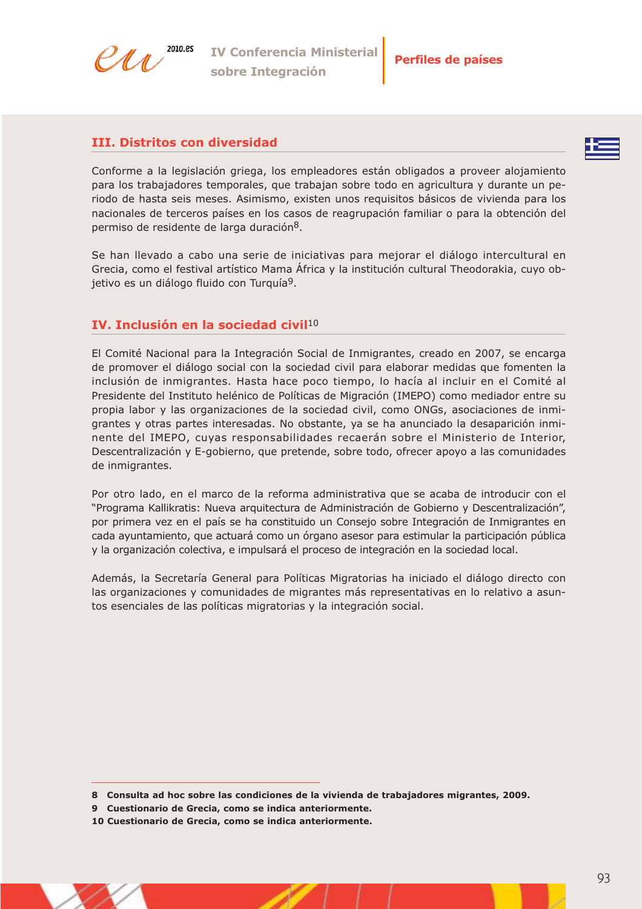## III. Distritos con diversidad

Conforme a la legislación griega, los empleadores están obligados a proveer alojamiento para los trabajadores temporales, que trabajan sobre todo en agricultura y durante un periodo de hasta seis meses. Asimismo, existen unos requisitos básicos de vivienda para los nacionales de terceros países en los casos de reagrupación familiar o para la obtención del permiso de residente de larga duración[8].

Se han llevado a cabo una serie de iniciativas para mejorar el diálogo intercultural en Grecia, como el festival artístico Mama África y la institución cultural Theodorakia, cuyo objetivo es un diálogo fluido con Turquía[9].

## IV. Inclusión en la sociedad civil[10]

El Comité Nacional para la Integración Social de Inmigrantes, creado en 2007, se encarga de promover el diálogo social con la sociedad civil para elaborar medidas que fomenten la inclusión de inmigrantes. Hasta hace poco tiempo, lo hacía al incluir en el Comité al Presidente del Instituto helénico de Políticas de Migración (IMEPO) como mediador entre su propia labor y las organizaciones de la sociedad civil, como ONGs, asociaciones de inmigrantes y otras partes interesadas. No obstante, ya se ha anunciado la desaparición inminente del IMEPO, cuyas responsabilidades recaerán sobre el Ministerio de Interior, Descentralización y E-gobierno, que pretende, sobre todo, ofrecer apoyo a las comunidades de inmigrantes.

Por otro lado, en el marco de la reforma administrativa que se acaba de introducir con el "Programa Kallikratis: Nueva arquitectura de Administración de Gobierno y Descentralización", por primera vez en el país se ha constituido un Consejo sobre Integración de Inmigrantes en cada ayuntamiento, que actuará como un órgano asesor para estimular la participación pública y la organización colectiva, e impulsará el proceso de integración en la sociedad local.

Además, la Secretaría General para Políticas Migratorias ha iniciado el diálogo directo con las organizaciones y comunidades de migrantes más representativas en lo relativo a asuntos esenciales de las políticas migratorias y la integración social.

---

**8 Consulta ad hoc sobre las condiciones de la vivienda de trabajadores migrantes, 2009.**

**9 Cuestionario de Grecia, como se indica anteriormente.**

**10 Cuestionario de Grecia, como se indica anteriormente.**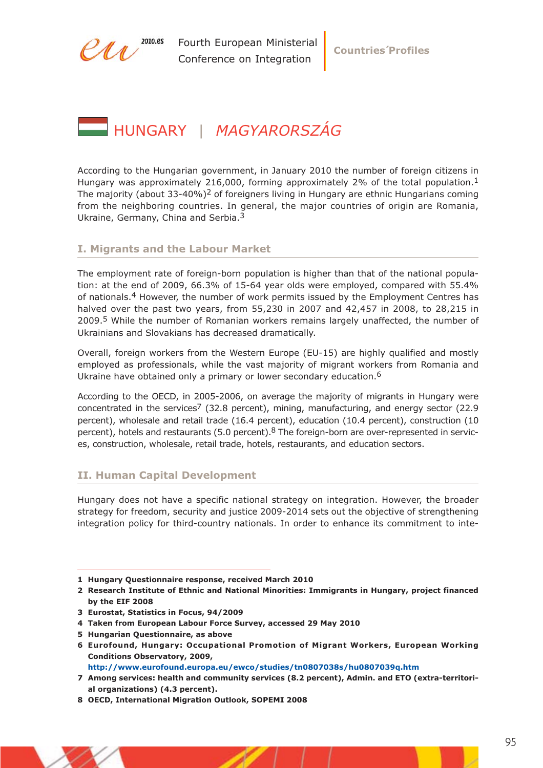# HUNGARY | *MAGYARORSZÁG*

According to the Hungarian government, in January 2010 the number of foreign citizens in Hungary was approximately 216,000, forming approximately 2% of the total population.[1] The majority (about 33-40%)[2] of foreigners living in Hungary are ethnic Hungarians coming from the neighboring countries. In general, the major countries of origin are Romania, Ukraine, Germany, China and Serbia.[3]

## I. Migrants and the Labour Market

The employment rate of foreign-born population is higher than that of the national population: at the end of 2009, 66.3% of 15-64 year olds were employed, compared with 55.4% of nationals.[4] However, the number of work permits issued by the Employment Centres has halved over the past two years, from 55,230 in 2007 and 42,457 in 2008, to 28,215 in 2009.[5] While the number of Romanian workers remains largely unaffected, the number of Ukrainians and Slovakians has decreased dramatically.

Overall, foreign workers from the Western Europe (EU-15) are highly qualified and mostly employed as professionals, while the vast majority of migrant workers from Romania and Ukraine have obtained only a primary or lower secondary education.[6]

According to the OECD, in 2005-2006, on average the majority of migrants in Hungary were concentrated in the services[7] (32.8 percent), mining, manufacturing, and energy sector (22.9 percent), wholesale and retail trade (16.4 percent), education (10.4 percent), construction (10 percent), hotels and restaurants (5.0 percent).[8] The foreign-born are over-represented in services, construction, wholesale, retail trade, hotels, restaurants, and education sectors.

## II. Human Capital Development

Hungary does not have a specific national strategy on integration. However, the broader strategy for freedom, security and justice 2009-2014 sets out the objective of strengthening integration policy for third-country nationals. In order to enhance its commitment to inte-

---

**1** **Hungary Questionnaire response, received March 2010**

**2** **Research Institute of Ethnic and National Minorities: Immigrants in Hungary, project financed by the EIF 2008**

**3** **Eurostat, Statistics in Focus, 94/2009**

**4** **Taken from European Labour Force Survey, accessed 29 May 2010**

**5** **Hungarian Questionnaire, as above**

**6** **Eurofound, Hungary: Occupational Promotion of Migrant Workers, European Working Conditions Observatory, 2009, http://www.eurofound.europa.eu/ewco/studies/tn0807038s/hu0807039q.htm**

**7** **Among services: health and community services (8.2 percent), Admin. and ETO (extra-territorial organizations) (4.3 percent).**

**8** **OECD, International Migration Outlook, SOPEMI 2008**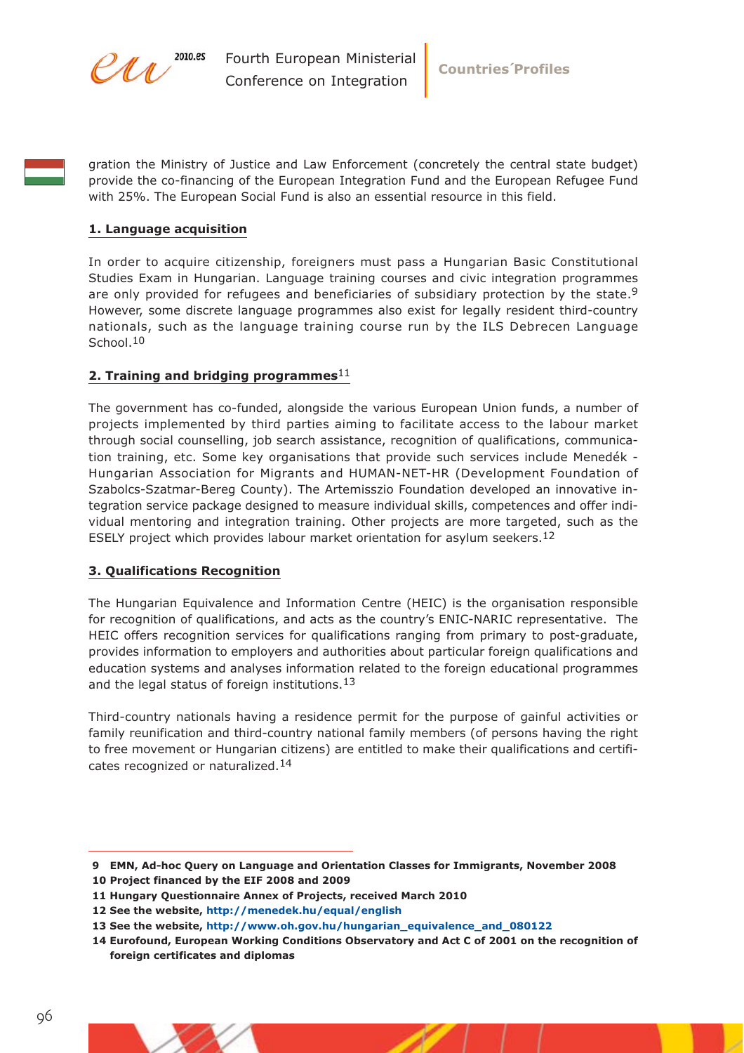gration the Ministry of Justice and Law Enforcement (concretely the central state budget) provide the co-financing of the European Integration Fund and the European Refugee Fund with 25%. The European Social Fund is also an essential resource in this field.

## 1. Language acquisition

In order to acquire citizenship, foreigners must pass a Hungarian Basic Constitutional Studies Exam in Hungarian. Language training courses and civic integration programmes are only provided for refugees and beneficiaries of subsidiary protection by the state.[9] However, some discrete language programmes also exist for legally resident third-country nationals, such as the language training course run by the ILS Debrecen Language School.[10]

## 2. Training and bridging programmes[11]

The government has co-funded, alongside the various European Union funds, a number of projects implemented by third parties aiming to facilitate access to the labour market through social counselling, job search assistance, recognition of qualifications, communication training, etc. Some key organisations that provide such services include Menedék - Hungarian Association for Migrants and HUMAN-NET-HR (Development Foundation of Szabolcs-Szatmar-Bereg County). The Artemisszio Foundation developed an innovative integration service package designed to measure individual skills, competences and offer individual mentoring and integration training. Other projects are more targeted, such as the ESELY project which provides labour market orientation for asylum seekers.[12]

## 3. Qualifications Recognition

The Hungarian Equivalence and Information Centre (HEIC) is the organisation responsible for recognition of qualifications, and acts as the country's ENIC-NARIC representative. The HEIC offers recognition services for qualifications ranging from primary to post-graduate, provides information to employers and authorities about particular foreign qualifications and education systems and analyses information related to the foreign educational programmes and the legal status of foreign institutions.[13]

Third-country nationals having a residence permit for the purpose of gainful activities or family reunification and third-country national family members (of persons having the right to free movement or Hungarian citizens) are entitled to make their qualifications and certificates recognized or naturalized.[14]

---

**9 EMN, Ad-hoc Query on Language and Orientation Classes for Immigrants, November 2008**
**10 Project financed by the EIF 2008 and 2009**
**11 Hungary Questionnaire Annex of Projects, received March 2010**
**12 See the website, http://menedek.hu/equal/english**
**13 See the website, http://www.oh.gov.hu/hungarian_equivalence_and_080122**
**14 Eurofound, European Working Conditions Observatory and Act C of 2001 on the recognition of foreign certificates and diplomas**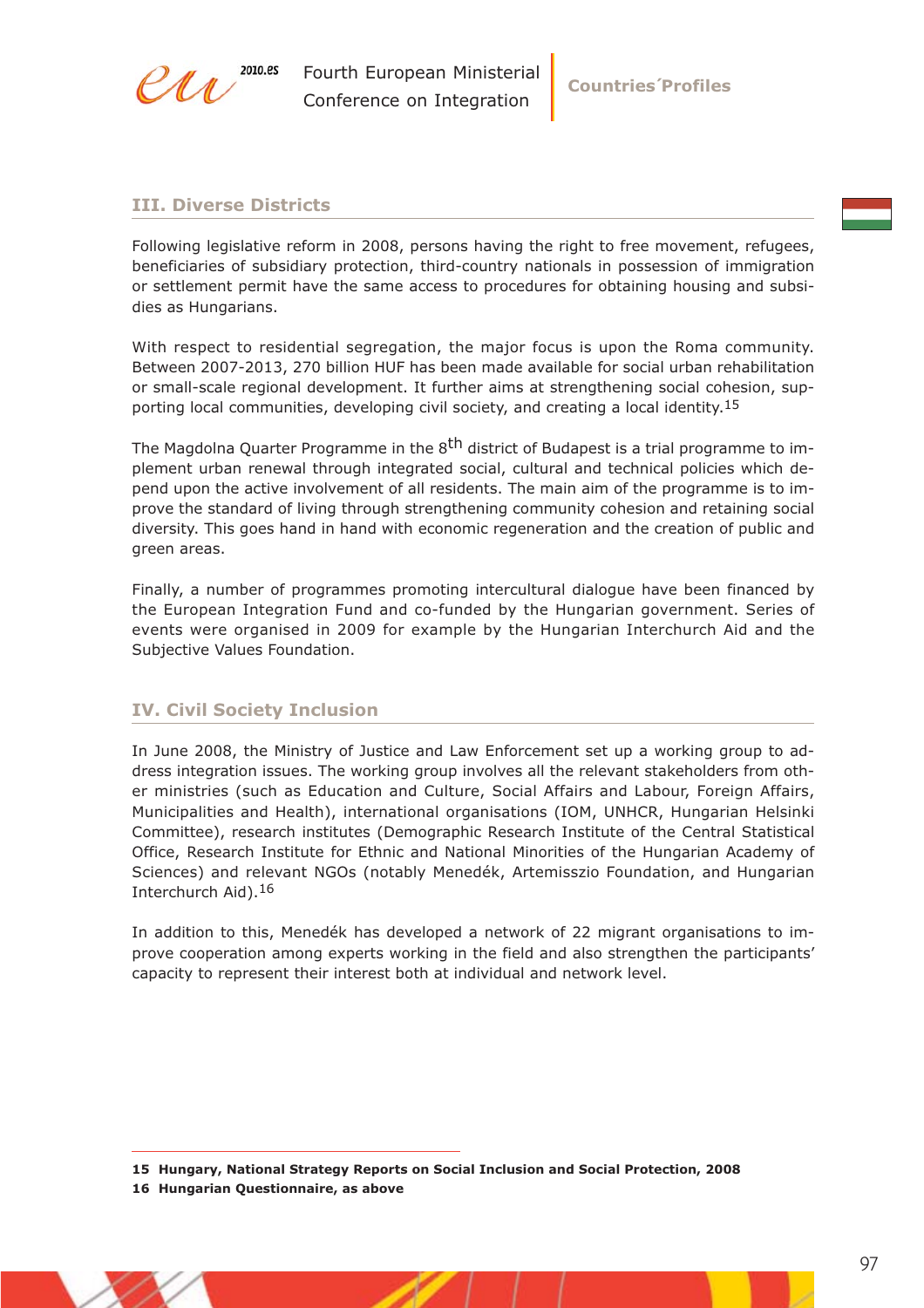## III. Diverse Districts

Following legislative reform in 2008, persons having the right to free movement, refugees, beneficiaries of subsidiary protection, third-country nationals in possession of immigration or settlement permit have the same access to procedures for obtaining housing and subsidies as Hungarians.

With respect to residential segregation, the major focus is upon the Roma community. Between 2007-2013, 270 billion HUF has been made available for social urban rehabilitation or small-scale regional development. It further aims at strengthening social cohesion, supporting local communities, developing civil society, and creating a local identity.[15]

The Magdolna Quarter Programme in the 8th district of Budapest is a trial programme to implement urban renewal through integrated social, cultural and technical policies which depend upon the active involvement of all residents. The main aim of the programme is to improve the standard of living through strengthening community cohesion and retaining social diversity. This goes hand in hand with economic regeneration and the creation of public and green areas.

Finally, a number of programmes promoting intercultural dialogue have been financed by the European Integration Fund and co-funded by the Hungarian government. Series of events were organised in 2009 for example by the Hungarian Interchurch Aid and the Subjective Values Foundation.

## IV. Civil Society Inclusion

In June 2008, the Ministry of Justice and Law Enforcement set up a working group to address integration issues. The working group involves all the relevant stakeholders from other ministries (such as Education and Culture, Social Affairs and Labour, Foreign Affairs, Municipalities and Health), international organisations (IOM, UNHCR, Hungarian Helsinki Committee), research institutes (Demographic Research Institute of the Central Statistical Office, Research Institute for Ethnic and National Minorities of the Hungarian Academy of Sciences) and relevant NGOs (notably Menedék, Artemisszio Foundation, and Hungarian Interchurch Aid).[16]

In addition to this, Menedék has developed a network of 22 migrant organisations to improve cooperation among experts working in the field and also strengthen the participants' capacity to represent their interest both at individual and network level.

---

**15 Hungary, National Strategy Reports on Social Inclusion and Social Protection, 2008**

**16 Hungarian Questionnaire, as above**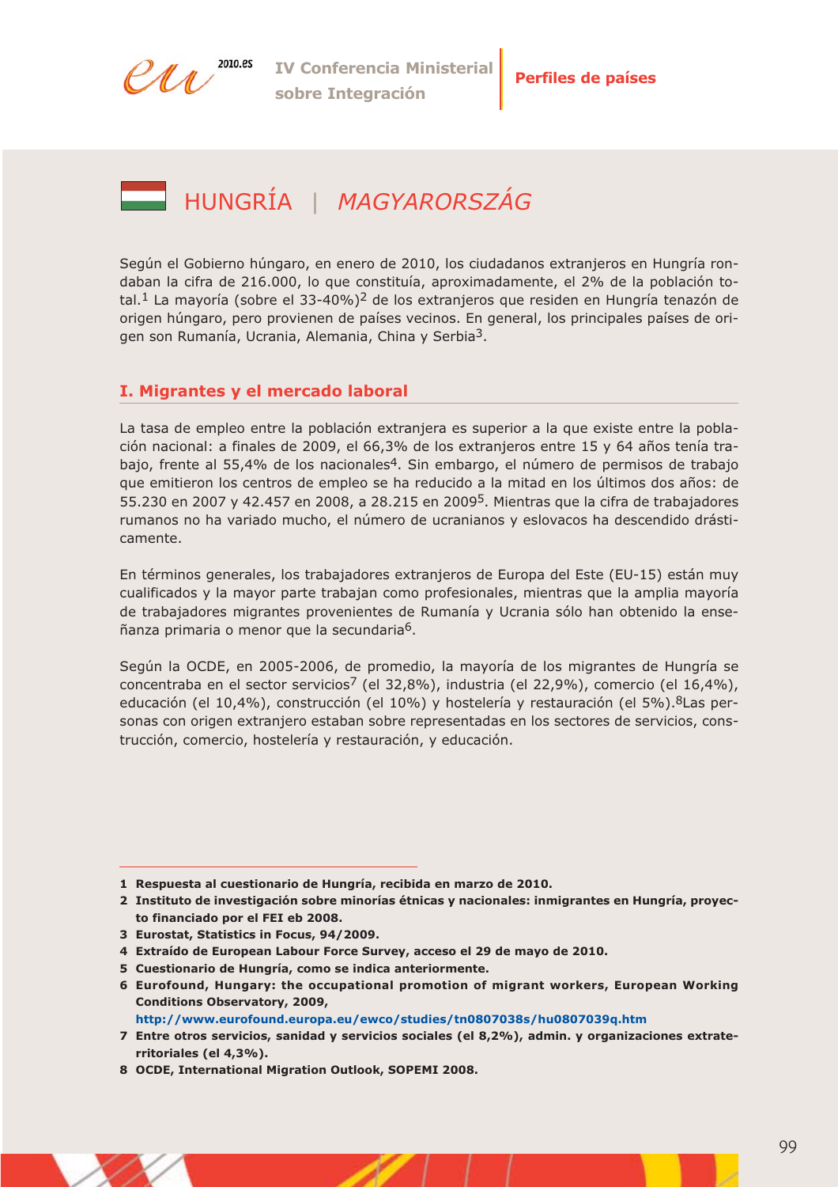# HUNGRÍA | *MAGYARORSZÁG*

Según el Gobierno húngaro, en enero de 2010, los ciudadanos extranjeros en Hungría rondaban la cifra de 216.000, lo que constituía, aproximadamente, el 2% de la población total.[1] La mayoría (sobre el 33-40%)[2] de los extranjeros que residen en Hungría tenazón de origen húngaro, pero provienen de países vecinos. En general, los principales países de origen son Rumanía, Ucrania, Alemania, China y Serbia[3].

## I. Migrantes y el mercado laboral

La tasa de empleo entre la población extranjera es superior a la que existe entre la población nacional: a finales de 2009, el 66,3% de los extranjeros entre 15 y 64 años tenía trabajo, frente al 55,4% de los nacionales[4]. Sin embargo, el número de permisos de trabajo que emitieron los centros de empleo se ha reducido a la mitad en los últimos dos años: de 55.230 en 2007 y 42.457 en 2008, a 28.215 en 2009[5]. Mientras que la cifra de trabajadores rumanos no ha variado mucho, el número de ucranianos y eslovacos ha descendido drásticamente.

En términos generales, los trabajadores extranjeros de Europa del Este (EU-15) están muy cualificados y la mayor parte trabajan como profesionales, mientras que la amplia mayoría de trabajadores migrantes provenientes de Rumanía y Ucrania sólo han obtenido la enseñanza primaria o menor que la secundaria[6].

Según la OCDE, en 2005-2006, de promedio, la mayoría de los migrantes de Hungría se concentraba en el sector servicios[7] (el 32,8%), industria (el 22,9%), comercio (el 16,4%), educación (el 10,4%), construcción (el 10%) y hostelería y restauración (el 5%).[8]Las personas con origen extranjero estaban sobre representadas en los sectores de servicios, construcción, comercio, hostelería y restauración, y educación.

---

1 **Respuesta al cuestionario de Hungría, recibida en marzo de 2010.**

2 **Instituto de investigación sobre minorías étnicas y nacionales: inmigrantes en Hungría, proyecto financiado por el FEI eb 2008.**

3 **Eurostat, Statistics in Focus, 94/2009.**

4 **Extraído de European Labour Force Survey, acceso el 29 de mayo de 2010.**

5 **Cuestionario de Hungría, como se indica anteriormente.**

6 **Eurofound, Hungary: the occupational promotion of migrant workers, European Working Conditions Observatory, 2009, http://www.eurofound.europa.eu/ewco/studies/tn0807038s/hu0807039q.htm**

7 **Entre otros servicios, sanidad y servicios sociales (el 8,2%), admin. y organizaciones extraterritoriales (el 4,3%).**

8 **OCDE, International Migration Outlook, SOPEMI 2008.**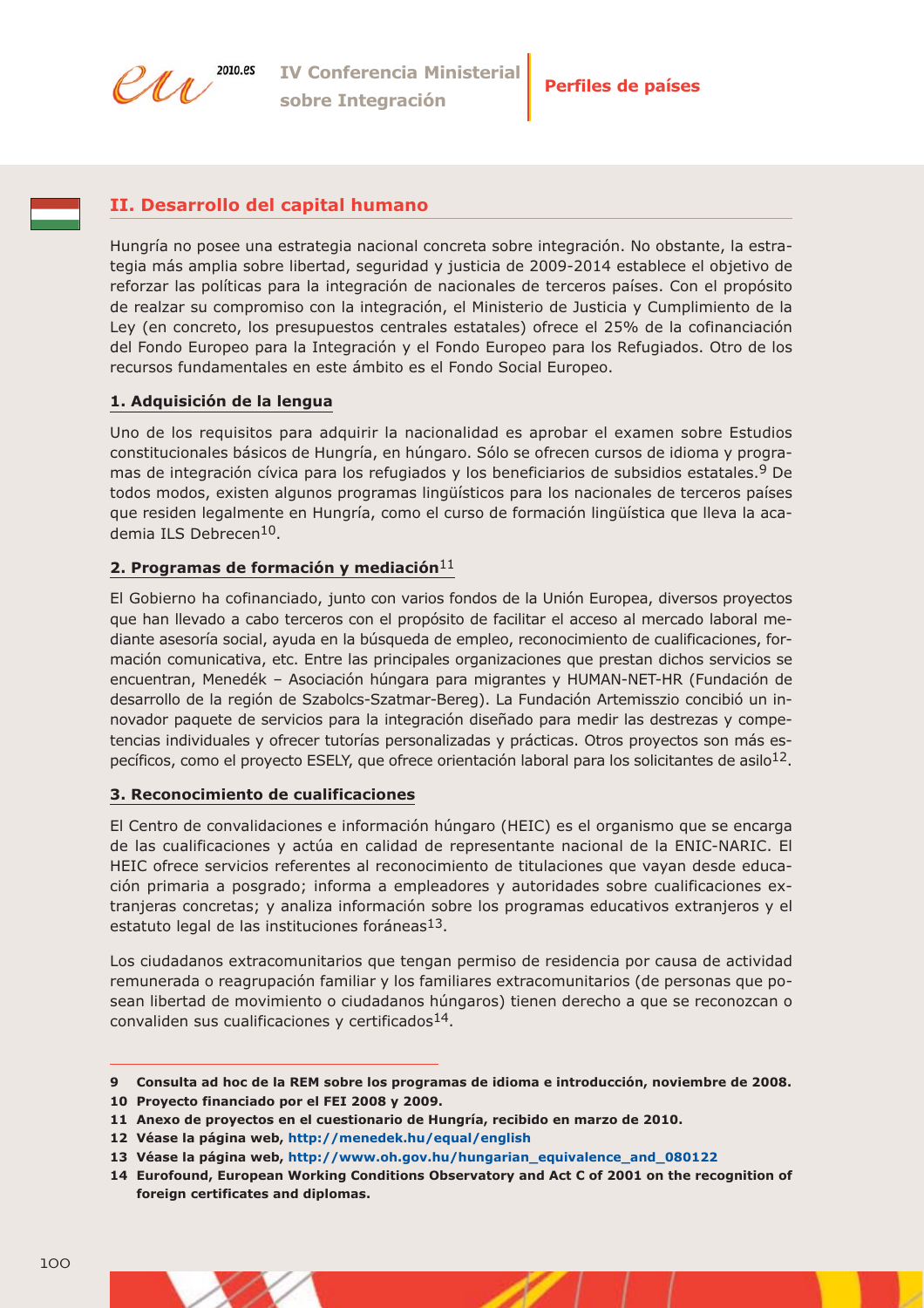## II. Desarrollo del capital humano

Hungría no posee una estrategia nacional concreta sobre integración. No obstante, la estrategia más amplia sobre libertad, seguridad y justicia de 2009-2014 establece el objetivo de reforzar las políticas para la integración de nacionales de terceros países. Con el propósito de realzar su compromiso con la integración, el Ministerio de Justicia y Cumplimiento de la Ley (en concreto, los presupuestos centrales estatales) ofrece el 25% de la cofinanciación del Fondo Europeo para la Integración y el Fondo Europeo para los Refugiados. Otro de los recursos fundamentales en este ámbito es el Fondo Social Europeo.

### 1. Adquisición de la lengua

Uno de los requisitos para adquirir la nacionalidad es aprobar el examen sobre Estudios constitucionales básicos de Hungría, en húngaro. Sólo se ofrecen cursos de idioma y programas de integración cívica para los refugiados y los beneficiarios de subsidios estatales.[9] De todos modos, existen algunos programas lingüísticos para los nacionales de terceros países que residen legalmente en Hungría, como el curso de formación lingüística que lleva la academia ILS Debrecen[10].

### 2. Programas de formación y mediación[11]

El Gobierno ha cofinanciado, junto con varios fondos de la Unión Europea, diversos proyectos que han llevado a cabo terceros con el propósito de facilitar el acceso al mercado laboral mediante asesoría social, ayuda en la búsqueda de empleo, reconocimiento de cualificaciones, formación comunicativa, etc. Entre las principales organizaciones que prestan dichos servicios se encuentran, Menedék – Asociación húngara para migrantes y HUMAN-NET-HR (Fundación de desarrollo de la región de Szabolcs-Szatmar-Bereg). La Fundación Artemisszio concibió un innovador paquete de servicios para la integración diseñado para medir las destrezas y competencias individuales y ofrecer tutorías personalizadas y prácticas. Otros proyectos son más específicos, como el proyecto ESELY, que ofrece orientación laboral para los solicitantes de asilo[12].

### 3. Reconocimiento de cualificaciones

El Centro de convalidaciones e información húngaro (HEIC) es el organismo que se encarga de las cualificaciones y actúa en calidad de representante nacional de la ENIC-NARIC. El HEIC ofrece servicios referentes al reconocimiento de titulaciones que vayan desde educación primaria a posgrado; informa a empleadores y autoridades sobre cualificaciones extranjeras concretas; y analiza información sobre los programas educativos extranjeros y el estatuto legal de las instituciones foráneas[13].

Los ciudadanos extracomunitarios que tengan permiso de residencia por causa de actividad remunerada o reagrupación familiar y los familiares extracomunitarios (de personas que posean libertad de movimiento o ciudadanos húngaros) tienen derecho a que se reconozcan o convaliden sus cualificaciones y certificados[14].

---

**9** Consulta ad hoc de la REM sobre los programas de idioma e introducción, noviembre de 2008.

**10** Proyecto financiado por el FEI 2008 y 2009.

**11** Anexo de proyectos en el cuestionario de Hungría, recibido en marzo de 2010.

**12** Véase la página web, http://menedek.hu/equal/english

**13** Véase la página web, http://www.oh.gov.hu/hungarian_equivalence_and_080122

**14** Eurofound, European Working Conditions Observatory and Act C of 2001 on the recognition of foreign certificates and diplomas.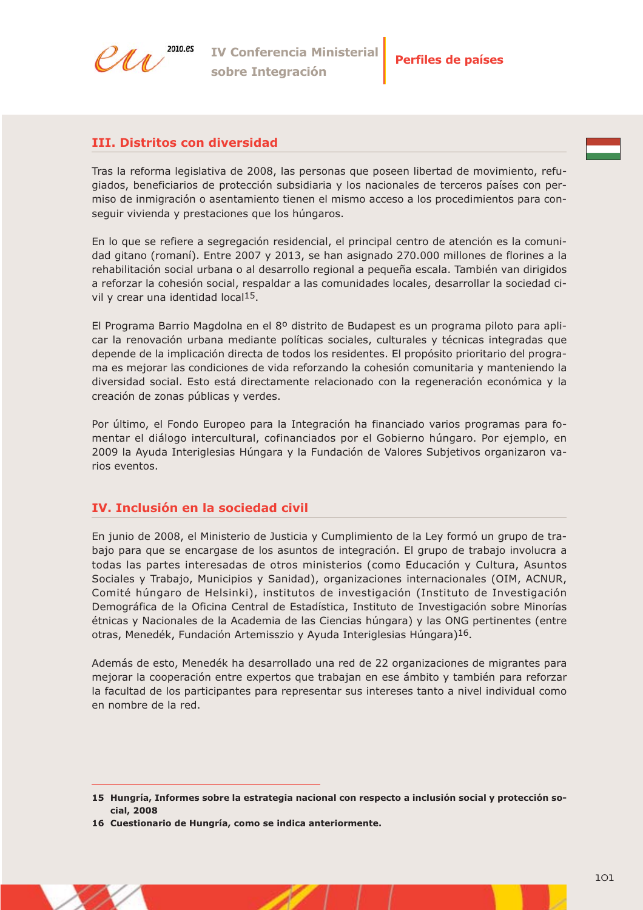## III. Distritos con diversidad

Tras la reforma legislativa de 2008, las personas que poseen libertad de movimiento, refugiados, beneficiarios de protección subsidiaria y los nacionales de terceros países con permiso de inmigración o asentamiento tienen el mismo acceso a los procedimientos para conseguir vivienda y prestaciones que los húngaros.

En lo que se refiere a segregación residencial, el principal centro de atención es la comunidad gitano (romaní). Entre 2007 y 2013, se han asignado 270.000 millones de florines a la rehabilitación social urbana o al desarrollo regional a pequeña escala. También van dirigidos a reforzar la cohesión social, respaldar a las comunidades locales, desarrollar la sociedad civil y crear una identidad local[15].

El Programa Barrio Magdolna en el 8º distrito de Budapest es un programa piloto para aplicar la renovación urbana mediante políticas sociales, culturales y técnicas integradas que depende de la implicación directa de todos los residentes. El propósito prioritario del programa es mejorar las condiciones de vida reforzando la cohesión comunitaria y manteniendo la diversidad social. Esto está directamente relacionado con la regeneración económica y la creación de zonas públicas y verdes.

Por último, el Fondo Europeo para la Integración ha financiado varios programas para fomentar el diálogo intercultural, cofinanciados por el Gobierno húngaro. Por ejemplo, en 2009 la Ayuda Interiglesias Húngara y la Fundación de Valores Subjetivos organizaron varios eventos.

## IV. Inclusión en la sociedad civil

En junio de 2008, el Ministerio de Justicia y Cumplimiento de la Ley formó un grupo de trabajo para que se encargase de los asuntos de integración. El grupo de trabajo involucra a todas las partes interesadas de otros ministerios (como Educación y Cultura, Asuntos Sociales y Trabajo, Municipios y Sanidad), organizaciones internacionales (OIM, ACNUR, Comité húngaro de Helsinki), institutos de investigación (Instituto de Investigación Demográfica de la Oficina Central de Estadística, Instituto de Investigación sobre Minorías étnicas y Nacionales de la Academia de las Ciencias húngara) y las ONG pertinentes (entre otras, Menedék, Fundación Artemisszio y Ayuda Interiglesias Húngara)[16].

Además de esto, Menedék ha desarrollado una red de 22 organizaciones de migrantes para mejorar la cooperación entre expertos que trabajan en ese ámbito y también para reforzar la facultad de los participantes para representar sus intereses tanto a nivel individual como en nombre de la red.

---

**15 Hungría, Informes sobre la estrategia nacional con respecto a inclusión social y protección social, 2008**

**16 Cuestionario de Hungría, como se indica anteriormente.**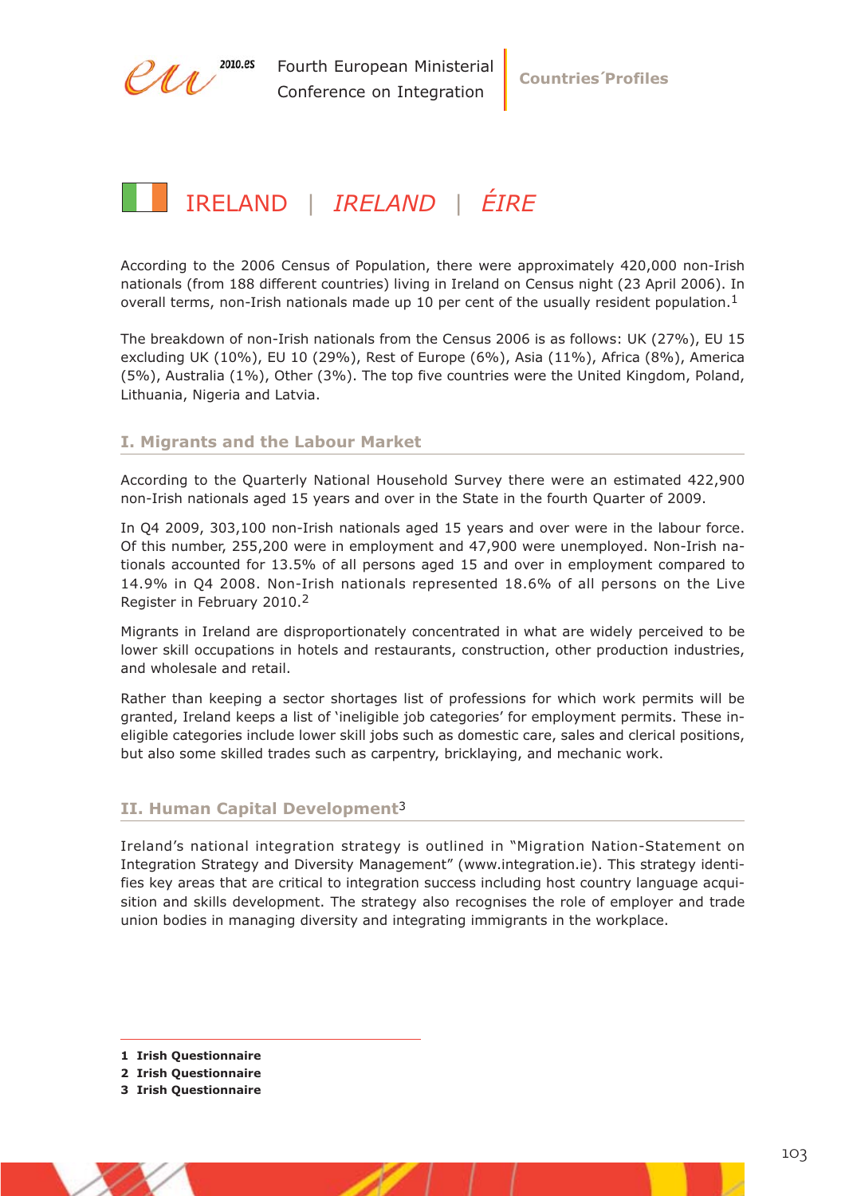# IRELAND | *IRELAND* | *ÉIRE*

According to the 2006 Census of Population, there were approximately 420,000 non-Irish nationals (from 188 different countries) living in Ireland on Census night (23 April 2006). In overall terms, non-Irish nationals made up 10 per cent of the usually resident population.[1]

The breakdown of non-Irish nationals from the Census 2006 is as follows: UK (27%), EU 15 excluding UK (10%), EU 10 (29%), Rest of Europe (6%), Asia (11%), Africa (8%), America (5%), Australia (1%), Other (3%). The top five countries were the United Kingdom, Poland, Lithuania, Nigeria and Latvia.

## I. Migrants and the Labour Market

According to the Quarterly National Household Survey there were an estimated 422,900 non-Irish nationals aged 15 years and over in the State in the fourth Quarter of 2009.

In Q4 2009, 303,100 non-Irish nationals aged 15 years and over were in the labour force. Of this number, 255,200 were in employment and 47,900 were unemployed. Non-Irish nationals accounted for 13.5% of all persons aged 15 and over in employment compared to 14.9% in Q4 2008. Non-Irish nationals represented 18.6% of all persons on the Live Register in February 2010.[2]

Migrants in Ireland are disproportionately concentrated in what are widely perceived to be lower skill occupations in hotels and restaurants, construction, other production industries, and wholesale and retail.

Rather than keeping a sector shortages list of professions for which work permits will be granted, Ireland keeps a list of 'ineligible job categories' for employment permits. These ineligible categories include lower skill jobs such as domestic care, sales and clerical positions, but also some skilled trades such as carpentry, bricklaying, and mechanic work.

## II. Human Capital Development[3]

Ireland's national integration strategy is outlined in "Migration Nation-Statement on Integration Strategy and Diversity Management" (www.integration.ie). This strategy identifies key areas that are critical to integration success including host country language acquisition and skills development. The strategy also recognises the role of employer and trade union bodies in managing diversity and integrating immigrants in the workplace.

---

**1 Irish Questionnaire**

**2 Irish Questionnaire**

**3 Irish Questionnaire**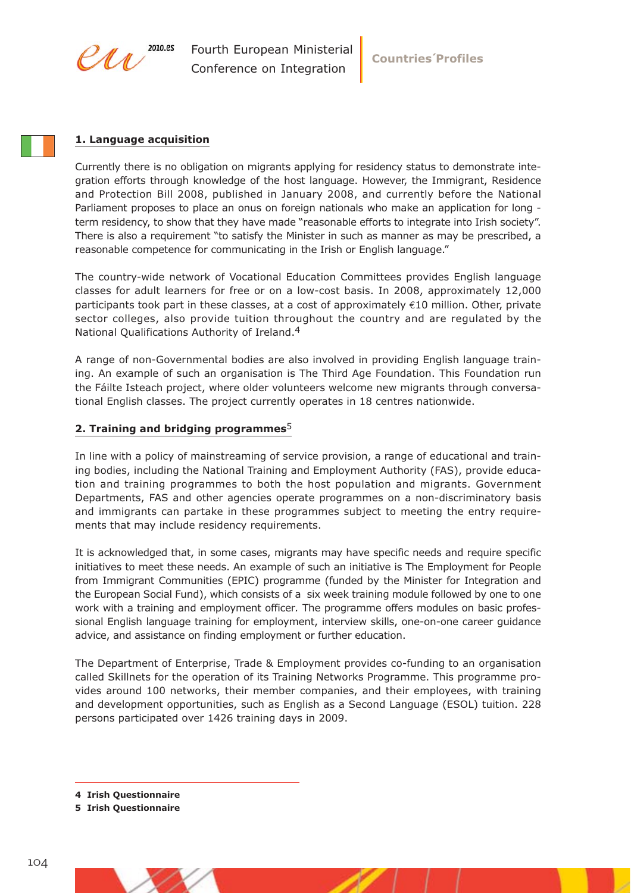## 1. Language acquisition

Currently there is no obligation on migrants applying for residency status to demonstrate integration efforts through knowledge of the host language. However, the Immigrant, Residence and Protection Bill 2008, published in January 2008, and currently before the National Parliament proposes to place an onus on foreign nationals who make an application for long - term residency, to show that they have made "reasonable efforts to integrate into Irish society". There is also a requirement "to satisfy the Minister in such as manner as may be prescribed, a reasonable competence for communicating in the Irish or English language."

The country-wide network of Vocational Education Committees provides English language classes for adult learners for free or on a low-cost basis. In 2008, approximately 12,000 participants took part in these classes, at a cost of approximately €10 million. Other, private sector colleges, also provide tuition throughout the country and are regulated by the National Qualifications Authority of Ireland.[4]

A range of non-Governmental bodies are also involved in providing English language training. An example of such an organisation is The Third Age Foundation. This Foundation run the Fáilte Isteach project, where older volunteers welcome new migrants through conversational English classes. The project currently operates in 18 centres nationwide.

## 2. Training and bridging programmes[5]

In line with a policy of mainstreaming of service provision, a range of educational and training bodies, including the National Training and Employment Authority (FAS), provide education and training programmes to both the host population and migrants. Government Departments, FAS and other agencies operate programmes on a non-discriminatory basis and immigrants can partake in these programmes subject to meeting the entry requirements that may include residency requirements.

It is acknowledged that, in some cases, migrants may have specific needs and require specific initiatives to meet these needs. An example of such an initiative is The Employment for People from Immigrant Communities (EPIC) programme (funded by the Minister for Integration and the European Social Fund), which consists of a six week training module followed by one to one work with a training and employment officer. The programme offers modules on basic professional English language training for employment, interview skills, one-on-one career guidance advice, and assistance on finding employment or further education.

The Department of Enterprise, Trade & Employment provides co-funding to an organisation called Skillnets for the operation of its Training Networks Programme. This programme provides around 100 networks, their member companies, and their employees, with training and development opportunities, such as English as a Second Language (ESOL) tuition. 228 persons participated over 1426 training days in 2009.

---

**4 Irish Questionnaire**

**5 Irish Questionnaire**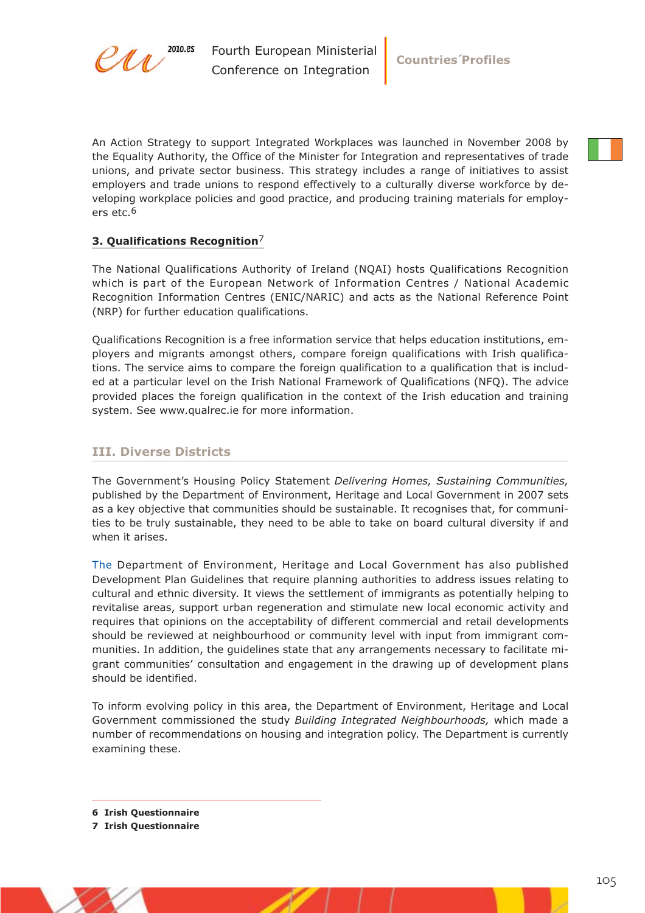An Action Strategy to support Integrated Workplaces was launched in November 2008 by the Equality Authority, the Office of the Minister for Integration and representatives of trade unions, and private sector business. This strategy includes a range of initiatives to assist employers and trade unions to respond effectively to a culturally diverse workforce by developing workplace policies and good practice, and producing training materials for employers etc.[6]

**3. Qualifications Recognition**[7]

The National Qualifications Authority of Ireland (NQAI) hosts Qualifications Recognition which is part of the European Network of Information Centres / National Academic Recognition Information Centres (ENIC/NARIC) and acts as the National Reference Point (NRP) for further education qualifications.

Qualifications Recognition is a free information service that helps education institutions, employers and migrants amongst others, compare foreign qualifications with Irish qualifications. The service aims to compare the foreign qualification to a qualification that is included at a particular level on the Irish National Framework of Qualifications (NFQ). The advice provided places the foreign qualification in the context of the Irish education and training system. See www.qualrec.ie for more information.

## III. Diverse Districts

The Government's Housing Policy Statement *Delivering Homes, Sustaining Communities,* published by the Department of Environment, Heritage and Local Government in 2007 sets as a key objective that communities should be sustainable. It recognises that, for communities to be truly sustainable, they need to be able to take on board cultural diversity if and when it arises.

The Department of Environment, Heritage and Local Government has also published Development Plan Guidelines that require planning authorities to address issues relating to cultural and ethnic diversity. It views the settlement of immigrants as potentially helping to revitalise areas, support urban regeneration and stimulate new local economic activity and requires that opinions on the acceptability of different commercial and retail developments should be reviewed at neighbourhood or community level with input from immigrant communities. In addition, the guidelines state that any arrangements necessary to facilitate migrant communities' consultation and engagement in the drawing up of development plans should be identified.

To inform evolving policy in this area, the Department of Environment, Heritage and Local Government commissioned the study *Building Integrated Neighbourhoods,* which made a number of recommendations on housing and integration policy. The Department is currently examining these.

---

**6 Irish Questionnaire**
**7 Irish Questionnaire**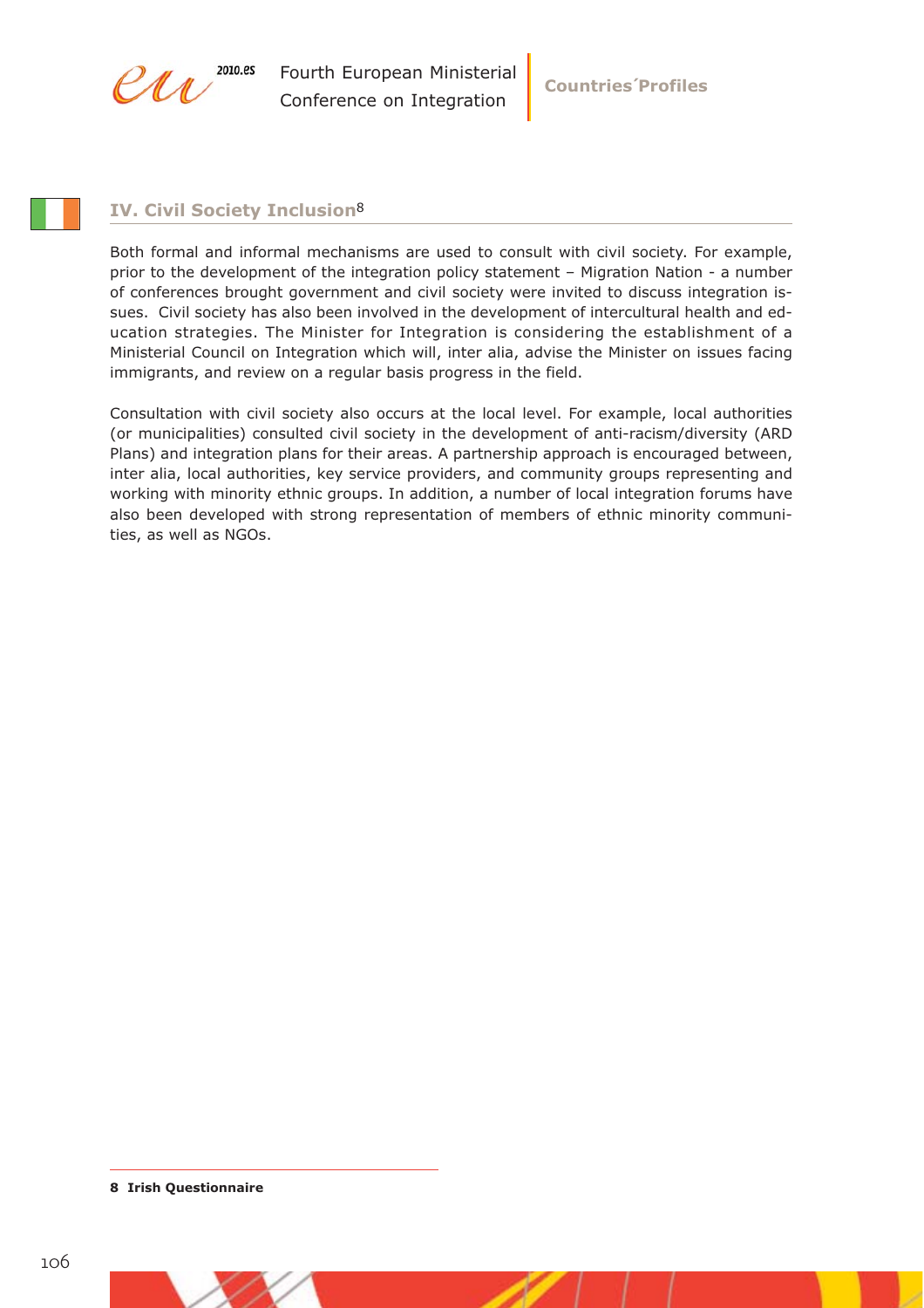## IV. Civil Society Inclusion[8]

Both formal and informal mechanisms are used to consult with civil society. For example, prior to the development of the integration policy statement – Migration Nation - a number of conferences brought government and civil society were invited to discuss integration issues. Civil society has also been involved in the development of intercultural health and education strategies. The Minister for Integration is considering the establishment of a Ministerial Council on Integration which will, inter alia, advise the Minister on issues facing immigrants, and review on a regular basis progress in the field.

Consultation with civil society also occurs at the local level. For example, local authorities (or municipalities) consulted civil society in the development of anti-racism/diversity (ARD Plans) and integration plans for their areas. A partnership approach is encouraged between, inter alia, local authorities, key service providers, and community groups representing and working with minority ethnic groups. In addition, a number of local integration forums have also been developed with strong representation of members of ethnic minority communities, as well as NGOs.

---

**8 Irish Questionnaire**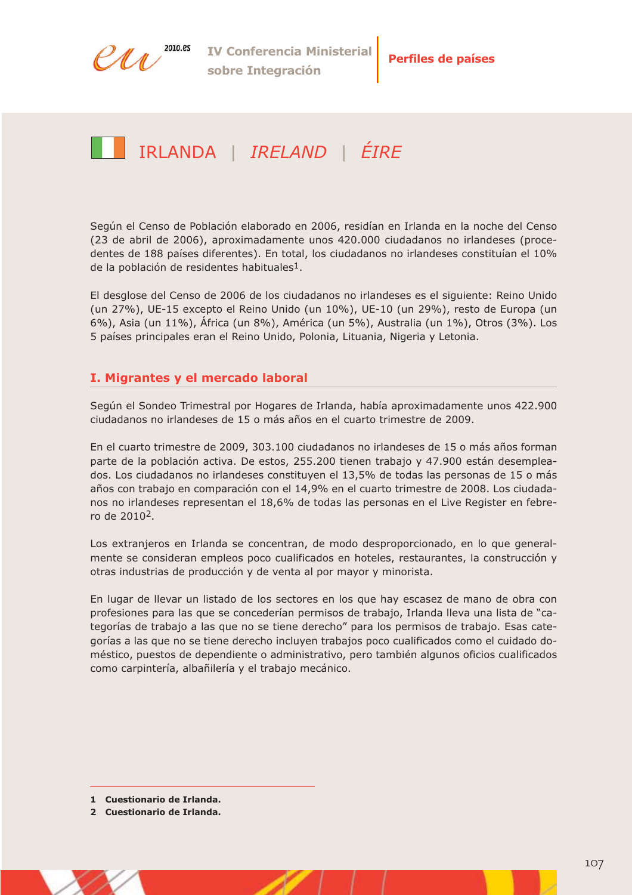# IRLANDA | *IRELAND* | *ÉIRE*

Según el Censo de Población elaborado en 2006, residían en Irlanda en la noche del Censo (23 de abril de 2006), aproximadamente unos 420.000 ciudadanos no irlandeses (procedentes de 188 países diferentes). En total, los ciudadanos no irlandeses constituían el 10% de la población de residentes habituales[1].

El desglose del Censo de 2006 de los ciudadanos no irlandeses es el siguiente: Reino Unido (un 27%), UE-15 excepto el Reino Unido (un 10%), UE-10 (un 29%), resto de Europa (un 6%), Asia (un 11%), África (un 8%), América (un 5%), Australia (un 1%), Otros (3%). Los 5 países principales eran el Reino Unido, Polonia, Lituania, Nigeria y Letonia.

## I. Migrantes y el mercado laboral

Según el Sondeo Trimestral por Hogares de Irlanda, había aproximadamente unos 422.900 ciudadanos no irlandeses de 15 o más años en el cuarto trimestre de 2009.

En el cuarto trimestre de 2009, 303.100 ciudadanos no irlandeses de 15 o más años forman parte de la población activa. De estos, 255.200 tienen trabajo y 47.900 están desempleados. Los ciudadanos no irlandeses constituyen el 13,5% de todas las personas de 15 o más años con trabajo en comparación con el 14,9% en el cuarto trimestre de 2008. Los ciudadanos no irlandeses representan el 18,6% de todas las personas en el Live Register en febrero de 2010[2].

Los extranjeros en Irlanda se concentran, de modo desproporcionado, en lo que generalmente se consideran empleos poco cualificados en hoteles, restaurantes, la construcción y otras industrias de producción y de venta al por mayor y minorista.

En lugar de llevar un listado de los sectores en los que hay escasez de mano de obra con profesiones para las que se concederían permisos de trabajo, Irlanda lleva una lista de "categorías de trabajo a las que no se tiene derecho" para los permisos de trabajo. Esas categorías a las que no se tiene derecho incluyen trabajos poco cualificados como el cuidado doméstico, puestos de dependiente o administrativo, pero también algunos oficios cualificados como carpintería, albañilería y el trabajo mecánico.

---

**1 Cuestionario de Irlanda.**
**2 Cuestionario de Irlanda.**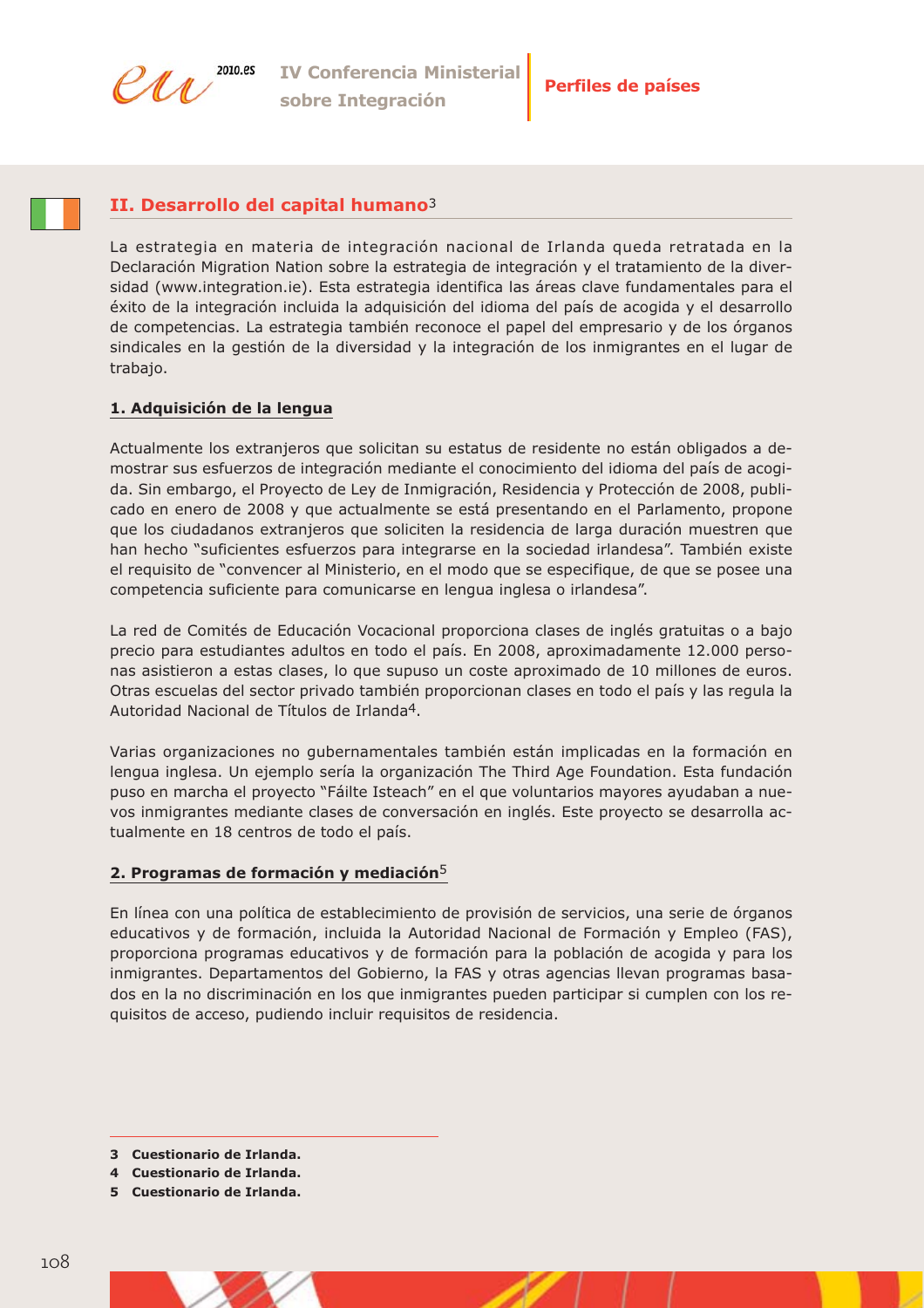## II. Desarrollo del capital humano[3]

La estrategia en materia de integración nacional de Irlanda queda retratada en la Declaración Migration Nation sobre la estrategia de integración y el tratamiento de la diversidad (www.integration.ie). Esta estrategia identifica las áreas clave fundamentales para el éxito de la integración incluida la adquisición del idioma del país de acogida y el desarrollo de competencias. La estrategia también reconoce el papel del empresario y de los órganos sindicales en la gestión de la diversidad y la integración de los inmigrantes en el lugar de trabajo.

### 1. Adquisición de la lengua

Actualmente los extranjeros que solicitan su estatus de residente no están obligados a demostrar sus esfuerzos de integración mediante el conocimiento del idioma del país de acogida. Sin embargo, el Proyecto de Ley de Inmigración, Residencia y Protección de 2008, publicado en enero de 2008 y que actualmente se está presentando en el Parlamento, propone que los ciudadanos extranjeros que soliciten la residencia de larga duración muestren que han hecho "suficientes esfuerzos para integrarse en la sociedad irlandesa". También existe el requisito de "convencer al Ministerio, en el modo que se especifique, de que se posee una competencia suficiente para comunicarse en lengua inglesa o irlandesa".

La red de Comités de Educación Vocacional proporciona clases de inglés gratuitas o a bajo precio para estudiantes adultos en todo el país. En 2008, aproximadamente 12.000 personas asistieron a estas clases, lo que supuso un coste aproximado de 10 millones de euros. Otras escuelas del sector privado también proporcionan clases en todo el país y las regula la Autoridad Nacional de Títulos de Irlanda[4].

Varias organizaciones no gubernamentales también están implicadas en la formación en lengua inglesa. Un ejemplo sería la organización The Third Age Foundation. Esta fundación puso en marcha el proyecto "Fáilte Isteach" en el que voluntarios mayores ayudaban a nuevos inmigrantes mediante clases de conversación en inglés. Este proyecto se desarrolla actualmente en 18 centros de todo el país.

### 2. Programas de formación y mediación[5]

En línea con una política de establecimiento de provisión de servicios, una serie de órganos educativos y de formación, incluida la Autoridad Nacional de Formación y Empleo (FAS), proporciona programas educativos y de formación para la población de acogida y para los inmigrantes. Departamentos del Gobierno, la FAS y otras agencias llevan programas basados en la no discriminación en los que inmigrantes pueden participar si cumplen con los requisitos de acceso, pudiendo incluir requisitos de residencia.

---

**3 Cuestionario de Irlanda.**

**4 Cuestionario de Irlanda.**

**5 Cuestionario de Irlanda.**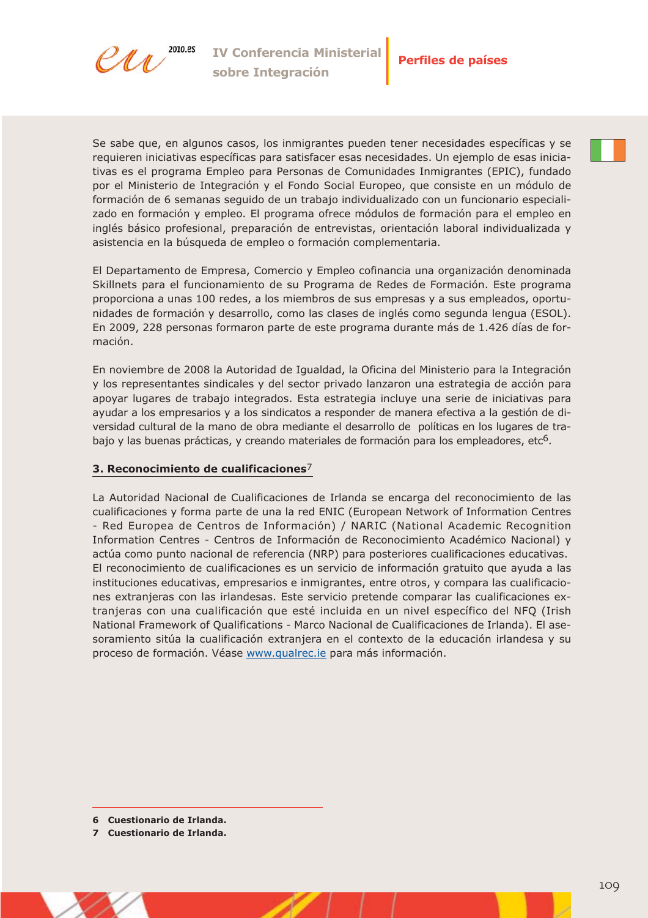Se sabe que, en algunos casos, los inmigrantes pueden tener necesidades específicas y se requieren iniciativas específicas para satisfacer esas necesidades. Un ejemplo de esas iniciativas es el programa Empleo para Personas de Comunidades Inmigrantes (EPIC), fundado por el Ministerio de Integración y el Fondo Social Europeo, que consiste en un módulo de formación de 6 semanas seguido de un trabajo individualizado con un funcionario especializado en formación y empleo. El programa ofrece módulos de formación para el empleo en inglés básico profesional, preparación de entrevistas, orientación laboral individualizada y asistencia en la búsqueda de empleo o formación complementaria.

El Departamento de Empresa, Comercio y Empleo cofinancia una organización denominada Skillnets para el funcionamiento de su Programa de Redes de Formación. Este programa proporciona a unas 100 redes, a los miembros de sus empresas y a sus empleados, oportunidades de formación y desarrollo, como las clases de inglés como segunda lengua (ESOL). En 2009, 228 personas formaron parte de este programa durante más de 1.426 días de formación.

En noviembre de 2008 la Autoridad de Igualdad, la Oficina del Ministerio para la Integración y los representantes sindicales y del sector privado lanzaron una estrategia de acción para apoyar lugares de trabajo integrados. Esta estrategia incluye una serie de iniciativas para ayudar a los empresarios y a los sindicatos a responder de manera efectiva a la gestión de diversidad cultural de la mano de obra mediante el desarrollo de políticas en los lugares de trabajo y las buenas prácticas, y creando materiales de formación para los empleadores, etc[6].

## 3. Reconocimiento de cualificaciones[7]

La Autoridad Nacional de Cualificaciones de Irlanda se encarga del reconocimiento de las cualificaciones y forma parte de una la red ENIC (European Network of Information Centres - Red Europea de Centros de Información) / NARIC (National Academic Recognition Information Centres - Centros de Información de Reconocimiento Académico Nacional) y actúa como punto nacional de referencia (NRP) para posteriores cualificaciones educativas. El reconocimiento de cualificaciones es un servicio de información gratuito que ayuda a las instituciones educativas, empresarios e inmigrantes, entre otros, y compara las cualificaciones extranjeras con las irlandesas. Este servicio pretende comparar las cualificaciones extranjeras con una cualificación que esté incluida en un nivel específico del NFQ (Irish National Framework of Qualifications - Marco Nacional de Cualificaciones de Irlanda). El asesoramiento sitúa la cualificación extranjera en el contexto de la educación irlandesa y su proceso de formación. Véase www.qualrec.ie para más información.

---

**6 Cuestionario de Irlanda.**
**7 Cuestionario de Irlanda.**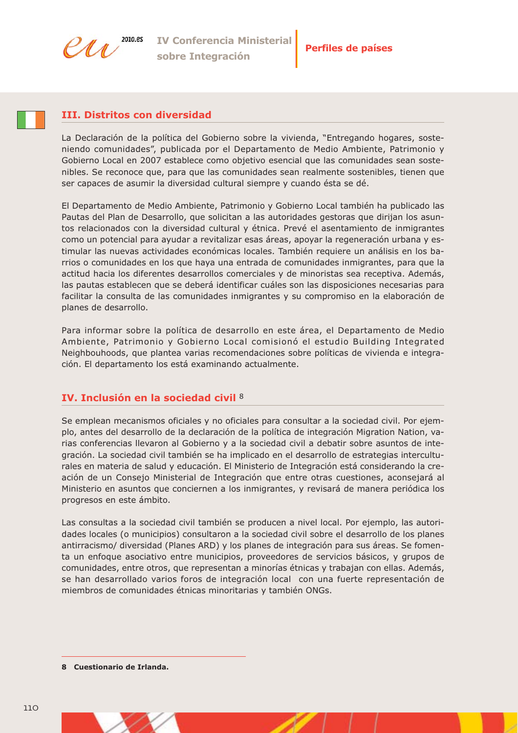## III. Distritos con diversidad

La Declaración de la política del Gobierno sobre la vivienda, "Entregando hogares, sosteniendo comunidades", publicada por el Departamento de Medio Ambiente, Patrimonio y Gobierno Local en 2007 establece como objetivo esencial que las comunidades sean sostenibles. Se reconoce que, para que las comunidades sean realmente sostenibles, tienen que ser capaces de asumir la diversidad cultural siempre y cuando ésta se dé.

El Departamento de Medio Ambiente, Patrimonio y Gobierno Local también ha publicado las Pautas del Plan de Desarrollo, que solicitan a las autoridades gestoras que dirijan los asuntos relacionados con la diversidad cultural y étnica. Prevé el asentamiento de inmigrantes como un potencial para ayudar a revitalizar esas áreas, apoyar la regeneración urbana y estimular las nuevas actividades económicas locales. También requiere un análisis en los barrios o comunidades en los que haya una entrada de comunidades inmigrantes, para que la actitud hacia los diferentes desarrollos comerciales y de minoristas sea receptiva. Además, las pautas establecen que se deberá identificar cuáles son las disposiciones necesarias para facilitar la consulta de las comunidades inmigrantes y su compromiso en la elaboración de planes de desarrollo.

Para informar sobre la política de desarrollo en este área, el Departamento de Medio Ambiente, Patrimonio y Gobierno Local comisionó el estudio Building Integrated Neighbouhoods, que plantea varias recomendaciones sobre políticas de vivienda e integración. El departamento los está examinando actualmente.

## IV. Inclusión en la sociedad civil [8]

Se emplean mecanismos oficiales y no oficiales para consultar a la sociedad civil. Por ejemplo, antes del desarrollo de la declaración de la política de integración Migration Nation, varias conferencias llevaron al Gobierno y a la sociedad civil a debatir sobre asuntos de integración. La sociedad civil también se ha implicado en el desarrollo de estrategias interculturales en materia de salud y educación. El Ministerio de Integración está considerando la creación de un Consejo Ministerial de Integración que entre otras cuestiones, aconsejará al Ministerio en asuntos que conciernen a los inmigrantes, y revisará de manera periódica los progresos en este ámbito.

Las consultas a la sociedad civil también se producen a nivel local. Por ejemplo, las autoridades locales (o municipios) consultaron a la sociedad civil sobre el desarrollo de los planes antirracismo/ diversidad (Planes ARD) y los planes de integración para sus áreas. Se fomenta un enfoque asociativo entre municipios, proveedores de servicios básicos, y grupos de comunidades, entre otros, que representan a minorías étnicas y trabajan con ellas. Además, se han desarrollado varios foros de integración local con una fuerte representación de miembros de comunidades étnicas minoritarias y también ONGs.

---

**8 Cuestionario de Irlanda.**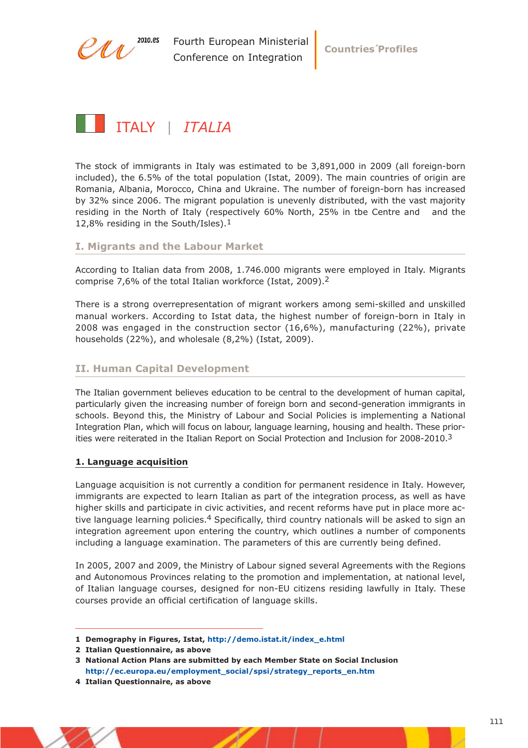# ITALY | *ITALIA*

The stock of immigrants in Italy was estimated to be 3,891,000 in 2009 (all foreign-born included), the 6.5% of the total population (Istat, 2009). The main countries of origin are Romania, Albania, Morocco, China and Ukraine. The number of foreign-born has increased by 32% since 2006. The migrant population is unevenly distributed, with the vast majority residing in the North of Italy (respectively 60% North, 25% in tbe Centre and and the 12,8% residing in the South/Isles).[1]

## I. Migrants and the Labour Market

According to Italian data from 2008, 1.746.000 migrants were employed in Italy. Migrants comprise 7,6% of the total Italian workforce (Istat, 2009).[2]

There is a strong overrepresentation of migrant workers among semi-skilled and unskilled manual workers. According to Istat data, the highest number of foreign-born in Italy in 2008 was engaged in the construction sector (16,6%), manufacturing (22%), private households (22%), and wholesale (8,2%) (Istat, 2009).

## II. Human Capital Development

The Italian government believes education to be central to the development of human capital, particularly given the increasing number of foreign born and second-generation immigrants in schools. Beyond this, the Ministry of Labour and Social Policies is implementing a National Integration Plan, which will focus on labour, language learning, housing and health. These priorities were reiterated in the Italian Report on Social Protection and Inclusion for 2008-2010.[3]

### 1. Language acquisition

Language acquisition is not currently a condition for permanent residence in Italy. However, immigrants are expected to learn Italian as part of the integration process, as well as have higher skills and participate in civic activities, and recent reforms have put in place more active language learning policies.[4] Specifically, third country nationals will be asked to sign an integration agreement upon entering the country, which outlines a number of components including a language examination. The parameters of this are currently being defined.

In 2005, 2007 and 2009, the Ministry of Labour signed several Agreements with the Regions and Autonomous Provinces relating to the promotion and implementation, at national level, of Italian language courses, designed for non-EU citizens residing lawfully in Italy. These courses provide an official certification of language skills.

---

**1 Demography in Figures, Istat, http://demo.istat.it/index_e.html**

**2 Italian Questionnaire, as above**

**3 National Action Plans are submitted by each Member State on Social Inclusion http://ec.europa.eu/employment_social/spsi/strategy_reports_en.htm**

**4 Italian Questionnaire, as above**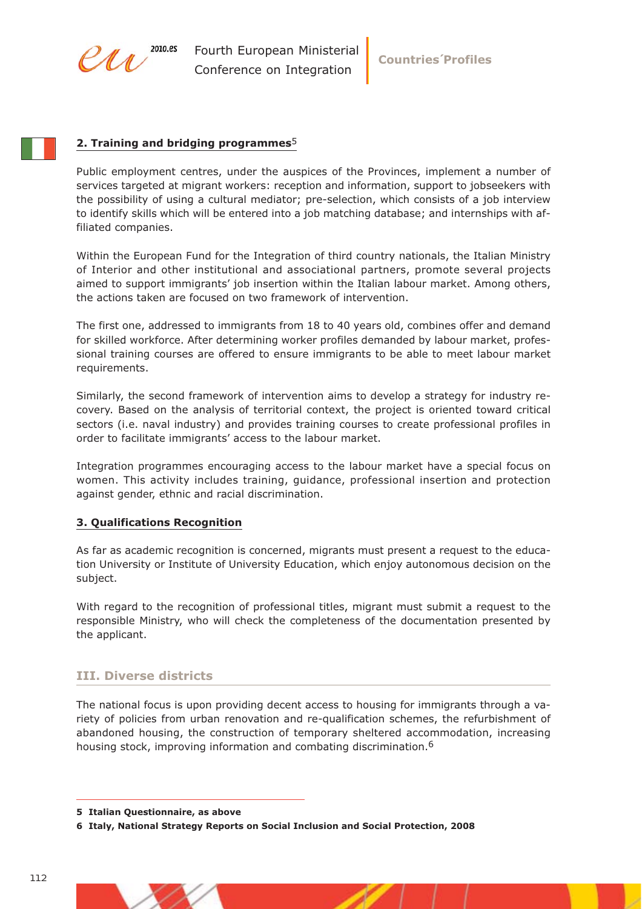## 2. Training and bridging programmes[5]

Public employment centres, under the auspices of the Provinces, implement a number of services targeted at migrant workers: reception and information, support to jobseekers with the possibility of using a cultural mediator; pre-selection, which consists of a job interview to identify skills which will be entered into a job matching database; and internships with affiliated companies.

Within the European Fund for the Integration of third country nationals, the Italian Ministry of Interior and other institutional and associational partners, promote several projects aimed to support immigrants' job insertion within the Italian labour market. Among others, the actions taken are focused on two framework of intervention.

The first one, addressed to immigrants from 18 to 40 years old, combines offer and demand for skilled workforce. After determining worker profiles demanded by labour market, professional training courses are offered to ensure immigrants to be able to meet labour market requirements.

Similarly, the second framework of intervention aims to develop a strategy for industry recovery. Based on the analysis of territorial context, the project is oriented toward critical sectors (i.e. naval industry) and provides training courses to create professional profiles in order to facilitate immigrants' access to the labour market.

Integration programmes encouraging access to the labour market have a special focus on women. This activity includes training, guidance, professional insertion and protection against gender, ethnic and racial discrimination.

## 3. Qualifications Recognition

As far as academic recognition is concerned, migrants must present a request to the education University or Institute of University Education, which enjoy autonomous decision on the subject.

With regard to the recognition of professional titles, migrant must submit a request to the responsible Ministry, who will check the completeness of the documentation presented by the applicant.

## III. Diverse districts

The national focus is upon providing decent access to housing for immigrants through a variety of policies from urban renovation and re-qualification schemes, the refurbishment of abandoned housing, the construction of temporary sheltered accommodation, increasing housing stock, improving information and combating discrimination.[6]

---

**5 Italian Questionnaire, as above**

**6 Italy, National Strategy Reports on Social Inclusion and Social Protection, 2008**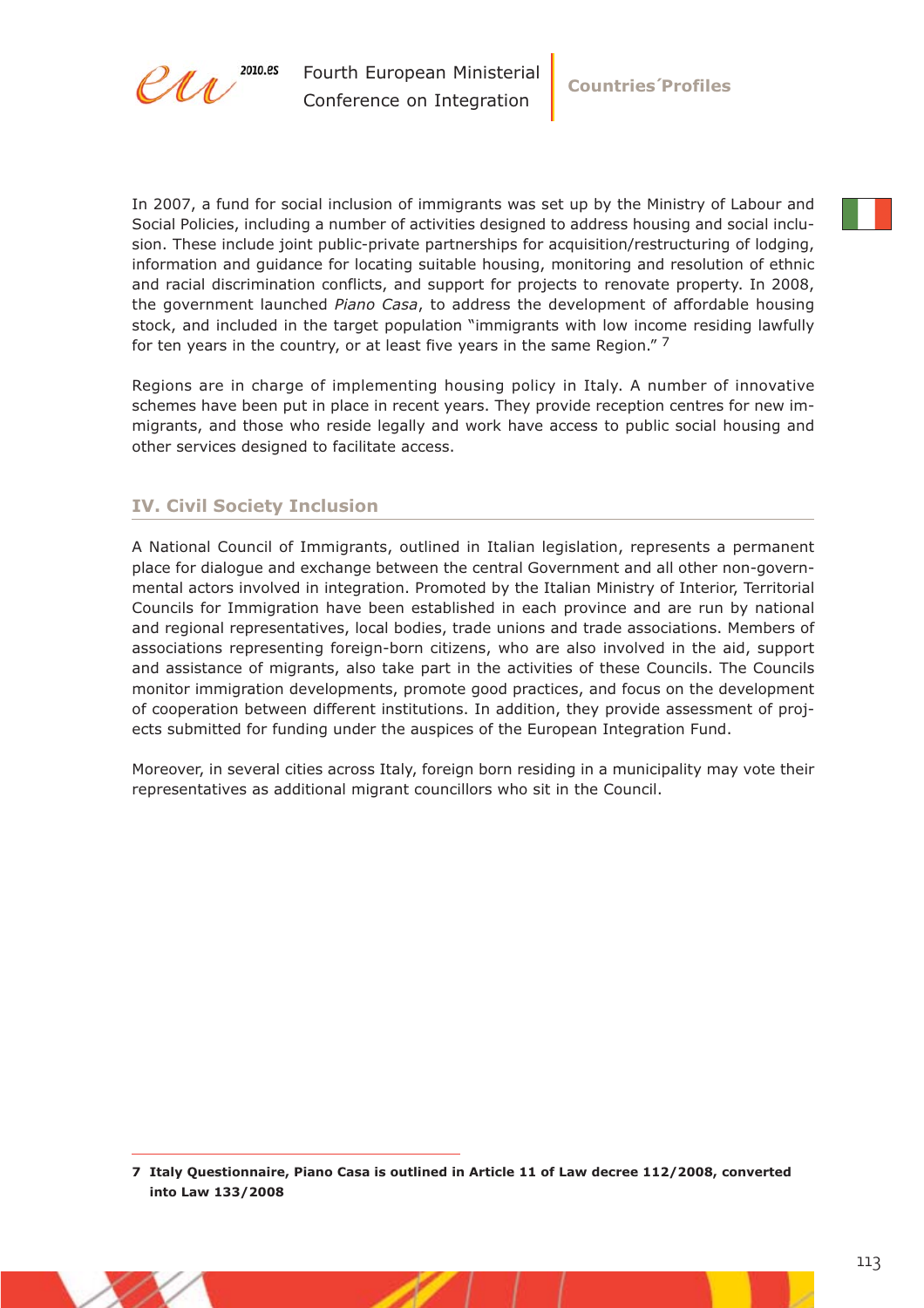In 2007, a fund for social inclusion of immigrants was set up by the Ministry of Labour and Social Policies, including a number of activities designed to address housing and social inclusion. These include joint public-private partnerships for acquisition/restructuring of lodging, information and guidance for locating suitable housing, monitoring and resolution of ethnic and racial discrimination conflicts, and support for projects to renovate property. In 2008, the government launched *Piano Casa*, to address the development of affordable housing stock, and included in the target population "immigrants with low income residing lawfully for ten years in the country, or at least five years in the same Region." [7]

Regions are in charge of implementing housing policy in Italy. A number of innovative schemes have been put in place in recent years. They provide reception centres for new immigrants, and those who reside legally and work have access to public social housing and other services designed to facilitate access.

## IV. Civil Society Inclusion

A National Council of Immigrants, outlined in Italian legislation, represents a permanent place for dialogue and exchange between the central Government and all other non-governmental actors involved in integration. Promoted by the Italian Ministry of Interior, Territorial Councils for Immigration have been established in each province and are run by national and regional representatives, local bodies, trade unions and trade associations. Members of associations representing foreign-born citizens, who are also involved in the aid, support and assistance of migrants, also take part in the activities of these Councils. The Councils monitor immigration developments, promote good practices, and focus on the development of cooperation between different institutions. In addition, they provide assessment of projects submitted for funding under the auspices of the European Integration Fund.

Moreover, in several cities across Italy, foreign born residing in a municipality may vote their representatives as additional migrant councillors who sit in the Council.

**7 Italy Questionnaire, Piano Casa is outlined in Article 11 of Law decree 112/2008, converted into Law 133/2008**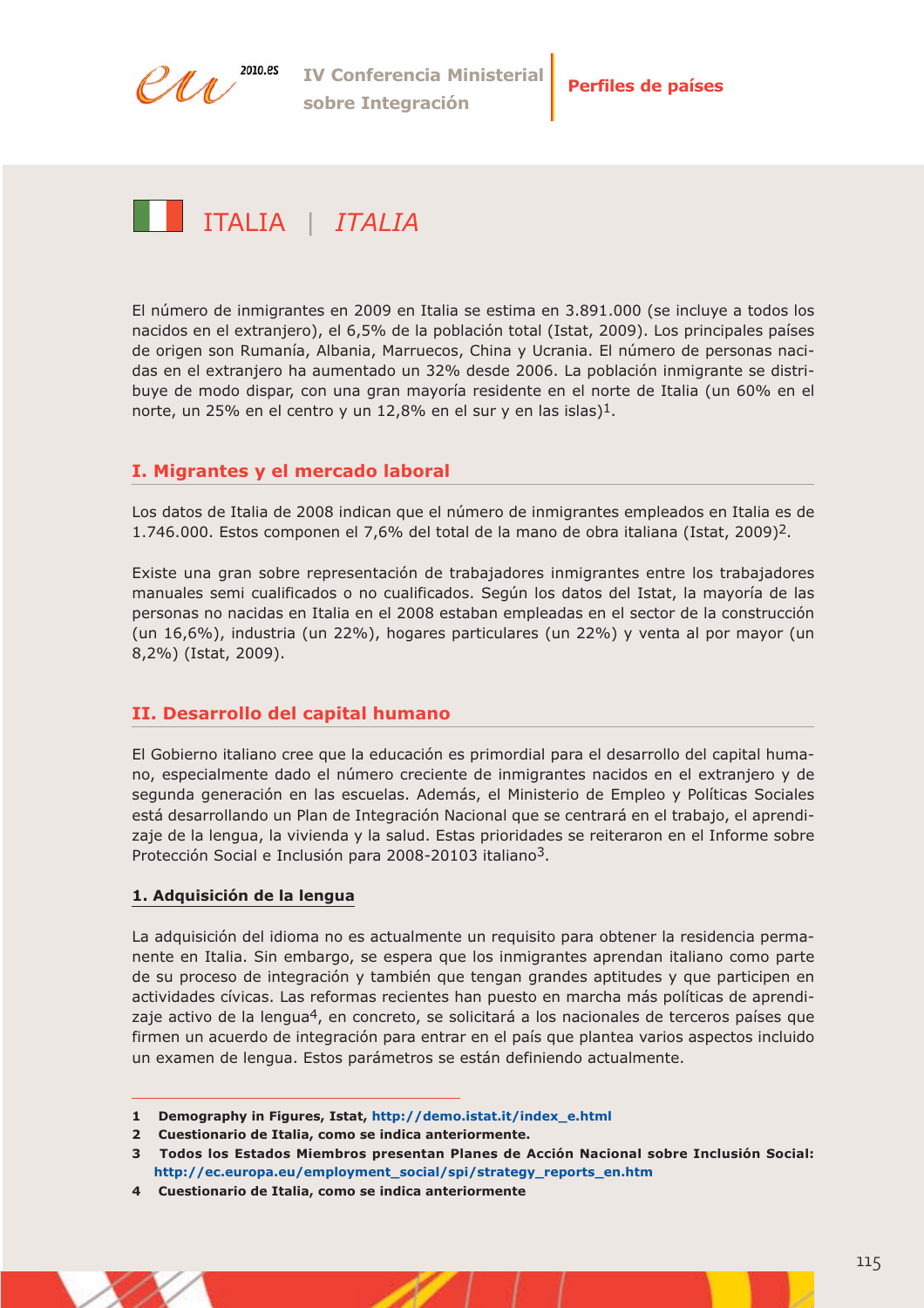# ITALIA | *ITALIA*

El número de inmigrantes en 2009 en Italia se estima en 3.891.000 (se incluye a todos los nacidos en el extranjero), el 6,5% de la población total (Istat, 2009). Los principales países de origen son Rumanía, Albania, Marruecos, China y Ucrania. El número de personas nacidas en el extranjero ha aumentado un 32% desde 2006. La población inmigrante se distribuye de modo dispar, con una gran mayoría residente en el norte de Italia (un 60% en el norte, un 25% en el centro y un 12,8% en el sur y en las islas)[1].

## I. Migrantes y el mercado laboral

Los datos de Italia de 2008 indican que el número de inmigrantes empleados en Italia es de 1.746.000. Estos componen el 7,6% del total de la mano de obra italiana (Istat, 2009)[2].

Existe una gran sobre representación de trabajadores inmigrantes entre los trabajadores manuales semi cualificados o no cualificados. Según los datos del Istat, la mayoría de las personas no nacidas en Italia en el 2008 estaban empleadas en el sector de la construcción (un 16,6%), industria (un 22%), hogares particulares (un 22%) y venta al por mayor (un 8,2%) (Istat, 2009).

## II. Desarrollo del capital humano

El Gobierno italiano cree que la educación es primordial para el desarrollo del capital humano, especialmente dado el número creciente de inmigrantes nacidos en el extranjero y de segunda generación en las escuelas. Además, el Ministerio de Empleo y Políticas Sociales está desarrollando un Plan de Integración Nacional que se centrará en el trabajo, el aprendizaje de la lengua, la vivienda y la salud. Estas prioridades se reiteraron en el Informe sobre Protección Social e Inclusión para 2008-20103 italiano[3].

### 1. Adquisición de la lengua

La adquisición del idioma no es actualmente un requisito para obtener la residencia permanente en Italia. Sin embargo, se espera que los inmigrantes aprendan italiano como parte de su proceso de integración y también que tengan grandes aptitudes y que participen en actividades cívicas. Las reformas recientes han puesto en marcha más políticas de aprendizaje activo de la lengua[4], en concreto, se solicitará a los nacionales de terceros países que firmen un acuerdo de integración para entrar en el país que plantea varios aspectos incluido un examen de lengua. Estos parámetros se están definiendo actualmente.

---

1 Demography in Figures, Istat, http://demo.istat.it/index_e.html

2 Cuestionario de Italia, como se indica anteriormente.

3 Todos los Estados Miembros presentan Planes de Acción Nacional sobre Inclusión Social: http://ec.europa.eu/employment_social/spi/strategy_reports_en.htm

4 Cuestionario de Italia, como se indica anteriormente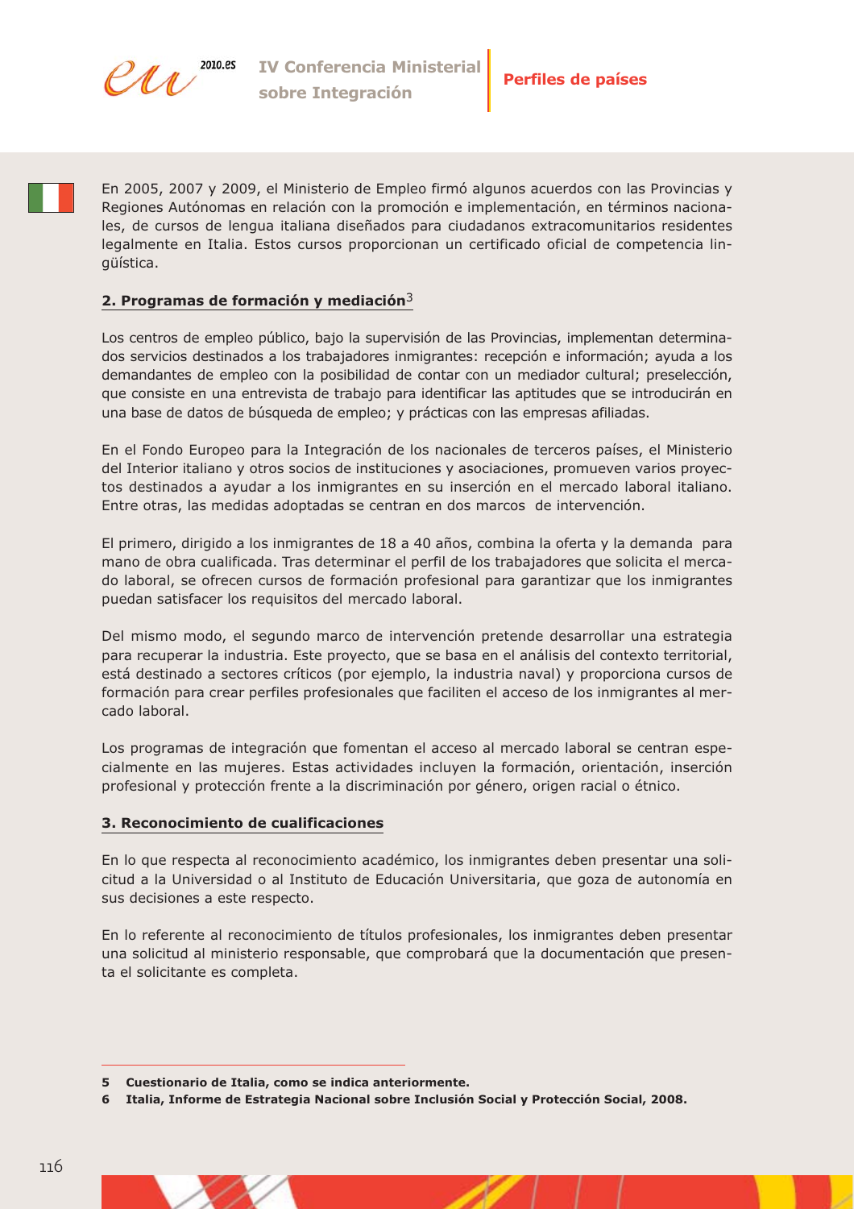En 2005, 2007 y 2009, el Ministerio de Empleo firmó algunos acuerdos con las Provincias y Regiones Autónomas en relación con la promoción e implementación, en términos nacionales, de cursos de lengua italiana diseñados para ciudadanos extracomunitarios residentes legalmente en Italia. Estos cursos proporcionan un certificado oficial de competencia lingüística.

## 2. Programas de formación y mediación[3]

Los centros de empleo público, bajo la supervisión de las Provincias, implementan determinados servicios destinados a los trabajadores inmigrantes: recepción e información; ayuda a los demandantes de empleo con la posibilidad de contar con un mediador cultural; preselección, que consiste en una entrevista de trabajo para identificar las aptitudes que se introducirán en una base de datos de búsqueda de empleo; y prácticas con las empresas afiliadas.

En el Fondo Europeo para la Integración de los nacionales de terceros países, el Ministerio del Interior italiano y otros socios de instituciones y asociaciones, promueven varios proyectos destinados a ayudar a los inmigrantes en su inserción en el mercado laboral italiano. Entre otras, las medidas adoptadas se centran en dos marcos de intervención.

El primero, dirigido a los inmigrantes de 18 a 40 años, combina la oferta y la demanda para mano de obra cualificada. Tras determinar el perfil de los trabajadores que solicita el mercado laboral, se ofrecen cursos de formación profesional para garantizar que los inmigrantes puedan satisfacer los requisitos del mercado laboral.

Del mismo modo, el segundo marco de intervención pretende desarrollar una estrategia para recuperar la industria. Este proyecto, que se basa en el análisis del contexto territorial, está destinado a sectores críticos (por ejemplo, la industria naval) y proporciona cursos de formación para crear perfiles profesionales que faciliten el acceso de los inmigrantes al mercado laboral.

Los programas de integración que fomentan el acceso al mercado laboral se centran especialmente en las mujeres. Estas actividades incluyen la formación, orientación, inserción profesional y protección frente a la discriminación por género, origen racial o étnico.

## 3. Reconocimiento de cualificaciones

En lo que respecta al reconocimiento académico, los inmigrantes deben presentar una solicitud a la Universidad o al Instituto de Educación Universitaria, que goza de autonomía en sus decisiones a este respecto.

En lo referente al reconocimiento de títulos profesionales, los inmigrantes deben presentar una solicitud al ministerio responsable, que comprobará que la documentación que presenta el solicitante es completa.

---

**5 Cuestionario de Italia, como se indica anteriormente.**

**6 Italia, Informe de Estrategia Nacional sobre Inclusión Social y Protección Social, 2008.**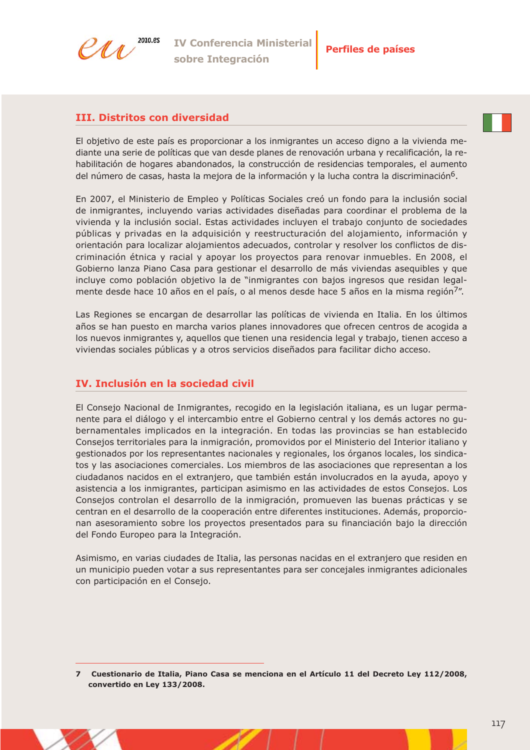## III. Distritos con diversidad

El objetivo de este país es proporcionar a los inmigrantes un acceso digno a la vivienda mediante una serie de políticas que van desde planes de renovación urbana y recalificación, la rehabilitación de hogares abandonados, la construcción de residencias temporales, el aumento del número de casas, hasta la mejora de la información y la lucha contra la discriminación[6].

En 2007, el Ministerio de Empleo y Políticas Sociales creó un fondo para la inclusión social de inmigrantes, incluyendo varias actividades diseñadas para coordinar el problema de la vivienda y la inclusión social. Estas actividades incluyen el trabajo conjunto de sociedades públicas y privadas en la adquisición y reestructuración del alojamiento, información y orientación para localizar alojamientos adecuados, controlar y resolver los conflictos de discriminación étnica y racial y apoyar los proyectos para renovar inmuebles. En 2008, el Gobierno lanza Piano Casa para gestionar el desarrollo de más viviendas asequibles y que incluye como población objetivo la de "inmigrantes con bajos ingresos que residan legalmente desde hace 10 años en el país, o al menos desde hace 5 años en la misma región[7]".

Las Regiones se encargan de desarrollar las políticas de vivienda en Italia. En los últimos años se han puesto en marcha varios planes innovadores que ofrecen centros de acogida a los nuevos inmigrantes y, aquellos que tienen una residencia legal y trabajo, tienen acceso a viviendas sociales públicas y a otros servicios diseñados para facilitar dicho acceso.

## IV. Inclusión en la sociedad civil

El Consejo Nacional de Inmigrantes, recogido en la legislación italiana, es un lugar permanente para el diálogo y el intercambio entre el Gobierno central y los demás actores no gubernamentales implicados en la integración. En todas las provincias se han establecido Consejos territoriales para la inmigración, promovidos por el Ministerio del Interior italiano y gestionados por los representantes nacionales y regionales, los órganos locales, los sindicatos y las asociaciones comerciales. Los miembros de las asociaciones que representan a los ciudadanos nacidos en el extranjero, que también están involucrados en la ayuda, apoyo y asistencia a los inmigrantes, participan asimismo en las actividades de estos Consejos. Los Consejos controlan el desarrollo de la inmigración, promueven las buenas prácticas y se centran en el desarrollo de la cooperación entre diferentes instituciones. Además, proporcionan asesoramiento sobre los proyectos presentados para su financiación bajo la dirección del Fondo Europeo para la Integración.

Asimismo, en varias ciudades de Italia, las personas nacidas en el extranjero que residen en un municipio pueden votar a sus representantes para ser concejales inmigrantes adicionales con participación en el Consejo.

---

**7 Cuestionario de Italia, Piano Casa se menciona en el Artículo 11 del Decreto Ley 112/2008, convertido en Ley 133/2008.**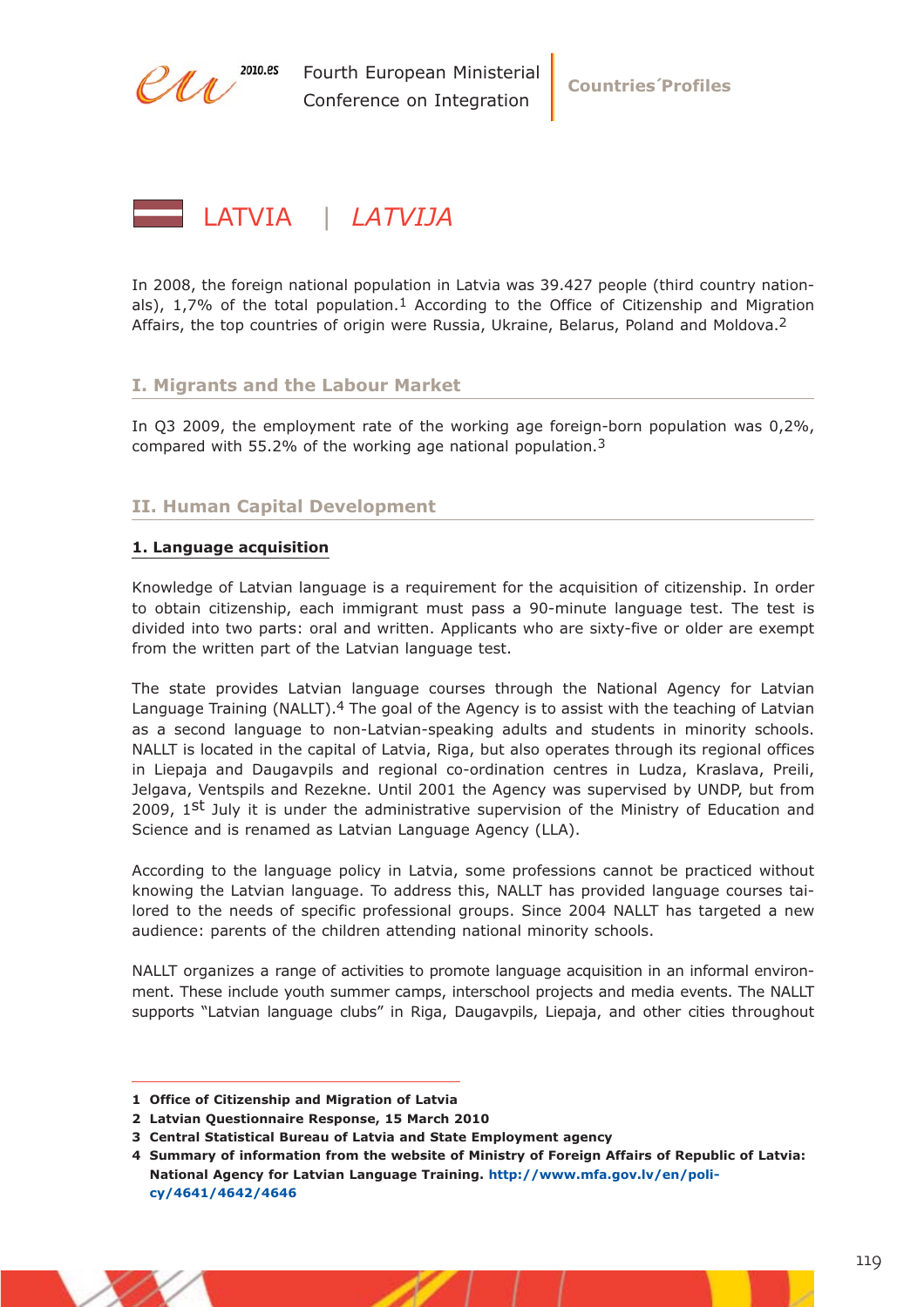# LATVIA | *LATVIJA*

In 2008, the foreign national population in Latvia was 39.427 people (third country nationals), 1,7% of the total population.[1] According to the Office of Citizenship and Migration Affairs, the top countries of origin were Russia, Ukraine, Belarus, Poland and Moldova.[2]

## I. Migrants and the Labour Market

In Q3 2009, the employment rate of the working age foreign-born population was 0,2%, compared with 55.2% of the working age national population.[3]

## II. Human Capital Development

### 1. Language acquisition

Knowledge of Latvian language is a requirement for the acquisition of citizenship. In order to obtain citizenship, each immigrant must pass a 90-minute language test. The test is divided into two parts: oral and written. Applicants who are sixty-five or older are exempt from the written part of the Latvian language test.

The state provides Latvian language courses through the National Agency for Latvian Language Training (NALLT).[4] The goal of the Agency is to assist with the teaching of Latvian as a second language to non-Latvian-speaking adults and students in minority schools. NALLT is located in the capital of Latvia, Riga, but also operates through its regional offices in Liepaja and Daugavpils and regional co-ordination centres in Ludza, Kraslava, Preili, Jelgava, Ventspils and Rezekne. Until 2001 the Agency was supervised by UNDP, but from 2009, 1st July it is under the administrative supervision of the Ministry of Education and Science and is renamed as Latvian Language Agency (LLA).

According to the language policy in Latvia, some professions cannot be practiced without knowing the Latvian language. To address this, NALLT has provided language courses tailored to the needs of specific professional groups. Since 2004 NALLT has targeted a new audience: parents of the children attending national minority schools.

NALLT organizes a range of activities to promote language acquisition in an informal environment. These include youth summer camps, interschool projects and media events. The NALLT supports "Latvian language clubs" in Riga, Daugavpils, Liepaja, and other cities throughout

---

**1** Office of Citizenship and Migration of Latvia

**2** Latvian Questionnaire Response, 15 March 2010

**3** Central Statistical Bureau of Latvia and State Employment agency

**4** Summary of information from the website of Ministry of Foreign Affairs of Republic of Latvia: National Agency for Latvian Language Training. http://www.mfa.gov.lv/en/policy/4641/4642/4646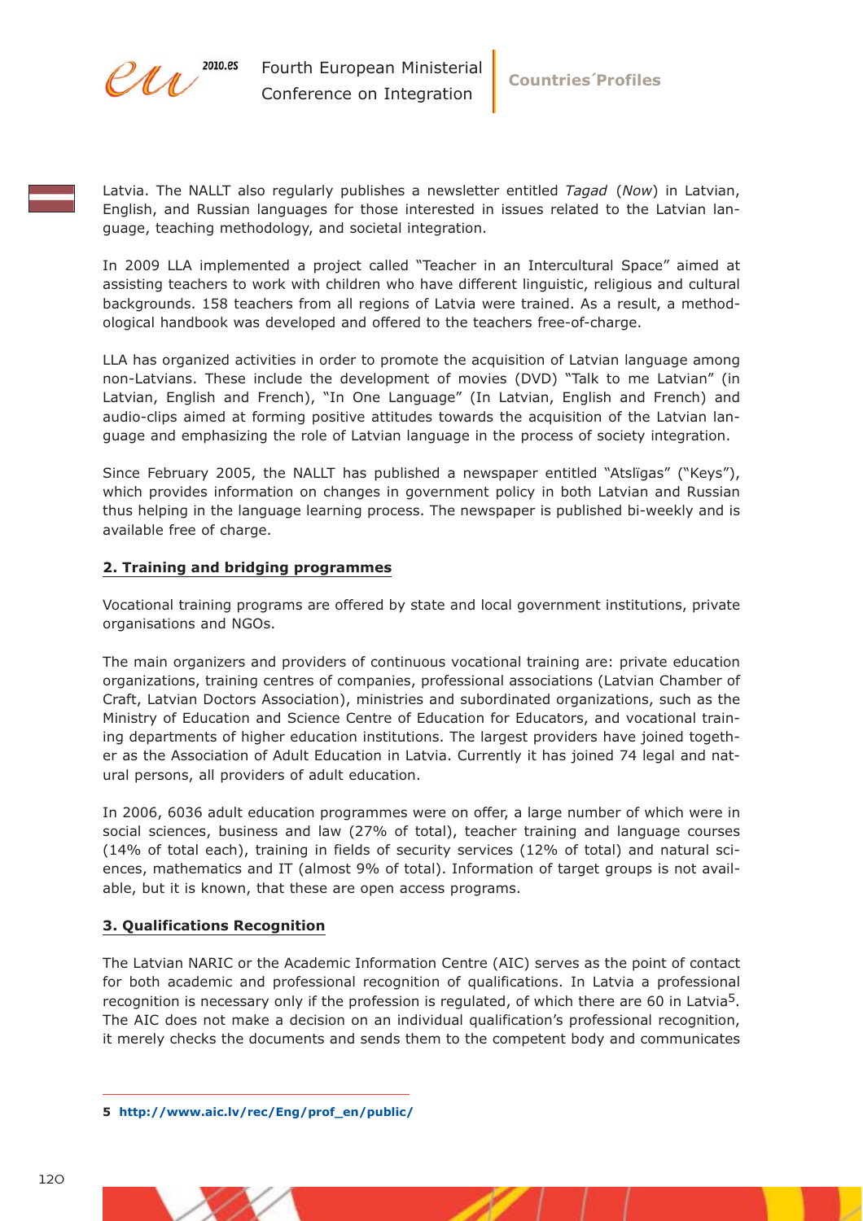Latvia. The NALLT also regularly publishes a newsletter entitled *Tagad* (*Now*) in Latvian, English, and Russian languages for those interested in issues related to the Latvian language, teaching methodology, and societal integration.

In 2009 LLA implemented a project called "Teacher in an Intercultural Space" aimed at assisting teachers to work with children who have different linguistic, religious and cultural backgrounds. 158 teachers from all regions of Latvia were trained. As a result, a methodological handbook was developed and offered to the teachers free-of-charge.

LLA has organized activities in order to promote the acquisition of Latvian language among non-Latvians. These include the development of movies (DVD) "Talk to me Latvian" (in Latvian, English and French), "In One Language" (In Latvian, English and French) and audio-clips aimed at forming positive attitudes towards the acquisition of the Latvian language and emphasizing the role of Latvian language in the process of society integration.

Since February 2005, the NALLT has published a newspaper entitled "Atslïgas" ("Keys"), which provides information on changes in government policy in both Latvian and Russian thus helping in the language learning process. The newspaper is published bi-weekly and is available free of charge.

## 2. Training and bridging programmes

Vocational training programs are offered by state and local government institutions, private organisations and NGOs.

The main organizers and providers of continuous vocational training are: private education organizations, training centres of companies, professional associations (Latvian Chamber of Craft, Latvian Doctors Association), ministries and subordinated organizations, such as the Ministry of Education and Science Centre of Education for Educators, and vocational training departments of higher education institutions. The largest providers have joined together as the Association of Adult Education in Latvia. Currently it has joined 74 legal and natural persons, all providers of adult education.

In 2006, 6036 adult education programmes were on offer, a large number of which were in social sciences, business and law (27% of total), teacher training and language courses (14% of total each), training in fields of security services (12% of total) and natural sciences, mathematics and IT (almost 9% of total). Information of target groups is not available, but it is known, that these are open access programs.

## 3. Qualifications Recognition

The Latvian NARIC or the Academic Information Centre (AIC) serves as the point of contact for both academic and professional recognition of qualifications. In Latvia a professional recognition is necessary only if the profession is regulated, of which there are 60 in Latvia[5]. The AIC does not make a decision on an individual qualification's professional recognition, it merely checks the documents and sends them to the competent body and communicates

---

**5** http://www.aic.lv/rec/Eng/prof_en/public/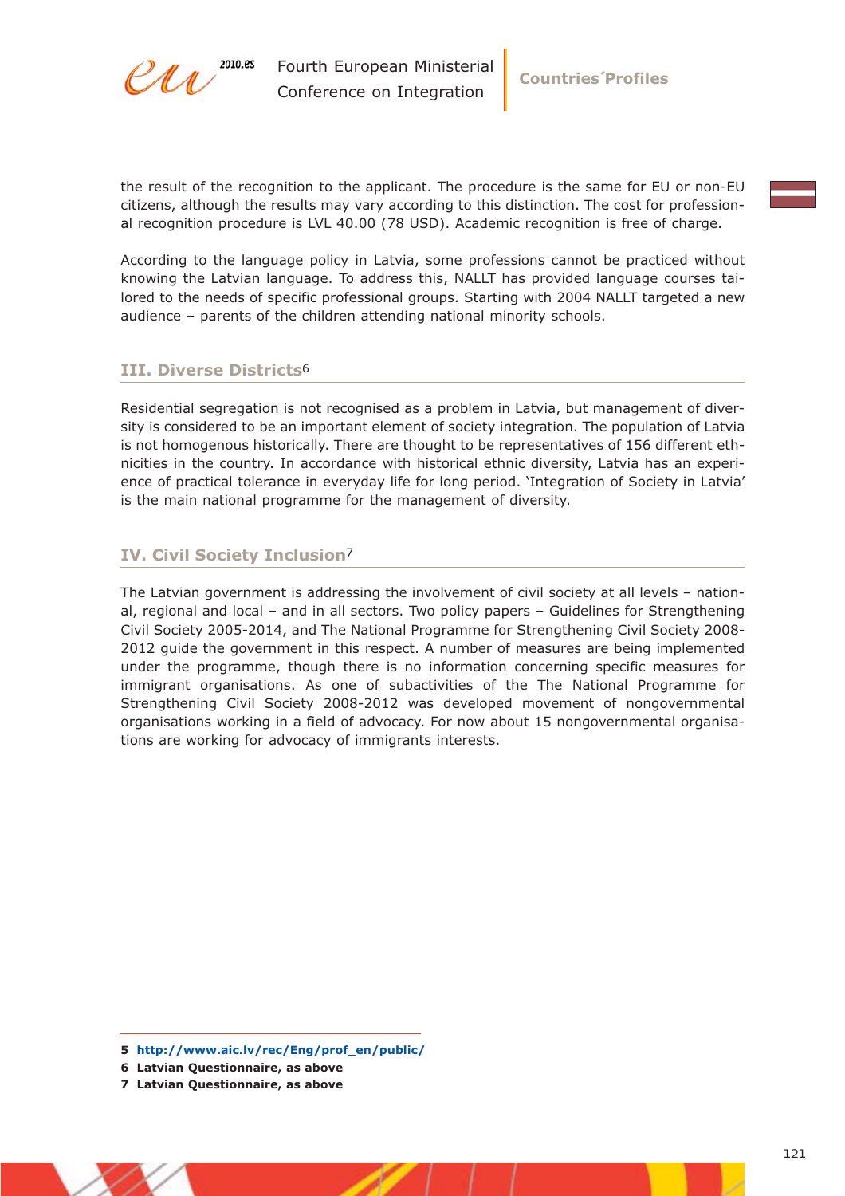the result of the recognition to the applicant. The procedure is the same for EU or non-EU citizens, although the results may vary according to this distinction. The cost for professional recognition procedure is LVL 40.00 (78 USD). Academic recognition is free of charge.

According to the language policy in Latvia, some professions cannot be practiced without knowing the Latvian language. To address this, NALLT has provided language courses tailored to the needs of specific professional groups. Starting with 2004 NALLT targeted a new audience – parents of the children attending national minority schools.

## III. Diverse Districts[6]

Residential segregation is not recognised as a problem in Latvia, but management of diversity is considered to be an important element of society integration. The population of Latvia is not homogenous historically. There are thought to be representatives of 156 different ethnicities in the country. In accordance with historical ethnic diversity, Latvia has an experience of practical tolerance in everyday life for long period. 'Integration of Society in Latvia' is the main national programme for the management of diversity.

## IV. Civil Society Inclusion[7]

The Latvian government is addressing the involvement of civil society at all levels – national, regional and local – and in all sectors. Two policy papers – Guidelines for Strengthening Civil Society 2005-2014, and The National Programme for Strengthening Civil Society 2008-2012 guide the government in this respect. A number of measures are being implemented under the programme, though there is no information concerning specific measures for immigrant organisations. As one of subactivities of the The National Programme for Strengthening Civil Society 2008-2012 was developed movement of nongovernmental organisations working in a field of advocacy. For now about 15 nongovernmental organisations are working for advocacy of immigrants interests.

---

**5** **http://www.aic.lv/rec/Eng/prof_en/public/**

**6** **Latvian Questionnaire, as above**

**7** **Latvian Questionnaire, as above**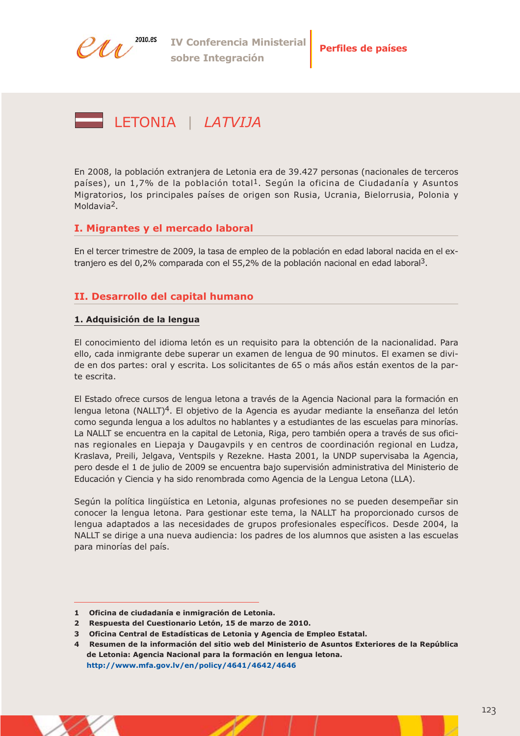# LETONIA | *LATVIJA*

En 2008, la población extranjera de Letonia era de 39.427 personas (nacionales de terceros países), un 1,7% de la población total[1]. Según la oficina de Ciudadanía y Asuntos Migratorios, los principales países de origen son Rusia, Ucrania, Bielorrusia, Polonia y Moldavia[2].

## I. Migrantes y el mercado laboral

En el tercer trimestre de 2009, la tasa de empleo de la población en edad laboral nacida en el extranjero es del 0,2% comparada con el 55,2% de la población nacional en edad laboral[3].

## II. Desarrollo del capital humano

### 1. Adquisición de la lengua

El conocimiento del idioma letón es un requisito para la obtención de la nacionalidad. Para ello, cada inmigrante debe superar un examen de lengua de 90 minutos. El examen se divide en dos partes: oral y escrita. Los solicitantes de 65 o más años están exentos de la parte escrita.

El Estado ofrece cursos de lengua letona a través de la Agencia Nacional para la formación en lengua letona (NALLT)[4]. El objetivo de la Agencia es ayudar mediante la enseñanza del letón como segunda lengua a los adultos no hablantes y a estudiantes de las escuelas para minorías. La NALLT se encuentra en la capital de Letonia, Riga, pero también opera a través de sus oficinas regionales en Liepaja y Daugavpils y en centros de coordinación regional en Ludza, Kraslava, Preili, Jelgava, Ventspils y Rezekne. Hasta 2001, la UNDP supervisaba la Agencia, pero desde el 1 de julio de 2009 se encuentra bajo supervisión administrativa del Ministerio de Educación y Ciencia y ha sido renombrada como Agencia de la Lengua Letona (LLA).

Según la política lingüística en Letonia, algunas profesiones no se pueden desempeñar sin conocer la lengua letona. Para gestionar este tema, la NALLT ha proporcionado cursos de lengua adaptados a las necesidades de grupos profesionales específicos. Desde 2004, la NALLT se dirige a una nueva audiencia: los padres de los alumnos que asisten a las escuelas para minorías del país.

---

1 **Oficina de ciudadanía e inmigración de Letonia.**

2 **Respuesta del Cuestionario Letón, 15 de marzo de 2010.**

3 **Oficina Central de Estadísticas de Letonia y Agencia de Empleo Estatal.**

4 **Resumen de la información del sitio web del Ministerio de Asuntos Exteriores de la República de Letonia: Agencia Nacional para la formación en lengua letona. http://www.mfa.gov.lv/en/policy/4641/4642/4646**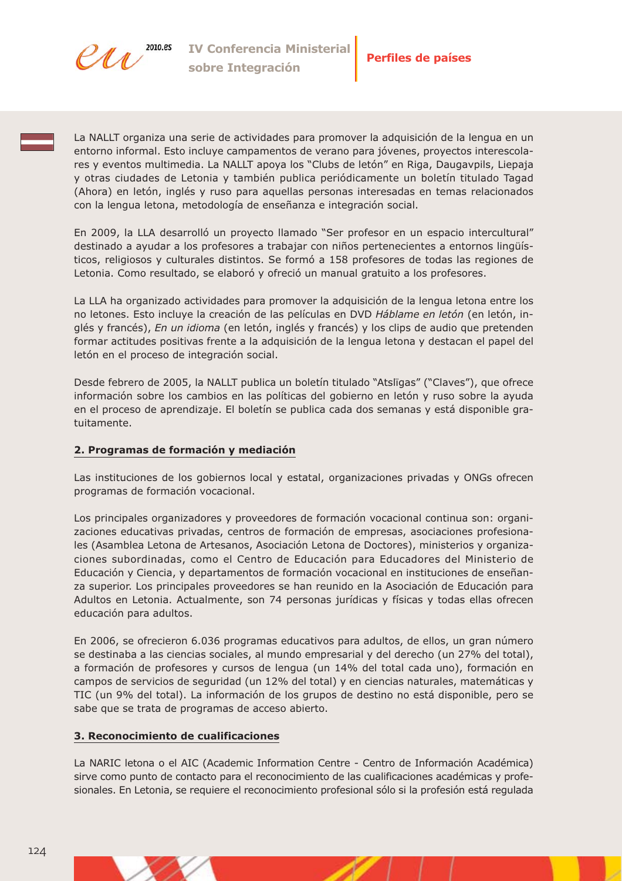La NALLT organiza una serie de actividades para promover la adquisición de la lengua en un entorno informal. Esto incluye campamentos de verano para jóvenes, proyectos interescolares y eventos multimedia. La NALLT apoya los "Clubs de letón" en Riga, Daugavpils, Liepaja y otras ciudades de Letonia y también publica periódicamente un boletín titulado Tagad (Ahora) en letón, inglés y ruso para aquellas personas interesadas en temas relacionados con la lengua letona, metodología de enseñanza e integración social.

En 2009, la LLA desarrolló un proyecto llamado "Ser profesor en un espacio intercultural" destinado a ayudar a los profesores a trabajar con niños pertenecientes a entornos lingüísticos, religiosos y culturales distintos. Se formó a 158 profesores de todas las regiones de Letonia. Como resultado, se elaboró y ofreció un manual gratuito a los profesores.

La LLA ha organizado actividades para promover la adquisición de la lengua letona entre los no letones. Esto incluye la creación de las películas en DVD *Háblame en letón* (en letón, inglés y francés), *En un idioma* (en letón, inglés y francés) y los clips de audio que pretenden formar actitudes positivas frente a la adquisición de la lengua letona y destacan el papel del letón en el proceso de integración social.

Desde febrero de 2005, la NALLT publica un boletín titulado "Atslïgas" ("Claves"), que ofrece información sobre los cambios en las políticas del gobierno en letón y ruso sobre la ayuda en el proceso de aprendizaje. El boletín se publica cada dos semanas y está disponible gratuitamente.

## 2. Programas de formación y mediación

Las instituciones de los gobiernos local y estatal, organizaciones privadas y ONGs ofrecen programas de formación vocacional.

Los principales organizadores y proveedores de formación vocacional continua son: organizaciones educativas privadas, centros de formación de empresas, asociaciones profesionales (Asamblea Letona de Artesanos, Asociación Letona de Doctores), ministerios y organizaciones subordinadas, como el Centro de Educación para Educadores del Ministerio de Educación y Ciencia, y departamentos de formación vocacional en instituciones de enseñanza superior. Los principales proveedores se han reunido en la Asociación de Educación para Adultos en Letonia. Actualmente, son 74 personas jurídicas y físicas y todas ellas ofrecen educación para adultos.

En 2006, se ofrecieron 6.036 programas educativos para adultos, de ellos, un gran número se destinaba a las ciencias sociales, al mundo empresarial y del derecho (un 27% del total), a formación de profesores y cursos de lengua (un 14% del total cada uno), formación en campos de servicios de seguridad (un 12% del total) y en ciencias naturales, matemáticas y TIC (un 9% del total). La información de los grupos de destino no está disponible, pero se sabe que se trata de programas de acceso abierto.

## 3. Reconocimiento de cualificaciones

La NARIC letona o el AIC (Academic Information Centre - Centro de Información Académica) sirve como punto de contacto para el reconocimiento de las cualificaciones académicas y profesionales. En Letonia, se requiere el reconocimiento profesional sólo si la profesión está regulada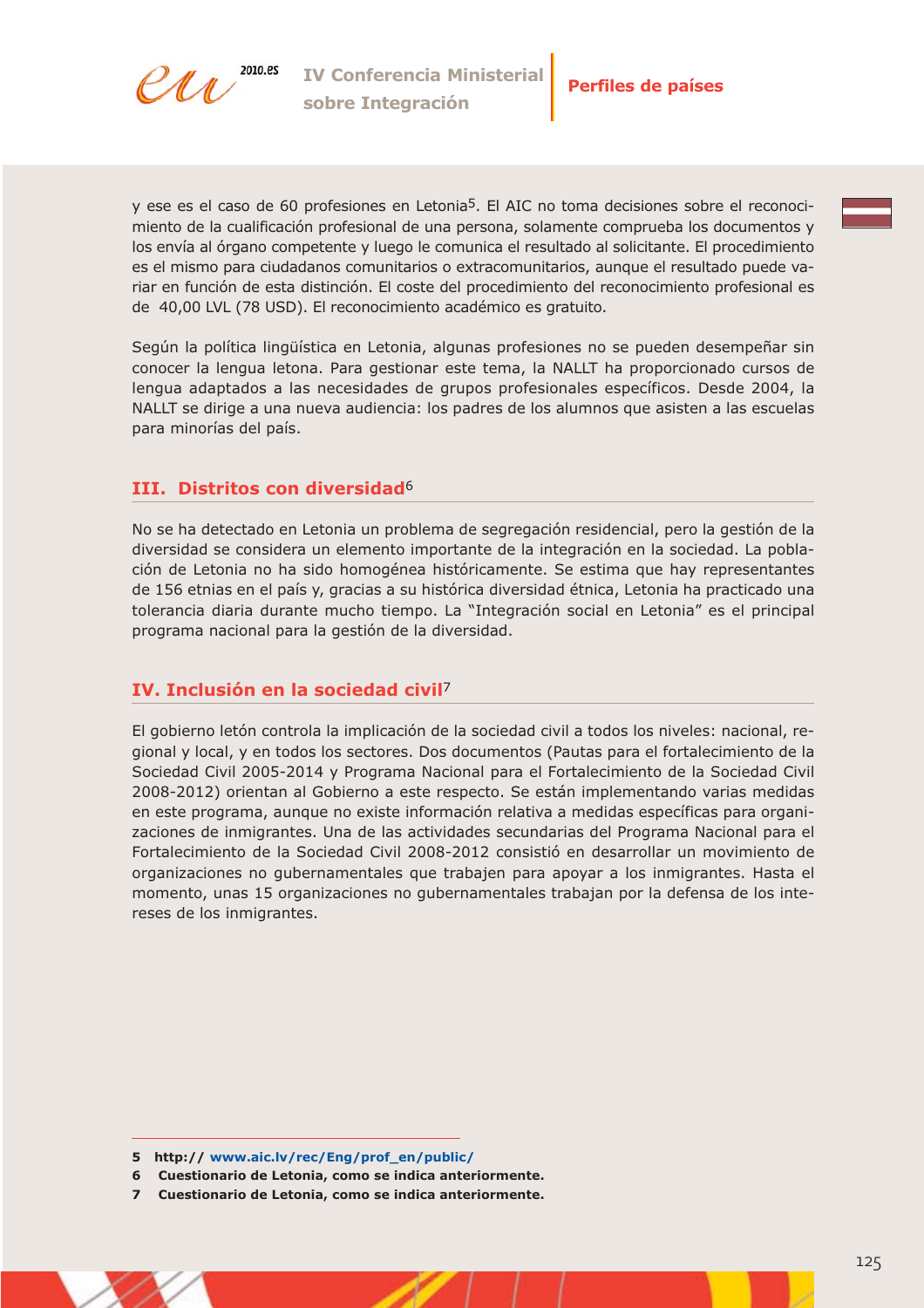y ese es el caso de 60 profesiones en Letonia[5]. El AIC no toma decisiones sobre el reconocimiento de la cualificación profesional de una persona, solamente comprueba los documentos y los envía al órgano competente y luego le comunica el resultado al solicitante. El procedimiento es el mismo para ciudadanos comunitarios o extracomunitarios, aunque el resultado puede variar en función de esta distinción. El coste del procedimiento del reconocimiento profesional es de 40,00 LVL (78 USD). El reconocimiento académico es gratuito.

Según la política lingüística en Letonia, algunas profesiones no se pueden desempeñar sin conocer la lengua letona. Para gestionar este tema, la NALLT ha proporcionado cursos de lengua adaptados a las necesidades de grupos profesionales específicos. Desde 2004, la NALLT se dirige a una nueva audiencia: los padres de los alumnos que asisten a las escuelas para minorías del país.

## III. Distritos con diversidad[6]

No se ha detectado en Letonia un problema de segregación residencial, pero la gestión de la diversidad se considera un elemento importante de la integración en la sociedad. La población de Letonia no ha sido homogénea históricamente. Se estima que hay representantes de 156 etnias en el país y, gracias a su histórica diversidad étnica, Letonia ha practicado una tolerancia diaria durante mucho tiempo. La "Integración social en Letonia" es el principal programa nacional para la gestión de la diversidad.

## IV. Inclusión en la sociedad civil[7]

El gobierno letón controla la implicación de la sociedad civil a todos los niveles: nacional, regional y local, y en todos los sectores. Dos documentos (Pautas para el fortalecimiento de la Sociedad Civil 2005-2014 y Programa Nacional para el Fortalecimiento de la Sociedad Civil 2008-2012) orientan al Gobierno a este respecto. Se están implementando varias medidas en este programa, aunque no existe información relativa a medidas específicas para organizaciones de inmigrantes. Una de las actividades secundarias del Programa Nacional para el Fortalecimiento de la Sociedad Civil 2008-2012 consistió en desarrollar un movimiento de organizaciones no gubernamentales que trabajen para apoyar a los inmigrantes. Hasta el momento, unas 15 organizaciones no gubernamentales trabajan por la defensa de los intereses de los inmigrantes.

---

5 http:// www.aic.lv/rec/Eng/prof_en/public/

6 Cuestionario de Letonia, como se indica anteriormente.

7 Cuestionario de Letonia, como se indica anteriormente.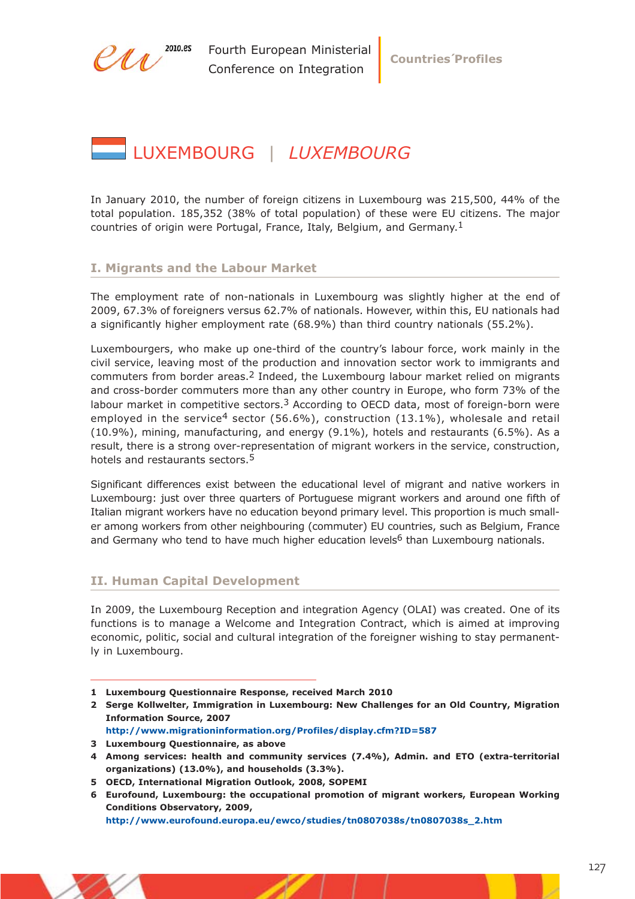# LUXEMBOURG | *LUXEMBOURG*

In January 2010, the number of foreign citizens in Luxembourg was 215,500, 44% of the total population. 185,352 (38% of total population) of these were EU citizens. The major countries of origin were Portugal, France, Italy, Belgium, and Germany.[1]

## I. Migrants and the Labour Market

The employment rate of non-nationals in Luxembourg was slightly higher at the end of 2009, 67.3% of foreigners versus 62.7% of nationals. However, within this, EU nationals had a significantly higher employment rate (68.9%) than third country nationals (55.2%).

Luxembourgers, who make up one-third of the country's labour force, work mainly in the civil service, leaving most of the production and innovation sector work to immigrants and commuters from border areas.[2] Indeed, the Luxembourg labour market relied on migrants and cross-border commuters more than any other country in Europe, who form 73% of the labour market in competitive sectors.[3] According to OECD data, most of foreign-born were employed in the service[4] sector (56.6%), construction (13.1%), wholesale and retail (10.9%), mining, manufacturing, and energy (9.1%), hotels and restaurants (6.5%). As a result, there is a strong over-representation of migrant workers in the service, construction, hotels and restaurants sectors.[5]

Significant differences exist between the educational level of migrant and native workers in Luxembourg: just over three quarters of Portuguese migrant workers and around one fifth of Italian migrant workers have no education beyond primary level. This proportion is much smaller among workers from other neighbouring (commuter) EU countries, such as Belgium, France and Germany who tend to have much higher education levels[6] than Luxembourg nationals.

## II. Human Capital Development

In 2009, the Luxembourg Reception and integration Agency (OLAI) was created. One of its functions is to manage a Welcome and Integration Contract, which is aimed at improving economic, politic, social and cultural integration of the foreigner wishing to stay permanently in Luxembourg.

---

1 **Luxembourg Questionnaire Response, received March 2010**

2 **Serge Kollwelter, Immigration in Luxembourg: New Challenges for an Old Country, Migration Information Source, 2007**
**http://www.migrationinformation.org/Profiles/display.cfm?ID=587**

3 **Luxembourg Questionnaire, as above**

4 **Among services: health and community services (7.4%), Admin. and ETO (extra-territorial organizations) (13.0%), and households (3.3%).**

5 **OECD, International Migration Outlook, 2008, SOPEMI**

6 **Eurofound, Luxembourg: the occupational promotion of migrant workers, European Working Conditions Observatory, 2009,**
**http://www.eurofound.europa.eu/ewco/studies/tn0807038s/tn0807038s_2.htm**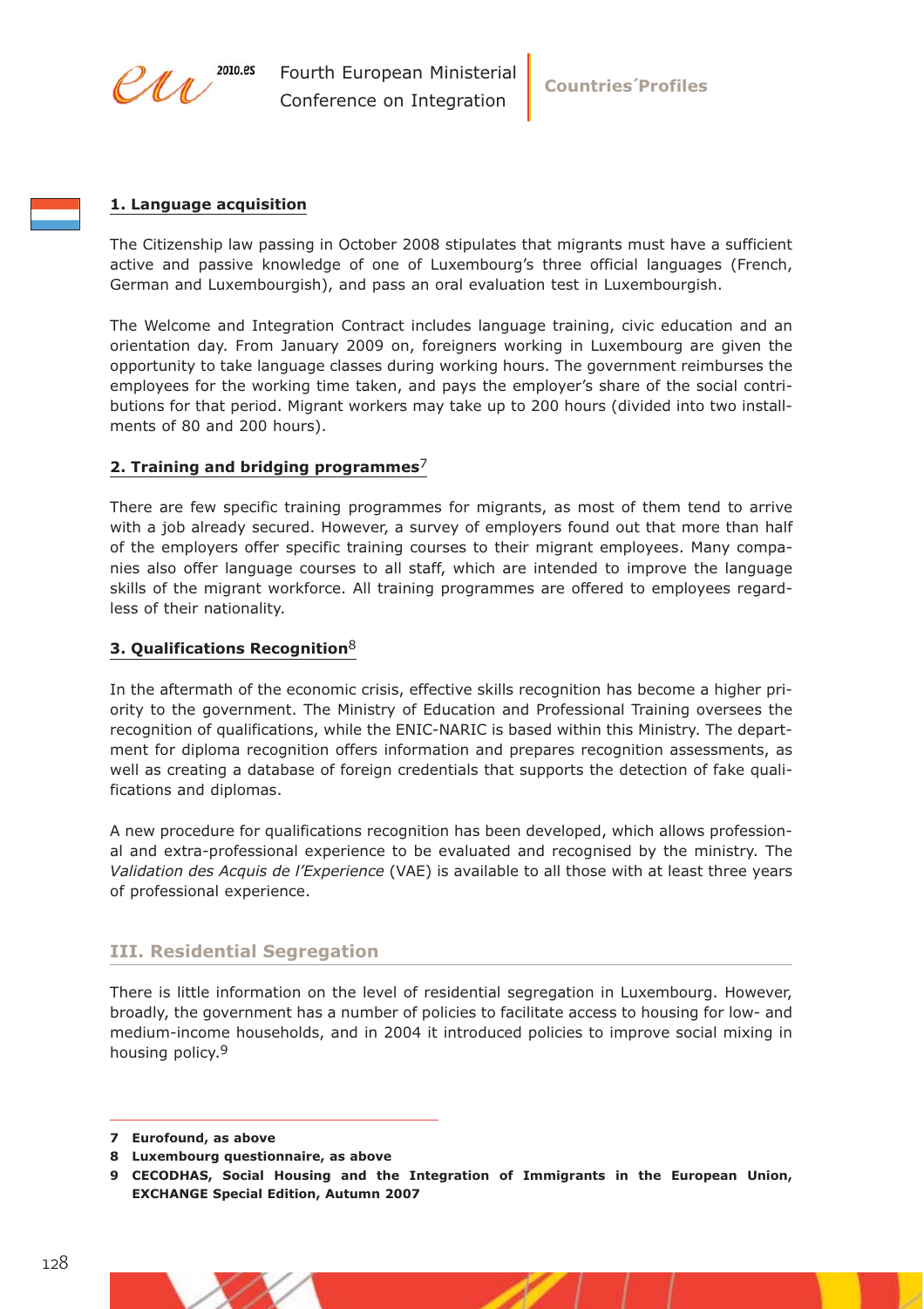### 1. Language acquisition

The Citizenship law passing in October 2008 stipulates that migrants must have a sufficient active and passive knowledge of one of Luxembourg's three official languages (French, German and Luxembourgish), and pass an oral evaluation test in Luxembourgish.

The Welcome and Integration Contract includes language training, civic education and an orientation day. From January 2009 on, foreigners working in Luxembourg are given the opportunity to take language classes during working hours. The government reimburses the employees for the working time taken, and pays the employer's share of the social contributions for that period. Migrant workers may take up to 200 hours (divided into two installments of 80 and 200 hours).

### 2. Training and bridging programmes[7]

There are few specific training programmes for migrants, as most of them tend to arrive with a job already secured. However, a survey of employers found out that more than half of the employers offer specific training courses to their migrant employees. Many companies also offer language courses to all staff, which are intended to improve the language skills of the migrant workforce. All training programmes are offered to employees regardless of their nationality.

### 3. Qualifications Recognition[8]

In the aftermath of the economic crisis, effective skills recognition has become a higher priority to the government. The Ministry of Education and Professional Training oversees the recognition of qualifications, while the ENIC-NARIC is based within this Ministry. The department for diploma recognition offers information and prepares recognition assessments, as well as creating a database of foreign credentials that supports the detection of fake qualifications and diplomas.

A new procedure for qualifications recognition has been developed, which allows professional and extra-professional experience to be evaluated and recognised by the ministry. The *Validation des Acquis de l'Experience* (VAE) is available to all those with at least three years of professional experience.

## III. Residential Segregation

There is little information on the level of residential segregation in Luxembourg. However, broadly, the government has a number of policies to facilitate access to housing for low- and medium-income households, and in 2004 it introduced policies to improve social mixing in housing policy.[9]

---

**7 Eurofound, as above**

**8 Luxembourg questionnaire, as above**

**9 CECODHAS, Social Housing and the Integration of Immigrants in the European Union, EXCHANGE Special Edition, Autumn 2007**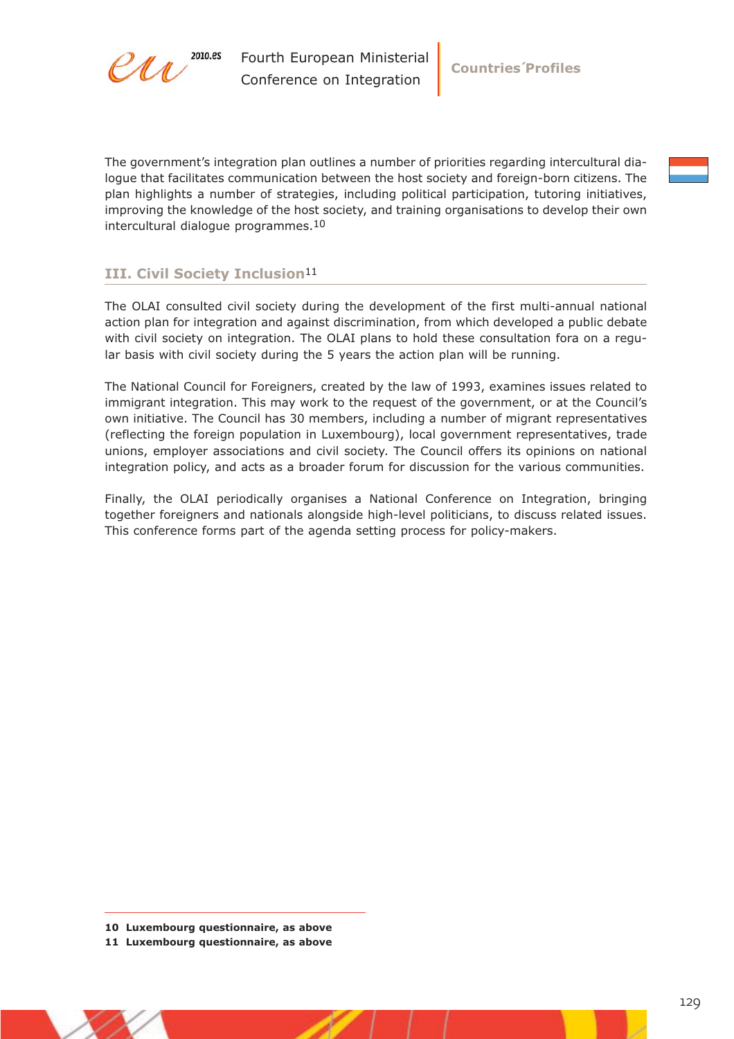The government's integration plan outlines a number of priorities regarding intercultural dialogue that facilitates communication between the host society and foreign-born citizens. The plan highlights a number of strategies, including political participation, tutoring initiatives, improving the knowledge of the host society, and training organisations to develop their own intercultural dialogue programmes.[10]

## III. Civil Society Inclusion[11]

The OLAI consulted civil society during the development of the first multi-annual national action plan for integration and against discrimination, from which developed a public debate with civil society on integration. The OLAI plans to hold these consultation fora on a regular basis with civil society during the 5 years the action plan will be running.

The National Council for Foreigners, created by the law of 1993, examines issues related to immigrant integration. This may work to the request of the government, or at the Council's own initiative. The Council has 30 members, including a number of migrant representatives (reflecting the foreign population in Luxembourg), local government representatives, trade unions, employer associations and civil society. The Council offers its opinions on national integration policy, and acts as a broader forum for discussion for the various communities.

Finally, the OLAI periodically organises a National Conference on Integration, bringing together foreigners and nationals alongside high-level politicians, to discuss related issues. This conference forms part of the agenda setting process for policy-makers.

---

**10 Luxembourg questionnaire, as above**

**11 Luxembourg questionnaire, as above**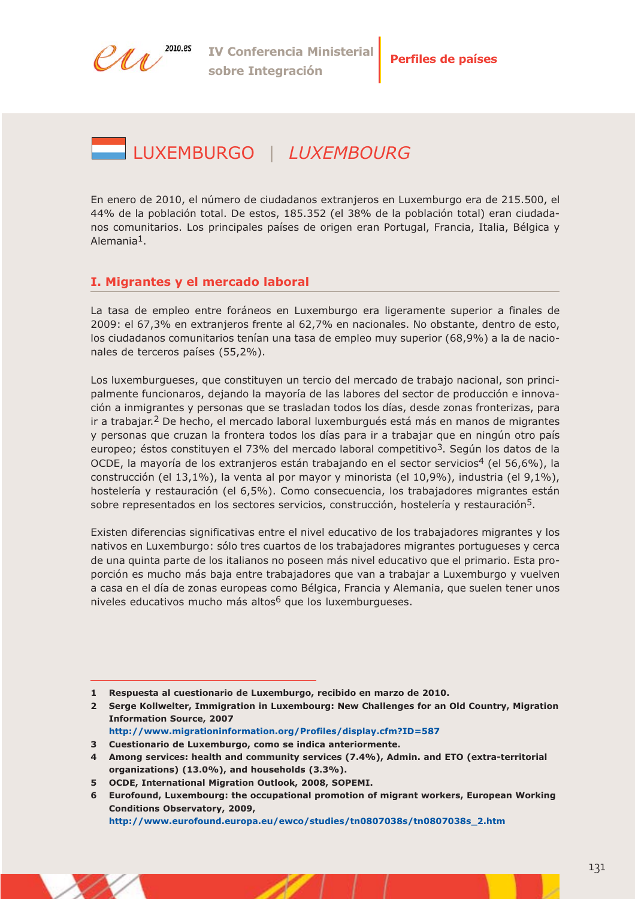# LUXEMBURGO | *LUXEMBOURG*

En enero de 2010, el número de ciudadanos extranjeros en Luxemburgo era de 215.500, el 44% de la población total. De estos, 185.352 (el 38% de la población total) eran ciudadanos comunitarios. Los principales países de origen eran Portugal, Francia, Italia, Bélgica y Alemania[1].

## I. Migrantes y el mercado laboral

La tasa de empleo entre foráneos en Luxemburgo era ligeramente superior a finales de 2009: el 67,3% en extranjeros frente al 62,7% en nacionales. No obstante, dentro de esto, los ciudadanos comunitarios tenían una tasa de empleo muy superior (68,9%) a la de nacionales de terceros países (55,2%).

Los luxemburgueses, que constituyen un tercio del mercado de trabajo nacional, son principalmente funcionaros, dejando la mayoría de las labores del sector de producción e innovación a inmigrantes y personas que se trasladan todos los días, desde zonas fronterizas, para ir a trabajar.[2] De hecho, el mercado laboral luxemburgués está más en manos de migrantes y personas que cruzan la frontera todos los días para ir a trabajar que en ningún otro país europeo; éstos constituyen el 73% del mercado laboral competitivo[3]. Según los datos de la OCDE, la mayoría de los extranjeros están trabajando en el sector servicios[4] (el 56,6%), la construcción (el 13,1%), la venta al por mayor y minorista (el 10,9%), industria (el 9,1%), hostelería y restauración (el 6,5%). Como consecuencia, los trabajadores migrantes están sobre representados en los sectores servicios, construcción, hostelería y restauración[5].

Existen diferencias significativas entre el nivel educativo de los trabajadores migrantes y los nativos en Luxemburgo: sólo tres cuartos de los trabajadores migrantes portugueses y cerca de una quinta parte de los italianos no poseen más nivel educativo que el primario. Esta proporción es mucho más baja entre trabajadores que van a trabajar a Luxemburgo y vuelven a casa en el día de zonas europeas como Bélgica, Francia y Alemania, que suelen tener unos niveles educativos mucho más altos[6] que los luxemburgueses.

---

1 **Respuesta al cuestionario de Luxemburgo, recibido en marzo de 2010.**

2 **Serge Kollwelter, Immigration in Luxembourg: New Challenges for an Old Country, Migration Information Source, 2007**
**http://www.migrationinformation.org/Profiles/display.cfm?ID=587**

3 **Cuestionario de Luxemburgo, como se indica anteriormente.**

4 **Among services: health and community services (7.4%), Admin. and ETO (extra-territorial organizations) (13.0%), and households (3.3%).**

5 **OCDE, International Migration Outlook, 2008, SOPEMI.**

6 **Eurofound, Luxembourg: the occupational promotion of migrant workers, European Working Conditions Observatory, 2009,**
**http://www.eurofound.europa.eu/ewco/studies/tn0807038s/tn0807038s_2.htm**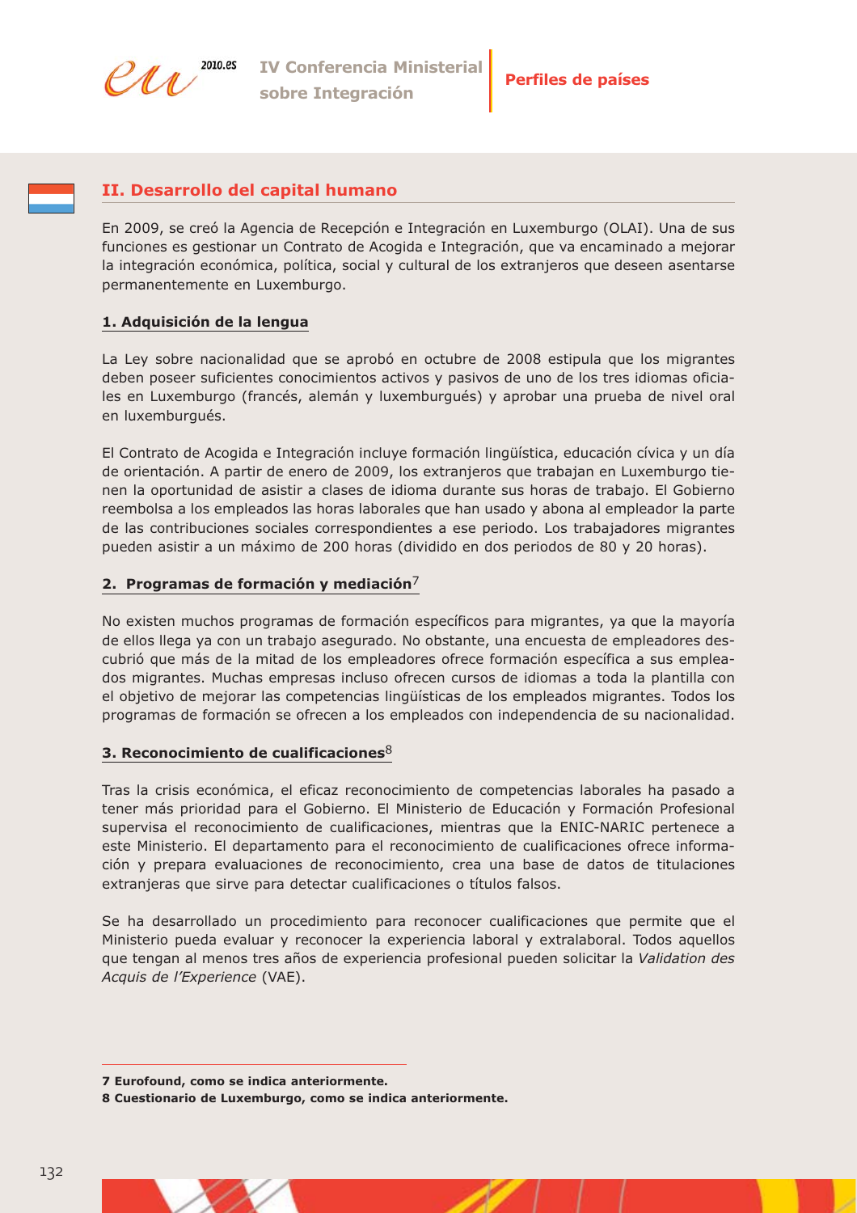## II. Desarrollo del capital humano

En 2009, se creó la Agencia de Recepción e Integración en Luxemburgo (OLAI). Una de sus funciones es gestionar un Contrato de Acogida e Integración, que va encaminado a mejorar la integración económica, política, social y cultural de los extranjeros que deseen asentarse permanentemente en Luxemburgo.

### 1. Adquisición de la lengua

La Ley sobre nacionalidad que se aprobó en octubre de 2008 estipula que los migrantes deben poseer suficientes conocimientos activos y pasivos de uno de los tres idiomas oficiales en Luxemburgo (francés, alemán y luxemburgués) y aprobar una prueba de nivel oral en luxemburgués.

El Contrato de Acogida e Integración incluye formación lingüística, educación cívica y un día de orientación. A partir de enero de 2009, los extranjeros que trabajan en Luxemburgo tienen la oportunidad de asistir a clases de idioma durante sus horas de trabajo. El Gobierno reembolsa a los empleados las horas laborales que han usado y abona al empleador la parte de las contribuciones sociales correspondientes a ese periodo. Los trabajadores migrantes pueden asistir a un máximo de 200 horas (dividido en dos periodos de 80 y 20 horas).

### 2. Programas de formación y mediación[7]

No existen muchos programas de formación específicos para migrantes, ya que la mayoría de ellos llega ya con un trabajo asegurado. No obstante, una encuesta de empleadores descubrió que más de la mitad de los empleadores ofrece formación específica a sus empleados migrantes. Muchas empresas incluso ofrecen cursos de idiomas a toda la plantilla con el objetivo de mejorar las competencias lingüísticas de los empleados migrantes. Todos los programas de formación se ofrecen a los empleados con independencia de su nacionalidad.

### 3. Reconocimiento de cualificaciones[8]

Tras la crisis económica, el eficaz reconocimiento de competencias laborales ha pasado a tener más prioridad para el Gobierno. El Ministerio de Educación y Formación Profesional supervisa el reconocimiento de cualificaciones, mientras que la ENIC-NARIC pertenece a este Ministerio. El departamento para el reconocimiento de cualificaciones ofrece información y prepara evaluaciones de reconocimiento, crea una base de datos de titulaciones extranjeras que sirve para detectar cualificaciones o títulos falsos.

Se ha desarrollado un procedimiento para reconocer cualificaciones que permite que el Ministerio pueda evaluar y reconocer la experiencia laboral y extralaboral. Todos aquellos que tengan al menos tres años de experiencia profesional pueden solicitar la *Validation des Acquis de l'Experience* (VAE).

---

**7 Eurofound, como se indica anteriormente.**

**8 Cuestionario de Luxemburgo, como se indica anteriormente.**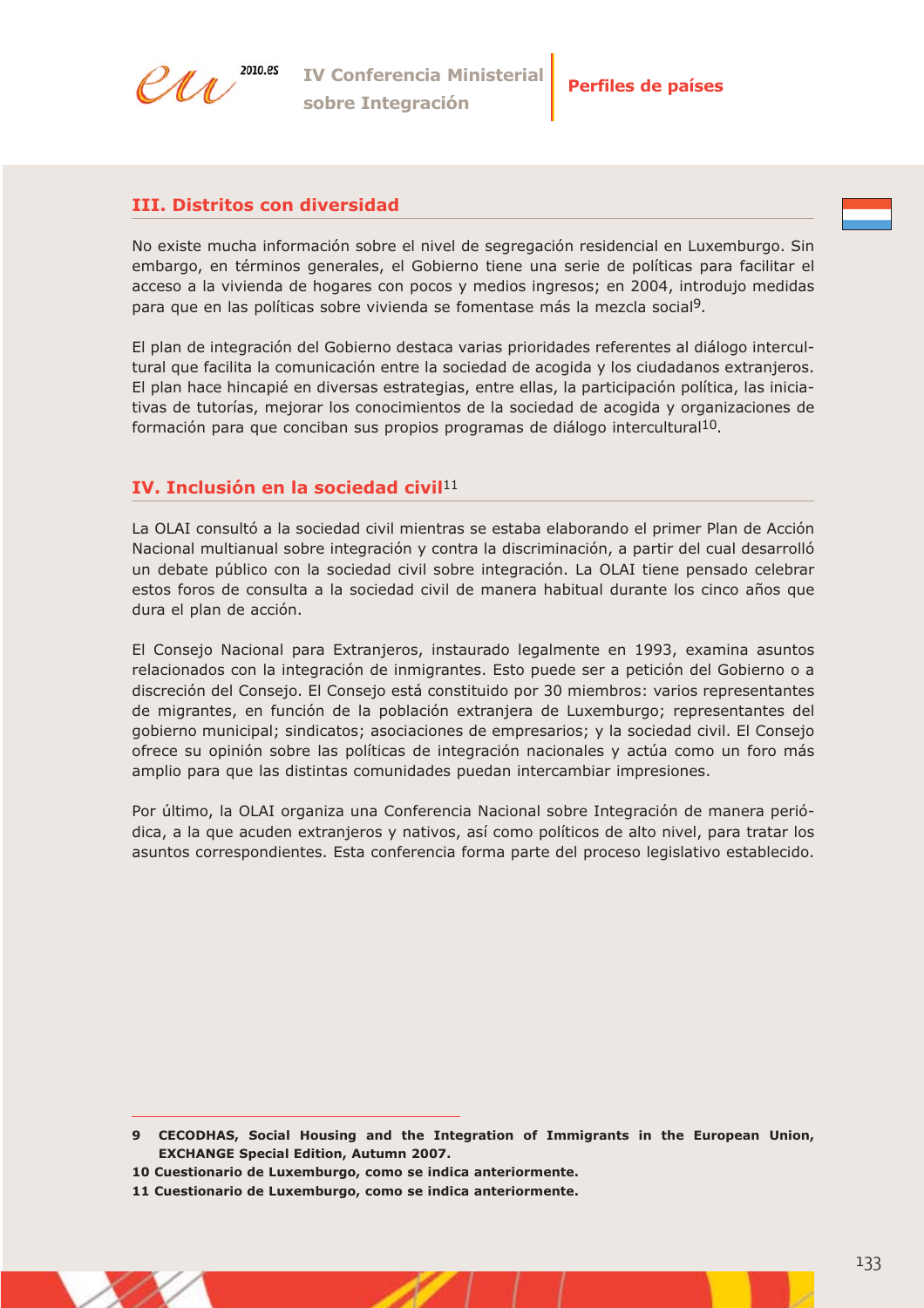## III. Distritos con diversidad

No existe mucha información sobre el nivel de segregación residencial en Luxemburgo. Sin embargo, en términos generales, el Gobierno tiene una serie de políticas para facilitar el acceso a la vivienda de hogares con pocos y medios ingresos; en 2004, introdujo medidas para que en las políticas sobre vivienda se fomentase más la mezcla social[9].

El plan de integración del Gobierno destaca varias prioridades referentes al diálogo intercultural que facilita la comunicación entre la sociedad de acogida y los ciudadanos extranjeros. El plan hace hincapié en diversas estrategias, entre ellas, la participación política, las iniciativas de tutorías, mejorar los conocimientos de la sociedad de acogida y organizaciones de formación para que conciban sus propios programas de diálogo intercultural[10].

## IV. Inclusión en la sociedad civil[11]

La OLAI consultó a la sociedad civil mientras se estaba elaborando el primer Plan de Acción Nacional multianual sobre integración y contra la discriminación, a partir del cual desarrolló un debate público con la sociedad civil sobre integración. La OLAI tiene pensado celebrar estos foros de consulta a la sociedad civil de manera habitual durante los cinco años que dura el plan de acción.

El Consejo Nacional para Extranjeros, instaurado legalmente en 1993, examina asuntos relacionados con la integración de inmigrantes. Esto puede ser a petición del Gobierno o a discreción del Consejo. El Consejo está constituido por 30 miembros: varios representantes de migrantes, en función de la población extranjera de Luxemburgo; representantes del gobierno municipal; sindicatos; asociaciones de empresarios; y la sociedad civil. El Consejo ofrece su opinión sobre las políticas de integración nacionales y actúa como un foro más amplio para que las distintas comunidades puedan intercambiar impresiones.

Por último, la OLAI organiza una Conferencia Nacional sobre Integración de manera periódica, a la que acuden extranjeros y nativos, así como políticos de alto nivel, para tratar los asuntos correspondientes. Esta conferencia forma parte del proceso legislativo establecido.

---

**9 CECODHAS, Social Housing and the Integration of Immigrants in the European Union, EXCHANGE Special Edition, Autumn 2007.**

**10 Cuestionario de Luxemburgo, como se indica anteriormente.**

**11 Cuestionario de Luxemburgo, como se indica anteriormente.**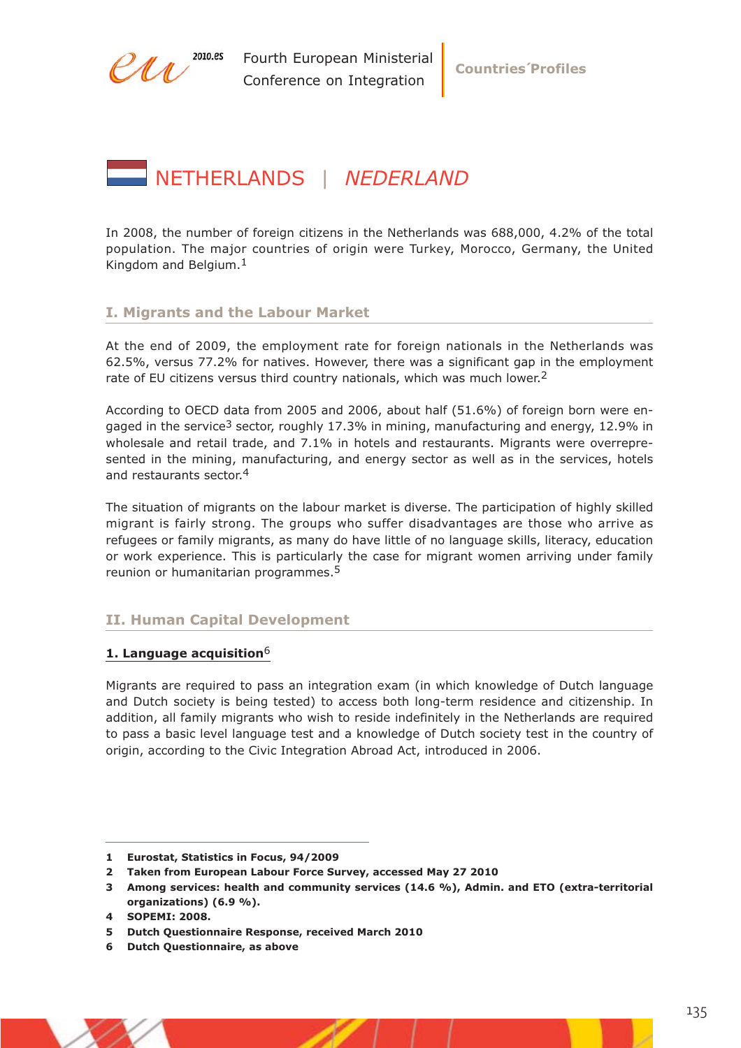# NETHERLANDS | *NEDERLAND*

In 2008, the number of foreign citizens in the Netherlands was 688,000, 4.2% of the total population. The major countries of origin were Turkey, Morocco, Germany, the United Kingdom and Belgium.[1]

## I. Migrants and the Labour Market

At the end of 2009, the employment rate for foreign nationals in the Netherlands was 62.5%, versus 77.2% for natives. However, there was a significant gap in the employment rate of EU citizens versus third country nationals, which was much lower.[2]

According to OECD data from 2005 and 2006, about half (51.6%) of foreign born were engaged in the service[3] sector, roughly 17.3% in mining, manufacturing and energy, 12.9% in wholesale and retail trade, and 7.1% in hotels and restaurants. Migrants were overrepresented in the mining, manufacturing, and energy sector as well as in the services, hotels and restaurants sector.[4]

The situation of migrants on the labour market is diverse. The participation of highly skilled migrant is fairly strong. The groups who suffer disadvantages are those who arrive as refugees or family migrants, as many do have little of no language skills, literacy, education or work experience. This is particularly the case for migrant women arriving under family reunion or humanitarian programmes.[5]

## II. Human Capital Development

### 1. Language acquisition[6]

Migrants are required to pass an integration exam (in which knowledge of Dutch language and Dutch society is being tested) to access both long-term residence and citizenship. In addition, all family migrants who wish to reside indefinitely in the Netherlands are required to pass a basic level language test and a knowledge of Dutch society test in the country of origin, according to the Civic Integration Abroad Act, introduced in 2006.

---

**1 Eurostat, Statistics in Focus, 94/2009**

**2 Taken from European Labour Force Survey, accessed May 27 2010**

**3 Among services: health and community services (14.6 %), Admin. and ETO (extra-territorial organizations) (6.9 %).**

**4 SOPEMI: 2008.**

**5 Dutch Questionnaire Response, received March 2010**

**6 Dutch Questionnaire, as above**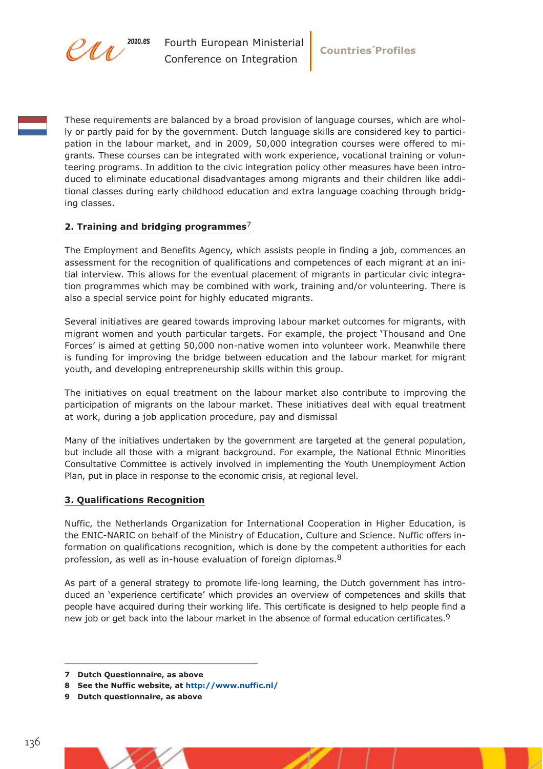These requirements are balanced by a broad provision of language courses, which are wholly or partly paid for by the government. Dutch language skills are considered key to participation in the labour market, and in 2009, 50,000 integration courses were offered to migrants. These courses can be integrated with work experience, vocational training or volunteering programs. In addition to the civic integration policy other measures have been introduced to eliminate educational disadvantages among migrants and their children like additional classes during early childhood education and extra language coaching through bridging classes.

## 2. Training and bridging programmes[7]

The Employment and Benefits Agency, which assists people in finding a job, commences an assessment for the recognition of qualifications and competences of each migrant at an initial interview. This allows for the eventual placement of migrants in particular civic integration programmes which may be combined with work, training and/or volunteering. There is also a special service point for highly educated migrants.

Several initiatives are geared towards improving labour market outcomes for migrants, with migrant women and youth particular targets. For example, the project 'Thousand and One Forces' is aimed at getting 50,000 non-native women into volunteer work. Meanwhile there is funding for improving the bridge between education and the labour market for migrant youth, and developing entrepreneurship skills within this group.

The initiatives on equal treatment on the labour market also contribute to improving the participation of migrants on the labour market. These initiatives deal with equal treatment at work, during a job application procedure, pay and dismissal

Many of the initiatives undertaken by the government are targeted at the general population, but include all those with a migrant background. For example, the National Ethnic Minorities Consultative Committee is actively involved in implementing the Youth Unemployment Action Plan, put in place in response to the economic crisis, at regional level.

## 3. Qualifications Recognition

Nuffic, the Netherlands Organization for International Cooperation in Higher Education, is the ENIC-NARIC on behalf of the Ministry of Education, Culture and Science. Nuffic offers information on qualifications recognition, which is done by the competent authorities for each profession, as well as in-house evaluation of foreign diplomas.[8]

As part of a general strategy to promote life-long learning, the Dutch government has introduced an 'experience certificate' which provides an overview of competences and skills that people have acquired during their working life. This certificate is designed to help people find a new job or get back into the labour market in the absence of formal education certificates.[9]

---

**7 Dutch Questionnaire, as above**

**8 See the Nuffic website, at http://www.nuffic.nl/**

**9 Dutch questionnaire, as above**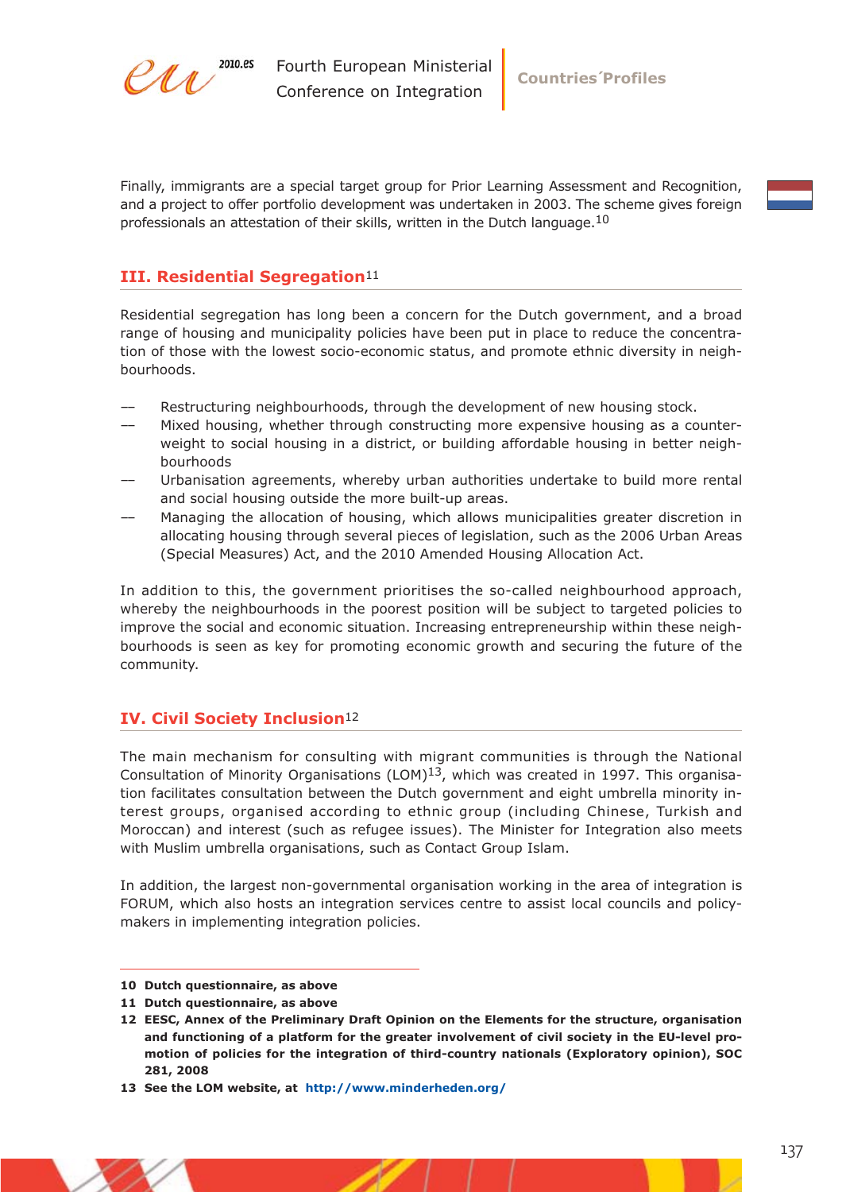Finally, immigrants are a special target group for Prior Learning Assessment and Recognition, and a project to offer portfolio development was undertaken in 2003. The scheme gives foreign professionals an attestation of their skills, written in the Dutch language.[10]

## III. Residential Segregation[11]

Residential segregation has long been a concern for the Dutch government, and a broad range of housing and municipality policies have been put in place to reduce the concentration of those with the lowest socio-economic status, and promote ethnic diversity in neighbourhoods.

- Restructuring neighbourhoods, through the development of new housing stock.
- Mixed housing, whether through constructing more expensive housing as a counterweight to social housing in a district, or building affordable housing in better neighbourhoods
- Urbanisation agreements, whereby urban authorities undertake to build more rental and social housing outside the more built-up areas.
- Managing the allocation of housing, which allows municipalities greater discretion in allocating housing through several pieces of legislation, such as the 2006 Urban Areas (Special Measures) Act, and the 2010 Amended Housing Allocation Act.

In addition to this, the government prioritises the so-called neighbourhood approach, whereby the neighbourhoods in the poorest position will be subject to targeted policies to improve the social and economic situation. Increasing entrepreneurship within these neighbourhoods is seen as key for promoting economic growth and securing the future of the community.

## IV. Civil Society Inclusion[12]

The main mechanism for consulting with migrant communities is through the National Consultation of Minority Organisations (LOM)[13], which was created in 1997. This organisation facilitates consultation between the Dutch government and eight umbrella minority interest groups, organised according to ethnic group (including Chinese, Turkish and Moroccan) and interest (such as refugee issues). The Minister for Integration also meets with Muslim umbrella organisations, such as Contact Group Islam.

In addition, the largest non-governmental organisation working in the area of integration is FORUM, which also hosts an integration services centre to assist local councils and policymakers in implementing integration policies.

---

**10** **Dutch questionnaire, as above**

**11** **Dutch questionnaire, as above**

**12** **EESC, Annex of the Preliminary Draft Opinion on the Elements for the structure, organisation and functioning of a platform for the greater involvement of civil society in the EU-level promotion of policies for the integration of third-country nationals (Exploratory opinion), SOC 281, 2008**

**13** **See the LOM website, at http://www.minderheden.org/**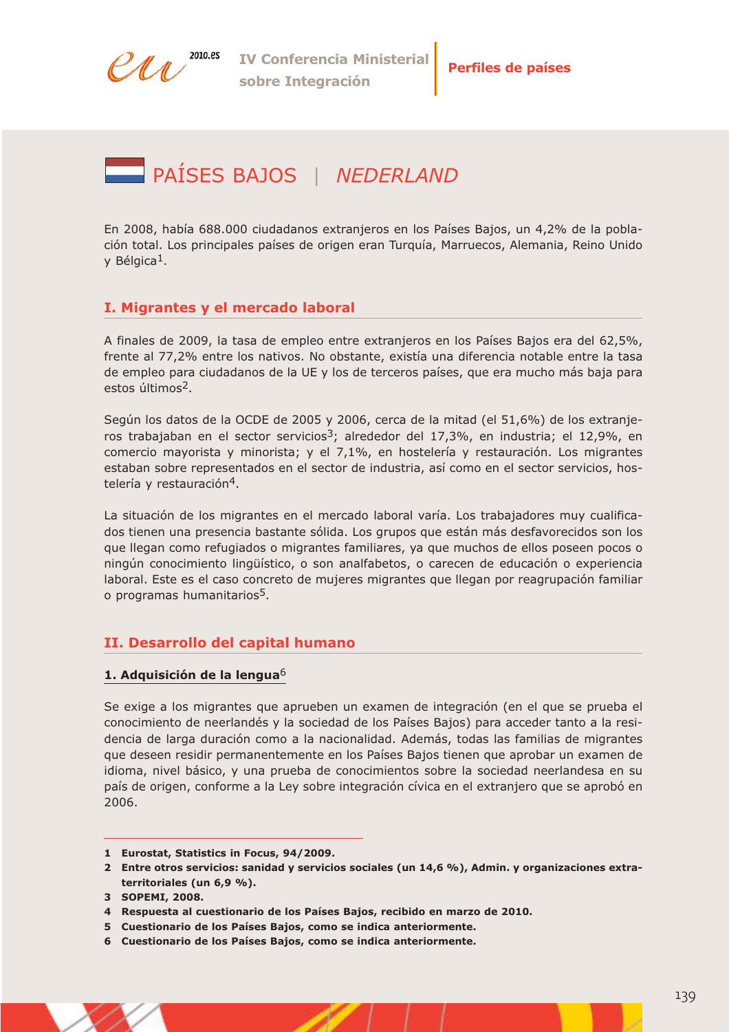# PAÍSES BAJOS | *NEDERLAND*

En 2008, había 688.000 ciudadanos extranjeros en los Países Bajos, un 4,2% de la población total. Los principales países de origen eran Turquía, Marruecos, Alemania, Reino Unido y Bélgica[1].

## I. Migrantes y el mercado laboral

A finales de 2009, la tasa de empleo entre extranjeros en los Países Bajos era del 62,5%, frente al 77,2% entre los nativos. No obstante, existía una diferencia notable entre la tasa de empleo para ciudadanos de la UE y los de terceros países, que era mucho más baja para estos últimos[2].

Según los datos de la OCDE de 2005 y 2006, cerca de la mitad (el 51,6%) de los extranjeros trabajaban en el sector servicios[3]; alrededor del 17,3%, en industria; el 12,9%, en comercio mayorista y minorista; y el 7,1%, en hostelería y restauración. Los migrantes estaban sobre representados en el sector de industria, así como en el sector servicios, hostelería y restauración[4].

La situación de los migrantes en el mercado laboral varía. Los trabajadores muy cualificados tienen una presencia bastante sólida. Los grupos que están más desfavorecidos son los que llegan como refugiados o migrantes familiares, ya que muchos de ellos poseen pocos o ningún conocimiento lingüístico, o son analfabetos, o carecen de educación o experiencia laboral. Este es el caso concreto de mujeres migrantes que llegan por reagrupación familiar o programas humanitarios[5].

## II. Desarrollo del capital humano

### 1. Adquisición de la lengua[6]

Se exige a los migrantes que aprueben un examen de integración (en el que se prueba el conocimiento de neerlandés y la sociedad de los Países Bajos) para acceder tanto a la residencia de larga duración como a la nacionalidad. Además, todas las familias de migrantes que deseen residir permanentemente en los Países Bajos tienen que aprobar un examen de idioma, nivel básico, y una prueba de conocimientos sobre la sociedad neerlandesa en su país de origen, conforme a la Ley sobre integración cívica en el extranjero que se aprobó en 2006.

---

1 **Eurostat, Statistics in Focus, 94/2009.**

2 **Entre otros servicios: sanidad y servicios sociales (un 14,6 %), Admin. y organizaciones extraterritoriales (un 6,9 %).**

3 **SOPEMI, 2008.**

4 **Respuesta al cuestionario de los Países Bajos, recibido en marzo de 2010.**

5 **Cuestionario de los Países Bajos, como se indica anteriormente.**

6 **Cuestionario de los Países Bajos, como se indica anteriormente.**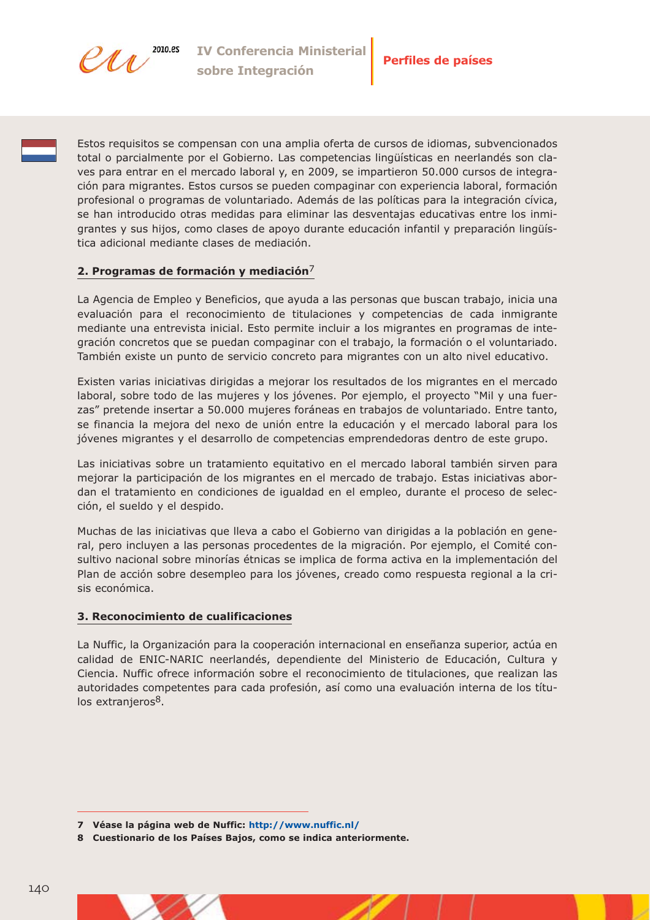Estos requisitos se compensan con una amplia oferta de cursos de idiomas, subvencionados total o parcialmente por el Gobierno. Las competencias lingüísticas en neerlandés son claves para entrar en el mercado laboral y, en 2009, se impartieron 50.000 cursos de integración para migrantes. Estos cursos se pueden compaginar con experiencia laboral, formación profesional o programas de voluntariado. Además de las políticas para la integración cívica, se han introducido otras medidas para eliminar las desventajas educativas entre los inmigrantes y sus hijos, como clases de apoyo durante educación infantil y preparación lingüística adicional mediante clases de mediación.

## 2. Programas de formación y mediación[7]

La Agencia de Empleo y Beneficios, que ayuda a las personas que buscan trabajo, inicia una evaluación para el reconocimiento de titulaciones y competencias de cada inmigrante mediante una entrevista inicial. Esto permite incluir a los migrantes en programas de integración concretos que se puedan compaginar con el trabajo, la formación o el voluntariado. También existe un punto de servicio concreto para migrantes con un alto nivel educativo.

Existen varias iniciativas dirigidas a mejorar los resultados de los migrantes en el mercado laboral, sobre todo de las mujeres y los jóvenes. Por ejemplo, el proyecto "Mil y una fuerzas" pretende insertar a 50.000 mujeres foráneas en trabajos de voluntariado. Entre tanto, se financia la mejora del nexo de unión entre la educación y el mercado laboral para los jóvenes migrantes y el desarrollo de competencias emprendedoras dentro de este grupo.

Las iniciativas sobre un tratamiento equitativo en el mercado laboral también sirven para mejorar la participación de los migrantes en el mercado de trabajo. Estas iniciativas abordan el tratamiento en condiciones de igualdad en el empleo, durante el proceso de selección, el sueldo y el despido.

Muchas de las iniciativas que lleva a cabo el Gobierno van dirigidas a la población en general, pero incluyen a las personas procedentes de la migración. Por ejemplo, el Comité consultivo nacional sobre minorías étnicas se implica de forma activa en la implementación del Plan de acción sobre desempleo para los jóvenes, creado como respuesta regional a la crisis económica.

## 3. Reconocimiento de cualificaciones

La Nuffic, la Organización para la cooperación internacional en enseñanza superior, actúa en calidad de ENIC-NARIC neerlandés, dependiente del Ministerio de Educación, Cultura y Ciencia. Nuffic ofrece información sobre el reconocimiento de titulaciones, que realizan las autoridades competentes para cada profesión, así como una evaluación interna de los títulos extranjeros[8].

---

**7 Véase la página web de Nuffic: http://www.nuffic.nl/**

**8 Cuestionario de los Países Bajos, como se indica anteriormente.**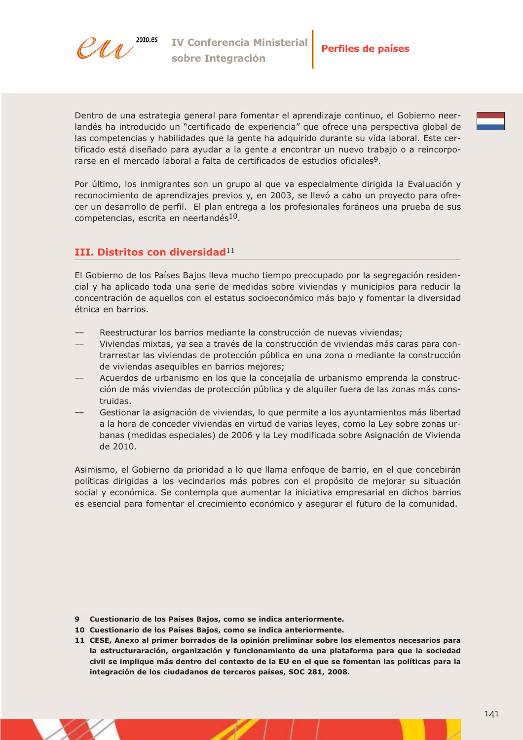Dentro de una estrategia general para fomentar el aprendizaje continuo, el Gobierno neerlandés ha introducido un "certificado de experiencia" que ofrece una perspectiva global de las competencias y habilidades que la gente ha adquirido durante su vida laboral. Este certificado está diseñado para ayudar a la gente a encontrar un nuevo trabajo o a reincorporarse en el mercado laboral a falta de certificados de estudios oficiales[9].

Por último, los inmigrantes son un grupo al que va especialmente dirigida la Evaluación y reconocimiento de aprendizajes previos y, en 2003, se llevó a cabo un proyecto para ofrecer un desarrollo de perfil. El plan entrega a los profesionales foráneos una prueba de sus competencias, escrita en neerlandés[10].

## III. Distritos con diversidad[11]

El Gobierno de los Países Bajos lleva mucho tiempo preocupado por la segregación residencial y ha aplicado toda una serie de medidas sobre viviendas y municipios para reducir la concentración de aquellos con el estatus socioeconómico más bajo y fomentar la diversidad étnica en barrios.

- Reestructurar los barrios mediante la construcción de nuevas viviendas;
- Viviendas mixtas, ya sea a través de la construcción de viviendas más caras para contrarrestar las viviendas de protección pública en una zona o mediante la construcción de viviendas asequibles en barrios mejores;
- Acuerdos de urbanismo en los que la concejalía de urbanismo emprenda la construcción de más viviendas de protección pública y de alquiler fuera de las zonas más construidas.
- Gestionar la asignación de viviendas, lo que permite a los ayuntamientos más libertad a la hora de conceder viviendas en virtud de varias leyes, como la Ley sobre zonas urbanas (medidas especiales) de 2006 y la Ley modificada sobre Asignación de Vivienda de 2010.

Asimismo, el Gobierno da prioridad a lo que llama enfoque de barrio, en el que concebirán políticas dirigidas a los vecindarios más pobres con el propósito de mejorar su situación social y económica. Se contempla que aumentar la iniciativa empresarial en dichos barrios es esencial para fomentar el crecimiento económico y asegurar el futuro de la comunidad.

---

**9** **Cuestionario de los Países Bajos, como se indica anteriormente.**

**10** **Cuestionario de los Países Bajos, como se indica anteriormente.**

**11** **CESE, Anexo al primer borrados de la opinión preliminar sobre los elementos necesarios para la estructuraración, organización y funcionamiento de una plataforma para que la sociedad civil se implique más dentro del contexto de la EU en el que se fomentan las políticas para la integración de los ciudadanos de terceros países, SOC 281, 2008.**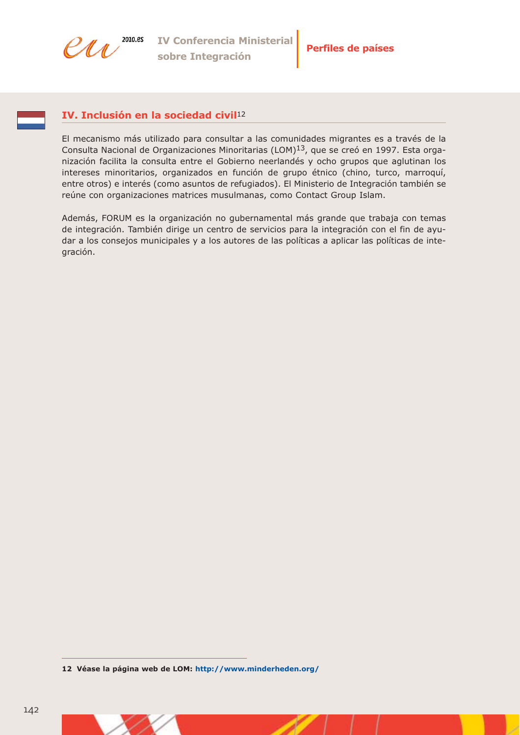## IV. Inclusión en la sociedad civil[12]

El mecanismo más utilizado para consultar a las comunidades migrantes es a través de la Consulta Nacional de Organizaciones Minoritarias (LOM)[13], que se creó en 1997. Esta organización facilita la consulta entre el Gobierno neerlandés y ocho grupos que aglutinan los intereses minoritarios, organizados en función de grupo étnico (chino, turco, marroquí, entre otros) e interés (como asuntos de refugiados). El Ministerio de Integración también se reúne con organizaciones matrices musulmanas, como Contact Group Islam.

Además, FORUM es la organización no gubernamental más grande que trabaja con temas de integración. También dirige un centro de servicios para la integración con el fin de ayudar a los consejos municipales y a los autores de las políticas a aplicar las políticas de integración.

---

**12 Véase la página web de LOM: http://www.minderheden.org/**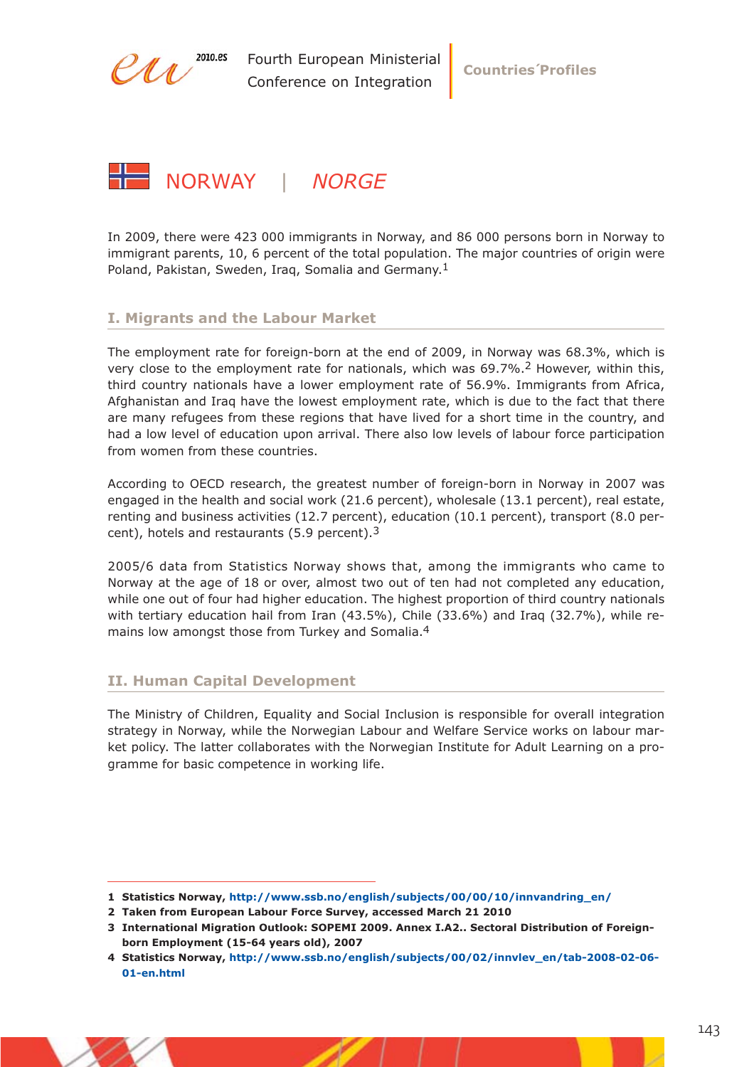# NORWAY | *NORGE*

In 2009, there were 423 000 immigrants in Norway, and 86 000 persons born in Norway to immigrant parents, 10, 6 percent of the total population. The major countries of origin were Poland, Pakistan, Sweden, Iraq, Somalia and Germany.[1]

## I. Migrants and the Labour Market

The employment rate for foreign-born at the end of 2009, in Norway was 68.3%, which is very close to the employment rate for nationals, which was 69.7%.[2] However, within this, third country nationals have a lower employment rate of 56.9%. Immigrants from Africa, Afghanistan and Iraq have the lowest employment rate, which is due to the fact that there are many refugees from these regions that have lived for a short time in the country, and had a low level of education upon arrival. There also low levels of labour force participation from women from these countries.

According to OECD research, the greatest number of foreign-born in Norway in 2007 was engaged in the health and social work (21.6 percent), wholesale (13.1 percent), real estate, renting and business activities (12.7 percent), education (10.1 percent), transport (8.0 percent), hotels and restaurants (5.9 percent).[3]

2005/6 data from Statistics Norway shows that, among the immigrants who came to Norway at the age of 18 or over, almost two out of ten had not completed any education, while one out of four had higher education. The highest proportion of third country nationals with tertiary education hail from Iran (43.5%), Chile (33.6%) and Iraq (32.7%), while remains low amongst those from Turkey and Somalia.[4]

## II. Human Capital Development

The Ministry of Children, Equality and Social Inclusion is responsible for overall integration strategy in Norway, while the Norwegian Labour and Welfare Service works on labour market policy. The latter collaborates with the Norwegian Institute for Adult Learning on a programme for basic competence in working life.

---

**1 Statistics Norway, http://www.ssb.no/english/subjects/00/00/10/innvandring_en/**

**2 Taken from European Labour Force Survey, accessed March 21 2010**

**3 International Migration Outlook: SOPEMI 2009. Annex I.A2.. Sectoral Distribution of Foreign-born Employment (15-64 years old), 2007**

**4 Statistics Norway, http://www.ssb.no/english/subjects/00/02/innvlev_en/tab-2008-02-06-01-en.html**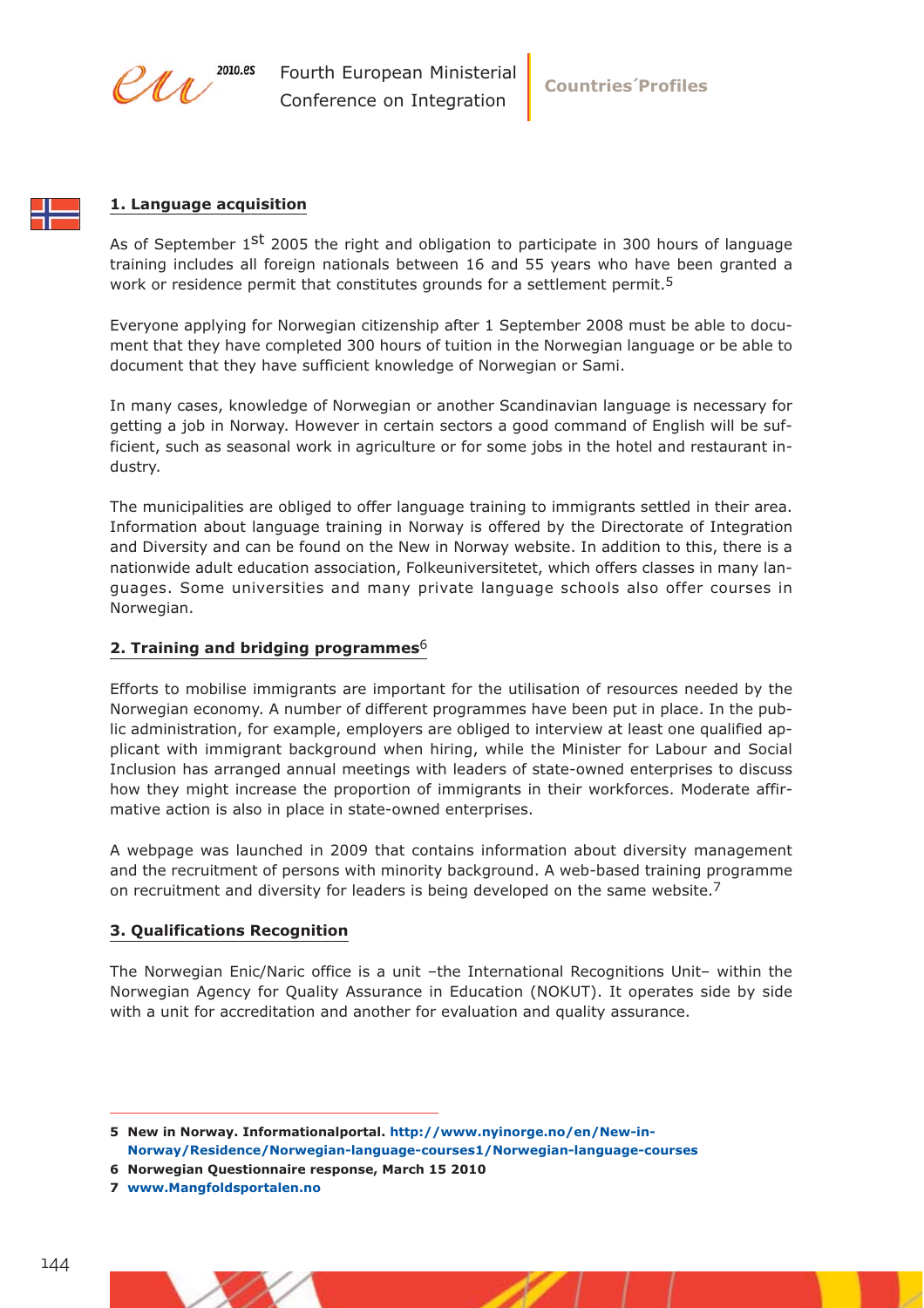## 1. Language acquisition

As of September 1st 2005 the right and obligation to participate in 300 hours of language training includes all foreign nationals between 16 and 55 years who have been granted a work or residence permit that constitutes grounds for a settlement permit.[5]

Everyone applying for Norwegian citizenship after 1 September 2008 must be able to document that they have completed 300 hours of tuition in the Norwegian language or be able to document that they have sufficient knowledge of Norwegian or Sami.

In many cases, knowledge of Norwegian or another Scandinavian language is necessary for getting a job in Norway. However in certain sectors a good command of English will be sufficient, such as seasonal work in agriculture or for some jobs in the hotel and restaurant industry.

The municipalities are obliged to offer language training to immigrants settled in their area. Information about language training in Norway is offered by the Directorate of Integration and Diversity and can be found on the New in Norway website. In addition to this, there is a nationwide adult education association, Folkeuniversitetet, which offers classes in many languages. Some universities and many private language schools also offer courses in Norwegian.

## 2. Training and bridging programmes[6]

Efforts to mobilise immigrants are important for the utilisation of resources needed by the Norwegian economy. A number of different programmes have been put in place. In the public administration, for example, employers are obliged to interview at least one qualified applicant with immigrant background when hiring, while the Minister for Labour and Social Inclusion has arranged annual meetings with leaders of state-owned enterprises to discuss how they might increase the proportion of immigrants in their workforces. Moderate affirmative action is also in place in state-owned enterprises.

A webpage was launched in 2009 that contains information about diversity management and the recruitment of persons with minority background. A web-based training programme on recruitment and diversity for leaders is being developed on the same website.[7]

## 3. Qualifications Recognition

The Norwegian Enic/Naric office is a unit –the International Recognitions Unit– within the Norwegian Agency for Quality Assurance in Education (NOKUT). It operates side by side with a unit for accreditation and another for evaluation and quality assurance.

---

**5 New in Norway. Informationalportal. http://www.nyinorge.no/en/New-in-Norway/Residence/Norwegian-language-courses1/Norwegian-language-courses**

**6 Norwegian Questionnaire response, March 15 2010**

**7 www.Mangfoldsportalen.no**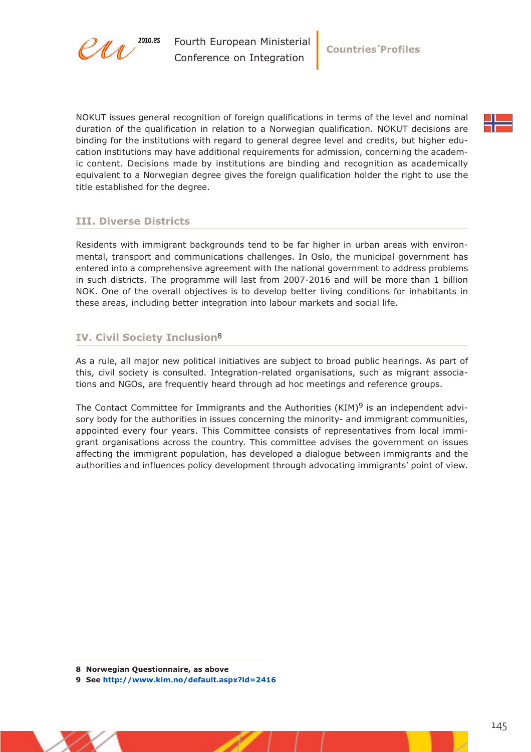NOKUT issues general recognition of foreign qualifications in terms of the level and nominal duration of the qualification in relation to a Norwegian qualification. NOKUT decisions are binding for the institutions with regard to general degree level and credits, but higher education institutions may have additional requirements for admission, concerning the academic content. Decisions made by institutions are binding and recognition as academically equivalent to a Norwegian degree gives the foreign qualification holder the right to use the title established for the degree.

## III. Diverse Districts

Residents with immigrant backgrounds tend to be far higher in urban areas with environmental, transport and communications challenges. In Oslo, the municipal government has entered into a comprehensive agreement with the national government to address problems in such districts. The programme will last from 2007-2016 and will be more than 1 billion NOK. One of the overall objectives is to develop better living conditions for inhabitants in these areas, including better integration into labour markets and social life.

## IV. Civil Society Inclusion[8]

As a rule, all major new political initiatives are subject to broad public hearings. As part of this, civil society is consulted. Integration-related organisations, such as migrant associations and NGOs, are frequently heard through ad hoc meetings and reference groups.

The Contact Committee for Immigrants and the Authorities (KIM)[9] is an independent advisory body for the authorities in issues concerning the minority- and immigrant communities, appointed every four years. This Committee consists of representatives from local immigrant organisations across the country. This committee advises the government on issues affecting the immigrant population, has developed a dialogue between immigrants and the authorities and influences policy development through advocating immigrants' point of view.

---

**8 Norwegian Questionnaire, as above**

**9 See http://www.kim.no/default.aspx?id=2416**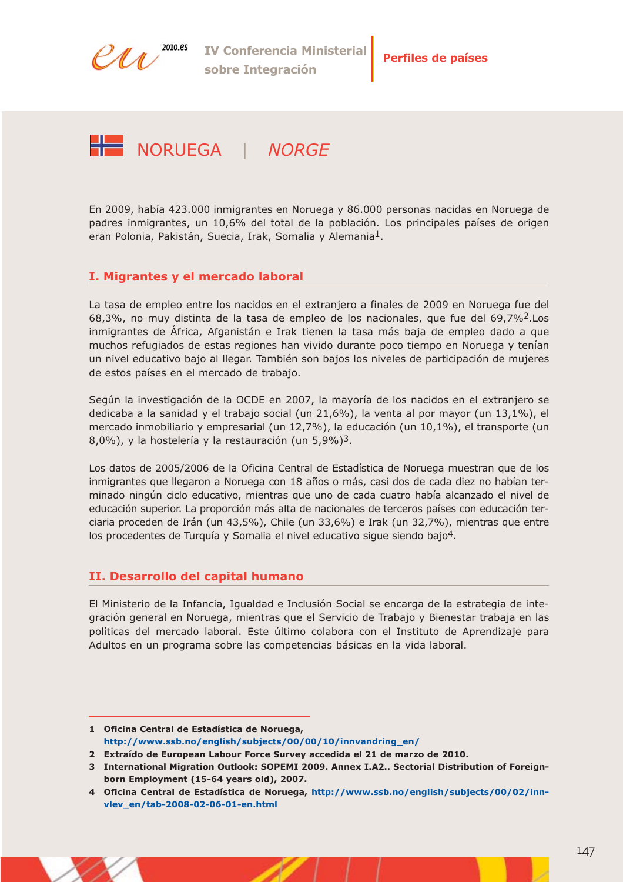# NORUEGA | *NORGE*

En 2009, había 423.000 inmigrantes en Noruega y 86.000 personas nacidas en Noruega de padres inmigrantes, un 10,6% del total de la población. Los principales países de origen eran Polonia, Pakistán, Suecia, Irak, Somalia y Alemania[1].

## I. Migrantes y el mercado laboral

La tasa de empleo entre los nacidos en el extranjero a finales de 2009 en Noruega fue del 68,3%, no muy distinta de la tasa de empleo de los nacionales, que fue del 69,7%[2].Los inmigrantes de África, Afganistán e Irak tienen la tasa más baja de empleo dado a que muchos refugiados de estas regiones han vivido durante poco tiempo en Noruega y tenían un nivel educativo bajo al llegar. También son bajos los niveles de participación de mujeres de estos países en el mercado de trabajo.

Según la investigación de la OCDE en 2007, la mayoría de los nacidos en el extranjero se dedicaba a la sanidad y el trabajo social (un 21,6%), la venta al por mayor (un 13,1%), el mercado inmobiliario y empresarial (un 12,7%), la educación (un 10,1%), el transporte (un 8,0%), y la hostelería y la restauración (un 5,9%)[3].

Los datos de 2005/2006 de la Oficina Central de Estadística de Noruega muestran que de los inmigrantes que llegaron a Noruega con 18 años o más, casi dos de cada diez no habían terminado ningún ciclo educativo, mientras que uno de cada cuatro había alcanzado el nivel de educación superior. La proporción más alta de nacionales de terceros países con educación terciaria proceden de Irán (un 43,5%), Chile (un 33,6%) e Irak (un 32,7%), mientras que entre los procedentes de Turquía y Somalia el nivel educativo sigue siendo bajo[4].

## II. Desarrollo del capital humano

El Ministerio de la Infancia, Igualdad e Inclusión Social se encarga de la estrategia de integración general en Noruega, mientras que el Servicio de Trabajo y Bienestar trabaja en las políticas del mercado laboral. Este último colabora con el Instituto de Aprendizaje para Adultos en un programa sobre las competencias básicas en la vida laboral.

---

1 **Oficina Central de Estadística de Noruega, http://www.ssb.no/english/subjects/00/00/10/innvandring_en/**

2 **Extraído de European Labour Force Survey accedida el 21 de marzo de 2010.**

3 **International Migration Outlook: SOPEMI 2009. Annex I.A2.. Sectorial Distribution of Foreign-born Employment (15-64 years old), 2007.**

4 **Oficina Central de Estadística de Noruega, http://www.ssb.no/english/subjects/00/02/innvlev_en/tab-2008-02-06-01-en.html**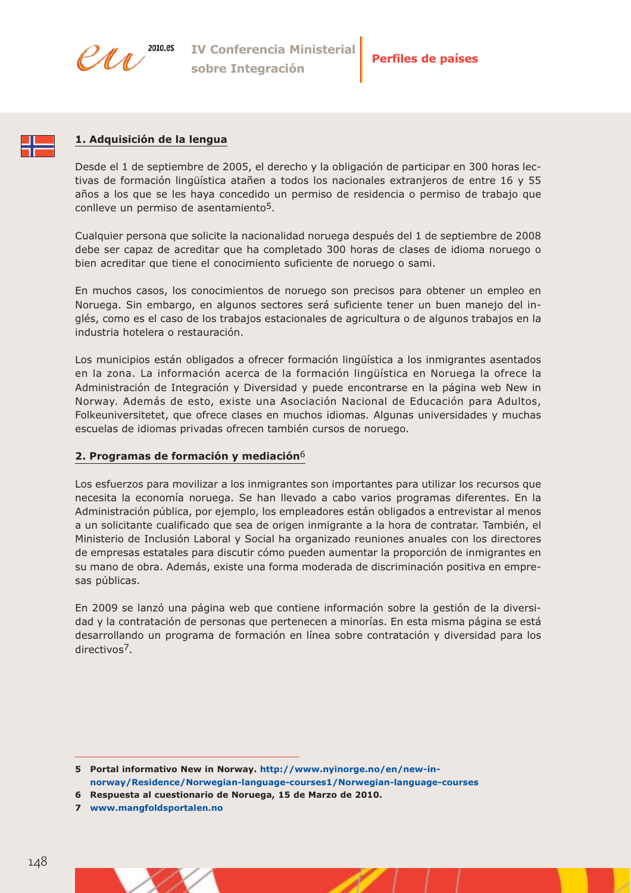## 1. Adquisición de la lengua

Desde el 1 de septiembre de 2005, el derecho y la obligación de participar en 300 horas lectivas de formación lingüística atañen a todos los nacionales extranjeros de entre 16 y 55 años a los que se les haya concedido un permiso de residencia o permiso de trabajo que conlleve un permiso de asentamiento[5].

Cualquier persona que solicite la nacionalidad noruega después del 1 de septiembre de 2008 debe ser capaz de acreditar que ha completado 300 horas de clases de idioma noruego o bien acreditar que tiene el conocimiento suficiente de noruego o sami.

En muchos casos, los conocimientos de noruego son precisos para obtener un empleo en Noruega. Sin embargo, en algunos sectores será suficiente tener un buen manejo del inglés, como es el caso de los trabajos estacionales de agricultura o de algunos trabajos en la industria hotelera o restauración.

Los municipios están obligados a ofrecer formación lingüística a los inmigrantes asentados en la zona. La información acerca de la formación lingüística en Noruega la ofrece la Administración de Integración y Diversidad y puede encontrarse en la página web New in Norway. Además de esto, existe una Asociación Nacional de Educación para Adultos, Folkeuniversitetet, que ofrece clases en muchos idiomas. Algunas universidades y muchas escuelas de idiomas privadas ofrecen también cursos de noruego.

## 2. Programas de formación y mediación[6]

Los esfuerzos para movilizar a los inmigrantes son importantes para utilizar los recursos que necesita la economía noruega. Se han llevado a cabo varios programas diferentes. En la Administración pública, por ejemplo, los empleadores están obligados a entrevistar al menos a un solicitante cualificado que sea de origen inmigrante a la hora de contratar. También, el Ministerio de Inclusión Laboral y Social ha organizado reuniones anuales con los directores de empresas estatales para discutir cómo pueden aumentar la proporción de inmigrantes en su mano de obra. Además, existe una forma moderada de discriminación positiva en empresas públicas.

En 2009 se lanzó una página web que contiene información sobre la gestión de la diversidad y la contratación de personas que pertenecen a minorías. En esta misma página se está desarrollando un programa de formación en línea sobre contratación y diversidad para los directivos[7].

---

**5** **Portal informativo New in Norway. http://www.nyinorge.no/en/new-in-norway/Residence/Norwegian-language-courses1/Norwegian-language-courses**

**6** **Respuesta al cuestionario de Noruega, 15 de Marzo de 2010.**

**7** **www.mangfoldsportalen.no**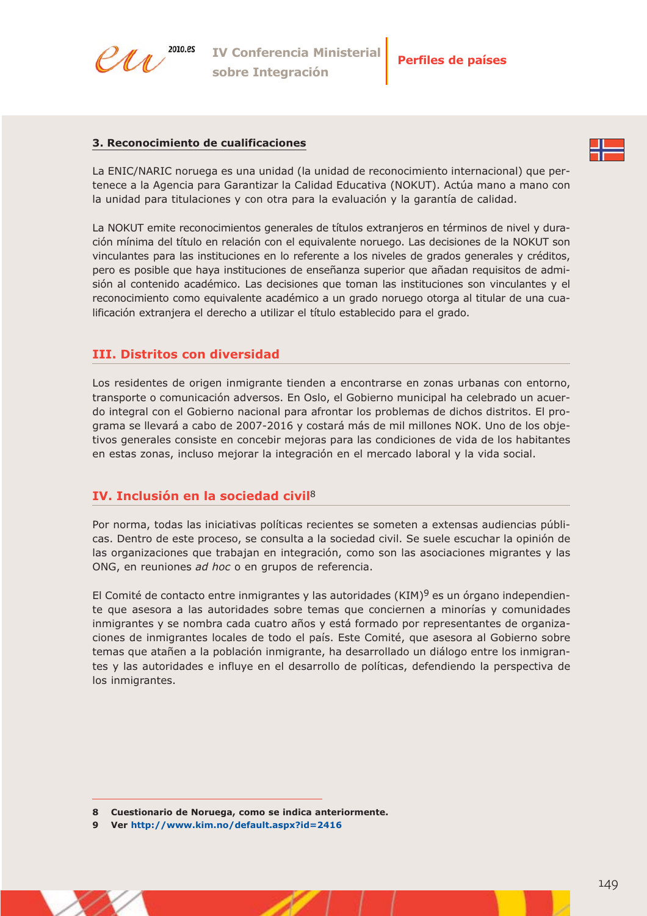### 3. Reconocimiento de cualificaciones

La ENIC/NARIC noruega es una unidad (la unidad de reconocimiento internacional) que pertenece a la Agencia para Garantizar la Calidad Educativa (NOKUT). Actúa mano a mano con la unidad para titulaciones y con otra para la evaluación y la garantía de calidad.

La NOKUT emite reconocimientos generales de títulos extranjeros en términos de nivel y duración mínima del título en relación con el equivalente noruego. Las decisiones de la NOKUT son vinculantes para las instituciones en lo referente a los niveles de grados generales y créditos, pero es posible que haya instituciones de enseñanza superior que añadan requisitos de admisión al contenido académico. Las decisiones que toman las instituciones son vinculantes y el reconocimiento como equivalente académico a un grado noruego otorga al titular de una cualificación extranjera el derecho a utilizar el título establecido para el grado.

## III. Distritos con diversidad

Los residentes de origen inmigrante tienden a encontrarse en zonas urbanas con entorno, transporte o comunicación adversos. En Oslo, el Gobierno municipal ha celebrado un acuerdo integral con el Gobierno nacional para afrontar los problemas de dichos distritos. El programa se llevará a cabo de 2007-2016 y costará más de mil millones NOK. Uno de los objetivos generales consiste en concebir mejoras para las condiciones de vida de los habitantes en estas zonas, incluso mejorar la integración en el mercado laboral y la vida social.

## IV. Inclusión en la sociedad civil[8]

Por norma, todas las iniciativas políticas recientes se someten a extensas audiencias públicas. Dentro de este proceso, se consulta a la sociedad civil. Se suele escuchar la opinión de las organizaciones que trabajan en integración, como son las asociaciones migrantes y las ONG, en reuniones *ad hoc* o en grupos de referencia.

El Comité de contacto entre inmigrantes y las autoridades (KIM)[9] es un órgano independiente que asesora a las autoridades sobre temas que conciernen a minorías y comunidades inmigrantes y se nombra cada cuatro años y está formado por representantes de organizaciones de inmigrantes locales de todo el país. Este Comité, que asesora al Gobierno sobre temas que atañen a la población inmigrante, ha desarrollado un diálogo entre los inmigrantes y las autoridades e influye en el desarrollo de políticas, defendiendo la perspectiva de los inmigrantes.

---

**8 Cuestionario de Noruega, como se indica anteriormente.**

**9 Ver http://www.kim.no/default.aspx?id=2416**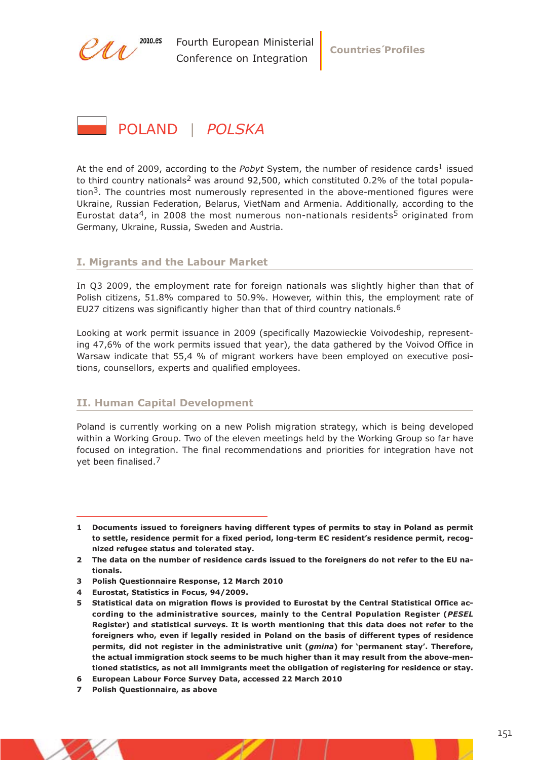# POLAND | *POLSKA*

At the end of 2009, according to the *Pobyt* System, the number of residence cards[1] issued to third country nationals[2] was around 92,500, which constituted 0.2% of the total population[3]. The countries most numerously represented in the above-mentioned figures were Ukraine, Russian Federation, Belarus, VietNam and Armenia. Additionally, according to the Eurostat data[4], in 2008 the most numerous non-nationals residents[5] originated from Germany, Ukraine, Russia, Sweden and Austria.

## I. Migrants and the Labour Market

In Q3 2009, the employment rate for foreign nationals was slightly higher than that of Polish citizens, 51.8% compared to 50.9%. However, within this, the employment rate of EU27 citizens was significantly higher than that of third country nationals.[6]

Looking at work permit issuance in 2009 (specifically Mazowieckie Voivodeship, representing 47,6% of the work permits issued that year), the data gathered by the Voivod Office in Warsaw indicate that 55,4 % of migrant workers have been employed on executive positions, counsellors, experts and qualified employees.

## II. Human Capital Development

Poland is currently working on a new Polish migration strategy, which is being developed within a Working Group. Two of the eleven meetings held by the Working Group so far have focused on integration. The final recommendations and priorities for integration have not yet been finalised.[7]

---

**1** **Documents issued to foreigners having different types of permits to stay in Poland as permit to settle, residence permit for a fixed period, long-term EC resident's residence permit, recognized refugee status and tolerated stay.**

**2** **The data on the number of residence cards issued to the foreigners do not refer to the EU nationals.**

**3** **Polish Questionnaire Response, 12 March 2010**

**4** **Eurostat, Statistics in Focus, 94/2009.**

**5** **Statistical data on migration flows is provided to Eurostat by the Central Statistical Office according to the administrative sources, mainly to the Central Population Register (*PESEL* Register) and statistical surveys. It is worth mentioning that this data does not refer to the foreigners who, even if legally resided in Poland on the basis of different types of residence permits, did not register in the administrative unit (*gmina*) for 'permanent stay'. Therefore, the actual immigration stock seems to be much higher than it may result from the above-mentioned statistics, as not all immigrants meet the obligation of registering for residence or stay.**

**6** **European Labour Force Survey Data, accessed 22 March 2010**

**7** **Polish Questionnaire, as above**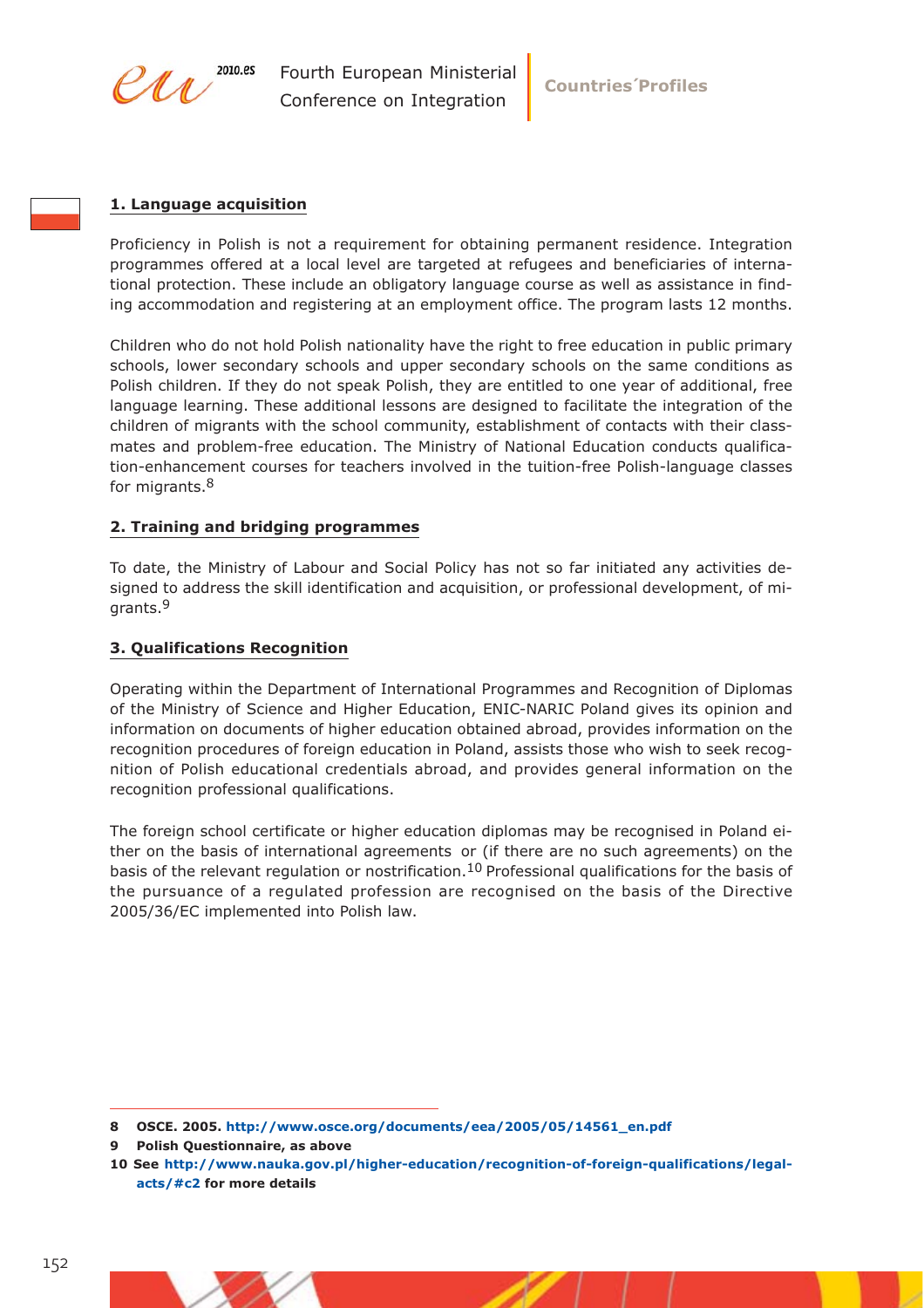## 1. Language acquisition

Proficiency in Polish is not a requirement for obtaining permanent residence. Integration programmes offered at a local level are targeted at refugees and beneficiaries of international protection. These include an obligatory language course as well as assistance in finding accommodation and registering at an employment office. The program lasts 12 months.

Children who do not hold Polish nationality have the right to free education in public primary schools, lower secondary schools and upper secondary schools on the same conditions as Polish children. If they do not speak Polish, they are entitled to one year of additional, free language learning. These additional lessons are designed to facilitate the integration of the children of migrants with the school community, establishment of contacts with their classmates and problem-free education. The Ministry of National Education conducts qualification-enhancement courses for teachers involved in the tuition-free Polish-language classes for migrants.[8]

## 2. Training and bridging programmes

To date, the Ministry of Labour and Social Policy has not so far initiated any activities designed to address the skill identification and acquisition, or professional development, of migrants.[9]

## 3. Qualifications Recognition

Operating within the Department of International Programmes and Recognition of Diplomas of the Ministry of Science and Higher Education, ENIC-NARIC Poland gives its opinion and information on documents of higher education obtained abroad, provides information on the recognition procedures of foreign education in Poland, assists those who wish to seek recognition of Polish educational credentials abroad, and provides general information on the recognition professional qualifications.

The foreign school certificate or higher education diplomas may be recognised in Poland either on the basis of international agreements or (if there are no such agreements) on the basis of the relevant regulation or nostrification.[10] Professional qualifications for the basis of the pursuance of a regulated profession are recognised on the basis of the Directive 2005/36/EC implemented into Polish law.

---

**8 OSCE. 2005. http://www.osce.org/documents/eea/2005/05/14561_en.pdf**

**9 Polish Questionnaire, as above**

**10 See http://www.nauka.gov.pl/higher-education/recognition-of-foreign-qualifications/legal-acts/#c2 for more details**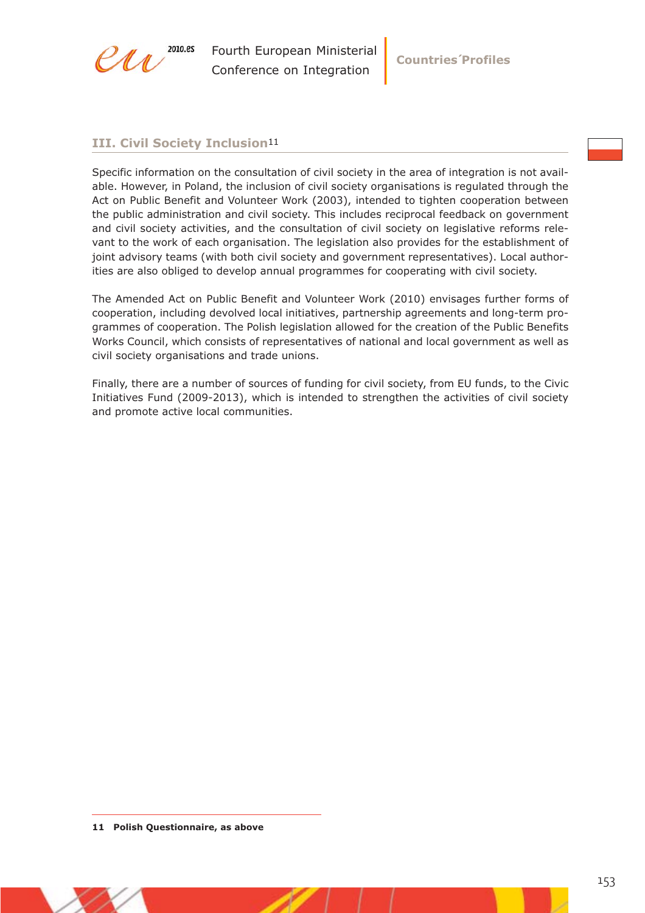## III. Civil Society Inclusion[11]

Specific information on the consultation of civil society in the area of integration is not available. However, in Poland, the inclusion of civil society organisations is regulated through the Act on Public Benefit and Volunteer Work (2003), intended to tighten cooperation between the public administration and civil society. This includes reciprocal feedback on government and civil society activities, and the consultation of civil society on legislative reforms relevant to the work of each organisation. The legislation also provides for the establishment of joint advisory teams (with both civil society and government representatives). Local authorities are also obliged to develop annual programmes for cooperating with civil society.

The Amended Act on Public Benefit and Volunteer Work (2010) envisages further forms of cooperation, including devolved local initiatives, partnership agreements and long-term programmes of cooperation. The Polish legislation allowed for the creation of the Public Benefits Works Council, which consists of representatives of national and local government as well as civil society organisations and trade unions.

Finally, there are a number of sources of funding for civil society, from EU funds, to the Civic Initiatives Fund (2009-2013), which is intended to strengthen the activities of civil society and promote active local communities.

---

**11 Polish Questionnaire, as above**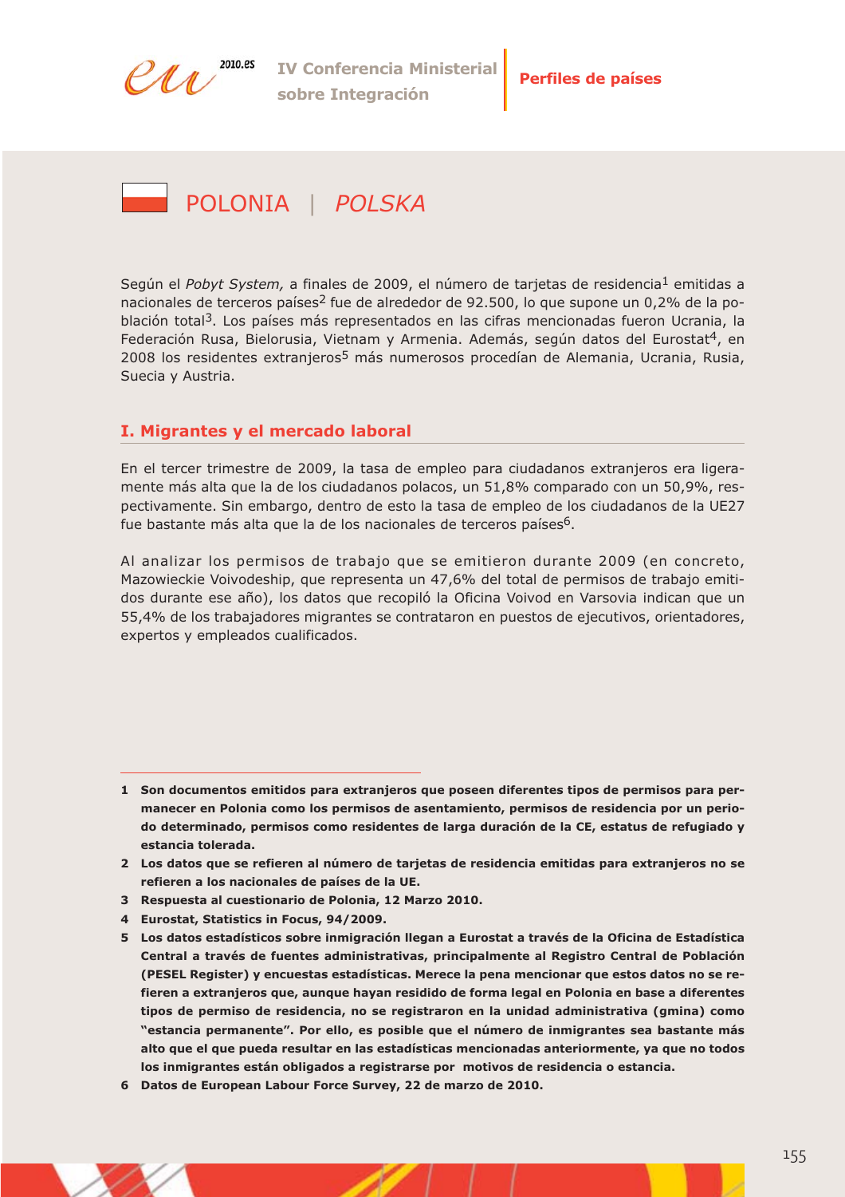# POLONIA | *POLSKA*

Según el *Pobyt System,* a finales de 2009, el número de tarjetas de residencia[1] emitidas a nacionales de terceros países[2] fue de alrededor de 92.500, lo que supone un 0,2% de la población total[3]. Los países más representados en las cifras mencionadas fueron Ucrania, la Federación Rusa, Bielorusia, Vietnam y Armenia. Además, según datos del Eurostat[4], en 2008 los residentes extranjeros[5] más numerosos procedían de Alemania, Ucrania, Rusia, Suecia y Austria.

## I. Migrantes y el mercado laboral

En el tercer trimestre de 2009, la tasa de empleo para ciudadanos extranjeros era ligeramente más alta que la de los ciudadanos polacos, un 51,8% comparado con un 50,9%, respectivamente. Sin embargo, dentro de esto la tasa de empleo de los ciudadanos de la UE27 fue bastante más alta que la de los nacionales de terceros países[6].

Al analizar los permisos de trabajo que se emitieron durante 2009 (en concreto, Mazowieckie Voivodeship, que representa un 47,6% del total de permisos de trabajo emitidos durante ese año), los datos que recopiló la Oficina Voivod en Varsovia indican que un 55,4% de los trabajadores migrantes se contrataron en puestos de ejecutivos, orientadores, expertos y empleados cualificados.

---

**1 Son documentos emitidos para extranjeros que poseen diferentes tipos de permisos para permanecer en Polonia como los permisos de asentamiento, permisos de residencia por un periodo determinado, permisos como residentes de larga duración de la CE, estatus de refugiado y estancia tolerada.**

**2 Los datos que se refieren al número de tarjetas de residencia emitidas para extranjeros no se refieren a los nacionales de países de la UE.**

**3 Respuesta al cuestionario de Polonia, 12 Marzo 2010.**

**4 Eurostat, Statistics in Focus, 94/2009.**

**5 Los datos estadísticos sobre inmigración llegan a Eurostat a través de la Oficina de Estadística Central a través de fuentes administrativas, principalmente al Registro Central de Población (PESEL Register) y encuestas estadísticas. Merece la pena mencionar que estos datos no se refieren a extranjeros que, aunque hayan residido de forma legal en Polonia en base a diferentes tipos de permiso de residencia, no se registraron en la unidad administrativa (gmina) como "estancia permanente". Por ello, es posible que el número de inmigrantes sea bastante más alto que el que pueda resultar en las estadísticas mencionadas anteriormente, ya que no todos los inmigrantes están obligados a registrarse por motivos de residencia o estancia.**

**6 Datos de European Labour Force Survey, 22 de marzo de 2010.**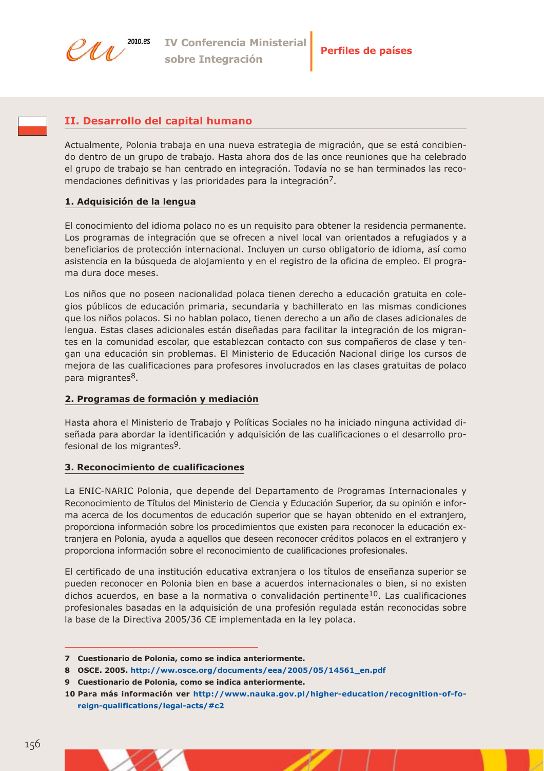## II. Desarrollo del capital humano

Actualmente, Polonia trabaja en una nueva estrategia de migración, que se está concibiendo dentro de un grupo de trabajo. Hasta ahora dos de las once reuniones que ha celebrado el grupo de trabajo se han centrado en integración. Todavía no se han terminados las recomendaciones definitivas y las prioridades para la integración[7].

### 1. Adquisición de la lengua

El conocimiento del idioma polaco no es un requisito para obtener la residencia permanente. Los programas de integración que se ofrecen a nivel local van orientados a refugiados y a beneficiarios de protección internacional. Incluyen un curso obligatorio de idioma, así como asistencia en la búsqueda de alojamiento y en el registro de la oficina de empleo. El programa dura doce meses.

Los niños que no poseen nacionalidad polaca tienen derecho a educación gratuita en colegios públicos de educación primaria, secundaria y bachillerato en las mismas condiciones que los niños polacos. Si no hablan polaco, tienen derecho a un año de clases adicionales de lengua. Estas clases adicionales están diseñadas para facilitar la integración de los migrantes en la comunidad escolar, que establezcan contacto con sus compañeros de clase y tengan una educación sin problemas. El Ministerio de Educación Nacional dirige los cursos de mejora de las cualificaciones para profesores involucrados en las clases gratuitas de polaco para migrantes[8].

### 2. Programas de formación y mediación

Hasta ahora el Ministerio de Trabajo y Políticas Sociales no ha iniciado ninguna actividad diseñada para abordar la identificación y adquisición de las cualificaciones o el desarrollo profesional de los migrantes[9].

### 3. Reconocimiento de cualificaciones

La ENIC-NARIC Polonia, que depende del Departamento de Programas Internacionales y Reconocimiento de Títulos del Ministerio de Ciencia y Educación Superior, da su opinión e informa acerca de los documentos de educación superior que se hayan obtenido en el extranjero, proporciona información sobre los procedimientos que existen para reconocer la educación extranjera en Polonia, ayuda a aquellos que deseen reconocer créditos polacos en el extranjero y proporciona información sobre el reconocimiento de cualificaciones profesionales.

El certificado de una institución educativa extranjera o los títulos de enseñanza superior se pueden reconocer en Polonia bien en base a acuerdos internacionales o bien, si no existen dichos acuerdos, en base a la normativa o convalidación pertinente[10]. Las cualificaciones profesionales basadas en la adquisición de una profesión regulada están reconocidas sobre la base de la Directiva 2005/36 CE implementada en la ley polaca.

---

**7** Cuestionario de Polonia, como se indica anteriormente.

**8** OSCE. 2005. http://ww.osce.org/documents/eea/2005/05/14561_en.pdf

**9** Cuestionario de Polonia, como se indica anteriormente.

**10** Para más información ver http://www.nauka.gov.pl/higher-education/recognition-of-foreign-qualifications/legal-acts/#c2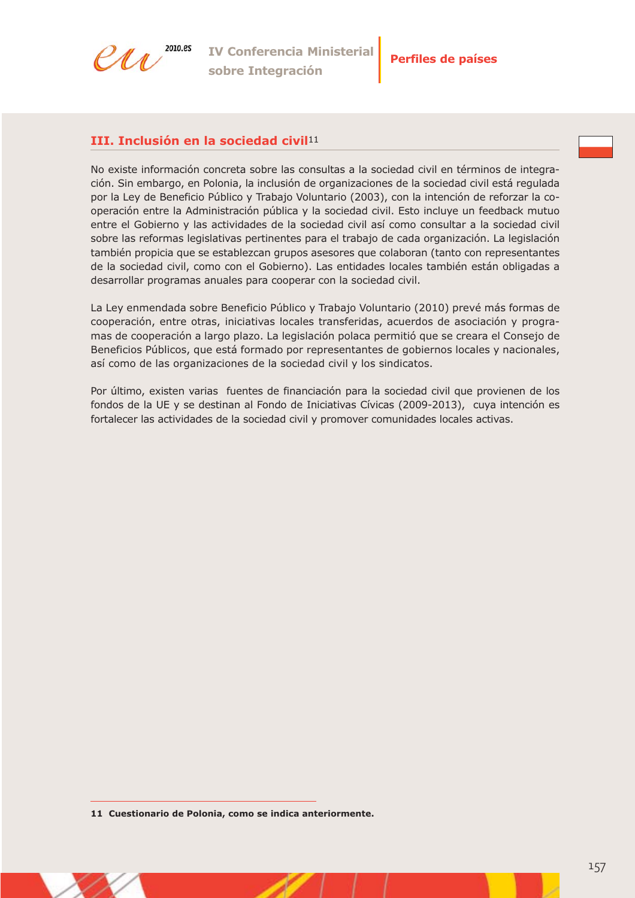## III. Inclusión en la sociedad civil[11]

No existe información concreta sobre las consultas a la sociedad civil en términos de integración. Sin embargo, en Polonia, la inclusión de organizaciones de la sociedad civil está regulada por la Ley de Beneficio Público y Trabajo Voluntario (2003), con la intención de reforzar la cooperación entre la Administración pública y la sociedad civil. Esto incluye un feedback mutuo entre el Gobierno y las actividades de la sociedad civil así como consultar a la sociedad civil sobre las reformas legislativas pertinentes para el trabajo de cada organización. La legislación también propicia que se establezcan grupos asesores que colaboran (tanto con representantes de la sociedad civil, como con el Gobierno). Las entidades locales también están obligadas a desarrollar programas anuales para cooperar con la sociedad civil.

La Ley enmendada sobre Beneficio Público y Trabajo Voluntario (2010) prevé más formas de cooperación, entre otras, iniciativas locales transferidas, acuerdos de asociación y programas de cooperación a largo plazo. La legislación polaca permitió que se creara el Consejo de Beneficios Públicos, que está formado por representantes de gobiernos locales y nacionales, así como de las organizaciones de la sociedad civil y los sindicatos.

Por último, existen varias fuentes de financiación para la sociedad civil que provienen de los fondos de la UE y se destinan al Fondo de Iniciativas Cívicas (2009-2013), cuya intención es fortalecer las actividades de la sociedad civil y promover comunidades locales activas.

---

**11 Cuestionario de Polonia, como se indica anteriormente.**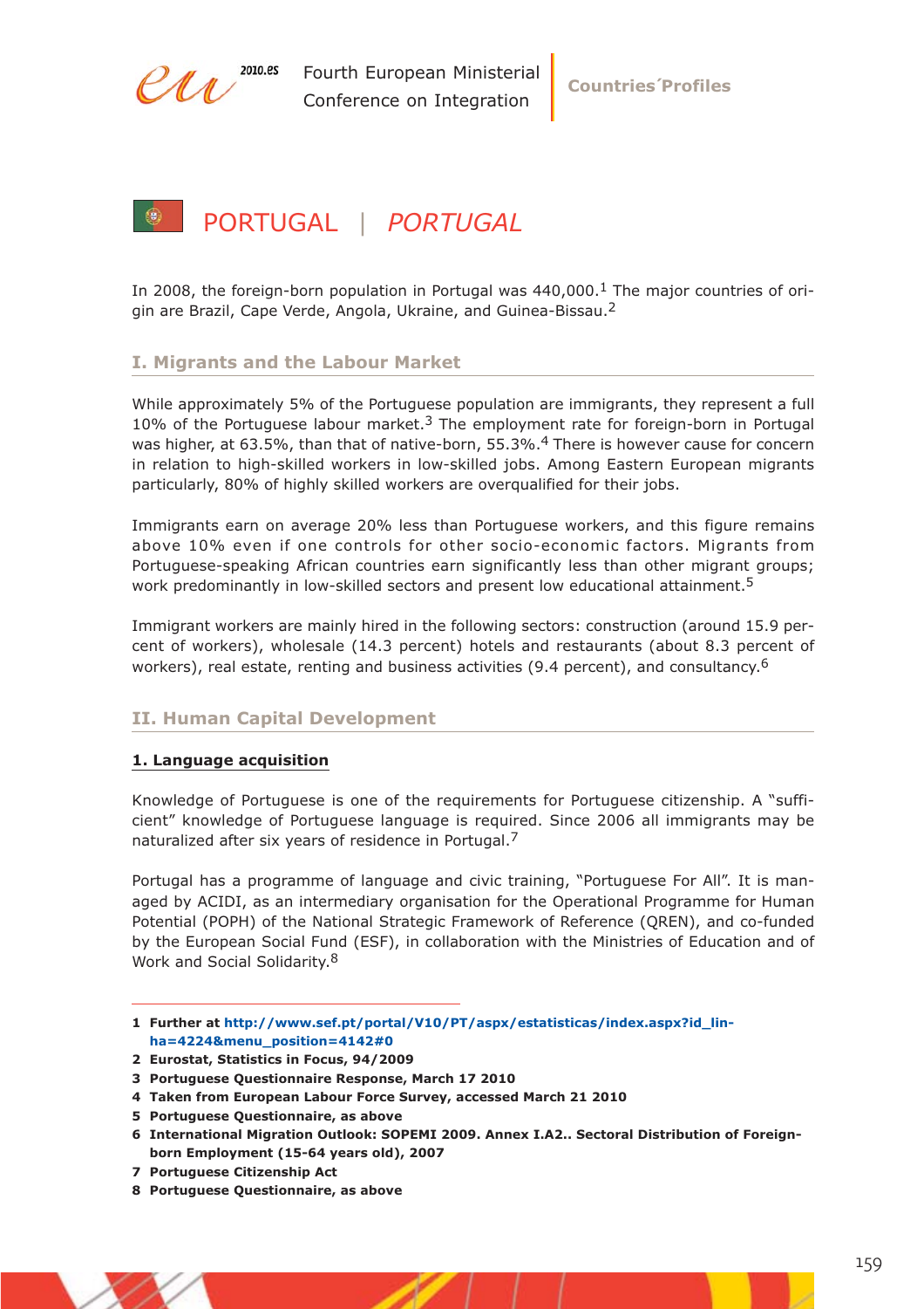# PORTUGAL | *PORTUGAL*

In 2008, the foreign-born population in Portugal was 440,000.[1] The major countries of origin are Brazil, Cape Verde, Angola, Ukraine, and Guinea-Bissau.[2]

## I. Migrants and the Labour Market

While approximately 5% of the Portuguese population are immigrants, they represent a full 10% of the Portuguese labour market.[3] The employment rate for foreign-born in Portugal was higher, at 63.5%, than that of native-born, 55.3%.[4] There is however cause for concern in relation to high-skilled workers in low-skilled jobs. Among Eastern European migrants particularly, 80% of highly skilled workers are overqualified for their jobs.

Immigrants earn on average 20% less than Portuguese workers, and this figure remains above 10% even if one controls for other socio-economic factors. Migrants from Portuguese-speaking African countries earn significantly less than other migrant groups; work predominantly in low-skilled sectors and present low educational attainment.[5]

Immigrant workers are mainly hired in the following sectors: construction (around 15.9 percent of workers), wholesale (14.3 percent) hotels and restaurants (about 8.3 percent of workers), real estate, renting and business activities (9.4 percent), and consultancy.[6]

## II. Human Capital Development

### 1. Language acquisition

Knowledge of Portuguese is one of the requirements for Portuguese citizenship. A "sufficient" knowledge of Portuguese language is required. Since 2006 all immigrants may be naturalized after six years of residence in Portugal.[7]

Portugal has a programme of language and civic training, "Portuguese For All". It is managed by ACIDI, as an intermediary organisation for the Operational Programme for Human Potential (POPH) of the National Strategic Framework of Reference (QREN), and co-funded by the European Social Fund (ESF), in collaboration with the Ministries of Education and of Work and Social Solidarity.[8]

---

1 Further at http://www.sef.pt/portal/V10/PT/aspx/estatisticas/index.aspx?id_linha=4224&menu_position=4142#0

2 Eurostat, Statistics in Focus, 94/2009

3 Portuguese Questionnaire Response, March 17 2010

4 Taken from European Labour Force Survey, accessed March 21 2010

5 Portuguese Questionnaire, as above

6 International Migration Outlook: SOPEMI 2009. Annex I.A2.. Sectoral Distribution of Foreign-born Employment (15-64 years old), 2007

7 Portuguese Citizenship Act

8 Portuguese Questionnaire, as above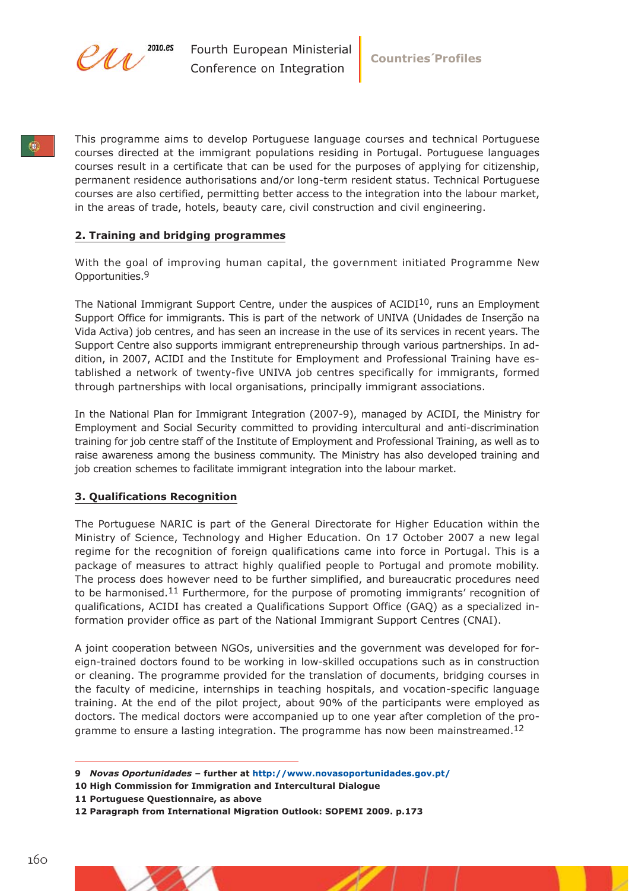This programme aims to develop Portuguese language courses and technical Portuguese courses directed at the immigrant populations residing in Portugal. Portuguese languages courses result in a certificate that can be used for the purposes of applying for citizenship, permanent residence authorisations and/or long-term resident status. Technical Portuguese courses are also certified, permitting better access to the integration into the labour market, in the areas of trade, hotels, beauty care, civil construction and civil engineering.

## 2. Training and bridging programmes

With the goal of improving human capital, the government initiated Programme New Opportunities.[9]

The National Immigrant Support Centre, under the auspices of ACIDI[10], runs an Employment Support Office for immigrants. This is part of the network of UNIVA (Unidades de Inserção na Vida Activa) job centres, and has seen an increase in the use of its services in recent years. The Support Centre also supports immigrant entrepreneurship through various partnerships. In addition, in 2007, ACIDI and the Institute for Employment and Professional Training have established a network of twenty-five UNIVA job centres specifically for immigrants, formed through partnerships with local organisations, principally immigrant associations.

In the National Plan for Immigrant Integration (2007-9), managed by ACIDI, the Ministry for Employment and Social Security committed to providing intercultural and anti-discrimination training for job centre staff of the Institute of Employment and Professional Training, as well as to raise awareness among the business community. The Ministry has also developed training and job creation schemes to facilitate immigrant integration into the labour market.

## 3. Qualifications Recognition

The Portuguese NARIC is part of the General Directorate for Higher Education within the Ministry of Science, Technology and Higher Education. On 17 October 2007 a new legal regime for the recognition of foreign qualifications came into force in Portugal. This is a package of measures to attract highly qualified people to Portugal and promote mobility. The process does however need to be further simplified, and bureaucratic procedures need to be harmonised.[11] Furthermore, for the purpose of promoting immigrants' recognition of qualifications, ACIDI has created a Qualifications Support Office (GAQ) as a specialized information provider office as part of the National Immigrant Support Centres (CNAI).

A joint cooperation between NGOs, universities and the government was developed for foreign-trained doctors found to be working in low-skilled occupations such as in construction or cleaning. The programme provided for the translation of documents, bridging courses in the faculty of medicine, internships in teaching hospitals, and vocation-specific language training. At the end of the pilot project, about 90% of the participants were employed as doctors. The medical doctors were accompanied up to one year after completion of the programme to ensure a lasting integration. The programme has now been mainstreamed.[12]

---

**9** ***Novas Oportunidades*** **– further at http://www.novasoportunidades.gov.pt/**

**10 High Commission for Immigration and Intercultural Dialogue**

**11 Portuguese Questionnaire, as above**

**12 Paragraph from International Migration Outlook: SOPEMI 2009. p.173**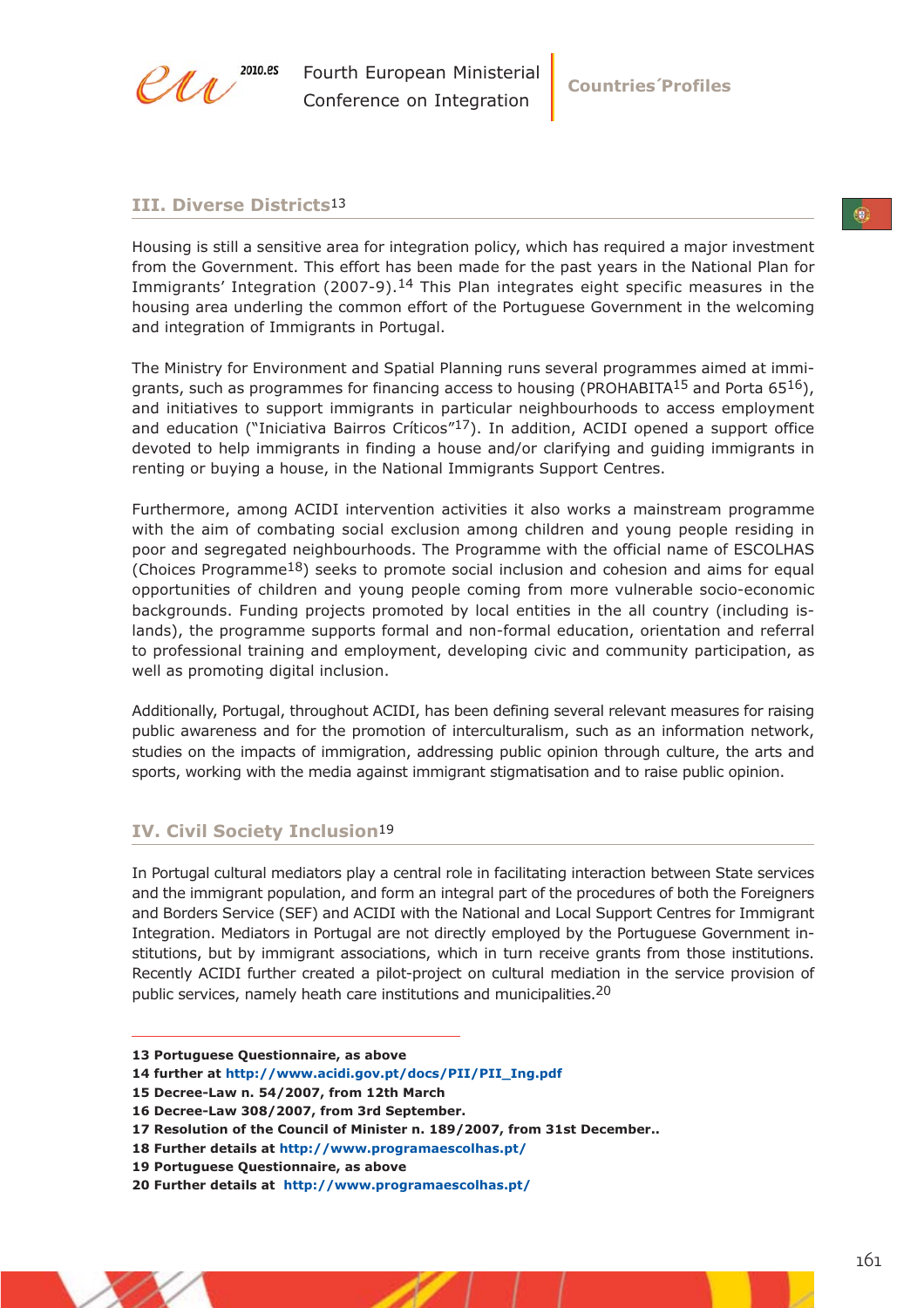## III. Diverse Districts[13]

Housing is still a sensitive area for integration policy, which has required a major investment from the Government. This effort has been made for the past years in the National Plan for Immigrants' Integration (2007-9).[14] This Plan integrates eight specific measures in the housing area underling the common effort of the Portuguese Government in the welcoming and integration of Immigrants in Portugal.

The Ministry for Environment and Spatial Planning runs several programmes aimed at immigrants, such as programmes for financing access to housing (PROHABITA[15] and Porta 65[16]), and initiatives to support immigrants in particular neighbourhoods to access employment and education ("Iniciativa Bairros Críticos"[17]). In addition, ACIDI opened a support office devoted to help immigrants in finding a house and/or clarifying and guiding immigrants in renting or buying a house, in the National Immigrants Support Centres.

Furthermore, among ACIDI intervention activities it also works a mainstream programme with the aim of combating social exclusion among children and young people residing in poor and segregated neighbourhoods. The Programme with the official name of ESCOLHAS (Choices Programme[18]) seeks to promote social inclusion and cohesion and aims for equal opportunities of children and young people coming from more vulnerable socio-economic backgrounds. Funding projects promoted by local entities in the all country (including islands), the programme supports formal and non-formal education, orientation and referral to professional training and employment, developing civic and community participation, as well as promoting digital inclusion.

Additionally, Portugal, throughout ACIDI, has been defining several relevant measures for raising public awareness and for the promotion of interculturalism, such as an information network, studies on the impacts of immigration, addressing public opinion through culture, the arts and sports, working with the media against immigrant stigmatisation and to raise public opinion.

## IV. Civil Society Inclusion[19]

In Portugal cultural mediators play a central role in facilitating interaction between State services and the immigrant population, and form an integral part of the procedures of both the Foreigners and Borders Service (SEF) and ACIDI with the National and Local Support Centres for Immigrant Integration. Mediators in Portugal are not directly employed by the Portuguese Government institutions, but by immigrant associations, which in turn receive grants from those institutions. Recently ACIDI further created a pilot-project on cultural mediation in the service provision of public services, namely heath care institutions and municipalities.[20]

---

**13 Portuguese Questionnaire, as above**
**14 further at http://www.acidi.gov.pt/docs/PII/PII_Ing.pdf**
**15 Decree-Law n. 54/2007, from 12th March**
**16 Decree-Law 308/2007, from 3rd September.**
**17 Resolution of the Council of Minister n. 189/2007, from 31st December..**
**18 Further details at http://www.programaescolhas.pt/**
**19 Portuguese Questionnaire, as above**
**20 Further details at http://www.programaescolhas.pt/**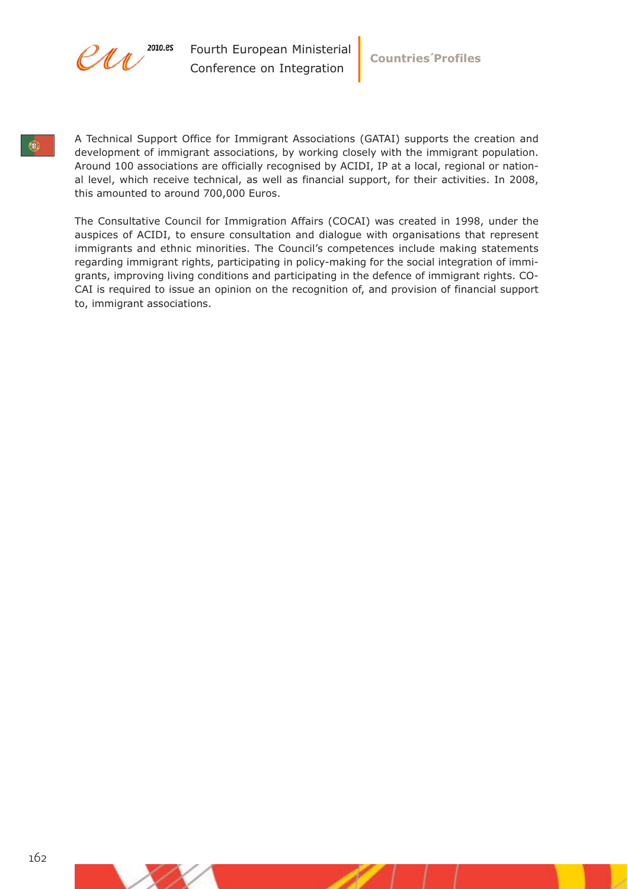A Technical Support Office for Immigrant Associations (GATAI) supports the creation and development of immigrant associations, by working closely with the immigrant population. Around 100 associations are officially recognised by ACIDI, IP at a local, regional or national level, which receive technical, as well as financial support, for their activities. In 2008, this amounted to around 700,000 Euros.

The Consultative Council for Immigration Affairs (COCAI) was created in 1998, under the auspices of ACIDI, to ensure consultation and dialogue with organisations that represent immigrants and ethnic minorities. The Council's competences include making statements regarding immigrant rights, participating in policy-making for the social integration of immigrants, improving living conditions and participating in the defence of immigrant rights. COCAI is required to issue an opinion on the recognition of, and provision of financial support to, immigrant associations.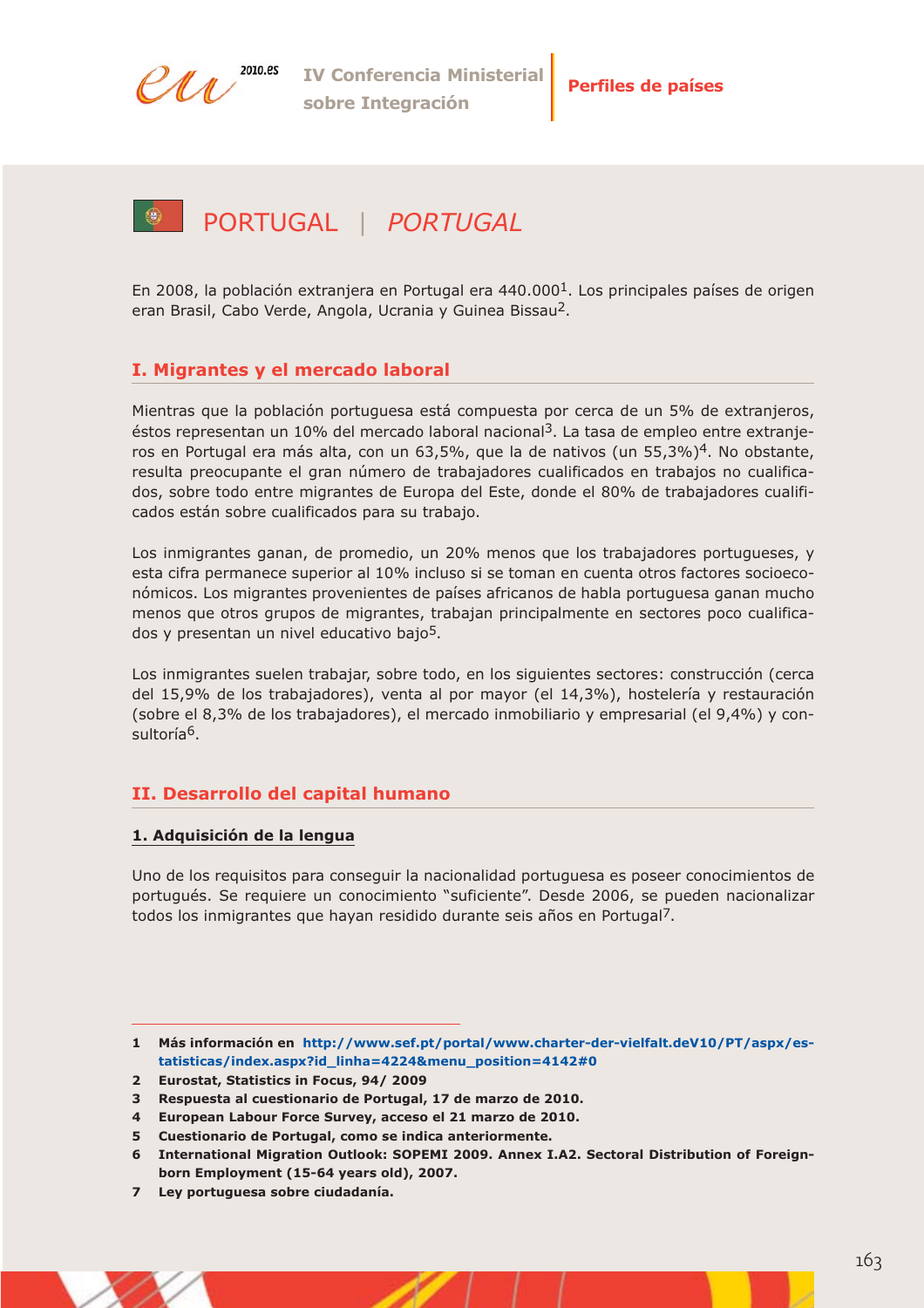# PORTUGAL | *PORTUGAL*

En 2008, la población extranjera en Portugal era 440.000[1]. Los principales países de origen eran Brasil, Cabo Verde, Angola, Ucrania y Guinea Bissau[2].

## I. Migrantes y el mercado laboral

Mientras que la población portuguesa está compuesta por cerca de un 5% de extranjeros, éstos representan un 10% del mercado laboral nacional[3]. La tasa de empleo entre extranjeros en Portugal era más alta, con un 63,5%, que la de nativos (un 55,3%)[4]. No obstante, resulta preocupante el gran número de trabajadores cualificados en trabajos no cualificados, sobre todo entre migrantes de Europa del Este, donde el 80% de trabajadores cualificados están sobre cualificados para su trabajo.

Los inmigrantes ganan, de promedio, un 20% menos que los trabajadores portugueses, y esta cifra permanece superior al 10% incluso si se toman en cuenta otros factores socioeconómicos. Los migrantes provenientes de países africanos de habla portuguesa ganan mucho menos que otros grupos de migrantes, trabajan principalmente en sectores poco cualificados y presentan un nivel educativo bajo[5].

Los inmigrantes suelen trabajar, sobre todo, en los siguientes sectores: construcción (cerca del 15,9% de los trabajadores), venta al por mayor (el 14,3%), hostelería y restauración (sobre el 8,3% de los trabajadores), el mercado inmobiliario y empresarial (el 9,4%) y consultoría[6].

## II. Desarrollo del capital humano

### 1. Adquisición de la lengua

Uno de los requisitos para conseguir la nacionalidad portuguesa es poseer conocimientos de portugués. Se requiere un conocimiento "suficiente". Desde 2006, se pueden nacionalizar todos los inmigrantes que hayan residido durante seis años en Portugal[7].

---

1 **Más información en http://www.sef.pt/portal/www.charter-der-vielfalt.deV10/PT/aspx/estatisticas/index.aspx?id_linha=4224&menu_position=4142#0**

2 **Eurostat, Statistics in Focus, 94/ 2009**

3 **Respuesta al cuestionario de Portugal, 17 de marzo de 2010.**

4 **European Labour Force Survey, acceso el 21 marzo de 2010.**

5 **Cuestionario de Portugal, como se indica anteriormente.**

6 **International Migration Outlook: SOPEMI 2009. Annex I.A2. Sectoral Distribution of Foreign-born Employment (15-64 years old), 2007.**

7 **Ley portuguesa sobre ciudadanía.**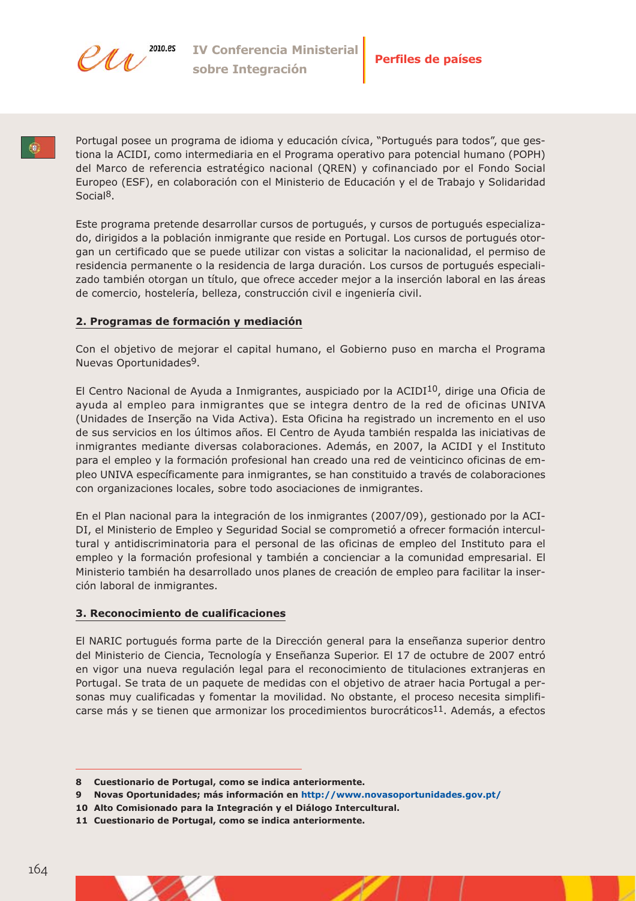Portugal posee un programa de idioma y educación cívica, "Portugués para todos", que gestiona la ACIDI, como intermediaria en el Programa operativo para potencial humano (POPH) del Marco de referencia estratégico nacional (QREN) y cofinanciado por el Fondo Social Europeo (ESF), en colaboración con el Ministerio de Educación y el de Trabajo y Solidaridad Social[8].

Este programa pretende desarrollar cursos de portugués, y cursos de portugués especializado, dirigidos a la población inmigrante que reside en Portugal. Los cursos de portugués otorgan un certificado que se puede utilizar con vistas a solicitar la nacionalidad, el permiso de residencia permanente o la residencia de larga duración. Los cursos de portugués especializado también otorgan un título, que ofrece acceder mejor a la inserción laboral en las áreas de comercio, hostelería, belleza, construcción civil e ingeniería civil.

## 2. Programas de formación y mediación

Con el objetivo de mejorar el capital humano, el Gobierno puso en marcha el Programa Nuevas Oportunidades[9].

El Centro Nacional de Ayuda a Inmigrantes, auspiciado por la ACIDI[10], dirige una Oficia de ayuda al empleo para inmigrantes que se integra dentro de la red de oficinas UNIVA (Unidades de Inserção na Vida Activa). Esta Oficina ha registrado un incremento en el uso de sus servicios en los últimos años. El Centro de Ayuda también respalda las iniciativas de inmigrantes mediante diversas colaboraciones. Además, en 2007, la ACIDI y el Instituto para el empleo y la formación profesional han creado una red de veinticinco oficinas de empleo UNIVA específicamente para inmigrantes, se han constituido a través de colaboraciones con organizaciones locales, sobre todo asociaciones de inmigrantes.

En el Plan nacional para la integración de los inmigrantes (2007/09), gestionado por la ACIDI, el Ministerio de Empleo y Seguridad Social se comprometió a ofrecer formación intercultural y antidiscriminatoria para el personal de las oficinas de empleo del Instituto para el empleo y la formación profesional y también a concienciar a la comunidad empresarial. El Ministerio también ha desarrollado unos planes de creación de empleo para facilitar la inserción laboral de inmigrantes.

## 3. Reconocimiento de cualificaciones

El NARIC portugués forma parte de la Dirección general para la enseñanza superior dentro del Ministerio de Ciencia, Tecnología y Enseñanza Superior. El 17 de octubre de 2007 entró en vigor una nueva regulación legal para el reconocimiento de titulaciones extranjeras en Portugal. Se trata de un paquete de medidas con el objetivo de atraer hacia Portugal a personas muy cualificadas y fomentar la movilidad. No obstante, el proceso necesita simplificarse más y se tienen que armonizar los procedimientos burocráticos[11]. Además, a efectos

---

**8 Cuestionario de Portugal, como se indica anteriormente.**

**9 Novas Oportunidades; más información en http://www.novasoportunidades.gov.pt/**

**10 Alto Comisionado para la Integración y el Diálogo Intercultural.**

**11 Cuestionario de Portugal, como se indica anteriormente.**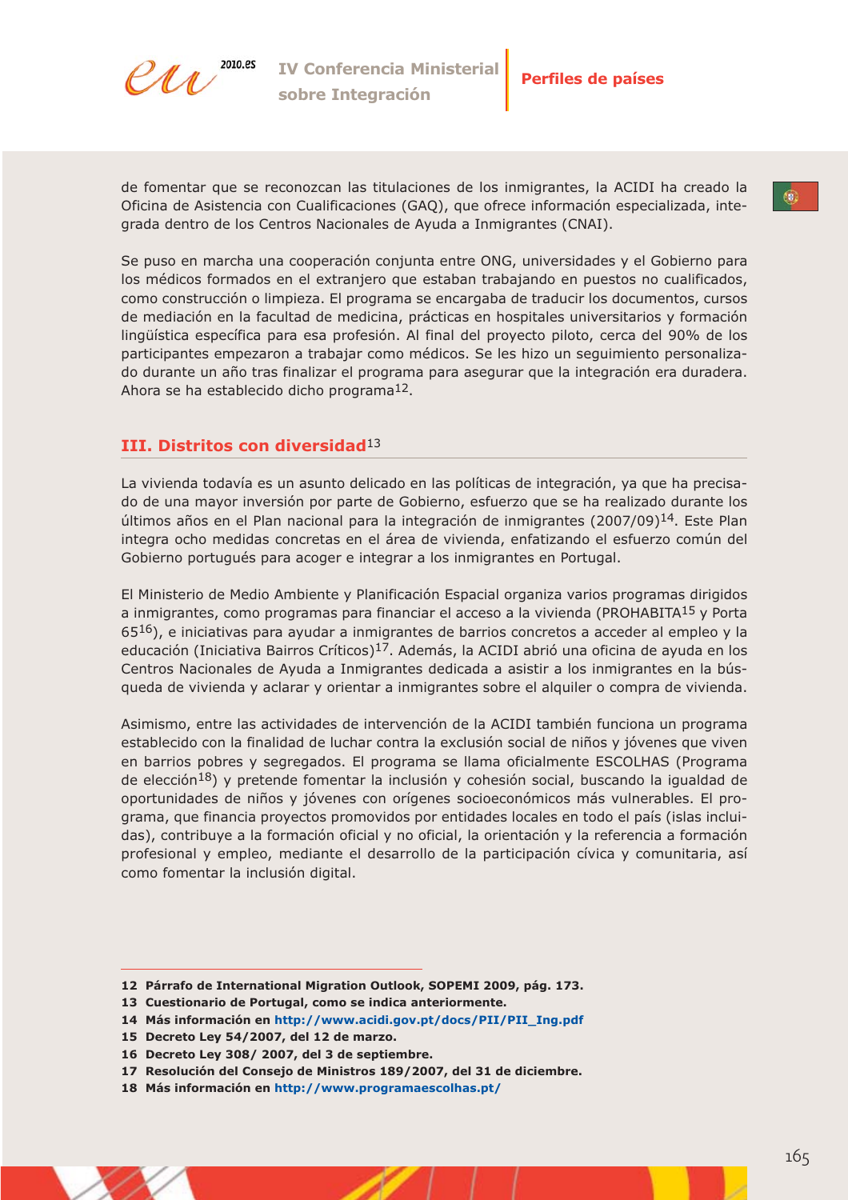de fomentar que se reconozcan las titulaciones de los inmigrantes, la ACIDI ha creado la Oficina de Asistencia con Cualificaciones (GAQ), que ofrece información especializada, integrada dentro de los Centros Nacionales de Ayuda a Inmigrantes (CNAI).

Se puso en marcha una cooperación conjunta entre ONG, universidades y el Gobierno para los médicos formados en el extranjero que estaban trabajando en puestos no cualificados, como construcción o limpieza. El programa se encargaba de traducir los documentos, cursos de mediación en la facultad de medicina, prácticas en hospitales universitarios y formación lingüística específica para esa profesión. Al final del proyecto piloto, cerca del 90% de los participantes empezaron a trabajar como médicos. Se les hizo un seguimiento personalizado durante un año tras finalizar el programa para asegurar que la integración era duradera. Ahora se ha establecido dicho programa[12].

## III. Distritos con diversidad[13]

La vivienda todavía es un asunto delicado en las políticas de integración, ya que ha precisado de una mayor inversión por parte de Gobierno, esfuerzo que se ha realizado durante los últimos años en el Plan nacional para la integración de inmigrantes (2007/09)[14]. Este Plan integra ocho medidas concretas en el área de vivienda, enfatizando el esfuerzo común del Gobierno portugués para acoger e integrar a los inmigrantes en Portugal.

El Ministerio de Medio Ambiente y Planificación Espacial organiza varios programas dirigidos a inmigrantes, como programas para financiar el acceso a la vivienda (PROHABITA[15] y Porta 65[16]), e iniciativas para ayudar a inmigrantes de barrios concretos a acceder al empleo y la educación (Iniciativa Bairros Críticos)[17]. Además, la ACIDI abrió una oficina de ayuda en los Centros Nacionales de Ayuda a Inmigrantes dedicada a asistir a los inmigrantes en la búsqueda de vivienda y aclarar y orientar a inmigrantes sobre el alquiler o compra de vivienda.

Asimismo, entre las actividades de intervención de la ACIDI también funciona un programa establecido con la finalidad de luchar contra la exclusión social de niños y jóvenes que viven en barrios pobres y segregados. El programa se llama oficialmente ESCOLHAS (Programa de elección[18]) y pretende fomentar la inclusión y cohesión social, buscando la igualdad de oportunidades de niños y jóvenes con orígenes socioeconómicos más vulnerables. El programa, que financia proyectos promovidos por entidades locales en todo el país (islas incluidas), contribuye a la formación oficial y no oficial, la orientación y la referencia a formación profesional y empleo, mediante el desarrollo de la participación cívica y comunitaria, así como fomentar la inclusión digital.

---

**12** **Párrafo de International Migration Outlook, SOPEMI 2009, pág. 173.**
**13** **Cuestionario de Portugal, como se indica anteriormente.**
**14** **Más información en http://www.acidi.gov.pt/docs/PII/PII_Ing.pdf**
**15** **Decreto Ley 54/2007, del 12 de marzo.**
**16** **Decreto Ley 308/ 2007, del 3 de septiembre.**
**17** **Resolución del Consejo de Ministros 189/2007, del 31 de diciembre.**
**18** **Más información en http://www.programaescolhas.pt/**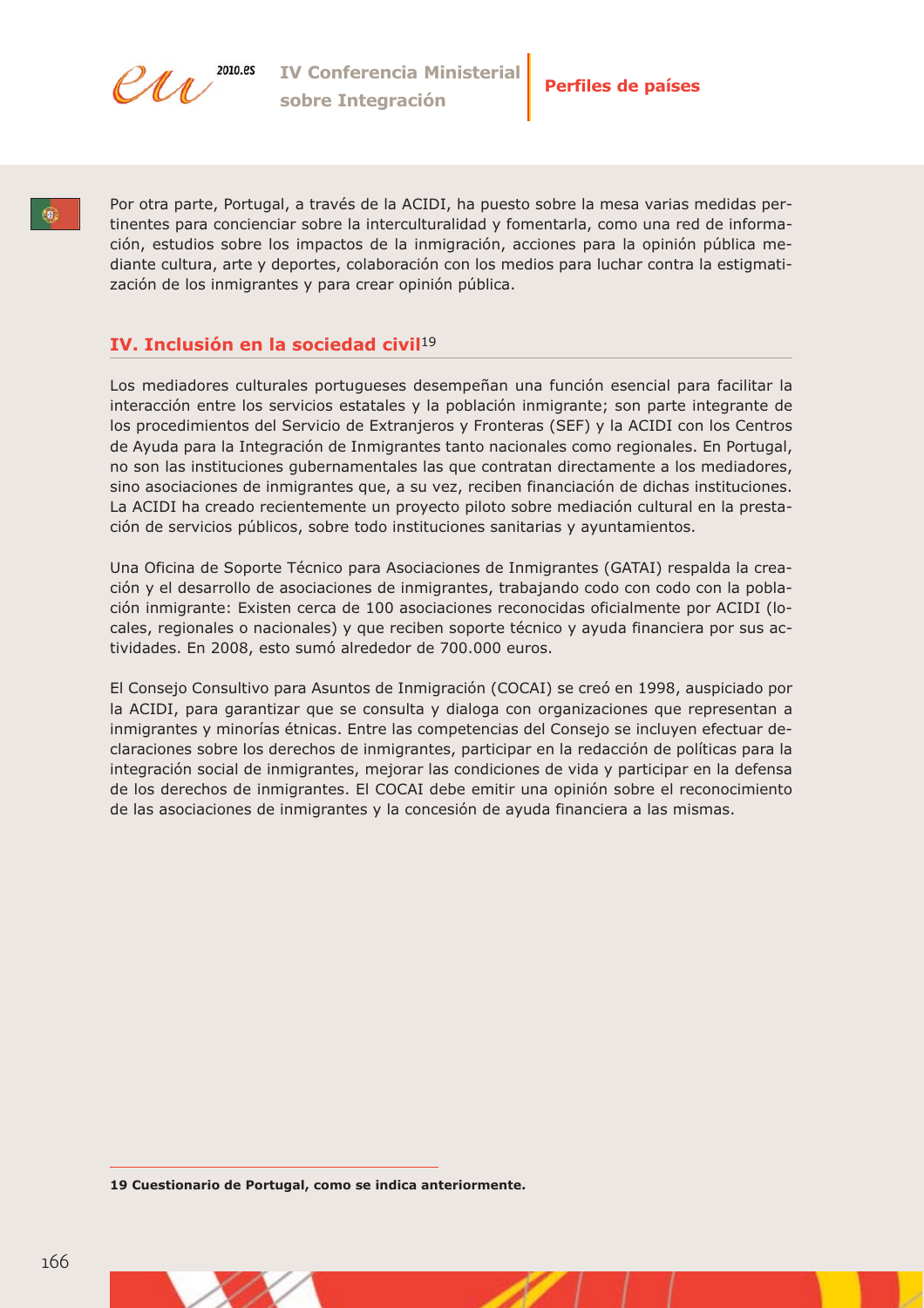Por otra parte, Portugal, a través de la ACIDI, ha puesto sobre la mesa varias medidas pertinentes para concienciar sobre la interculturalidad y fomentarla, como una red de información, estudios sobre los impactos de la inmigración, acciones para la opinión pública mediante cultura, arte y deportes, colaboración con los medios para luchar contra la estigmatización de los inmigrantes y para crear opinión pública.

## IV. Inclusión en la sociedad civil[19]

Los mediadores culturales portugueses desempeñan una función esencial para facilitar la interacción entre los servicios estatales y la población inmigrante; son parte integrante de los procedimientos del Servicio de Extranjeros y Fronteras (SEF) y la ACIDI con los Centros de Ayuda para la Integración de Inmigrantes tanto nacionales como regionales. En Portugal, no son las instituciones gubernamentales las que contratan directamente a los mediadores, sino asociaciones de inmigrantes que, a su vez, reciben financiación de dichas instituciones. La ACIDI ha creado recientemente un proyecto piloto sobre mediación cultural en la prestación de servicios públicos, sobre todo instituciones sanitarias y ayuntamientos.

Una Oficina de Soporte Técnico para Asociaciones de Inmigrantes (GATAI) respalda la creación y el desarrollo de asociaciones de inmigrantes, trabajando codo con codo con la población inmigrante: Existen cerca de 100 asociaciones reconocidas oficialmente por ACIDI (locales, regionales o nacionales) y que reciben soporte técnico y ayuda financiera por sus actividades. En 2008, esto sumó alrededor de 700.000 euros.

El Consejo Consultivo para Asuntos de Inmigración (COCAI) se creó en 1998, auspiciado por la ACIDI, para garantizar que se consulta y dialoga con organizaciones que representan a inmigrantes y minorías étnicas. Entre las competencias del Consejo se incluyen efectuar declaraciones sobre los derechos de inmigrantes, participar en la redacción de políticas para la integración social de inmigrantes, mejorar las condiciones de vida y participar en la defensa de los derechos de inmigrantes. El COCAI debe emitir una opinión sobre el reconocimiento de las asociaciones de inmigrantes y la concesión de ayuda financiera a las mismas.

---

**19 Cuestionario de Portugal, como se indica anteriormente.**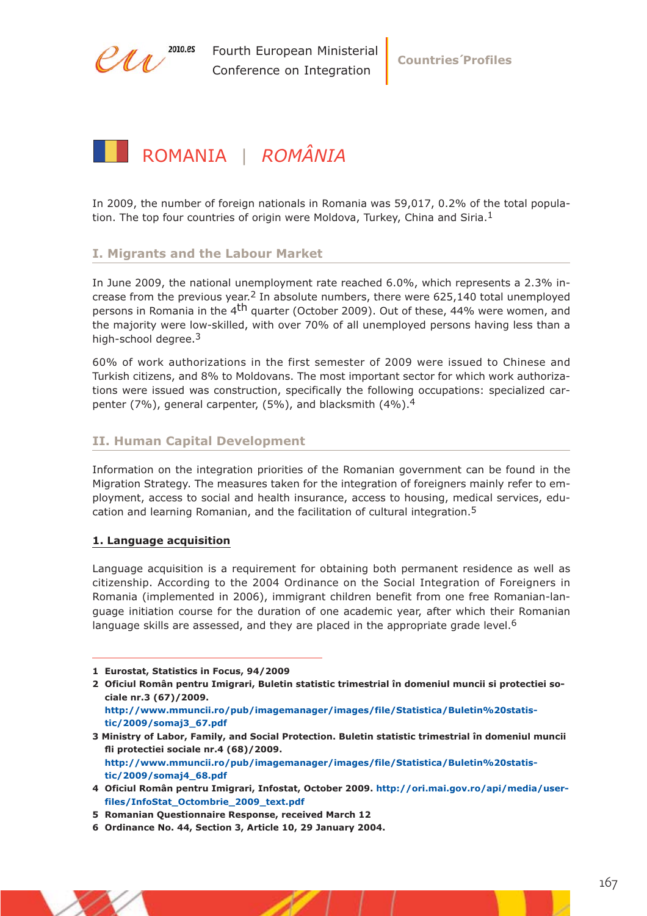# ROMANIA | *ROMÂNIA*

In 2009, the number of foreign nationals in Romania was 59,017, 0.2% of the total population. The top four countries of origin were Moldova, Turkey, China and Siria.[1]

## I. Migrants and the Labour Market

In June 2009, the national unemployment rate reached 6.0%, which represents a 2.3% increase from the previous year.[2] In absolute numbers, there were 625,140 total unemployed persons in Romania in the 4th quarter (October 2009). Out of these, 44% were women, and the majority were low-skilled, with over 70% of all unemployed persons having less than a high-school degree.[3]

60% of work authorizations in the first semester of 2009 were issued to Chinese and Turkish citizens, and 8% to Moldovans. The most important sector for which work authorizations were issued was construction, specifically the following occupations: specialized carpenter (7%), general carpenter, (5%), and blacksmith (4%).[4]

## II. Human Capital Development

Information on the integration priorities of the Romanian government can be found in the Migration Strategy. The measures taken for the integration of foreigners mainly refer to employment, access to social and health insurance, access to housing, medical services, education and learning Romanian, and the facilitation of cultural integration.[5]

### 1. Language acquisition

Language acquisition is a requirement for obtaining both permanent residence as well as citizenship. According to the 2004 Ordinance on the Social Integration of Foreigners in Romania (implemented in 2006), immigrant children benefit from one free Romanian-language initiation course for the duration of one academic year, after which their Romanian language skills are assessed, and they are placed in the appropriate grade level.[6]

---

1 Eurostat, Statistics in Focus, 94/2009

2 Oficiul Român pentru Imigrari, Buletin statistic trimestrial în domeniul muncii si protectiei sociale nr.3 (67)/2009. http://www.mmuncii.ro/pub/imagemanager/images/file/Statistica/Buletin%20statistic/2009/somaj3_67.pdf

3 Ministry of Labor, Family, and Social Protection. Buletin statistic trimestrial în domeniul muncii fli protectiei sociale nr.4 (68)/2009. http://www.mmuncii.ro/pub/imagemanager/images/file/Statistica/Buletin%20statistic/2009/somaj4_68.pdf

4 Oficiul Român pentru Imigrari, Infostat, October 2009. http://ori.mai.gov.ro/api/media/userfiles/InfoStat_Octombrie_2009_text.pdf

5 Romanian Questionnaire Response, received March 12

6 Ordinance No. 44, Section 3, Article 10, 29 January 2004.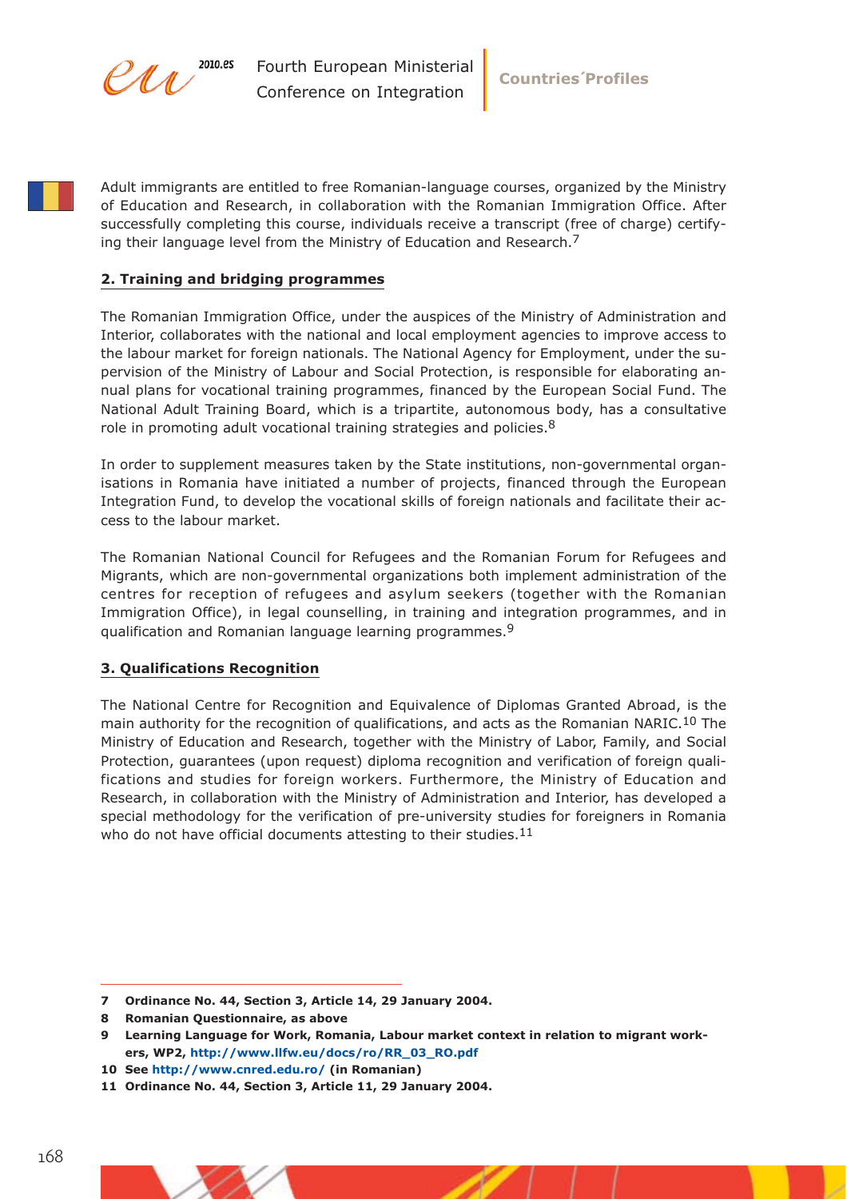Adult immigrants are entitled to free Romanian-language courses, organized by the Ministry of Education and Research, in collaboration with the Romanian Immigration Office. After successfully completing this course, individuals receive a transcript (free of charge) certifying their language level from the Ministry of Education and Research.[7]

## 2. Training and bridging programmes

The Romanian Immigration Office, under the auspices of the Ministry of Administration and Interior, collaborates with the national and local employment agencies to improve access to the labour market for foreign nationals. The National Agency for Employment, under the supervision of the Ministry of Labour and Social Protection, is responsible for elaborating annual plans for vocational training programmes, financed by the European Social Fund. The National Adult Training Board, which is a tripartite, autonomous body, has a consultative role in promoting adult vocational training strategies and policies.[8]

In order to supplement measures taken by the State institutions, non-governmental organisations in Romania have initiated a number of projects, financed through the European Integration Fund, to develop the vocational skills of foreign nationals and facilitate their access to the labour market.

The Romanian National Council for Refugees and the Romanian Forum for Refugees and Migrants, which are non-governmental organizations both implement administration of the centres for reception of refugees and asylum seekers (together with the Romanian Immigration Office), in legal counselling, in training and integration programmes, and in qualification and Romanian language learning programmes.[9]

## 3. Qualifications Recognition

The National Centre for Recognition and Equivalence of Diplomas Granted Abroad, is the main authority for the recognition of qualifications, and acts as the Romanian NARIC.[10] The Ministry of Education and Research, together with the Ministry of Labor, Family, and Social Protection, guarantees (upon request) diploma recognition and verification of foreign qualifications and studies for foreign workers. Furthermore, the Ministry of Education and Research, in collaboration with the Ministry of Administration and Interior, has developed a special methodology for the verification of pre-university studies for foreigners in Romania who do not have official documents attesting to their studies.[11]

---

**7 Ordinance No. 44, Section 3, Article 14, 29 January 2004.**

**8 Romanian Questionnaire, as above**

**9 Learning Language for Work, Romania, Labour market context in relation to migrant workers, WP2, http://www.llfw.eu/docs/ro/RR_03_RO.pdf**

**10 See http://www.cnred.edu.ro/ (in Romanian)**

**11 Ordinance No. 44, Section 3, Article 11, 29 January 2004.**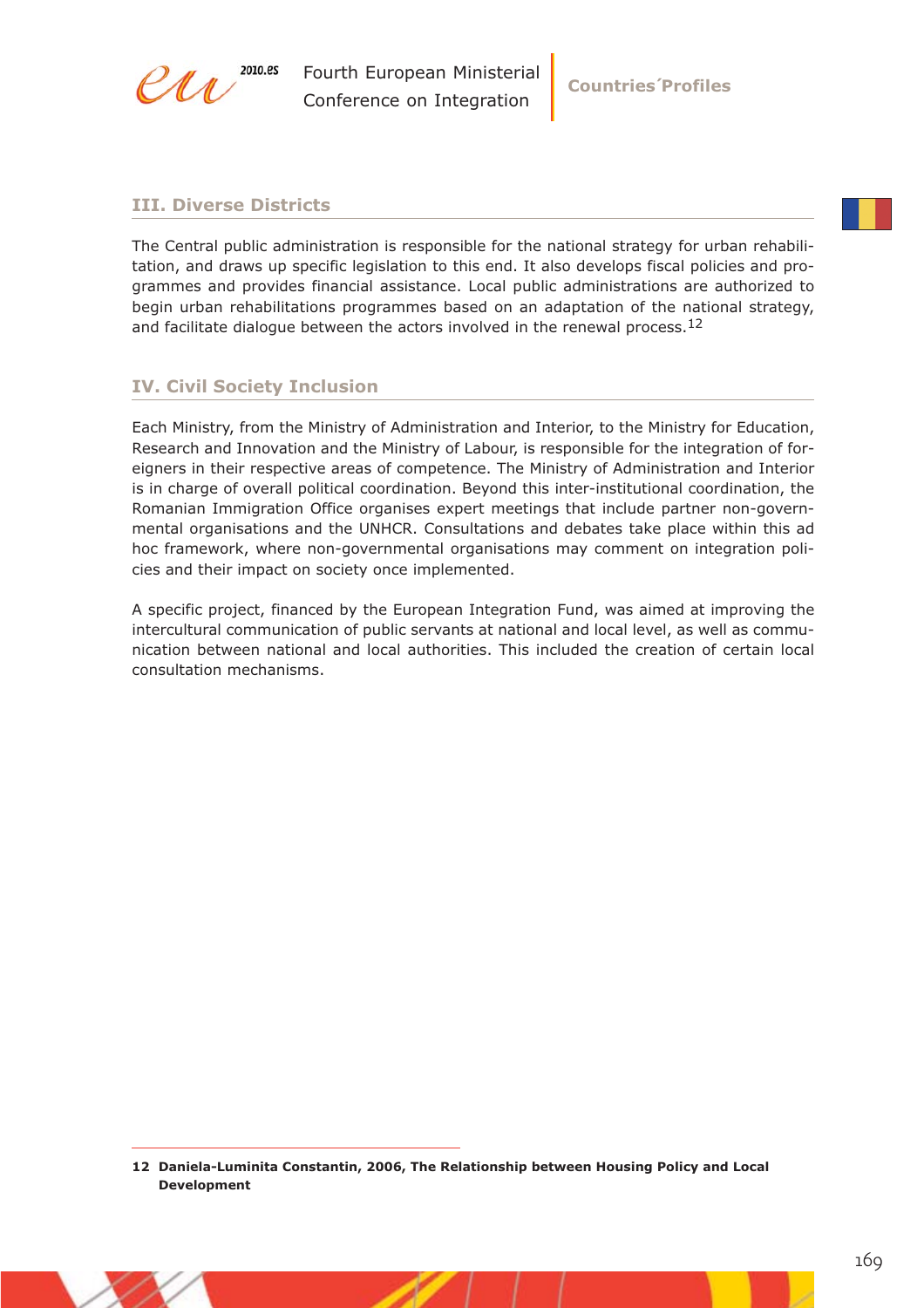## III. Diverse Districts

The Central public administration is responsible for the national strategy for urban rehabilitation, and draws up specific legislation to this end. It also develops fiscal policies and programmes and provides financial assistance. Local public administrations are authorized to begin urban rehabilitations programmes based on an adaptation of the national strategy, and facilitate dialogue between the actors involved in the renewal process.[12]

## IV. Civil Society Inclusion

Each Ministry, from the Ministry of Administration and Interior, to the Ministry for Education, Research and Innovation and the Ministry of Labour, is responsible for the integration of foreigners in their respective areas of competence. The Ministry of Administration and Interior is in charge of overall political coordination. Beyond this inter-institutional coordination, the Romanian Immigration Office organises expert meetings that include partner non-governmental organisations and the UNHCR. Consultations and debates take place within this ad hoc framework, where non-governmental organisations may comment on integration policies and their impact on society once implemented.

A specific project, financed by the European Integration Fund, was aimed at improving the intercultural communication of public servants at national and local level, as well as communication between national and local authorities. This included the creation of certain local consultation mechanisms.

---

**12 Daniela-Luminita Constantin, 2006, The Relationship between Housing Policy and Local Development**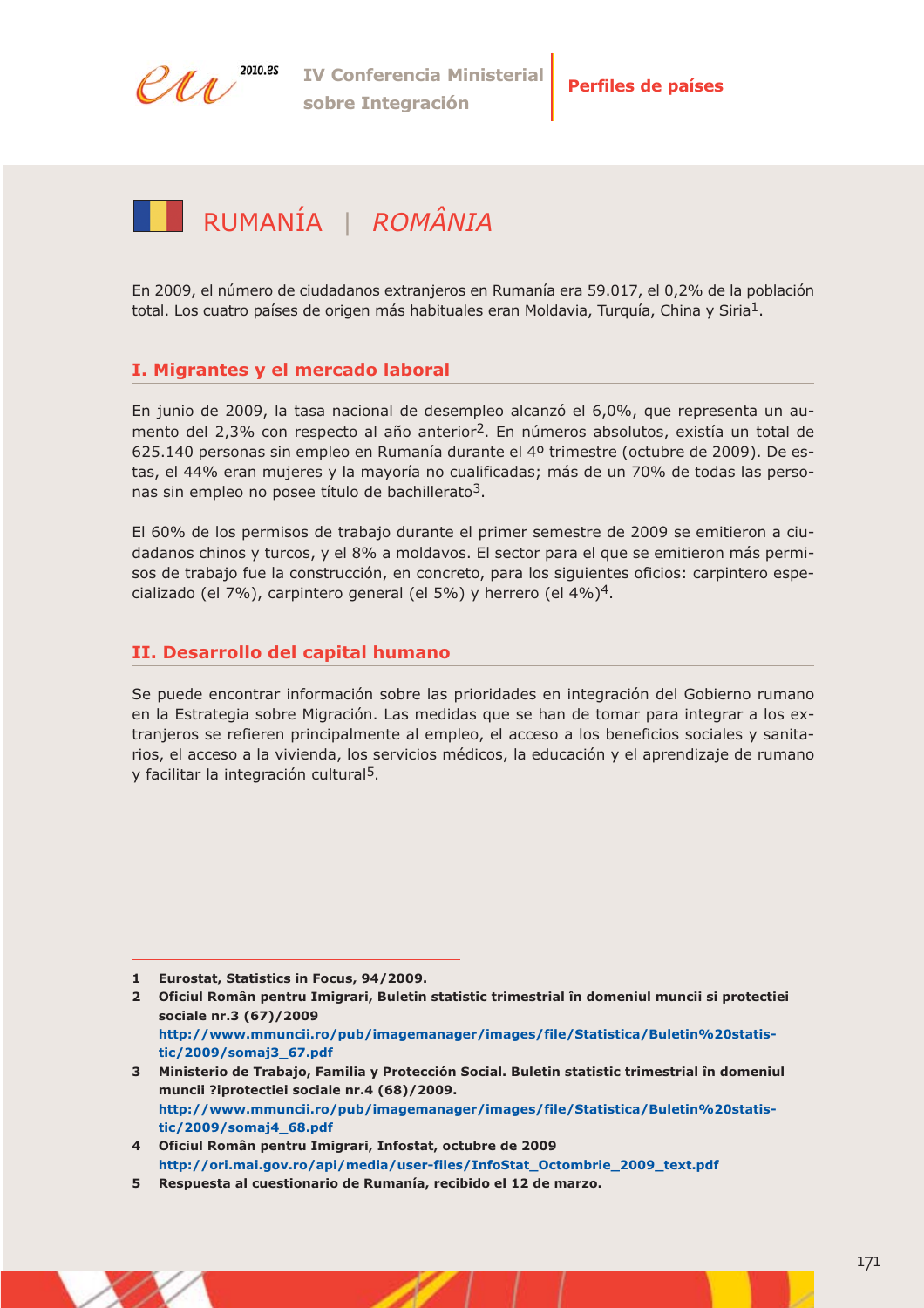# RUMANÍA | *ROMÂNIA*

En 2009, el número de ciudadanos extranjeros en Rumanía era 59.017, el 0,2% de la población total. Los cuatro países de origen más habituales eran Moldavia, Turquía, China y Siria[1].

## I. Migrantes y el mercado laboral

En junio de 2009, la tasa nacional de desempleo alcanzó el 6,0%, que representa un aumento del 2,3% con respecto al año anterior[2]. En números absolutos, existía un total de 625.140 personas sin empleo en Rumanía durante el 4º trimestre (octubre de 2009). De estas, el 44% eran mujeres y la mayoría no cualificadas; más de un 70% de todas las personas sin empleo no posee título de bachillerato[3].

El 60% de los permisos de trabajo durante el primer semestre de 2009 se emitieron a ciudadanos chinos y turcos, y el 8% a moldavos. El sector para el que se emitieron más permisos de trabajo fue la construcción, en concreto, para los siguientes oficios: carpintero especializado (el 7%), carpintero general (el 5%) y herrero (el 4%)[4].

## II. Desarrollo del capital humano

Se puede encontrar información sobre las prioridades en integración del Gobierno rumano en la Estrategia sobre Migración. Las medidas que se han de tomar para integrar a los extranjeros se refieren principalmente al empleo, el acceso a los beneficios sociales y sanitarios, el acceso a la vivienda, los servicios médicos, la educación y el aprendizaje de rumano y facilitar la integración cultural[5].

---

1. **Eurostat, Statistics in Focus, 94/2009.**
2. **Oficiul Român pentru Imigrari, Buletin statistic trimestrial în domeniul muncii si protectiei sociale nr.3 (67)/2009** http://www.mmuncii.ro/pub/imagemanager/images/file/Statistica/Buletin%20statistic/2009/somaj3_67.pdf
3. **Ministerio de Trabajo, Familia y Protección Social. Buletin statistic trimestrial în domeniul muncii ?iprotectiei sociale nr.4 (68)/2009.** http://www.mmuncii.ro/pub/imagemanager/images/file/Statistica/Buletin%20statistic/2009/somaj4_68.pdf
4. **Oficiul Român pentru Imigrari, Infostat, octubre de 2009** http://ori.mai.gov.ro/api/media/user-files/InfoStat_Octombrie_2009_text.pdf
5. **Respuesta al cuestionario de Rumanía, recibido el 12 de marzo.**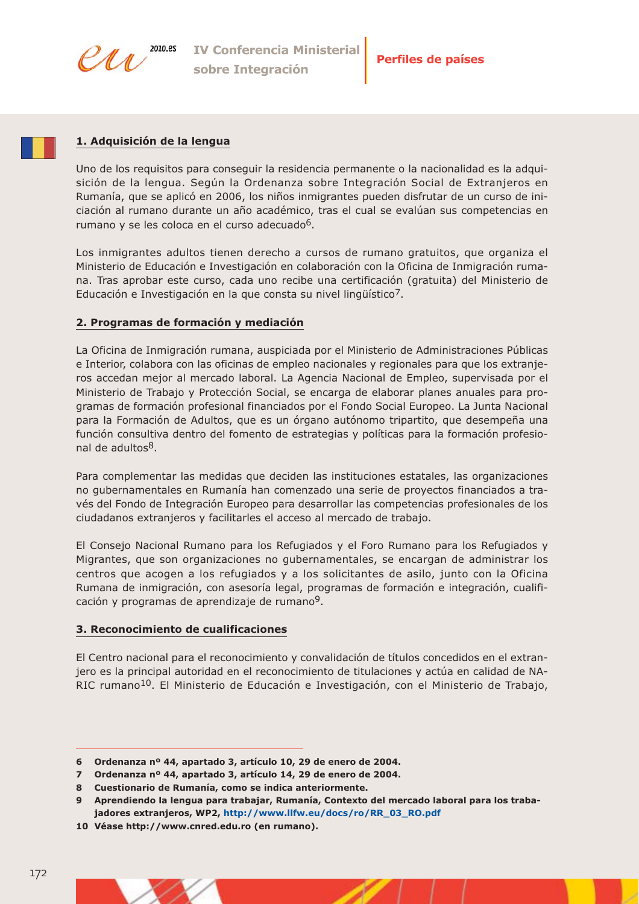## 1. Adquisición de la lengua

Uno de los requisitos para conseguir la residencia permanente o la nacionalidad es la adquisición de la lengua. Según la Ordenanza sobre Integración Social de Extranjeros en Rumanía, que se aplicó en 2006, los niños inmigrantes pueden disfrutar de un curso de iniciación al rumano durante un año académico, tras el cual se evalúan sus competencias en rumano y se les coloca en el curso adecuado[6].

Los inmigrantes adultos tienen derecho a cursos de rumano gratuitos, que organiza el Ministerio de Educación e Investigación en colaboración con la Oficina de Inmigración rumana. Tras aprobar este curso, cada uno recibe una certificación (gratuita) del Ministerio de Educación e Investigación en la que consta su nivel lingüístico[7].

## 2. Programas de formación y mediación

La Oficina de Inmigración rumana, auspiciada por el Ministerio de Administraciones Públicas e Interior, colabora con las oficinas de empleo nacionales y regionales para que los extranjeros accedan mejor al mercado laboral. La Agencia Nacional de Empleo, supervisada por el Ministerio de Trabajo y Protección Social, se encarga de elaborar planes anuales para programas de formación profesional financiados por el Fondo Social Europeo. La Junta Nacional para la Formación de Adultos, que es un órgano autónomo tripartito, que desempeña una función consultiva dentro del fomento de estrategias y políticas para la formación profesional de adultos[8].

Para complementar las medidas que deciden las instituciones estatales, las organizaciones no gubernamentales en Rumanía han comenzado una serie de proyectos financiados a través del Fondo de Integración Europeo para desarrollar las competencias profesionales de los ciudadanos extranjeros y facilitarles el acceso al mercado de trabajo.

El Consejo Nacional Rumano para los Refugiados y el Foro Rumano para los Refugiados y Migrantes, que son organizaciones no gubernamentales, se encargan de administrar los centros que acogen a los refugiados y a los solicitantes de asilo, junto con la Oficina Rumana de inmigración, con asesoría legal, programas de formación e integración, cualificación y programas de aprendizaje de rumano[9].

## 3. Reconocimiento de cualificaciones

El Centro nacional para el reconocimiento y convalidación de títulos concedidos en el extranjero es la principal autoridad en el reconocimiento de titulaciones y actúa en calidad de NARIC rumano[10]. El Ministerio de Educación e Investigación, con el Ministerio de Trabajo,

---

**6** Ordenanza nº 44, apartado 3, artículo 10, 29 de enero de 2004.

**7** Ordenanza nº 44, apartado 3, artículo 14, 29 de enero de 2004.

**8** Cuestionario de Rumanía, como se indica anteriormente.

**9** Aprendiendo la lengua para trabajar, Rumanía, Contexto del mercado laboral para los trabajadores extranjeros, WP2, http://www.llfw.eu/docs/ro/RR_03_RO.pdf

**10** Véase http://www.cnred.edu.ro (en rumano).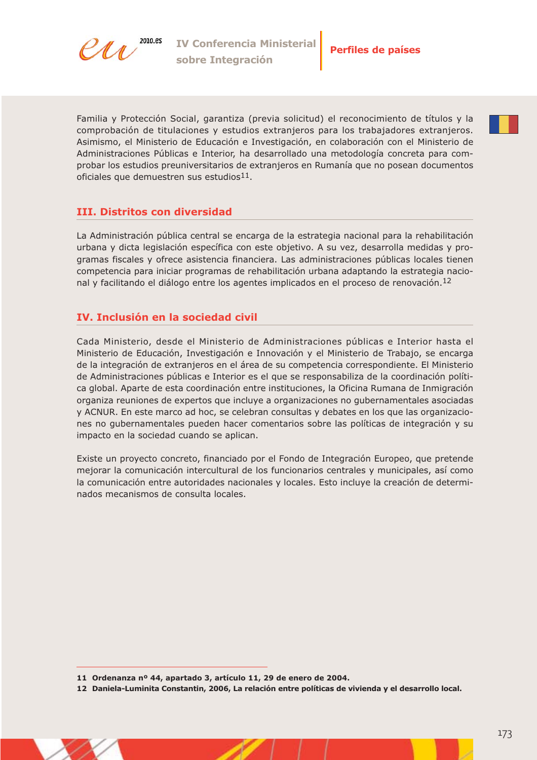Familia y Protección Social, garantiza (previa solicitud) el reconocimiento de títulos y la comprobación de titulaciones y estudios extranjeros para los trabajadores extranjeros. Asimismo, el Ministerio de Educación e Investigación, en colaboración con el Ministerio de Administraciones Públicas e Interior, ha desarrollado una metodología concreta para comprobar los estudios preuniversitarios de extranjeros en Rumanía que no posean documentos oficiales que demuestren sus estudios[11].

## III. Distritos con diversidad

La Administración pública central se encarga de la estrategia nacional para la rehabilitación urbana y dicta legislación específica con este objetivo. A su vez, desarrolla medidas y programas fiscales y ofrece asistencia financiera. Las administraciones públicas locales tienen competencia para iniciar programas de rehabilitación urbana adaptando la estrategia nacional y facilitando el diálogo entre los agentes implicados en el proceso de renovación.[12]

## IV. Inclusión en la sociedad civil

Cada Ministerio, desde el Ministerio de Administraciones públicas e Interior hasta el Ministerio de Educación, Investigación e Innovación y el Ministerio de Trabajo, se encarga de la integración de extranjeros en el área de su competencia correspondiente. El Ministerio de Administraciones públicas e Interior es el que se responsabiliza de la coordinación política global. Aparte de esta coordinación entre instituciones, la Oficina Rumana de Inmigración organiza reuniones de expertos que incluye a organizaciones no gubernamentales asociadas y ACNUR. En este marco ad hoc, se celebran consultas y debates en los que las organizaciones no gubernamentales pueden hacer comentarios sobre las políticas de integración y su impacto en la sociedad cuando se aplican.

Existe un proyecto concreto, financiado por el Fondo de Integración Europeo, que pretende mejorar la comunicación intercultural de los funcionarios centrales y municipales, así como la comunicación entre autoridades nacionales y locales. Esto incluye la creación de determinados mecanismos de consulta locales.

---

**11 Ordenanza nº 44, apartado 3, artículo 11, 29 de enero de 2004.**

**12 Daniela-Luminita Constantin, 2006, La relación entre políticas de vivienda y el desarrollo local.**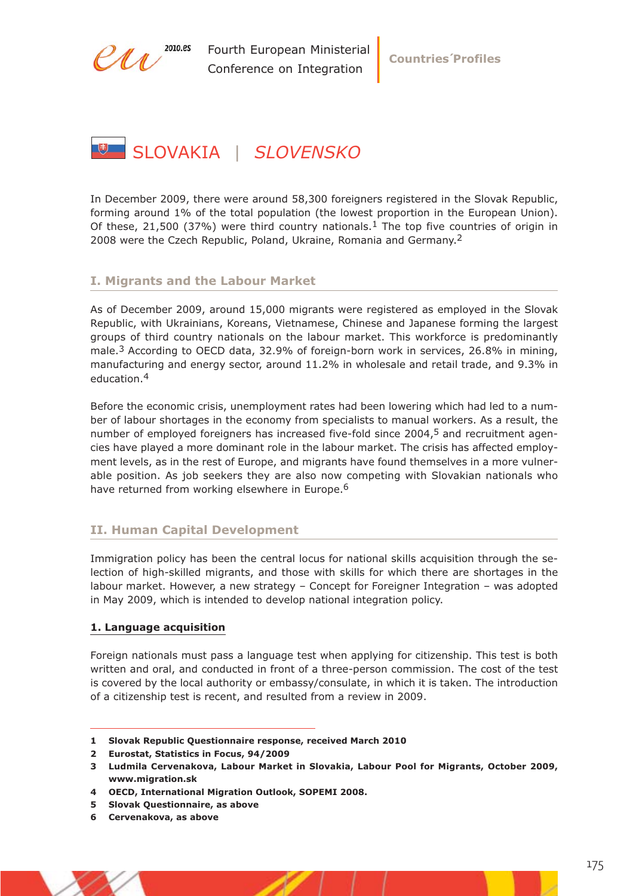# SLOVAKIA | *SLOVENSKO*

In December 2009, there were around 58,300 foreigners registered in the Slovak Republic, forming around 1% of the total population (the lowest proportion in the European Union). Of these, 21,500 (37%) were third country nationals.[1] The top five countries of origin in 2008 were the Czech Republic, Poland, Ukraine, Romania and Germany.[2]

## I. Migrants and the Labour Market

As of December 2009, around 15,000 migrants were registered as employed in the Slovak Republic, with Ukrainians, Koreans, Vietnamese, Chinese and Japanese forming the largest groups of third country nationals on the labour market. This workforce is predominantly male.[3] According to OECD data, 32.9% of foreign-born work in services, 26.8% in mining, manufacturing and energy sector, around 11.2% in wholesale and retail trade, and 9.3% in education.[4]

Before the economic crisis, unemployment rates had been lowering which had led to a number of labour shortages in the economy from specialists to manual workers. As a result, the number of employed foreigners has increased five-fold since 2004,[5] and recruitment agencies have played a more dominant role in the labour market. The crisis has affected employment levels, as in the rest of Europe, and migrants have found themselves in a more vulnerable position. As job seekers they are also now competing with Slovakian nationals who have returned from working elsewhere in Europe.[6]

## II. Human Capital Development

Immigration policy has been the central locus for national skills acquisition through the selection of high-skilled migrants, and those with skills for which there are shortages in the labour market. However, a new strategy – Concept for Foreigner Integration – was adopted in May 2009, which is intended to develop national integration policy.

### 1. Language acquisition

Foreign nationals must pass a language test when applying for citizenship. This test is both written and oral, and conducted in front of a three-person commission. The cost of the test is covered by the local authority or embassy/consulate, in which it is taken. The introduction of a citizenship test is recent, and resulted from a review in 2009.

---

**1 Slovak Republic Questionnaire response, received March 2010**

**2 Eurostat, Statistics in Focus, 94/2009**

**3 Ludmila Cervenakova, Labour Market in Slovakia, Labour Pool for Migrants, October 2009, www.migration.sk**

**4 OECD, International Migration Outlook, SOPEMI 2008.**

**5 Slovak Questionnaire, as above**

**6 Cervenakova, as above**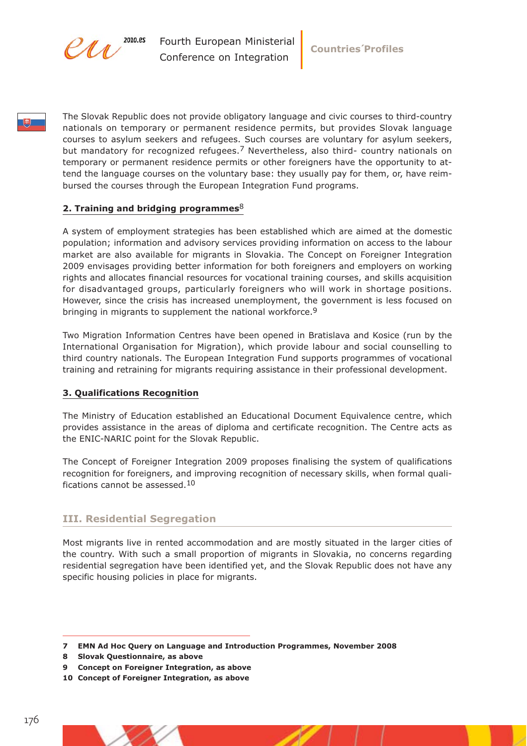The Slovak Republic does not provide obligatory language and civic courses to third-country nationals on temporary or permanent residence permits, but provides Slovak language courses to asylum seekers and refugees. Such courses are voluntary for asylum seekers, but mandatory for recognized refugees.[7] Nevertheless, also third- country nationals on temporary or permanent residence permits or other foreigners have the opportunity to attend the language courses on the voluntary base: they usually pay for them, or, have reimbursed the courses through the European Integration Fund programs.

**2. Training and bridging programmes**[8]

A system of employment strategies has been established which are aimed at the domestic population; information and advisory services providing information on access to the labour market are also available for migrants in Slovakia. The Concept on Foreigner Integration 2009 envisages providing better information for both foreigners and employers on working rights and allocates financial resources for vocational training courses, and skills acquisition for disadvantaged groups, particularly foreigners who will work in shortage positions. However, since the crisis has increased unemployment, the government is less focused on bringing in migrants to supplement the national workforce.[9]

Two Migration Information Centres have been opened in Bratislava and Kosice (run by the International Organisation for Migration), which provide labour and social counselling to third country nationals. The European Integration Fund supports programmes of vocational training and retraining for migrants requiring assistance in their professional development.

**3. Qualifications Recognition**

The Ministry of Education established an Educational Document Equivalence centre, which provides assistance in the areas of diploma and certificate recognition. The Centre acts as the ENIC-NARIC point for the Slovak Republic.

The Concept of Foreigner Integration 2009 proposes finalising the system of qualifications recognition for foreigners, and improving recognition of necessary skills, when formal qualifications cannot be assessed.[10]

## III. Residential Segregation

Most migrants live in rented accommodation and are mostly situated in the larger cities of the country. With such a small proportion of migrants in Slovakia, no concerns regarding residential segregation have been identified yet, and the Slovak Republic does not have any specific housing policies in place for migrants.

**7 EMN Ad Hoc Query on Language and Introduction Programmes, November 2008**

**8 Slovak Questionnaire, as above**

**9 Concept on Foreigner Integration, as above**

**10 Concept of Foreigner Integration, as above**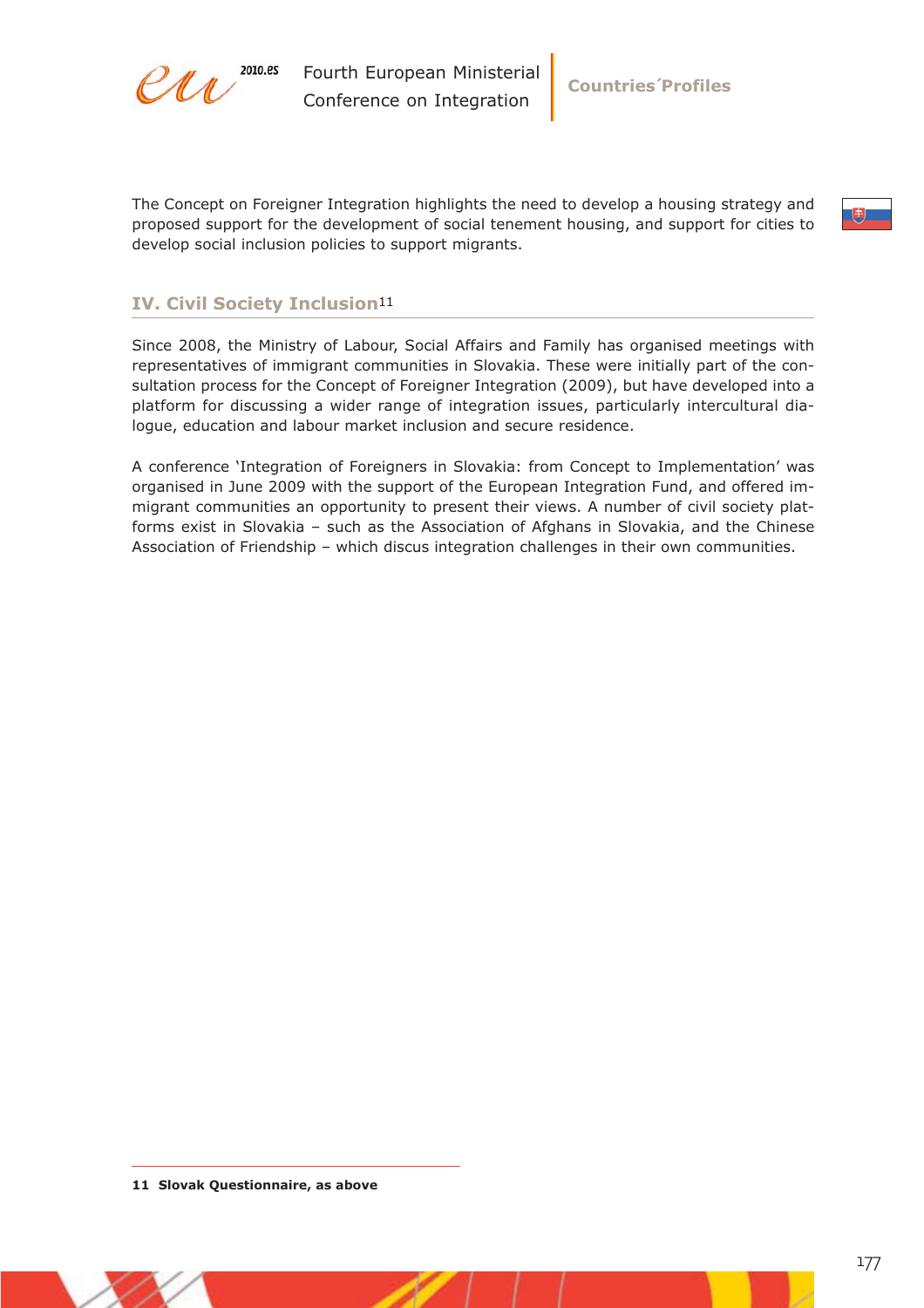The Concept on Foreigner Integration highlights the need to develop a housing strategy and proposed support for the development of social tenement housing, and support for cities to develop social inclusion policies to support migrants.

## IV. Civil Society Inclusion[11]

Since 2008, the Ministry of Labour, Social Affairs and Family has organised meetings with representatives of immigrant communities in Slovakia. These were initially part of the consultation process for the Concept of Foreigner Integration (2009), but have developed into a platform for discussing a wider range of integration issues, particularly intercultural dialogue, education and labour market inclusion and secure residence.

A conference 'Integration of Foreigners in Slovakia: from Concept to Implementation' was organised in June 2009 with the support of the European Integration Fund, and offered immigrant communities an opportunity to present their views. A number of civil society platforms exist in Slovakia – such as the Association of Afghans in Slovakia, and the Chinese Association of Friendship – which discus integration challenges in their own communities.

---

**11 Slovak Questionnaire, as above**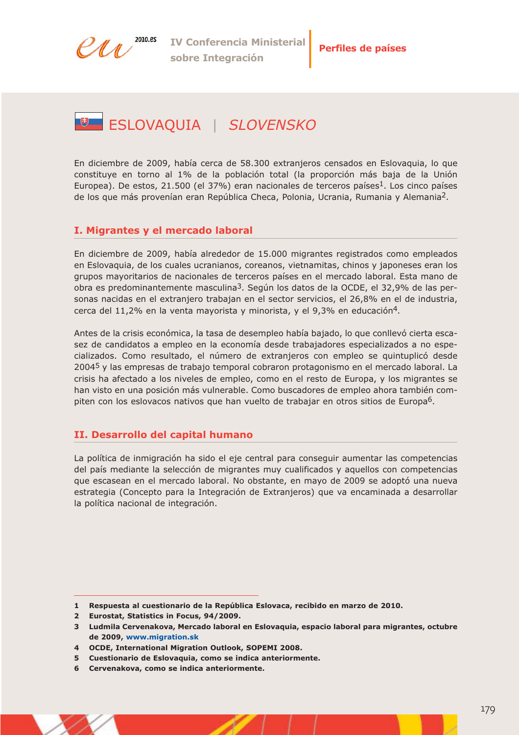# ESLOVAQUIA | *SLOVENSKO*

En diciembre de 2009, había cerca de 58.300 extranjeros censados en Eslovaquia, lo que constituye en torno al 1% de la población total (la proporción más baja de la Unión Europea). De estos, 21.500 (el 37%) eran nacionales de terceros países[1]. Los cinco países de los que más provenían eran República Checa, Polonia, Ucrania, Rumania y Alemania[2].

## I. Migrantes y el mercado laboral

En diciembre de 2009, había alrededor de 15.000 migrantes registrados como empleados en Eslovaquia, de los cuales ucranianos, coreanos, vietnamitas, chinos y japoneses eran los grupos mayoritarios de nacionales de terceros países en el mercado laboral. Esta mano de obra es predominantemente masculina[3]. Según los datos de la OCDE, el 32,9% de las personas nacidas en el extranjero trabajan en el sector servicios, el 26,8% en el de industria, cerca del 11,2% en la venta mayorista y minorista, y el 9,3% en educación[4].

Antes de la crisis económica, la tasa de desempleo había bajado, lo que conllevó cierta escasez de candidatos a empleo en la economía desde trabajadores especializados a no especializados. Como resultado, el número de extranjeros con empleo se quintuplicó desde 2004[5] y las empresas de trabajo temporal cobraron protagonismo en el mercado laboral. La crisis ha afectado a los niveles de empleo, como en el resto de Europa, y los migrantes se han visto en una posición más vulnerable. Como buscadores de empleo ahora también compiten con los eslovacos nativos que han vuelto de trabajar en otros sitios de Europa[6].

## II. Desarrollo del capital humano

La política de inmigración ha sido el eje central para conseguir aumentar las competencias del país mediante la selección de migrantes muy cualificados y aquellos con competencias que escasean en el mercado laboral. No obstante, en mayo de 2009 se adoptó una nueva estrategia (Concepto para la Integración de Extranjeros) que va encaminada a desarrollar la política nacional de integración.

---

1 **Respuesta al cuestionario de la República Eslovaca, recibido en marzo de 2010.**
2 **Eurostat, Statistics in Focus, 94/2009.**
3 **Ludmila Cervenakova, Mercado laboral en Eslovaquia, espacio laboral para migrantes, octubre de 2009, www.migration.sk**
4 **OCDE, International Migration Outlook, SOPEMI 2008.**
5 **Cuestionario de Eslovaquia, como se indica anteriormente.**
6 **Cervenakova, como se indica anteriormente.**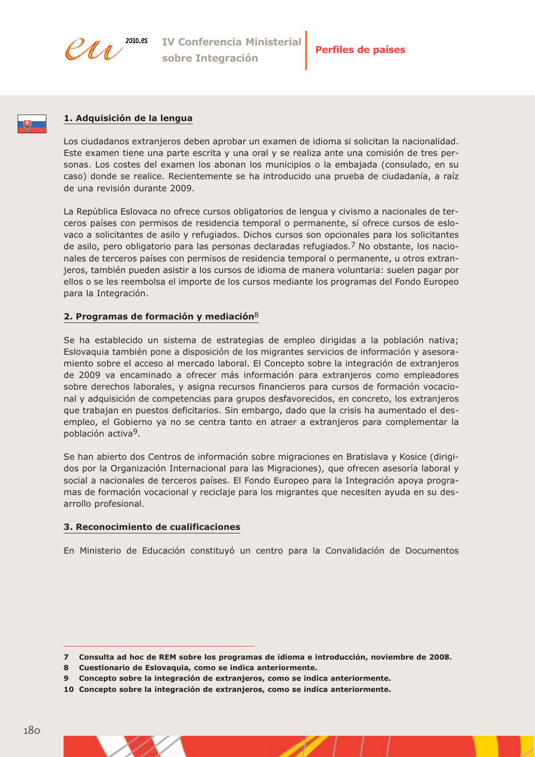## 1. Adquisición de la lengua

Los ciudadanos extranjeros deben aprobar un examen de idioma si solicitan la nacionalidad. Este examen tiene una parte escrita y una oral y se realiza ante una comisión de tres personas. Los costes del examen los abonan los municipios o la embajada (consulado, en su caso) donde se realice. Recientemente se ha introducido una prueba de ciudadanía, a raíz de una revisión durante 2009.

La República Eslovaca no ofrece cursos obligatorios de lengua y civismo a nacionales de terceros países con permisos de residencia temporal o permanente, sí ofrece cursos de eslovaco a solicitantes de asilo y refugiados. Dichos cursos son opcionales para los solicitantes de asilo, pero obligatorio para las personas declaradas refugiados.[7] No obstante, los nacionales de terceros países con permisos de residencia temporal o permanente, u otros extranjeros, también pueden asistir a los cursos de idioma de manera voluntaria: suelen pagar por ellos o se les reembolsa el importe de los cursos mediante los programas del Fondo Europeo para la Integración.

## 2. Programas de formación y mediación[8]

Se ha establecido un sistema de estrategias de empleo dirigidas a la población nativa; Eslovaquia también pone a disposición de los migrantes servicios de información y asesoramiento sobre el acceso al mercado laboral. El Concepto sobre la integración de extranjeros de 2009 va encaminado a ofrecer más información para extranjeros como empleadores sobre derechos laborales, y asigna recursos financieros para cursos de formación vocacional y adquisición de competencias para grupos desfavorecidos, en concreto, los extranjeros que trabajan en puestos deficitarios. Sin embargo, dado que la crisis ha aumentado el desempleo, el Gobierno ya no se centra tanto en atraer a extranjeros para complementar la población activa[9].

Se han abierto dos Centros de información sobre migraciones en Bratislava y Kosice (dirigidos por la Organización Internacional para las Migraciones), que ofrecen asesoría laboral y social a nacionales de terceros países. El Fondo Europeo para la Integración apoya programas de formación vocacional y reciclaje para los migrantes que necesiten ayuda en su desarrollo profesional.

## 3. Reconocimiento de cualificaciones

En Ministerio de Educación constituyó un centro para la Convalidación de Documentos

---

**7** Consulta ad hoc de REM sobre los programas de idioma e introducción, noviembre de 2008.

**8** Cuestionario de Eslovaquia, como se indica anteriormente.

**9** Concepto sobre la integración de extranjeros, como se indica anteriormente.

**10** Concepto sobre la integración de extranjeros, como se indica anteriormente.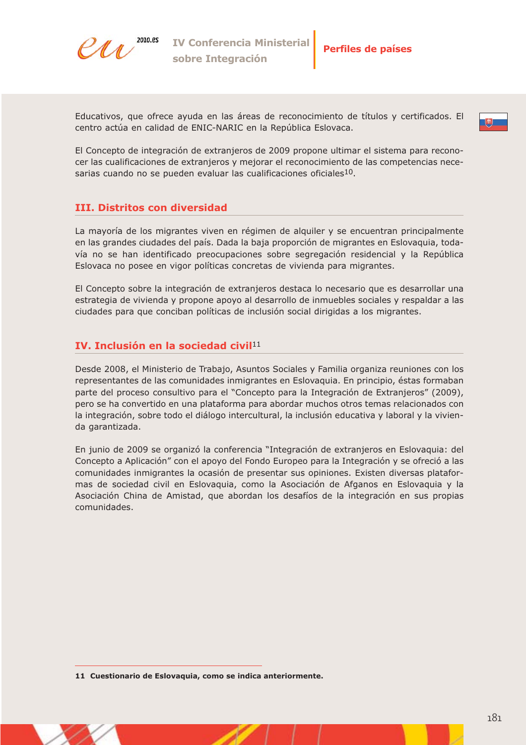Educativos, que ofrece ayuda en las áreas de reconocimiento de títulos y certificados. El centro actúa en calidad de ENIC-NARIC en la República Eslovaca.

El Concepto de integración de extranjeros de 2009 propone ultimar el sistema para reconocer las cualificaciones de extranjeros y mejorar el reconocimiento de las competencias necesarias cuando no se pueden evaluar las cualificaciones oficiales[10].

## III. Distritos con diversidad

La mayoría de los migrantes viven en régimen de alquiler y se encuentran principalmente en las grandes ciudades del país. Dada la baja proporción de migrantes en Eslovaquia, todavía no se han identificado preocupaciones sobre segregación residencial y la República Eslovaca no posee en vigor políticas concretas de vivienda para migrantes.

El Concepto sobre la integración de extranjeros destaca lo necesario que es desarrollar una estrategia de vivienda y propone apoyo al desarrollo de inmuebles sociales y respaldar a las ciudades para que conciban políticas de inclusión social dirigidas a los migrantes.

## IV. Inclusión en la sociedad civil[11]

Desde 2008, el Ministerio de Trabajo, Asuntos Sociales y Familia organiza reuniones con los representantes de las comunidades inmigrantes en Eslovaquia. En principio, éstas formaban parte del proceso consultivo para el "Concepto para la Integración de Extranjeros" (2009), pero se ha convertido en una plataforma para abordar muchos otros temas relacionados con la integración, sobre todo el diálogo intercultural, la inclusión educativa y laboral y la vivienda garantizada.

En junio de 2009 se organizó la conferencia "Integración de extranjeros en Eslovaquia: del Concepto a Aplicación" con el apoyo del Fondo Europeo para la Integración y se ofreció a las comunidades inmigrantes la ocasión de presentar sus opiniones. Existen diversas plataformas de sociedad civil en Eslovaquia, como la Asociación de Afganos en Eslovaquia y la Asociación China de Amistad, que abordan los desafíos de la integración en sus propias comunidades.

---

**11 Cuestionario de Eslovaquia, como se indica anteriormente.**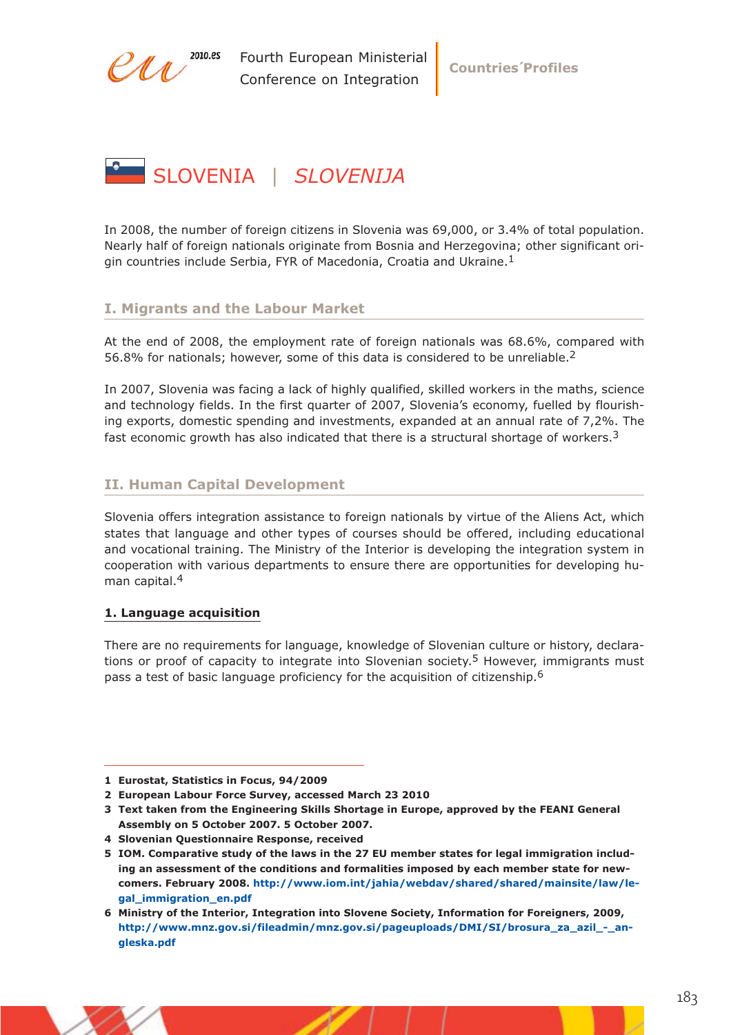# SLOVENIA | *SLOVENIJA*

In 2008, the number of foreign citizens in Slovenia was 69,000, or 3.4% of total population. Nearly half of foreign nationals originate from Bosnia and Herzegovina; other significant origin countries include Serbia, FYR of Macedonia, Croatia and Ukraine.[1]

## I. Migrants and the Labour Market

At the end of 2008, the employment rate of foreign nationals was 68.6%, compared with 56.8% for nationals; however, some of this data is considered to be unreliable.[2]

In 2007, Slovenia was facing a lack of highly qualified, skilled workers in the maths, science and technology fields. In the first quarter of 2007, Slovenia's economy, fuelled by flourishing exports, domestic spending and investments, expanded at an annual rate of 7,2%. The fast economic growth has also indicated that there is a structural shortage of workers.[3]

## II. Human Capital Development

Slovenia offers integration assistance to foreign nationals by virtue of the Aliens Act, which states that language and other types of courses should be offered, including educational and vocational training. The Ministry of the Interior is developing the integration system in cooperation with various departments to ensure there are opportunities for developing human capital.[4]

### 1. Language acquisition

There are no requirements for language, knowledge of Slovenian culture or history, declarations or proof of capacity to integrate into Slovenian society.[5] However, immigrants must pass a test of basic language proficiency for the acquisition of citizenship.[6]

---

**1** **Eurostat, Statistics in Focus, 94/2009**

**2** **European Labour Force Survey, accessed March 23 2010**

**3** **Text taken from the Engineering Skills Shortage in Europe, approved by the FEANI General Assembly on 5 October 2007. 5 October 2007.**

**4** **Slovenian Questionnaire Response, received**

**5** **IOM. Comparative study of the laws in the 27 EU member states for legal immigration including an assessment of the conditions and formalities imposed by each member state for newcomers. February 2008. http://www.iom.int/jahia/webdav/shared/shared/mainsite/law/legal_immigration_en.pdf**

**6** **Ministry of the Interior, Integration into Slovene Society, Information for Foreigners, 2009, http://www.mnz.gov.si/fileadmin/mnz.gov.si/pageuploads/DMI/SI/brosura_za_azil_-_angleska.pdf**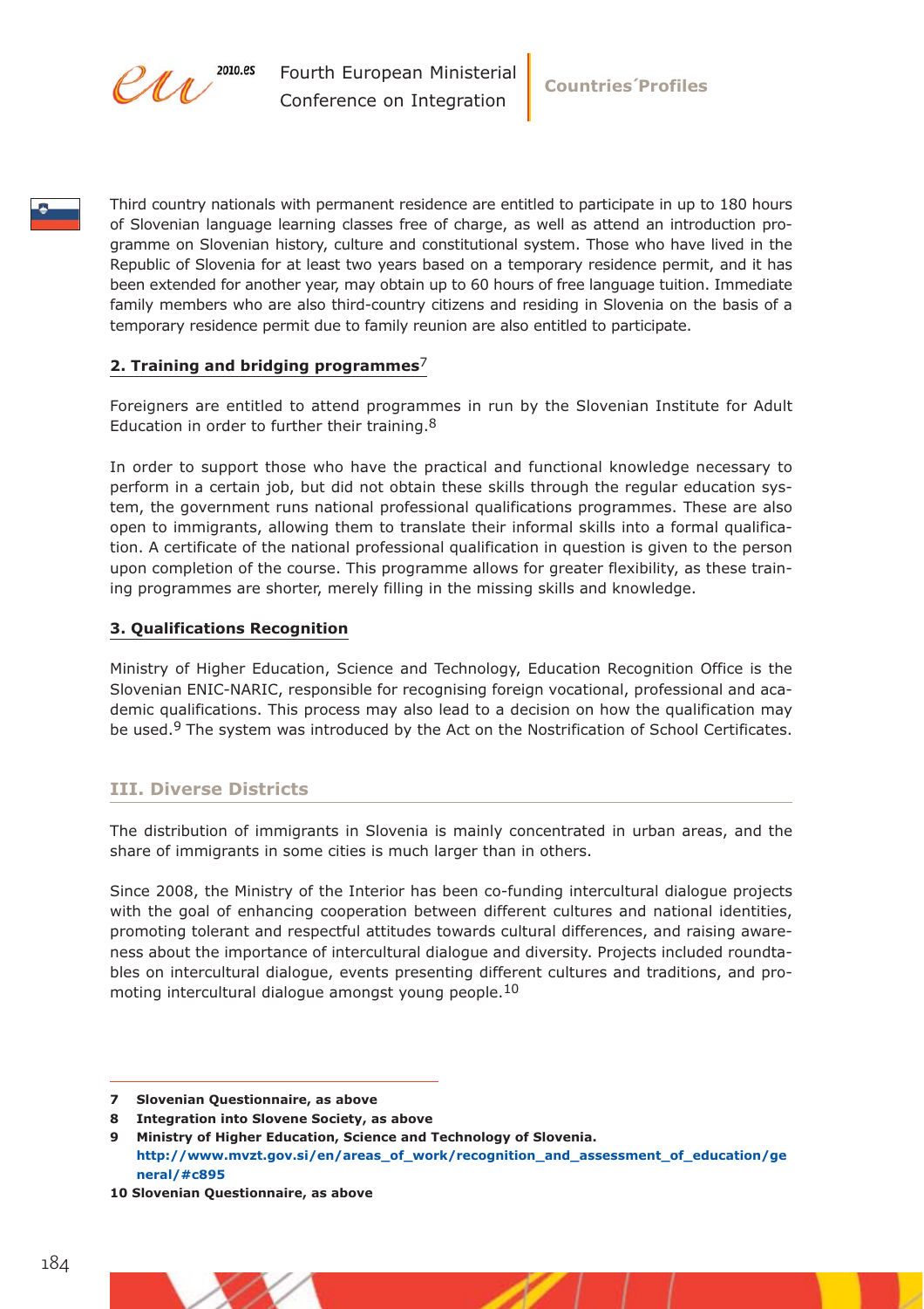Third country nationals with permanent residence are entitled to participate in up to 180 hours of Slovenian language learning classes free of charge, as well as attend an introduction programme on Slovenian history, culture and constitutional system. Those who have lived in the Republic of Slovenia for at least two years based on a temporary residence permit, and it has been extended for another year, may obtain up to 60 hours of free language tuition. Immediate family members who are also third-country citizens and residing in Slovenia on the basis of a temporary residence permit due to family reunion are also entitled to participate.

### 2. Training and bridging programmes[7]

Foreigners are entitled to attend programmes in run by the Slovenian Institute for Adult Education in order to further their training.[8]

In order to support those who have the practical and functional knowledge necessary to perform in a certain job, but did not obtain these skills through the regular education system, the government runs national professional qualifications programmes. These are also open to immigrants, allowing them to translate their informal skills into a formal qualification. A certificate of the national professional qualification in question is given to the person upon completion of the course. This programme allows for greater flexibility, as these training programmes are shorter, merely filling in the missing skills and knowledge.

### 3. Qualifications Recognition

Ministry of Higher Education, Science and Technology, Education Recognition Office is the Slovenian ENIC-NARIC, responsible for recognising foreign vocational, professional and academic qualifications. This process may also lead to a decision on how the qualification may be used.[9] The system was introduced by the Act on the Nostrification of School Certificates.

## III. Diverse Districts

The distribution of immigrants in Slovenia is mainly concentrated in urban areas, and the share of immigrants in some cities is much larger than in others.

Since 2008, the Ministry of the Interior has been co-funding intercultural dialogue projects with the goal of enhancing cooperation between different cultures and national identities, promoting tolerant and respectful attitudes towards cultural differences, and raising awareness about the importance of intercultural dialogue and diversity. Projects included roundtables on intercultural dialogue, events presenting different cultures and traditions, and promoting intercultural dialogue amongst young people.[10]

---

**7 Slovenian Questionnaire, as above**

**8 Integration into Slovene Society, as above**

**9 Ministry of Higher Education, Science and Technology of Slovenia. http://www.mvzt.gov.si/en/areas_of_work/recognition_and_assessment_of_education/general/#c895**

**10 Slovenian Questionnaire, as above**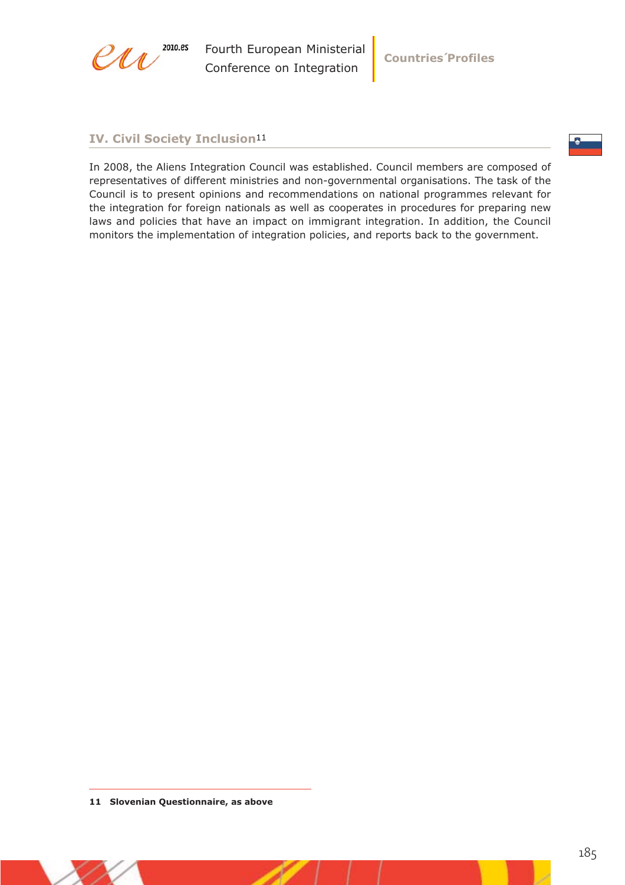## IV. Civil Society Inclusion[11]

In 2008, the Aliens Integration Council was established. Council members are composed of representatives of different ministries and non-governmental organisations. The task of the Council is to present opinions and recommendations on national programmes relevant for the integration for foreign nationals as well as cooperates in procedures for preparing new laws and policies that have an impact on immigrant integration. In addition, the Council monitors the implementation of integration policies, and reports back to the government.

---

**11 Slovenian Questionnaire, as above**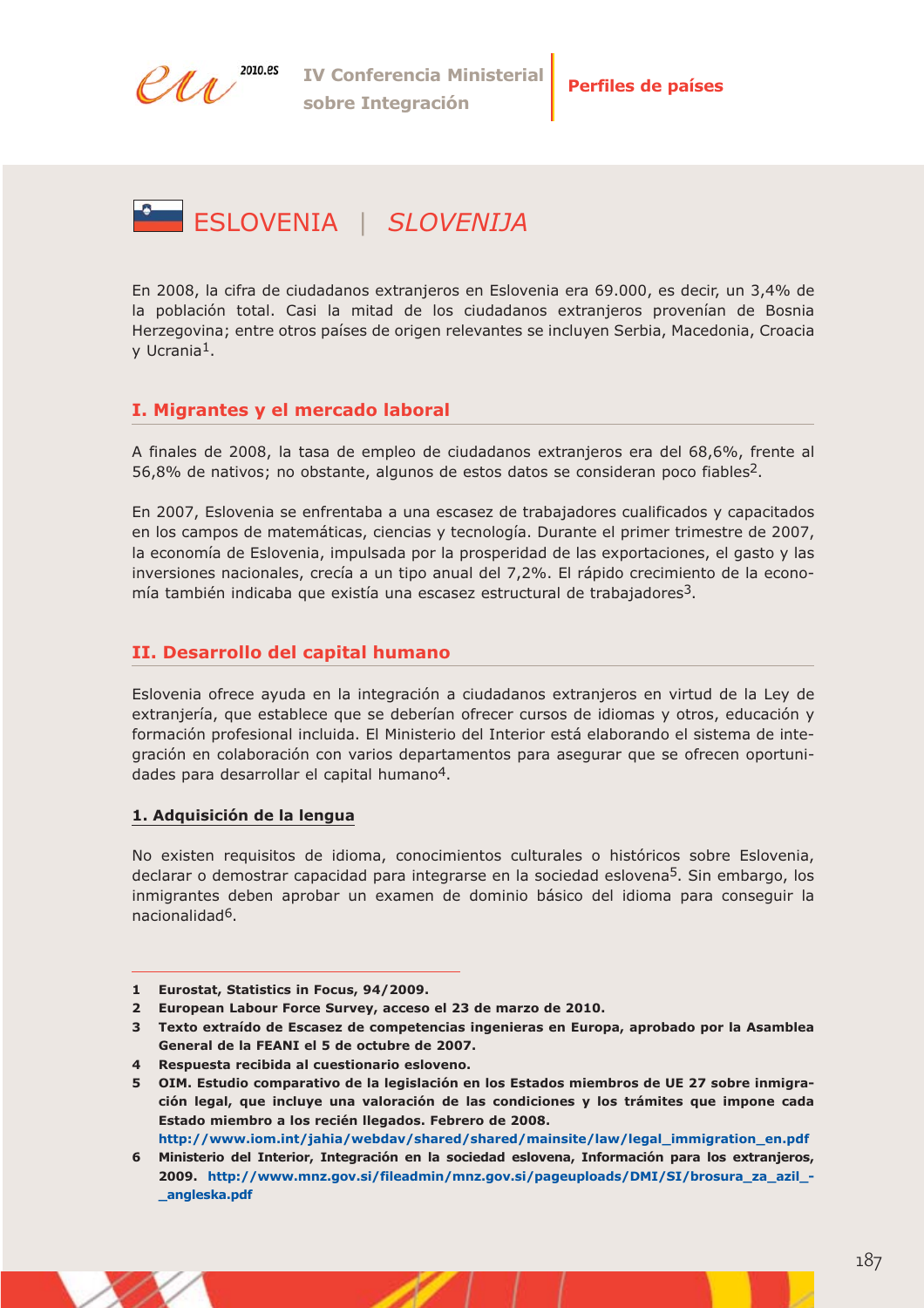# ESLOVENIA | *SLOVENIJA*

En 2008, la cifra de ciudadanos extranjeros en Eslovenia era 69.000, es decir, un 3,4% de la población total. Casi la mitad de los ciudadanos extranjeros provenían de Bosnia Herzegovina; entre otros países de origen relevantes se incluyen Serbia, Macedonia, Croacia y Ucrania[1].

## I. Migrantes y el mercado laboral

A finales de 2008, la tasa de empleo de ciudadanos extranjeros era del 68,6%, frente al 56,8% de nativos; no obstante, algunos de estos datos se consideran poco fiables[2].

En 2007, Eslovenia se enfrentaba a una escasez de trabajadores cualificados y capacitados en los campos de matemáticas, ciencias y tecnología. Durante el primer trimestre de 2007, la economía de Eslovenia, impulsada por la prosperidad de las exportaciones, el gasto y las inversiones nacionales, crecía a un tipo anual del 7,2%. El rápido crecimiento de la economía también indicaba que existía una escasez estructural de trabajadores[3].

## II. Desarrollo del capital humano

Eslovenia ofrece ayuda en la integración a ciudadanos extranjeros en virtud de la Ley de extranjería, que establece que se deberían ofrecer cursos de idiomas y otros, educación y formación profesional incluida. El Ministerio del Interior está elaborando el sistema de integración en colaboración con varios departamentos para asegurar que se ofrecen oportunidades para desarrollar el capital humano[4].

### 1. Adquisición de la lengua

No existen requisitos de idioma, conocimientos culturales o históricos sobre Eslovenia, declarar o demostrar capacidad para integrarse en la sociedad eslovena[5]. Sin embargo, los inmigrantes deben aprobar un examen de dominio básico del idioma para conseguir la nacionalidad[6].

---

1 Eurostat, Statistics in Focus, 94/2009.

2 European Labour Force Survey, acceso el 23 de marzo de 2010.

3 Texto extraído de Escasez de competencias ingenieras en Europa, aprobado por la Asamblea General de la FEANI el 5 de octubre de 2007.

4 Respuesta recibida al cuestionario esloveno.

5 OIM. Estudio comparativo de la legislación en los Estados miembros de UE 27 sobre inmigración legal, que incluye una valoración de las condiciones y los trámites que impone cada Estado miembro a los recién llegados. Febrero de 2008. http://www.iom.int/jahia/webdav/shared/shared/mainsite/law/legal_immigration_en.pdf

6 Ministerio del Interior, Integración en la sociedad eslovena, Información para los extranjeros, 2009. http://www.mnz.gov.si/fileadmin/mnz.gov.si/pageuploads/DMI/SI/brosura_za_azil_-_angleska.pdf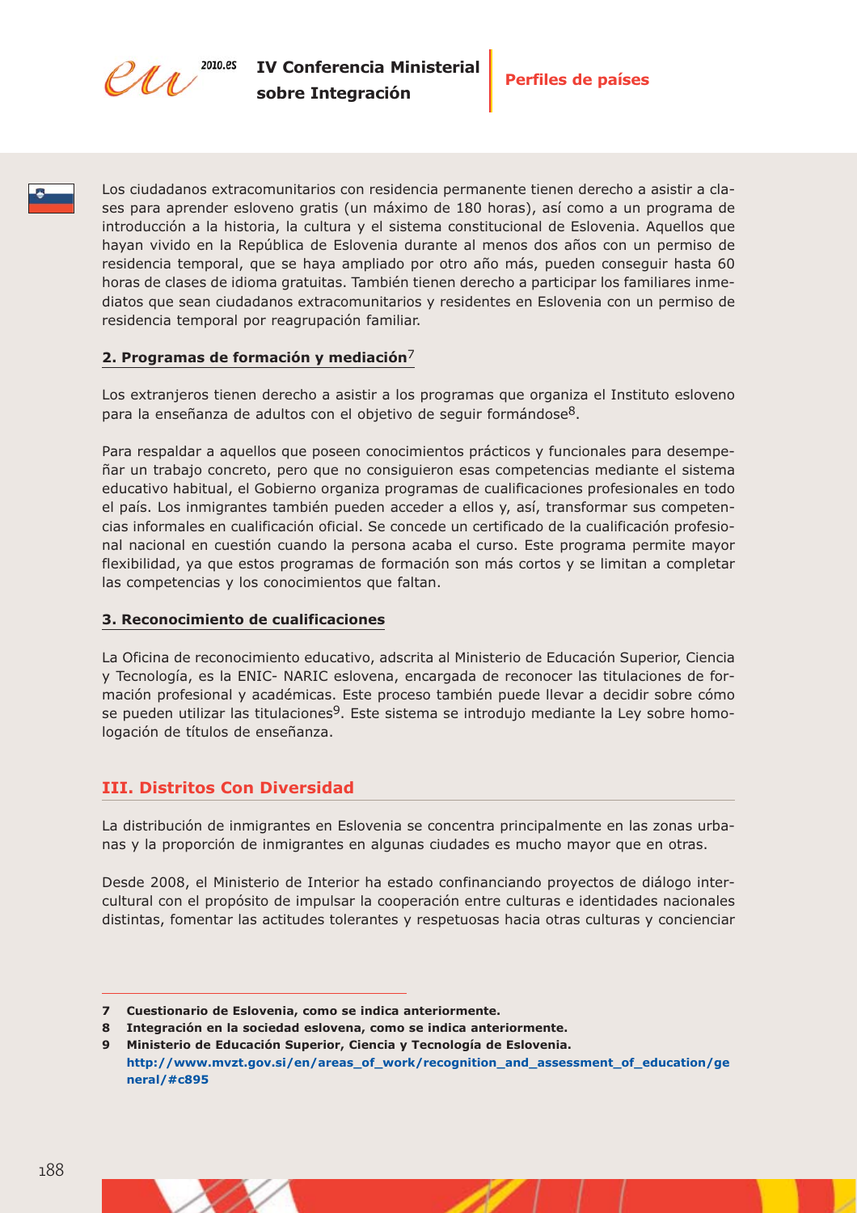Los ciudadanos extracomunitarios con residencia permanente tienen derecho a asistir a clases para aprender esloveno gratis (un máximo de 180 horas), así como a un programa de introducción a la historia, la cultura y el sistema constitucional de Eslovenia. Aquellos que hayan vivido en la República de Eslovenia durante al menos dos años con un permiso de residencia temporal, que se haya ampliado por otro año más, pueden conseguir hasta 60 horas de clases de idioma gratuitas. También tienen derecho a participar los familiares inmediatos que sean ciudadanos extracomunitarios y residentes en Eslovenia con un permiso de residencia temporal por reagrupación familiar.

### 2. Programas de formación y mediación[7]

Los extranjeros tienen derecho a asistir a los programas que organiza el Instituto esloveno para la enseñanza de adultos con el objetivo de seguir formándose[8].

Para respaldar a aquellos que poseen conocimientos prácticos y funcionales para desempeñar un trabajo concreto, pero que no consiguieron esas competencias mediante el sistema educativo habitual, el Gobierno organiza programas de cualificaciones profesionales en todo el país. Los inmigrantes también pueden acceder a ellos y, así, transformar sus competencias informales en cualificación oficial. Se concede un certificado de la cualificación profesional nacional en cuestión cuando la persona acaba el curso. Este programa permite mayor flexibilidad, ya que estos programas de formación son más cortos y se limitan a completar las competencias y los conocimientos que faltan.

### 3. Reconocimiento de cualificaciones

La Oficina de reconocimiento educativo, adscrita al Ministerio de Educación Superior, Ciencia y Tecnología, es la ENIC- NARIC eslovena, encargada de reconocer las titulaciones de formación profesional y académicas. Este proceso también puede llevar a decidir sobre cómo se pueden utilizar las titulaciones[9]. Este sistema se introdujo mediante la Ley sobre homologación de títulos de enseñanza.

## III. Distritos Con Diversidad

La distribución de inmigrantes en Eslovenia se concentra principalmente en las zonas urbanas y la proporción de inmigrantes en algunas ciudades es mucho mayor que en otras.

Desde 2008, el Ministerio de Interior ha estado confinanciando proyectos de diálogo intercultural con el propósito de impulsar la cooperación entre culturas e identidades nacionales distintas, fomentar las actitudes tolerantes y respetuosas hacia otras culturas y concienciar

---

**7** **Cuestionario de Eslovenia, como se indica anteriormente.**

**8** **Integración en la sociedad eslovena, como se indica anteriormente.**

**9** **Ministerio de Educación Superior, Ciencia y Tecnología de Eslovenia.** **http://www.mvzt.gov.si/en/areas_of_work/recognition_and_assessment_of_education/general/#c895**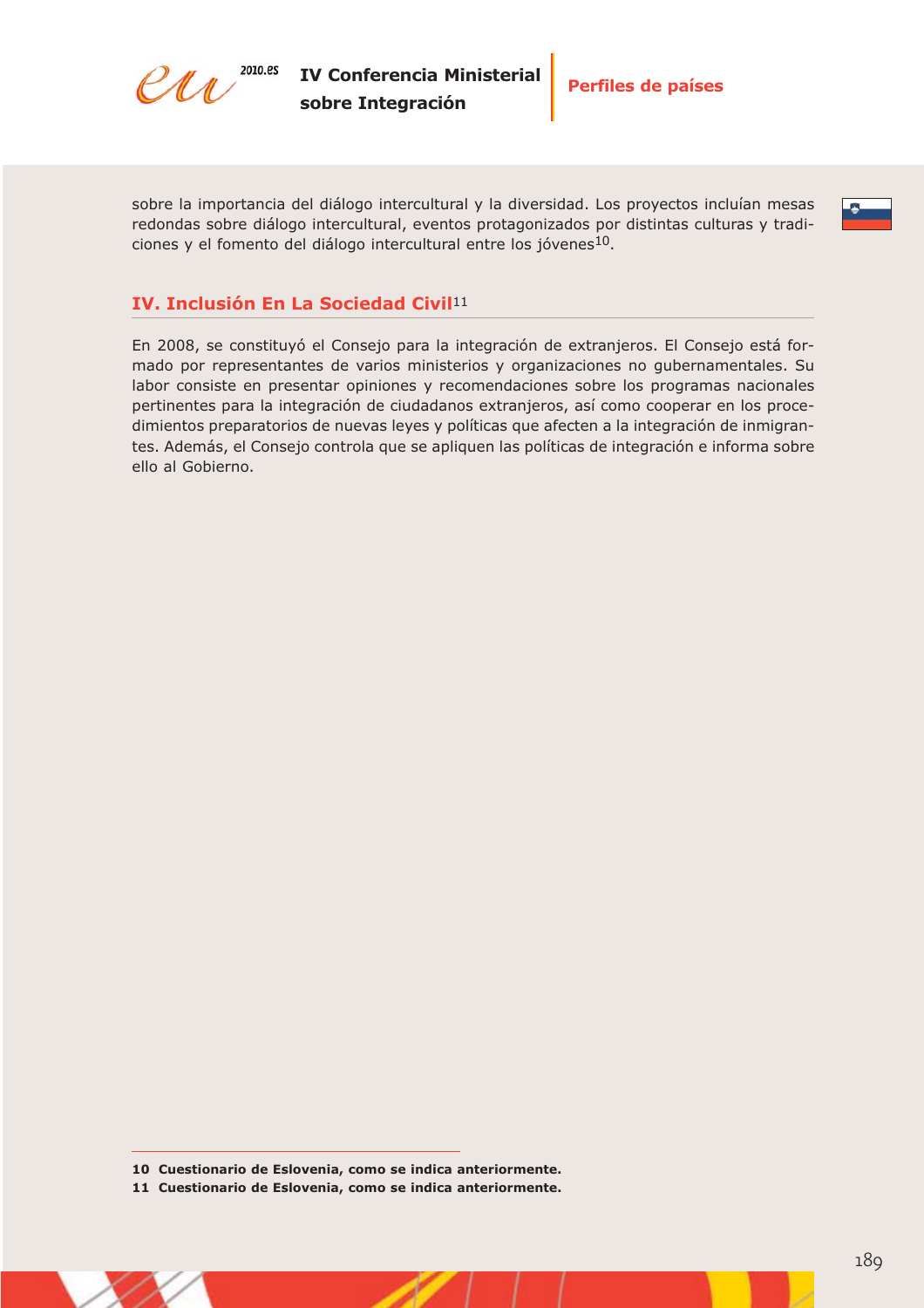sobre la importancia del diálogo intercultural y la diversidad. Los proyectos incluían mesas redondas sobre diálogo intercultural, eventos protagonizados por distintas culturas y tradiciones y el fomento del diálogo intercultural entre los jóvenes[10].

## IV. Inclusión En La Sociedad Civil[11]

En 2008, se constituyó el Consejo para la integración de extranjeros. El Consejo está formado por representantes de varios ministerios y organizaciones no gubernamentales. Su labor consiste en presentar opiniones y recomendaciones sobre los programas nacionales pertinentes para la integración de ciudadanos extranjeros, así como cooperar en los procedimientos preparatorios de nuevas leyes y políticas que afecten a la integración de inmigrantes. Además, el Consejo controla que se apliquen las políticas de integración e informa sobre ello al Gobierno.

---

**10 Cuestionario de Eslovenia, como se indica anteriormente.**

**11 Cuestionario de Eslovenia, como se indica anteriormente.**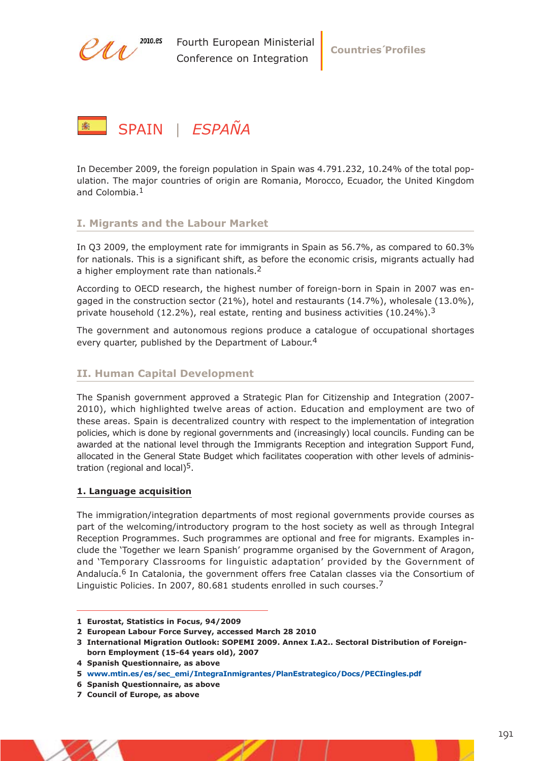# SPAIN | *ESPAÑA*

In December 2009, the foreign population in Spain was 4.791.232, 10.24% of the total population. The major countries of origin are Romania, Morocco, Ecuador, the United Kingdom and Colombia.[1]

## I. Migrants and the Labour Market

In Q3 2009, the employment rate for immigrants in Spain as 56.7%, as compared to 60.3% for nationals. This is a significant shift, as before the economic crisis, migrants actually had a higher employment rate than nationals.[2]

According to OECD research, the highest number of foreign-born in Spain in 2007 was engaged in the construction sector (21%), hotel and restaurants (14.7%), wholesale (13.0%), private household (12.2%), real estate, renting and business activities (10.24%).[3]

The government and autonomous regions produce a catalogue of occupational shortages every quarter, published by the Department of Labour.[4]

## II. Human Capital Development

The Spanish government approved a Strategic Plan for Citizenship and Integration (2007-2010), which highlighted twelve areas of action. Education and employment are two of these areas. Spain is decentralized country with respect to the implementation of integration policies, which is done by regional governments and (increasingly) local councils. Funding can be awarded at the national level through the Immigrants Reception and integration Support Fund, allocated in the General State Budget which facilitates cooperation with other levels of administration (regional and local)[5].

### 1. Language acquisition

The immigration/integration departments of most regional governments provide courses as part of the welcoming/introductory program to the host society as well as through Integral Reception Programmes. Such programmes are optional and free for migrants. Examples include the 'Together we learn Spanish' programme organised by the Government of Aragon, and 'Temporary Classrooms for linguistic adaptation' provided by the Government of Andalucía.[6] In Catalonia, the government offers free Catalan classes via the Consortium of Linguistic Policies. In 2007, 80.681 students enrolled in such courses.[7]

---

**1 Eurostat, Statistics in Focus, 94/2009**

**2 European Labour Force Survey, accessed March 28 2010**

**3 International Migration Outlook: SOPEMI 2009. Annex I.A2.. Sectoral Distribution of Foreign-born Employment (15-64 years old), 2007**

**4 Spanish Questionnaire, as above**

**5 www.mtin.es/es/sec_emi/IntegraInmigrantes/PlanEstrategico/Docs/PECIingles.pdf**

**6 Spanish Questionnaire, as above**

**7 Council of Europe, as above**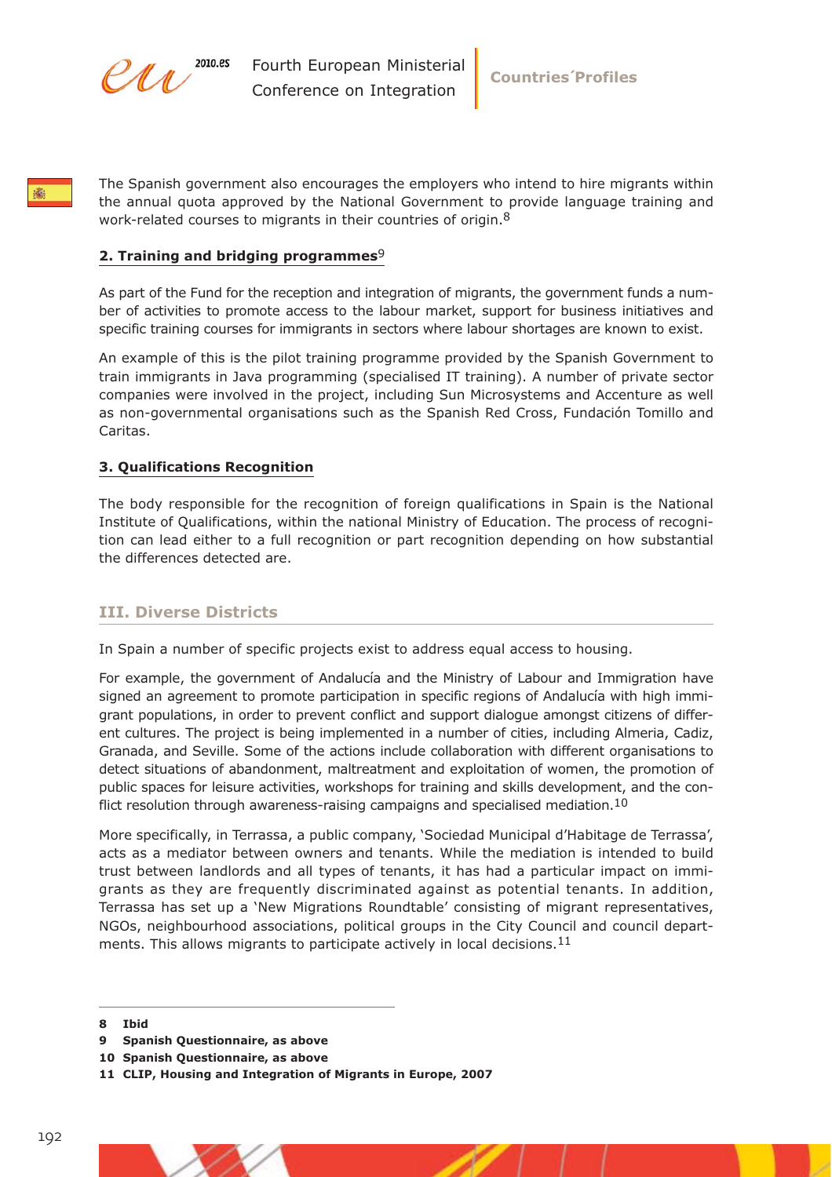The Spanish government also encourages the employers who intend to hire migrants within the annual quota approved by the National Government to provide language training and work-related courses to migrants in their countries of origin.[8]

**2. Training and bridging programmes**[9]

As part of the Fund for the reception and integration of migrants, the government funds a number of activities to promote access to the labour market, support for business initiatives and specific training courses for immigrants in sectors where labour shortages are known to exist.

An example of this is the pilot training programme provided by the Spanish Government to train immigrants in Java programming (specialised IT training). A number of private sector companies were involved in the project, including Sun Microsystems and Accenture as well as non-governmental organisations such as the Spanish Red Cross, Fundación Tomillo and Caritas.

**3. Qualifications Recognition**

The body responsible for the recognition of foreign qualifications in Spain is the National Institute of Qualifications, within the national Ministry of Education. The process of recognition can lead either to a full recognition or part recognition depending on how substantial the differences detected are.

## III. Diverse Districts

In Spain a number of specific projects exist to address equal access to housing.

For example, the government of Andalucía and the Ministry of Labour and Immigration have signed an agreement to promote participation in specific regions of Andalucía with high immigrant populations, in order to prevent conflict and support dialogue amongst citizens of different cultures. The project is being implemented in a number of cities, including Almeria, Cadiz, Granada, and Seville. Some of the actions include collaboration with different organisations to detect situations of abandonment, maltreatment and exploitation of women, the promotion of public spaces for leisure activities, workshops for training and skills development, and the conflict resolution through awareness-raising campaigns and specialised mediation.[10]

More specifically, in Terrassa, a public company, 'Sociedad Municipal d'Habitage de Terrassa', acts as a mediator between owners and tenants. While the mediation is intended to build trust between landlords and all types of tenants, it has had a particular impact on immigrants as they are frequently discriminated against as potential tenants. In addition, Terrassa has set up a 'New Migrations Roundtable' consisting of migrant representatives, NGOs, neighbourhood associations, political groups in the City Council and council departments. This allows migrants to participate actively in local decisions.[11]

---

**8 Ibid**

**9 Spanish Questionnaire, as above**

**10 Spanish Questionnaire, as above**

**11 CLIP, Housing and Integration of Migrants in Europe, 2007**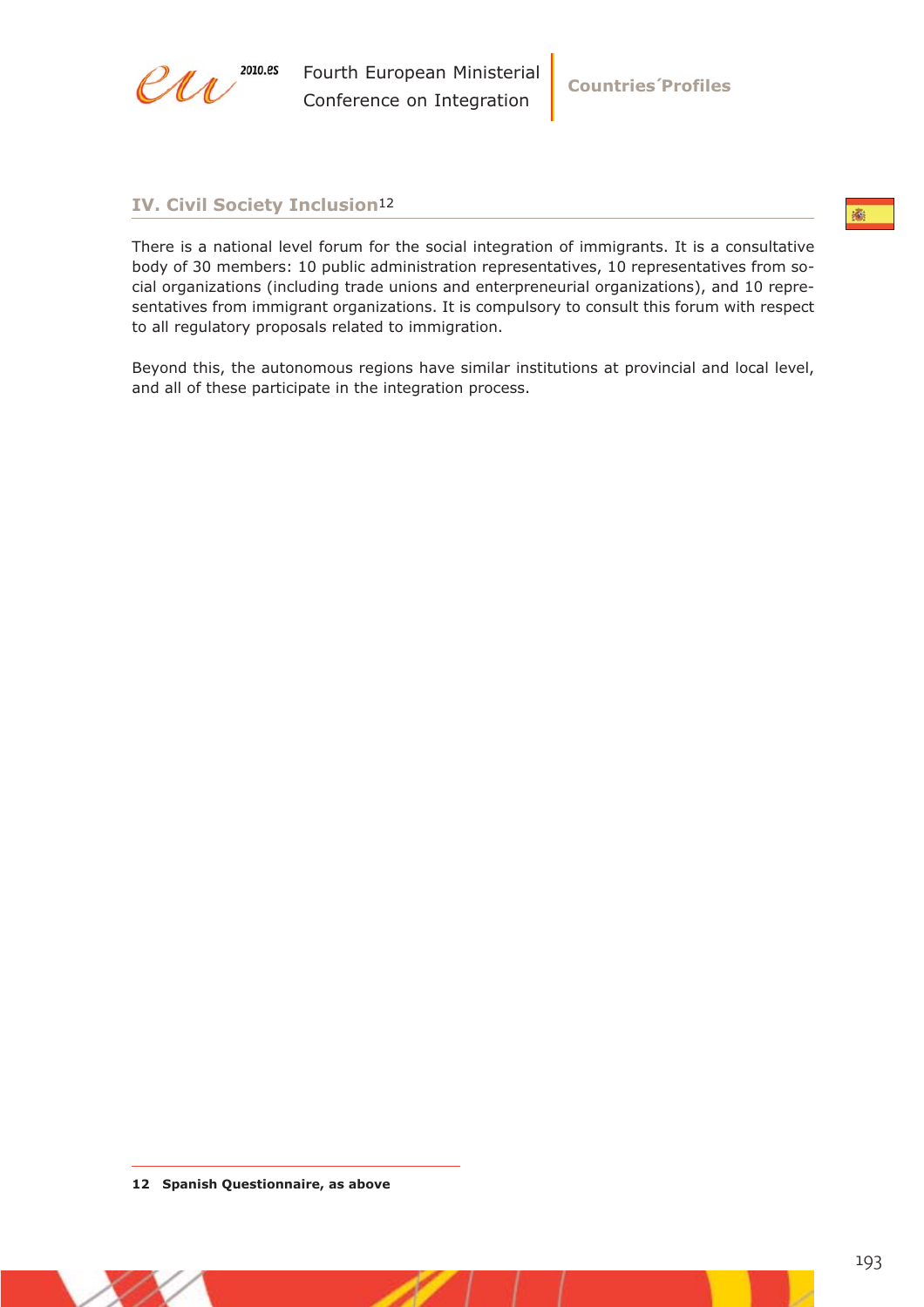## IV. Civil Society Inclusion[12]

There is a national level forum for the social integration of immigrants. It is a consultative body of 30 members: 10 public administration representatives, 10 representatives from social organizations (including trade unions and enterpreneurial organizations), and 10 representatives from immigrant organizations. It is compulsory to consult this forum with respect to all regulatory proposals related to immigration.

Beyond this, the autonomous regions have similar institutions at provincial and local level, and all of these participate in the integration process.

---

**12 Spanish Questionnaire, as above**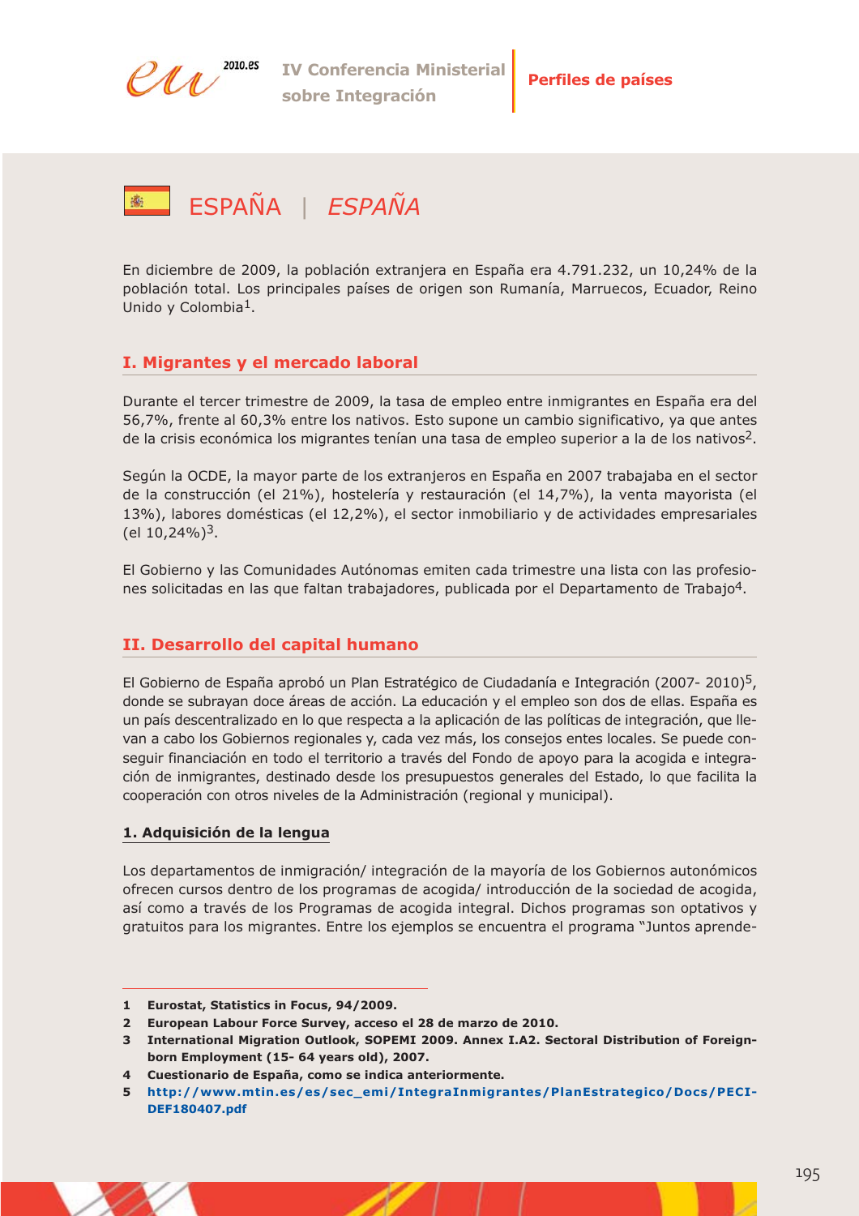# ESPAÑA | *ESPAÑA*

En diciembre de 2009, la población extranjera en España era 4.791.232, un 10,24% de la población total. Los principales países de origen son Rumanía, Marruecos, Ecuador, Reino Unido y Colombia[1].

## I. Migrantes y el mercado laboral

Durante el tercer trimestre de 2009, la tasa de empleo entre inmigrantes en España era del 56,7%, frente al 60,3% entre los nativos. Esto supone un cambio significativo, ya que antes de la crisis económica los migrantes tenían una tasa de empleo superior a la de los nativos[2].

Según la OCDE, la mayor parte de los extranjeros en España en 2007 trabajaba en el sector de la construcción (el 21%), hostelería y restauración (el 14,7%), la venta mayorista (el 13%), labores domésticas (el 12,2%), el sector inmobiliario y de actividades empresariales (el 10,24%)[3].

El Gobierno y las Comunidades Autónomas emiten cada trimestre una lista con las profesiones solicitadas en las que faltan trabajadores, publicada por el Departamento de Trabajo[4].

## II. Desarrollo del capital humano

El Gobierno de España aprobó un Plan Estratégico de Ciudadanía e Integración (2007- 2010)[5], donde se subrayan doce áreas de acción. La educación y el empleo son dos de ellas. España es un país descentralizado en lo que respecta a la aplicación de las políticas de integración, que llevan a cabo los Gobiernos regionales y, cada vez más, los consejos entes locales. Se puede conseguir financiación en todo el territorio a través del Fondo de apoyo para la acogida e integración de inmigrantes, destinado desde los presupuestos generales del Estado, lo que facilita la cooperación con otros niveles de la Administración (regional y municipal).

### 1. Adquisición de la lengua

Los departamentos de inmigración/ integración de la mayoría de los Gobiernos autonómicos ofrecen cursos dentro de los programas de acogida/ introducción de la sociedad de acogida, así como a través de los Programas de acogida integral. Dichos programas son optativos y gratuitos para los migrantes. Entre los ejemplos se encuentra el programa "Juntos aprende-

---

1 **Eurostat, Statistics in Focus, 94/2009.**

2 **European Labour Force Survey, acceso el 28 de marzo de 2010.**

3 **International Migration Outlook, SOPEMI 2009. Annex I.A2. Sectoral Distribution of Foreign-born Employment (15- 64 years old), 2007.**

4 **Cuestionario de España, como se indica anteriormente.**

5 **http://www.mtin.es/es/sec_emi/IntegraInmigrantes/PlanEstrategico/Docs/PECI-DEF180407.pdf**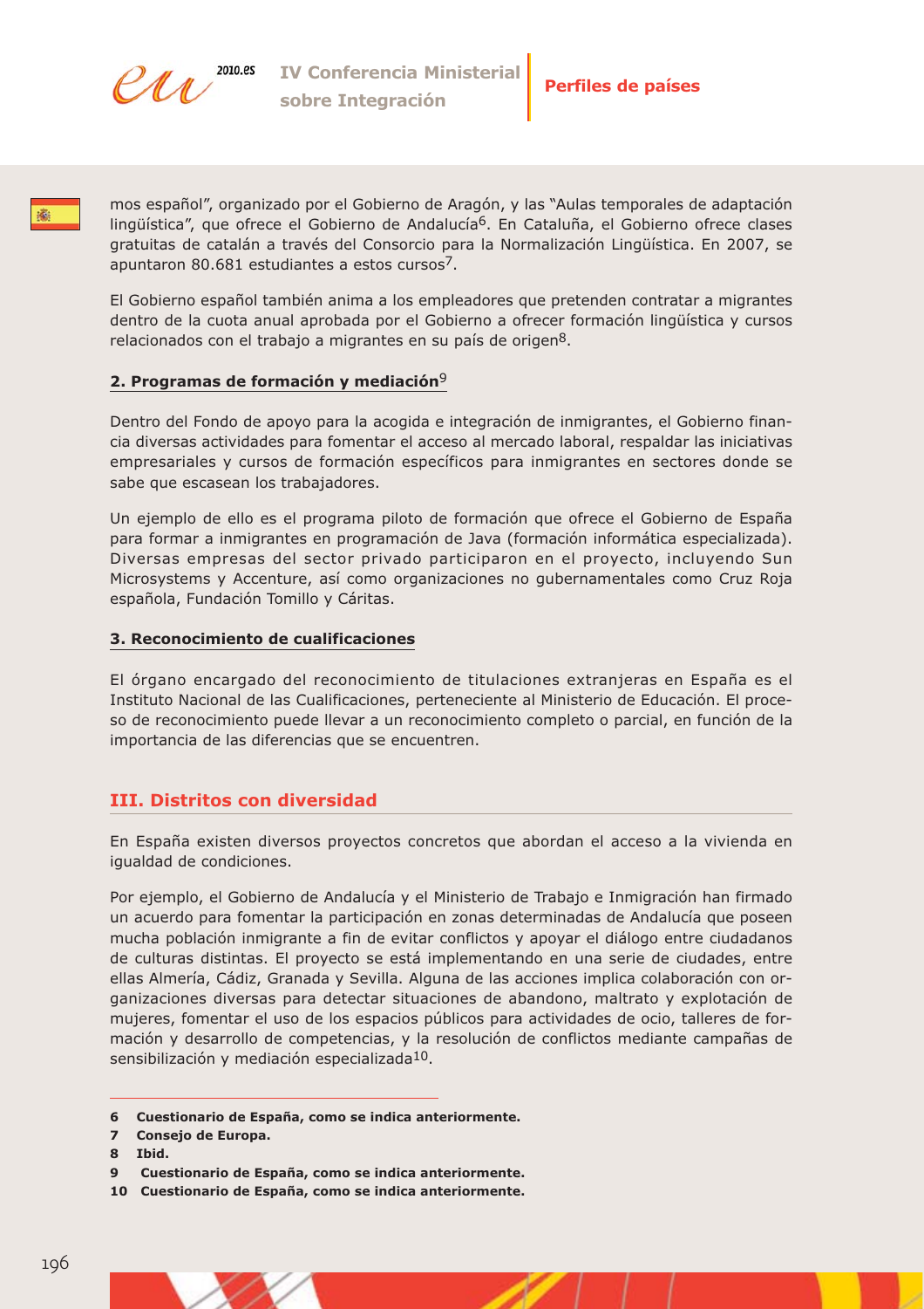mos español", organizado por el Gobierno de Aragón, y las "Aulas temporales de adaptación lingüística", que ofrece el Gobierno de Andalucía[6]. En Cataluña, el Gobierno ofrece clases gratuitas de catalán a través del Consorcio para la Normalización Lingüística. En 2007, se apuntaron 80.681 estudiantes a estos cursos[7].

El Gobierno español también anima a los empleadores que pretenden contratar a migrantes dentro de la cuota anual aprobada por el Gobierno a ofrecer formación lingüística y cursos relacionados con el trabajo a migrantes en su país de origen[8].

**2. Programas de formación y mediación**[9]

Dentro del Fondo de apoyo para la acogida e integración de inmigrantes, el Gobierno financia diversas actividades para fomentar el acceso al mercado laboral, respaldar las iniciativas empresariales y cursos de formación específicos para inmigrantes en sectores donde se sabe que escasean los trabajadores.

Un ejemplo de ello es el programa piloto de formación que ofrece el Gobierno de España para formar a inmigrantes en programación de Java (formación informática especializada). Diversas empresas del sector privado participaron en el proyecto, incluyendo Sun Microsystems y Accenture, así como organizaciones no gubernamentales como Cruz Roja española, Fundación Tomillo y Cáritas.

**3. Reconocimiento de cualificaciones**

El órgano encargado del reconocimiento de titulaciones extranjeras en España es el Instituto Nacional de las Cualificaciones, perteneciente al Ministerio de Educación. El proceso de reconocimiento puede llevar a un reconocimiento completo o parcial, en función de la importancia de las diferencias que se encuentren.

## III. Distritos con diversidad

En España existen diversos proyectos concretos que abordan el acceso a la vivienda en igualdad de condiciones.

Por ejemplo, el Gobierno de Andalucía y el Ministerio de Trabajo e Inmigración han firmado un acuerdo para fomentar la participación en zonas determinadas de Andalucía que poseen mucha población inmigrante a fin de evitar conflictos y apoyar el diálogo entre ciudadanos de culturas distintas. El proyecto se está implementando en una serie de ciudades, entre ellas Almería, Cádiz, Granada y Sevilla. Alguna de las acciones implica colaboración con organizaciones diversas para detectar situaciones de abandono, maltrato y explotación de mujeres, fomentar el uso de los espacios públicos para actividades de ocio, talleres de formación y desarrollo de competencias, y la resolución de conflictos mediante campañas de sensibilización y mediación especializada[10].

---

**6 Cuestionario de España, como se indica anteriormente.**

**7 Consejo de Europa.**

**8 Ibid.**

**9 Cuestionario de España, como se indica anteriormente.**

**10 Cuestionario de España, como se indica anteriormente.**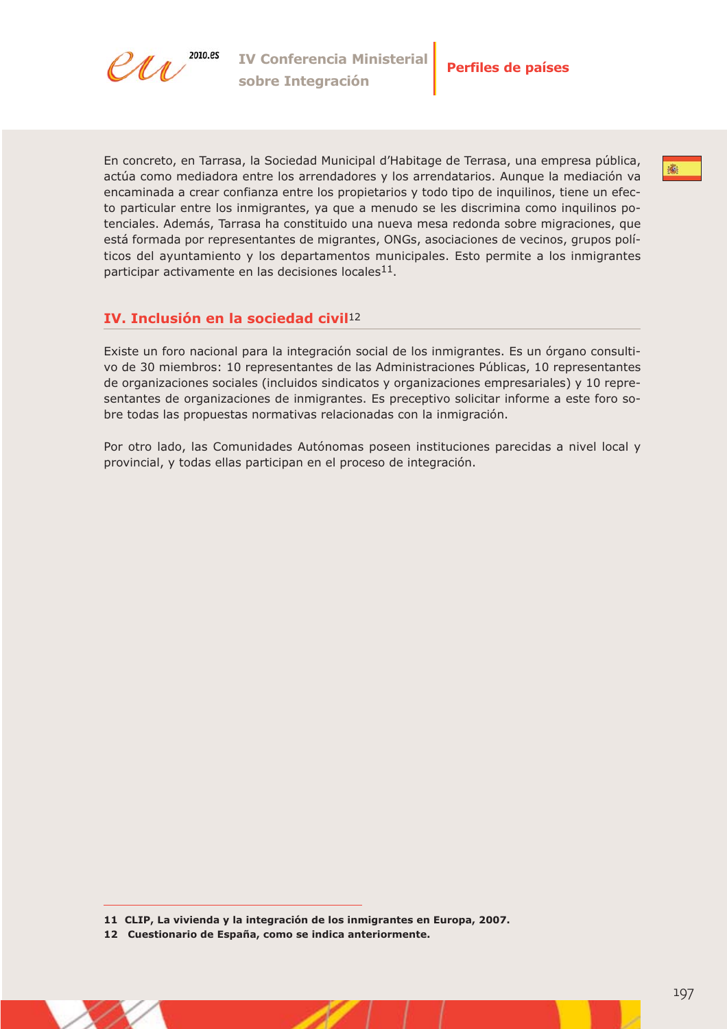En concreto, en Tarrasa, la Sociedad Municipal d'Habitage de Terrasa, una empresa pública, actúa como mediadora entre los arrendadores y los arrendatarios. Aunque la mediación va encaminada a crear confianza entre los propietarios y todo tipo de inquilinos, tiene un efecto particular entre los inmigrantes, ya que a menudo se les discrimina como inquilinos potenciales. Además, Tarrasa ha constituido una nueva mesa redonda sobre migraciones, que está formada por representantes de migrantes, ONGs, asociaciones de vecinos, grupos políticos del ayuntamiento y los departamentos municipales. Esto permite a los inmigrantes participar activamente en las decisiones locales[11].

## IV. Inclusión en la sociedad civil[12]

Existe un foro nacional para la integración social de los inmigrantes. Es un órgano consultivo de 30 miembros: 10 representantes de las Administraciones Públicas, 10 representantes de organizaciones sociales (incluidos sindicatos y organizaciones empresariales) y 10 representantes de organizaciones de inmigrantes. Es preceptivo solicitar informe a este foro sobre todas las propuestas normativas relacionadas con la inmigración.

Por otro lado, las Comunidades Autónomas poseen instituciones parecidas a nivel local y provincial, y todas ellas participan en el proceso de integración.

---

**11** **CLIP, La vivienda y la integración de los inmigrantes en Europa, 2007.**

**12** **Cuestionario de España, como se indica anteriormente.**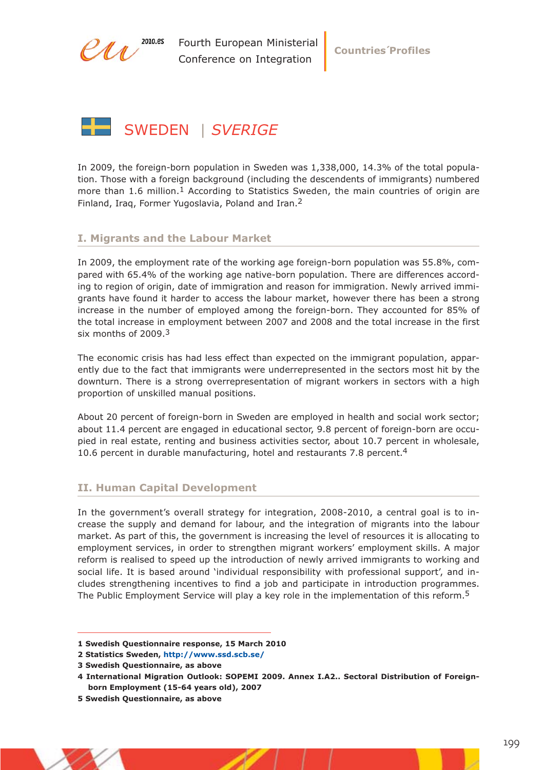# SWEDEN | *SVERIGE*

In 2009, the foreign-born population in Sweden was 1,338,000, 14.3% of the total population. Those with a foreign background (including the descendents of immigrants) numbered more than 1.6 million.[1] According to Statistics Sweden, the main countries of origin are Finland, Iraq, Former Yugoslavia, Poland and Iran.[2]

## I. Migrants and the Labour Market

In 2009, the employment rate of the working age foreign-born population was 55.8%, compared with 65.4% of the working age native-born population. There are differences according to region of origin, date of immigration and reason for immigration. Newly arrived immigrants have found it harder to access the labour market, however there has been a strong increase in the number of employed among the foreign-born. They accounted for 85% of the total increase in employment between 2007 and 2008 and the total increase in the first six months of 2009.[3]

The economic crisis has had less effect than expected on the immigrant population, apparently due to the fact that immigrants were underrepresented in the sectors most hit by the downturn. There is a strong overrepresentation of migrant workers in sectors with a high proportion of unskilled manual positions.

About 20 percent of foreign-born in Sweden are employed in health and social work sector; about 11.4 percent are engaged in educational sector, 9.8 percent of foreign-born are occupied in real estate, renting and business activities sector, about 10.7 percent in wholesale, 10.6 percent in durable manufacturing, hotel and restaurants 7.8 percent.[4]

## II. Human Capital Development

In the government's overall strategy for integration, 2008-2010, a central goal is to increase the supply and demand for labour, and the integration of migrants into the labour market. As part of this, the government is increasing the level of resources it is allocating to employment services, in order to strengthen migrant workers' employment skills. A major reform is realised to speed up the introduction of newly arrived immigrants to working and social life. It is based around 'individual responsibility with professional support', and includes strengthening incentives to find a job and participate in introduction programmes. The Public Employment Service will play a key role in the implementation of this reform.[5]

---

**1 Swedish Questionnaire response, 15 March 2010**

**2 Statistics Sweden, http://www.ssd.scb.se/**

**3 Swedish Questionnaire, as above**

**4 International Migration Outlook: SOPEMI 2009. Annex I.A2.. Sectoral Distribution of Foreign-born Employment (15-64 years old), 2007**

**5 Swedish Questionnaire, as above**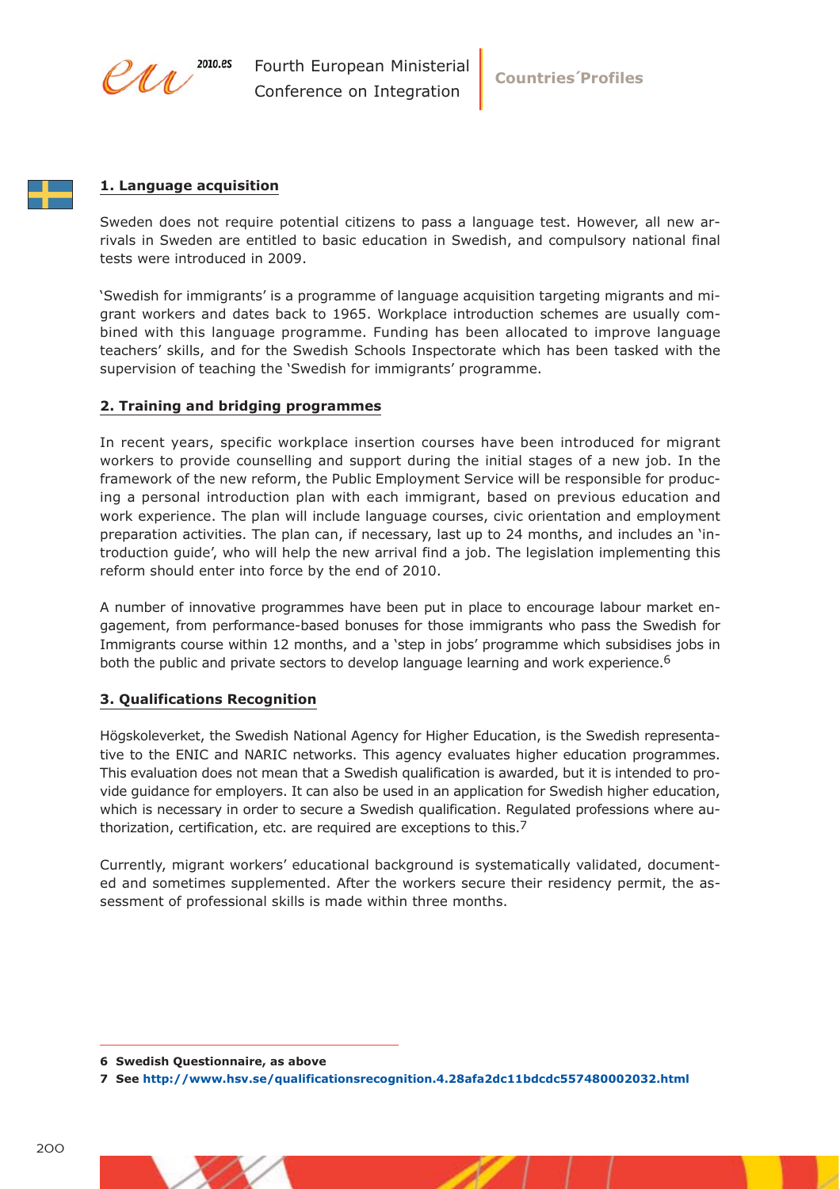## 1. Language acquisition

Sweden does not require potential citizens to pass a language test. However, all new arrivals in Sweden are entitled to basic education in Swedish, and compulsory national final tests were introduced in 2009.

'Swedish for immigrants' is a programme of language acquisition targeting migrants and migrant workers and dates back to 1965. Workplace introduction schemes are usually combined with this language programme. Funding has been allocated to improve language teachers' skills, and for the Swedish Schools Inspectorate which has been tasked with the supervision of teaching the 'Swedish for immigrants' programme.

## 2. Training and bridging programmes

In recent years, specific workplace insertion courses have been introduced for migrant workers to provide counselling and support during the initial stages of a new job. In the framework of the new reform, the Public Employment Service will be responsible for producing a personal introduction plan with each immigrant, based on previous education and work experience. The plan will include language courses, civic orientation and employment preparation activities. The plan can, if necessary, last up to 24 months, and includes an 'introduction guide', who will help the new arrival find a job. The legislation implementing this reform should enter into force by the end of 2010.

A number of innovative programmes have been put in place to encourage labour market engagement, from performance-based bonuses for those immigrants who pass the Swedish for Immigrants course within 12 months, and a 'step in jobs' programme which subsidises jobs in both the public and private sectors to develop language learning and work experience.[6]

## 3. Qualifications Recognition

Högskoleverket, the Swedish National Agency for Higher Education, is the Swedish representative to the ENIC and NARIC networks. This agency evaluates higher education programmes. This evaluation does not mean that a Swedish qualification is awarded, but it is intended to provide guidance for employers. It can also be used in an application for Swedish higher education, which is necessary in order to secure a Swedish qualification. Regulated professions where authorization, certification, etc. are required are exceptions to this.[7]

Currently, migrant workers' educational background is systematically validated, documented and sometimes supplemented. After the workers secure their residency permit, the assessment of professional skills is made within three months.

---

**6 Swedish Questionnaire, as above**

**7 See http://www.hsv.se/qualificationsrecognition.4.28afa2dc11bdcdc557480002032.html**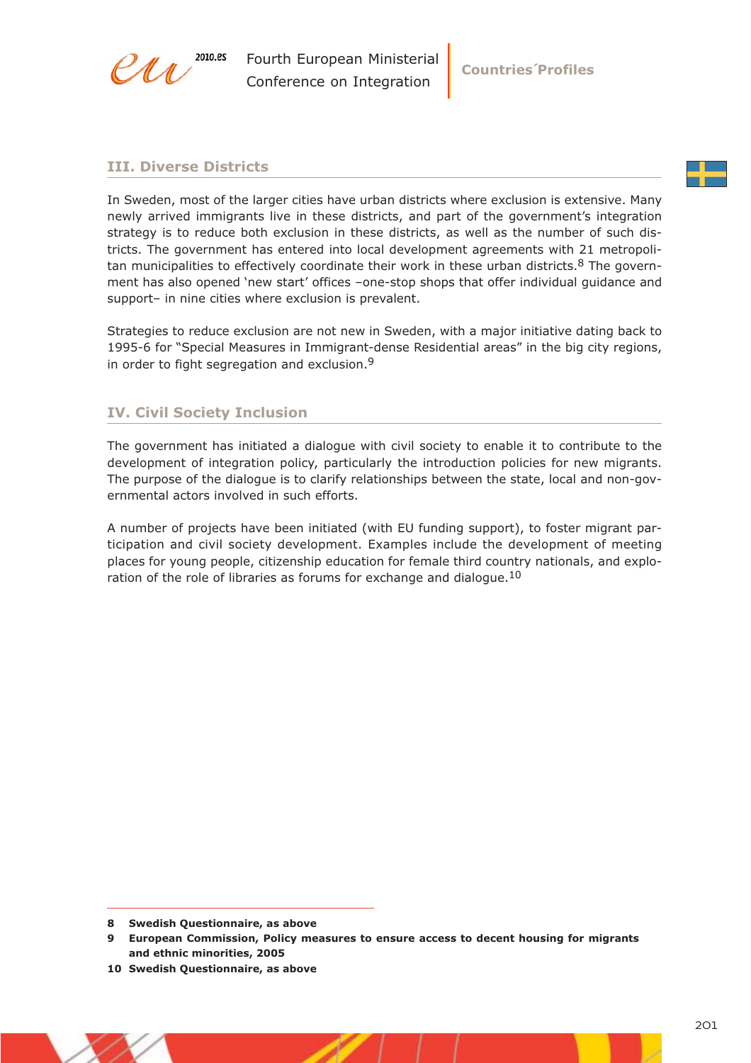## III. Diverse Districts

In Sweden, most of the larger cities have urban districts where exclusion is extensive. Many newly arrived immigrants live in these districts, and part of the government's integration strategy is to reduce both exclusion in these districts, as well as the number of such districts. The government has entered into local development agreements with 21 metropolitan municipalities to effectively coordinate their work in these urban districts.[8] The government has also opened 'new start' offices –one-stop shops that offer individual guidance and support– in nine cities where exclusion is prevalent.

Strategies to reduce exclusion are not new in Sweden, with a major initiative dating back to 1995-6 for "Special Measures in Immigrant-dense Residential areas" in the big city regions, in order to fight segregation and exclusion.[9]

## IV. Civil Society Inclusion

The government has initiated a dialogue with civil society to enable it to contribute to the development of integration policy, particularly the introduction policies for new migrants. The purpose of the dialogue is to clarify relationships between the state, local and non-governmental actors involved in such efforts.

A number of projects have been initiated (with EU funding support), to foster migrant participation and civil society development. Examples include the development of meeting places for young people, citizenship education for female third country nationals, and exploration of the role of libraries as forums for exchange and dialogue.[10]

---

**8 Swedish Questionnaire, as above**

**9 European Commission, Policy measures to ensure access to decent housing for migrants and ethnic minorities, 2005**

**10 Swedish Questionnaire, as above**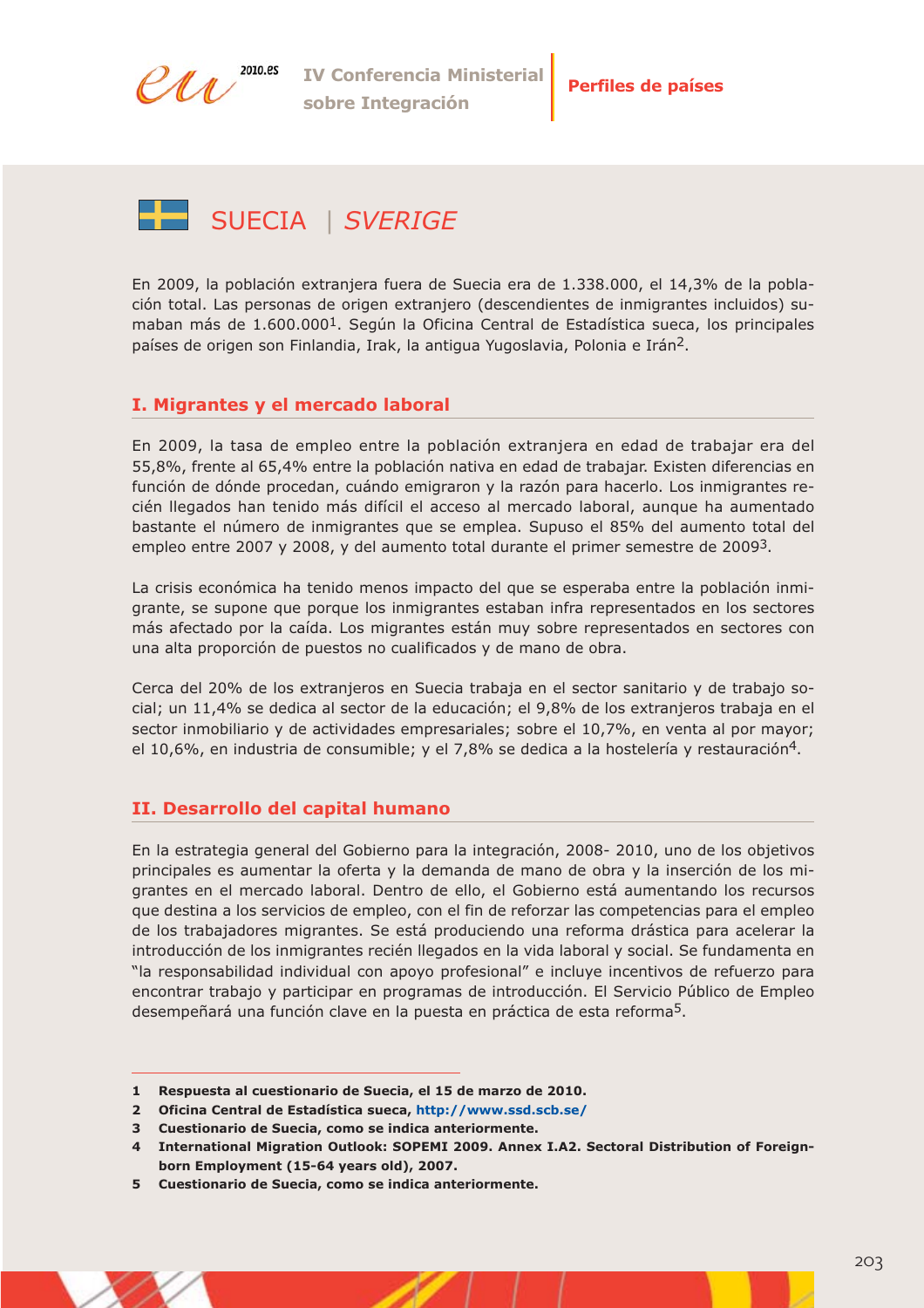# SUECIA | *SVERIGE*

En 2009, la población extranjera fuera de Suecia era de 1.338.000, el 14,3% de la población total. Las personas de origen extranjero (descendientes de inmigrantes incluidos) sumaban más de 1.600.000[1]. Según la Oficina Central de Estadística sueca, los principales países de origen son Finlandia, Irak, la antigua Yugoslavia, Polonia e Irán[2].

## I. Migrantes y el mercado laboral

En 2009, la tasa de empleo entre la población extranjera en edad de trabajar era del 55,8%, frente al 65,4% entre la población nativa en edad de trabajar. Existen diferencias en función de dónde procedan, cuándo emigraron y la razón para hacerlo. Los inmigrantes recién llegados han tenido más difícil el acceso al mercado laboral, aunque ha aumentado bastante el número de inmigrantes que se emplea. Supuso el 85% del aumento total del empleo entre 2007 y 2008, y del aumento total durante el primer semestre de 2009[3].

La crisis económica ha tenido menos impacto del que se esperaba entre la población inmigrante, se supone que porque los inmigrantes estaban infra representados en los sectores más afectado por la caída. Los migrantes están muy sobre representados en sectores con una alta proporción de puestos no cualificados y de mano de obra.

Cerca del 20% de los extranjeros en Suecia trabaja en el sector sanitario y de trabajo social; un 11,4% se dedica al sector de la educación; el 9,8% de los extranjeros trabaja en el sector inmobiliario y de actividades empresariales; sobre el 10,7%, en venta al por mayor; el 10,6%, en industria de consumible; y el 7,8% se dedica a la hostelería y restauración[4].

## II. Desarrollo del capital humano

En la estrategia general del Gobierno para la integración, 2008- 2010, uno de los objetivos principales es aumentar la oferta y la demanda de mano de obra y la inserción de los migrantes en el mercado laboral. Dentro de ello, el Gobierno está aumentando los recursos que destina a los servicios de empleo, con el fin de reforzar las competencias para el empleo de los trabajadores migrantes. Se está produciendo una reforma drástica para acelerar la introducción de los inmigrantes recién llegados en la vida laboral y social. Se fundamenta en "la responsabilidad individual con apoyo profesional" e incluye incentivos de refuerzo para encontrar trabajo y participar en programas de introducción. El Servicio Público de Empleo desempeñará una función clave en la puesta en práctica de esta reforma[5].

---

**1 Respuesta al cuestionario de Suecia, el 15 de marzo de 2010.**

**2 Oficina Central de Estadística sueca, http://www.ssd.scb.se/**

**3 Cuestionario de Suecia, como se indica anteriormente.**

**4 International Migration Outlook: SOPEMI 2009. Annex I.A2. Sectoral Distribution of Foreign-born Employment (15-64 years old), 2007.**

**5 Cuestionario de Suecia, como se indica anteriormente.**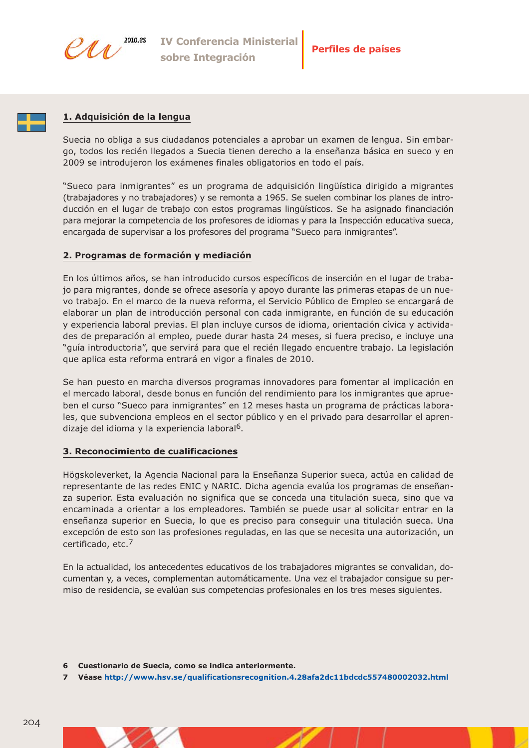## 1. Adquisición de la lengua

Suecia no obliga a sus ciudadanos potenciales a aprobar un examen de lengua. Sin embargo, todos los recién llegados a Suecia tienen derecho a la enseñanza básica en sueco y en 2009 se introdujeron los exámenes finales obligatorios en todo el país.

"Sueco para inmigrantes" es un programa de adquisición lingüística dirigido a migrantes (trabajadores y no trabajadores) y se remonta a 1965. Se suelen combinar los planes de introducción en el lugar de trabajo con estos programas lingüísticos. Se ha asignado financiación para mejorar la competencia de los profesores de idiomas y para la Inspección educativa sueca, encargada de supervisar a los profesores del programa "Sueco para inmigrantes".

## 2. Programas de formación y mediación

En los últimos años, se han introducido cursos específicos de inserción en el lugar de trabajo para migrantes, donde se ofrece asesoría y apoyo durante las primeras etapas de un nuevo trabajo. En el marco de la nueva reforma, el Servicio Público de Empleo se encargará de elaborar un plan de introducción personal con cada inmigrante, en función de su educación y experiencia laboral previas. El plan incluye cursos de idioma, orientación cívica y actividades de preparación al empleo, puede durar hasta 24 meses, si fuera preciso, e incluye una "guía introductoria", que servirá para que el recién llegado encuentre trabajo. La legislación que aplica esta reforma entrará en vigor a finales de 2010.

Se han puesto en marcha diversos programas innovadores para fomentar al implicación en el mercado laboral, desde bonus en función del rendimiento para los inmigrantes que aprueben el curso "Sueco para inmigrantes" en 12 meses hasta un programa de prácticas laborales, que subvenciona empleos en el sector público y en el privado para desarrollar el aprendizaje del idioma y la experiencia laboral[6].

## 3. Reconocimiento de cualificaciones

Högskoleverket, la Agencia Nacional para la Enseñanza Superior sueca, actúa en calidad de representante de las redes ENIC y NARIC. Dicha agencia evalúa los programas de enseñanza superior. Esta evaluación no significa que se conceda una titulación sueca, sino que va encaminada a orientar a los empleadores. También se puede usar al solicitar entrar en la enseñanza superior en Suecia, lo que es preciso para conseguir una titulación sueca. Una excepción de esto son las profesiones reguladas, en las que se necesita una autorización, un certificado, etc.[7]

En la actualidad, los antecedentes educativos de los trabajadores migrantes se convalidan, documentan y, a veces, complementan automáticamente. Una vez el trabajador consigue su permiso de residencia, se evalúan sus competencias profesionales en los tres meses siguientes.

---

**6** **Cuestionario de Suecia, como se indica anteriormente.**

**7** **Véase http://www.hsv.se/qualificationsrecognition.4.28afa2dc11bdcdc557480002032.html**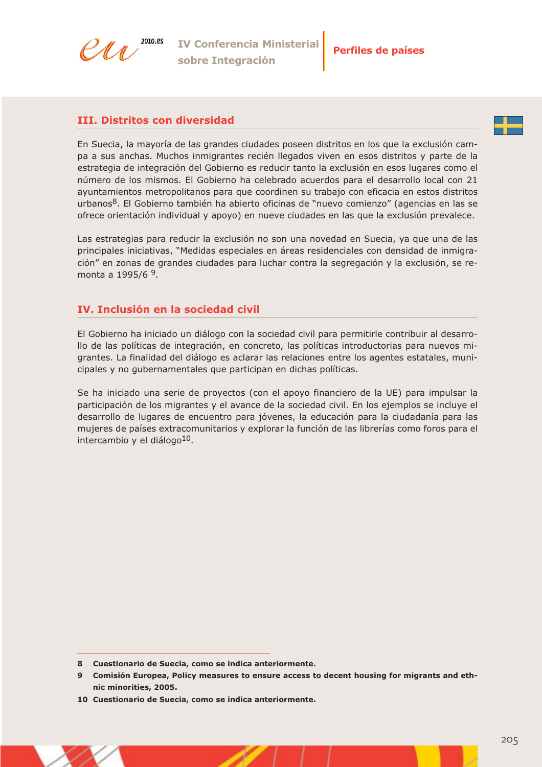## III. Distritos con diversidad

En Suecia, la mayoría de las grandes ciudades poseen distritos en los que la exclusión campa a sus anchas. Muchos inmigrantes recién llegados viven en esos distritos y parte de la estrategia de integración del Gobierno es reducir tanto la exclusión en esos lugares como el número de los mismos. El Gobierno ha celebrado acuerdos para el desarrollo local con 21 ayuntamientos metropolitanos para que coordinen su trabajo con eficacia en estos distritos urbanos[8]. El Gobierno también ha abierto oficinas de "nuevo comienzo" (agencias en las se ofrece orientación individual y apoyo) en nueve ciudades en las que la exclusión prevalece.

Las estrategias para reducir la exclusión no son una novedad en Suecia, ya que una de las principales iniciativas, "Medidas especiales en áreas residenciales con densidad de inmigración" en zonas de grandes ciudades para luchar contra la segregación y la exclusión, se remonta a 1995/6 [9].

## IV. Inclusión en la sociedad civil

El Gobierno ha iniciado un diálogo con la sociedad civil para permitirle contribuir al desarrollo de las políticas de integración, en concreto, las políticas introductorias para nuevos migrantes. La finalidad del diálogo es aclarar las relaciones entre los agentes estatales, municipales y no gubernamentales que participan en dichas políticas.

Se ha iniciado una serie de proyectos (con el apoyo financiero de la UE) para impulsar la participación de los migrantes y el avance de la sociedad civil. En los ejemplos se incluye el desarrollo de lugares de encuentro para jóvenes, la educación para la ciudadanía para las mujeres de países extracomunitarios y explorar la función de las librerías como foros para el intercambio y el diálogo[10].

---

**8** **Cuestionario de Suecia, como se indica anteriormente.**

**9** **Comisión Europea, Policy measures to ensure access to decent housing for migrants and ethnic minorities, 2005.**

**10** **Cuestionario de Suecia, como se indica anteriormente.**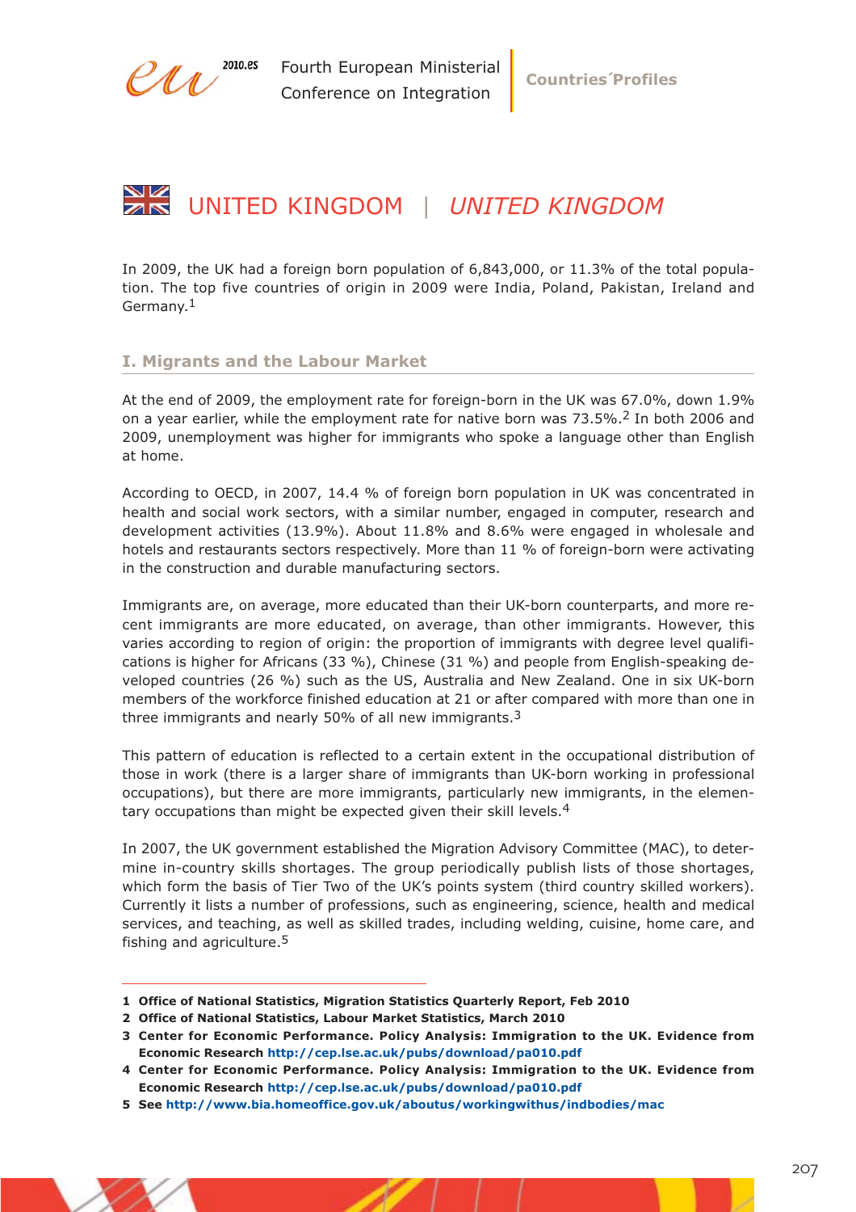# UNITED KINGDOM | *UNITED KINGDOM*

In 2009, the UK had a foreign born population of 6,843,000, or 11.3% of the total population. The top five countries of origin in 2009 were India, Poland, Pakistan, Ireland and Germany.[1]

## I. Migrants and the Labour Market

At the end of 2009, the employment rate for foreign-born in the UK was 67.0%, down 1.9% on a year earlier, while the employment rate for native born was 73.5%.[2] In both 2006 and 2009, unemployment was higher for immigrants who spoke a language other than English at home.

According to OECD, in 2007, 14.4 % of foreign born population in UK was concentrated in health and social work sectors, with a similar number, engaged in computer, research and development activities (13.9%). About 11.8% and 8.6% were engaged in wholesale and hotels and restaurants sectors respectively. More than 11 % of foreign-born were activating in the construction and durable manufacturing sectors.

Immigrants are, on average, more educated than their UK-born counterparts, and more recent immigrants are more educated, on average, than other immigrants. However, this varies according to region of origin: the proportion of immigrants with degree level qualifications is higher for Africans (33 %), Chinese (31 %) and people from English-speaking developed countries (26 %) such as the US, Australia and New Zealand. One in six UK-born members of the workforce finished education at 21 or after compared with more than one in three immigrants and nearly 50% of all new immigrants.[3]

This pattern of education is reflected to a certain extent in the occupational distribution of those in work (there is a larger share of immigrants than UK-born working in professional occupations), but there are more immigrants, particularly new immigrants, in the elementary occupations than might be expected given their skill levels.[4]

In 2007, the UK government established the Migration Advisory Committee (MAC), to determine in-country skills shortages. The group periodically publish lists of those shortages, which form the basis of Tier Two of the UK's points system (third country skilled workers). Currently it lists a number of professions, such as engineering, science, health and medical services, and teaching, as well as skilled trades, including welding, cuisine, home care, and fishing and agriculture.[5]

---

**1 Office of National Statistics, Migration Statistics Quarterly Report, Feb 2010**

**2 Office of National Statistics, Labour Market Statistics, March 2010**

**3 Center for Economic Performance. Policy Analysis: Immigration to the UK. Evidence from Economic Research http://cep.lse.ac.uk/pubs/download/pa010.pdf**

**4 Center for Economic Performance. Policy Analysis: Immigration to the UK. Evidence from Economic Research http://cep.lse.ac.uk/pubs/download/pa010.pdf**

**5 See http://www.bia.homeoffice.gov.uk/aboutus/workingwithus/indbodies/mac**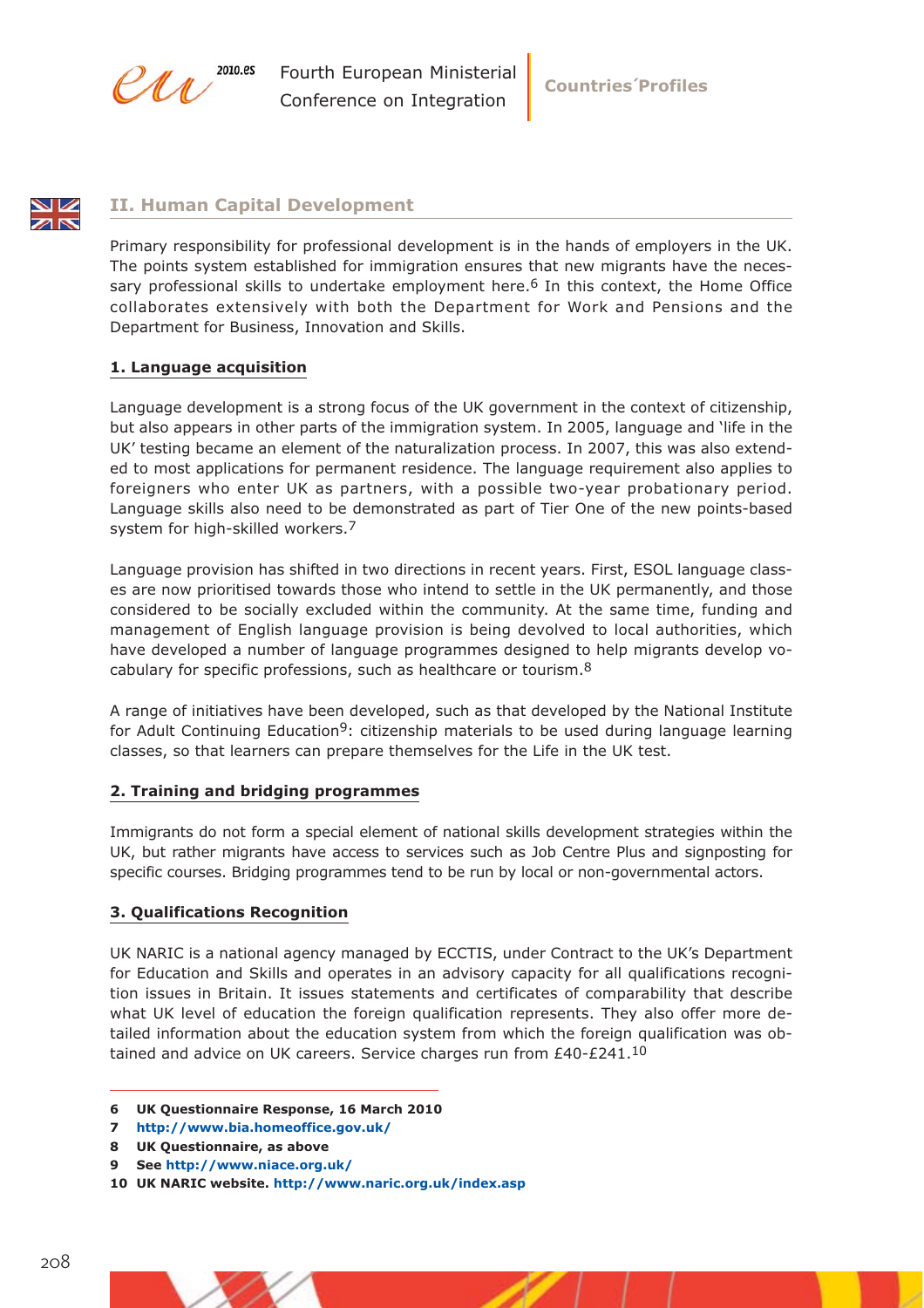## II. Human Capital Development

Primary responsibility for professional development is in the hands of employers in the UK. The points system established for immigration ensures that new migrants have the necessary professional skills to undertake employment here.[6] In this context, the Home Office collaborates extensively with both the Department for Work and Pensions and the Department for Business, Innovation and Skills.

### 1. Language acquisition

Language development is a strong focus of the UK government in the context of citizenship, but also appears in other parts of the immigration system. In 2005, language and 'life in the UK' testing became an element of the naturalization process. In 2007, this was also extended to most applications for permanent residence. The language requirement also applies to foreigners who enter UK as partners, with a possible two-year probationary period. Language skills also need to be demonstrated as part of Tier One of the new points-based system for high-skilled workers.[7]

Language provision has shifted in two directions in recent years. First, ESOL language classes are now prioritised towards those who intend to settle in the UK permanently, and those considered to be socially excluded within the community. At the same time, funding and management of English language provision is being devolved to local authorities, which have developed a number of language programmes designed to help migrants develop vocabulary for specific professions, such as healthcare or tourism.[8]

A range of initiatives have been developed, such as that developed by the National Institute for Adult Continuing Education[9]: citizenship materials to be used during language learning classes, so that learners can prepare themselves for the Life in the UK test.

### 2. Training and bridging programmes

Immigrants do not form a special element of national skills development strategies within the UK, but rather migrants have access to services such as Job Centre Plus and signposting for specific courses. Bridging programmes tend to be run by local or non-governmental actors.

### 3. Qualifications Recognition

UK NARIC is a national agency managed by ECCTIS, under Contract to the UK's Department for Education and Skills and operates in an advisory capacity for all qualifications recognition issues in Britain. It issues statements and certificates of comparability that describe what UK level of education the foreign qualification represents. They also offer more detailed information about the education system from which the foreign qualification was obtained and advice on UK careers. Service charges run from £40-£241.[10]

---

**6 UK Questionnaire Response, 16 March 2010**

**7 http://www.bia.homeoffice.gov.uk/**

**8 UK Questionnaire, as above**

**9 See http://www.niace.org.uk/**

**10 UK NARIC website. http://www.naric.org.uk/index.asp**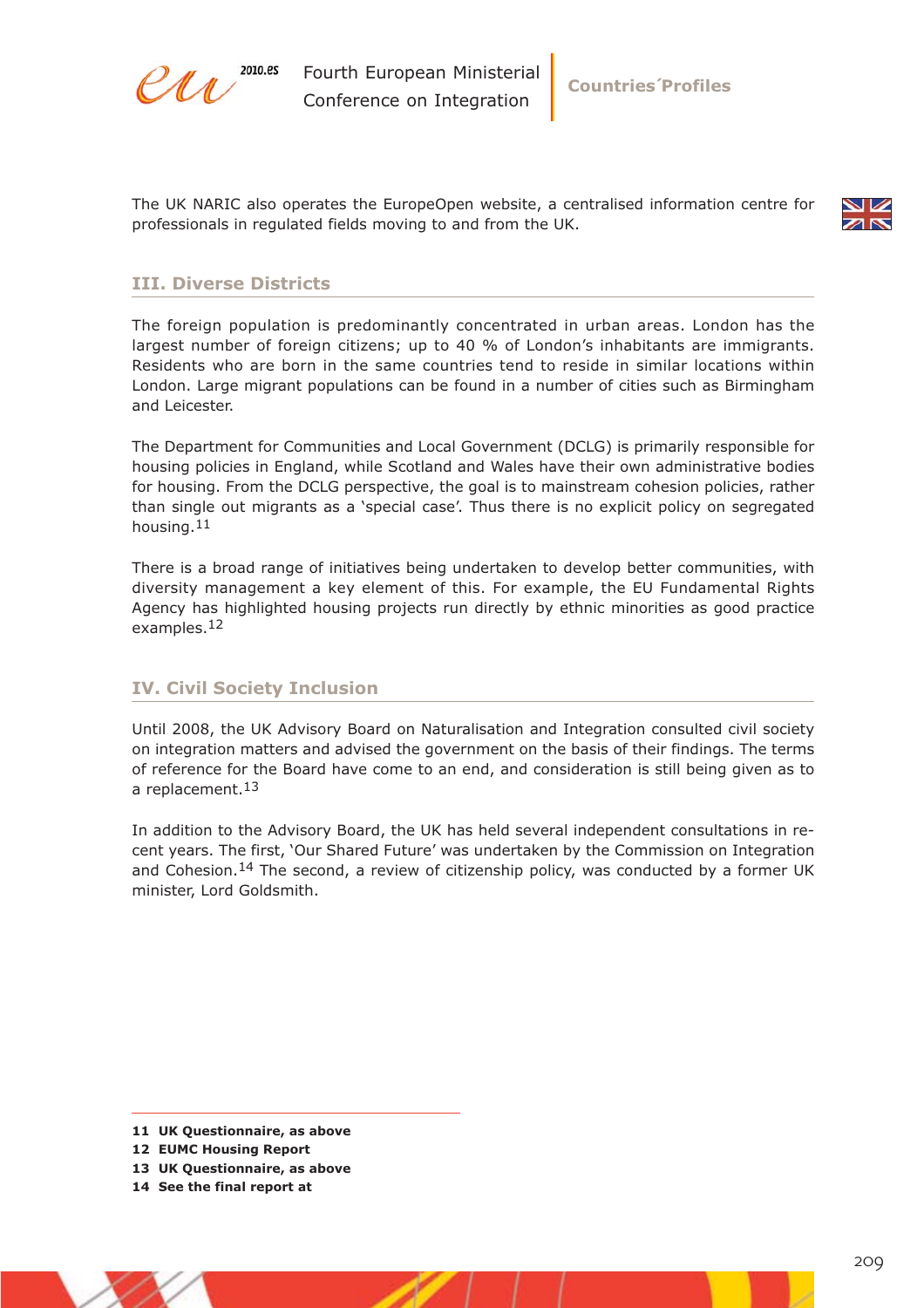The UK NARIC also operates the EuropeOpen website, a centralised information centre for professionals in regulated fields moving to and from the UK.

## III. Diverse Districts

The foreign population is predominantly concentrated in urban areas. London has the largest number of foreign citizens; up to 40 % of London's inhabitants are immigrants. Residents who are born in the same countries tend to reside in similar locations within London. Large migrant populations can be found in a number of cities such as Birmingham and Leicester.

The Department for Communities and Local Government (DCLG) is primarily responsible for housing policies in England, while Scotland and Wales have their own administrative bodies for housing. From the DCLG perspective, the goal is to mainstream cohesion policies, rather than single out migrants as a 'special case'. Thus there is no explicit policy on segregated housing.[11]

There is a broad range of initiatives being undertaken to develop better communities, with diversity management a key element of this. For example, the EU Fundamental Rights Agency has highlighted housing projects run directly by ethnic minorities as good practice examples.[12]

## IV. Civil Society Inclusion

Until 2008, the UK Advisory Board on Naturalisation and Integration consulted civil society on integration matters and advised the government on the basis of their findings. The terms of reference for the Board have come to an end, and consideration is still being given as to a replacement.[13]

In addition to the Advisory Board, the UK has held several independent consultations in recent years. The first, 'Our Shared Future' was undertaken by the Commission on Integration and Cohesion.[14] The second, a review of citizenship policy, was conducted by a former UK minister, Lord Goldsmith.

---

**11 UK Questionnaire, as above**
**12 EUMC Housing Report**
**13 UK Questionnaire, as above**
**14 See the final report at**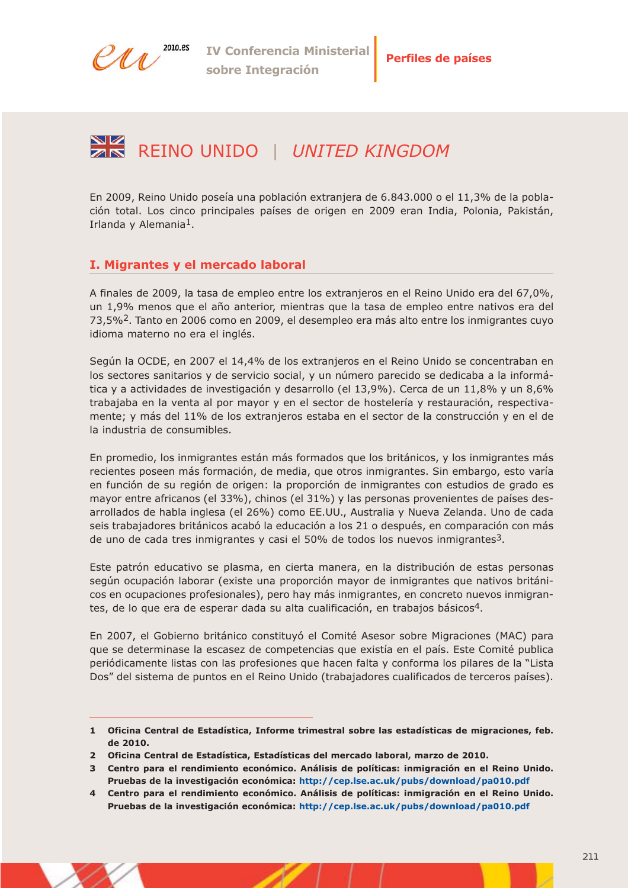# REINO UNIDO | *UNITED KINGDOM*

En 2009, Reino Unido poseía una población extranjera de 6.843.000 o el 11,3% de la población total. Los cinco principales países de origen en 2009 eran India, Polonia, Pakistán, Irlanda y Alemania[1].

## I. Migrantes y el mercado laboral

A finales de 2009, la tasa de empleo entre los extranjeros en el Reino Unido era del 67,0%, un 1,9% menos que el año anterior, mientras que la tasa de empleo entre nativos era del 73,5%[2]. Tanto en 2006 como en 2009, el desempleo era más alto entre los inmigrantes cuyo idioma materno no era el inglés.

Según la OCDE, en 2007 el 14,4% de los extranjeros en el Reino Unido se concentraban en los sectores sanitarios y de servicio social, y un número parecido se dedicaba a la informática y a actividades de investigación y desarrollo (el 13,9%). Cerca de un 11,8% y un 8,6% trabajaba en la venta al por mayor y en el sector de hostelería y restauración, respectivamente; y más del 11% de los extranjeros estaba en el sector de la construcción y en el de la industria de consumibles.

En promedio, los inmigrantes están más formados que los británicos, y los inmigrantes más recientes poseen más formación, de media, que otros inmigrantes. Sin embargo, esto varía en función de su región de origen: la proporción de inmigrantes con estudios de grado es mayor entre africanos (el 33%), chinos (el 31%) y las personas provenientes de países desarrollados de habla inglesa (el 26%) como EE.UU., Australia y Nueva Zelanda. Uno de cada seis trabajadores británicos acabó la educación a los 21 o después, en comparación con más de uno de cada tres inmigrantes y casi el 50% de todos los nuevos inmigrantes[3].

Este patrón educativo se plasma, en cierta manera, en la distribución de estas personas según ocupación laborar (existe una proporción mayor de inmigrantes que nativos británicos en ocupaciones profesionales), pero hay más inmigrantes, en concreto nuevos inmigrantes, de lo que era de esperar dada su alta cualificación, en trabajos básicos[4].

En 2007, el Gobierno británico constituyó el Comité Asesor sobre Migraciones (MAC) para que se determinase la escasez de competencias que existía en el país. Este Comité publica periódicamente listas con las profesiones que hacen falta y conforma los pilares de la "Lista Dos" del sistema de puntos en el Reino Unido (trabajadores cualificados de terceros países).

---

**1** **Oficina Central de Estadística, Informe trimestral sobre las estadísticas de migraciones, feb. de 2010.**

**2** **Oficina Central de Estadística, Estadísticas del mercado laboral, marzo de 2010.**

**3** **Centro para el rendimiento económico. Análisis de políticas: inmigración en el Reino Unido. Pruebas de la investigación económica: http://cep.lse.ac.uk/pubs/download/pa010.pdf**

**4** **Centro para el rendimiento económico. Análisis de políticas: inmigración en el Reino Unido. Pruebas de la investigación económica: http://cep.lse.ac.uk/pubs/download/pa010.pdf**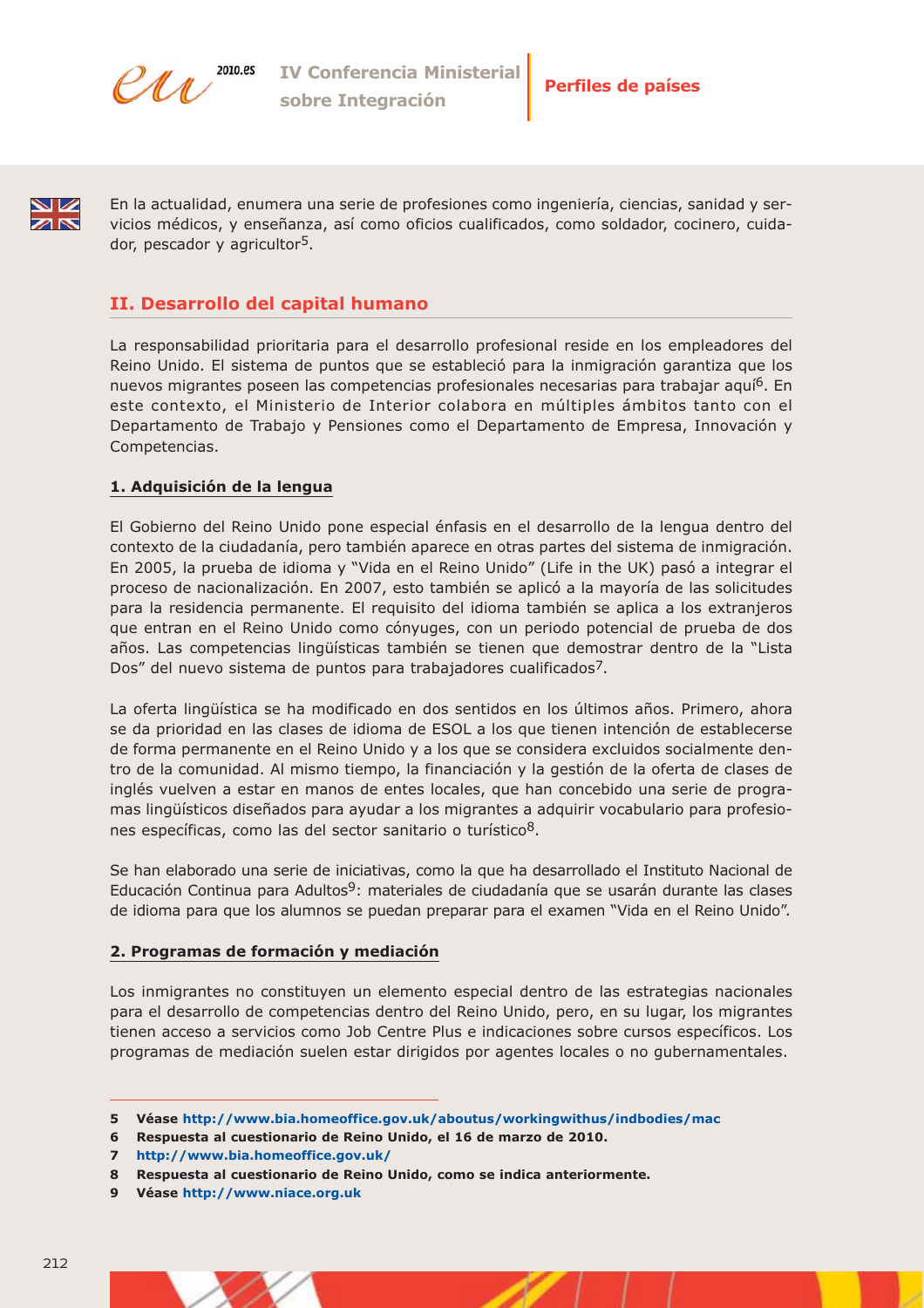En la actualidad, enumera una serie de profesiones como ingeniería, ciencias, sanidad y servicios médicos, y enseñanza, así como oficios cualificados, como soldador, cocinero, cuidador, pescador y agricultor[5].

## II. Desarrollo del capital humano

La responsabilidad prioritaria para el desarrollo profesional reside en los empleadores del Reino Unido. El sistema de puntos que se estableció para la inmigración garantiza que los nuevos migrantes poseen las competencias profesionales necesarias para trabajar aquí[6]. En este contexto, el Ministerio de Interior colabora en múltiples ámbitos tanto con el Departamento de Trabajo y Pensiones como el Departamento de Empresa, Innovación y Competencias.

### 1. Adquisición de la lengua

El Gobierno del Reino Unido pone especial énfasis en el desarrollo de la lengua dentro del contexto de la ciudadanía, pero también aparece en otras partes del sistema de inmigración. En 2005, la prueba de idioma y "Vida en el Reino Unido" (Life in the UK) pasó a integrar el proceso de nacionalización. En 2007, esto también se aplicó a la mayoría de las solicitudes para la residencia permanente. El requisito del idioma también se aplica a los extranjeros que entran en el Reino Unido como cónyuges, con un periodo potencial de prueba de dos años. Las competencias lingüísticas también se tienen que demostrar dentro de la "Lista Dos" del nuevo sistema de puntos para trabajadores cualificados[7].

La oferta lingüística se ha modificado en dos sentidos en los últimos años. Primero, ahora se da prioridad en las clases de idioma de ESOL a los que tienen intención de establecerse de forma permanente en el Reino Unido y a los que se considera excluidos socialmente dentro de la comunidad. Al mismo tiempo, la financiación y la gestión de la oferta de clases de inglés vuelven a estar en manos de entes locales, que han concebido una serie de programas lingüísticos diseñados para ayudar a los migrantes a adquirir vocabulario para profesiones específicas, como las del sector sanitario o turístico[8].

Se han elaborado una serie de iniciativas, como la que ha desarrollado el Instituto Nacional de Educación Continua para Adultos[9]: materiales de ciudadanía que se usarán durante las clases de idioma para que los alumnos se puedan preparar para el examen "Vida en el Reino Unido".

### 2. Programas de formación y mediación

Los inmigrantes no constituyen un elemento especial dentro de las estrategias nacionales para el desarrollo de competencias dentro del Reino Unido, pero, en su lugar, los migrantes tienen acceso a servicios como Job Centre Plus e indicaciones sobre cursos específicos. Los programas de mediación suelen estar dirigidos por agentes locales o no gubernamentales.

---

**5** **Véase http://www.bia.homeoffice.gov.uk/aboutus/workingwithus/indbodies/mac**

**6** **Respuesta al cuestionario de Reino Unido, el 16 de marzo de 2010.**

**7** **http://www.bia.homeoffice.gov.uk/**

**8** **Respuesta al cuestionario de Reino Unido, como se indica anteriormente.**

**9** **Véase http://www.niace.org.uk**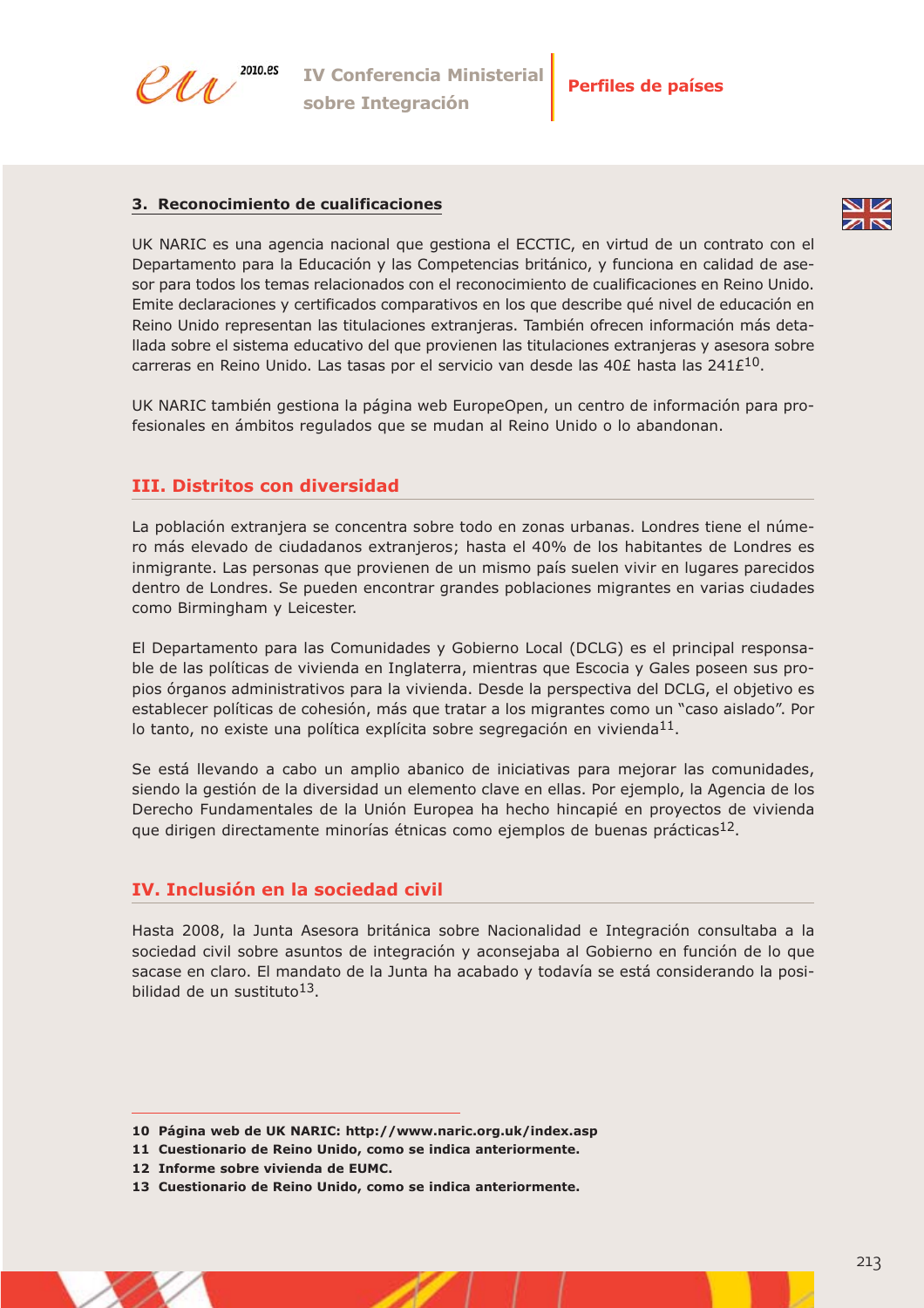### 3. Reconocimiento de cualificaciones

UK NARIC es una agencia nacional que gestiona el ECCTIC, en virtud de un contrato con el Departamento para la Educación y las Competencias británico, y funciona en calidad de asesor para todos los temas relacionados con el reconocimiento de cualificaciones en Reino Unido. Emite declaraciones y certificados comparativos en los que describe qué nivel de educación en Reino Unido representan las titulaciones extranjeras. También ofrecen información más detallada sobre el sistema educativo del que provienen las titulaciones extranjeras y asesora sobre carreras en Reino Unido. Las tasas por el servicio van desde las 40£ hasta las 241£[10].

UK NARIC también gestiona la página web EuropeOpen, un centro de información para profesionales en ámbitos regulados que se mudan al Reino Unido o lo abandonan.

## III. Distritos con diversidad

La población extranjera se concentra sobre todo en zonas urbanas. Londres tiene el número más elevado de ciudadanos extranjeros; hasta el 40% de los habitantes de Londres es inmigrante. Las personas que provienen de un mismo país suelen vivir en lugares parecidos dentro de Londres. Se pueden encontrar grandes poblaciones migrantes en varias ciudades como Birmingham y Leicester.

El Departamento para las Comunidades y Gobierno Local (DCLG) es el principal responsable de las políticas de vivienda en Inglaterra, mientras que Escocia y Gales poseen sus propios órganos administrativos para la vivienda. Desde la perspectiva del DCLG, el objetivo es establecer políticas de cohesión, más que tratar a los migrantes como un "caso aislado". Por lo tanto, no existe una política explícita sobre segregación en vivienda[11].

Se está llevando a cabo un amplio abanico de iniciativas para mejorar las comunidades, siendo la gestión de la diversidad un elemento clave en ellas. Por ejemplo, la Agencia de los Derecho Fundamentales de la Unión Europea ha hecho hincapié en proyectos de vivienda que dirigen directamente minorías étnicas como ejemplos de buenas prácticas[12].

## IV. Inclusión en la sociedad civil

Hasta 2008, la Junta Asesora británica sobre Nacionalidad e Integración consultaba a la sociedad civil sobre asuntos de integración y aconsejaba al Gobierno en función de lo que sacase en claro. El mandato de la Junta ha acabado y todavía se está considerando la posibilidad de un sustituto[13].

---

**10 Página web de UK NARIC: http://www.naric.org.uk/index.asp**
**11 Cuestionario de Reino Unido, como se indica anteriormente.**
**12 Informe sobre vivienda de EUMC.**
**13 Cuestionario de Reino Unido, como se indica anteriormente.**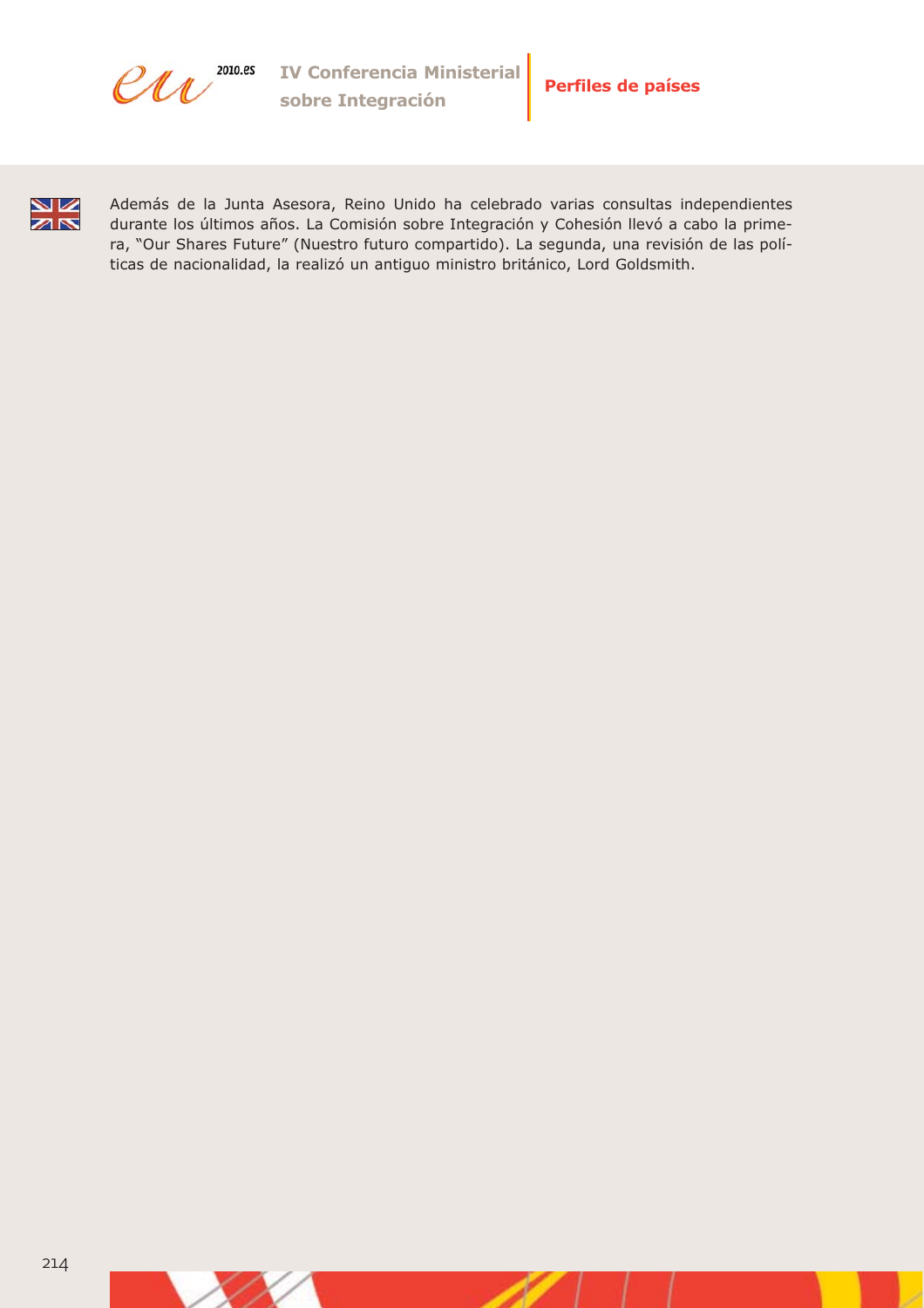Además de la Junta Asesora, Reino Unido ha celebrado varias consultas independientes durante los últimos años. La Comisión sobre Integración y Cohesión llevó a cabo la primera, "Our Shares Future" (Nuestro futuro compartido). La segunda, una revisión de las políticas de nacionalidad, la realizó un antiguo ministro británico, Lord Goldsmith.